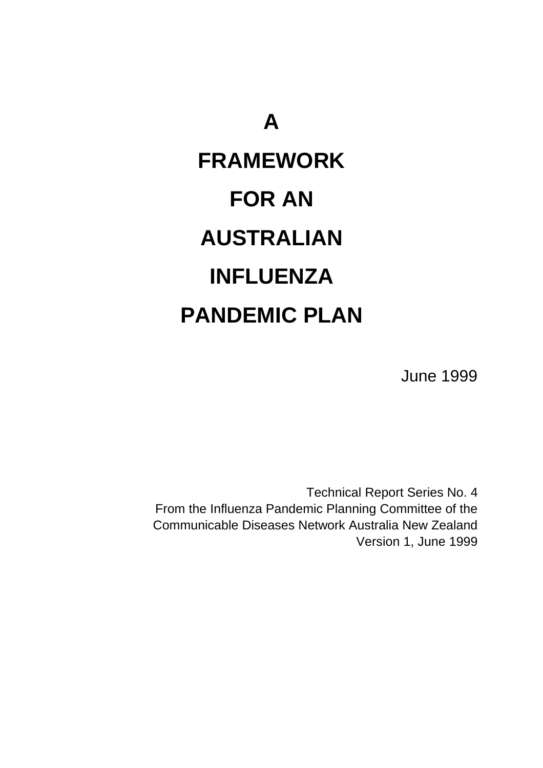# A FRAMEWORK FOR AN AUSTRALIAN INFLUENZA PANDEMIC PLAN

June 1999

Technical Report Series No. 4
From the Influenza Pandemic Planning Committee of the
Communicable Diseases Network Australia New Zealand
Version 1, June 1999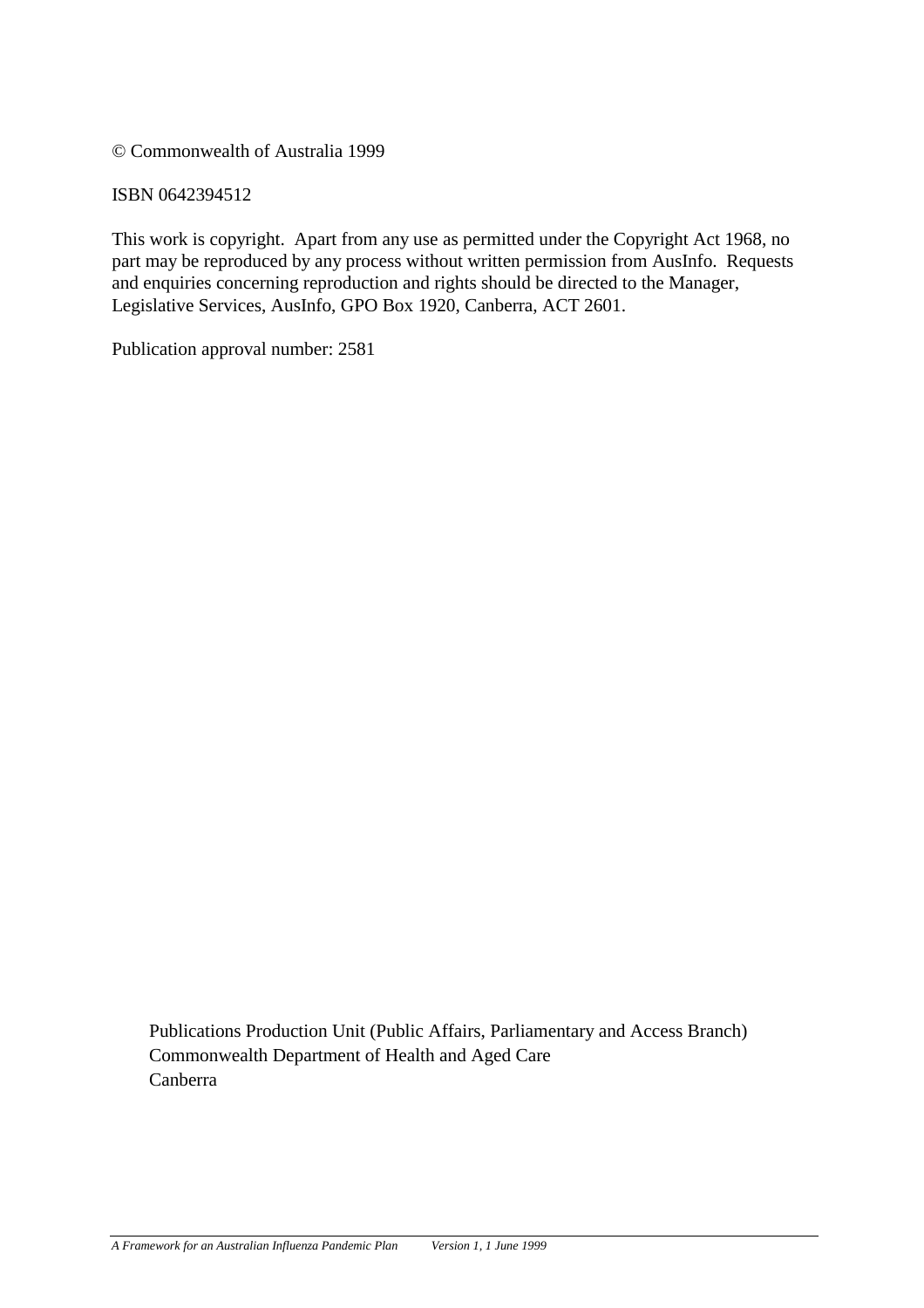© Commonwealth of Australia 1999

ISBN 0642394512

This work is copyright. Apart from any use as permitted under the Copyright Act 1968, no part may be reproduced by any process without written permission from AusInfo. Requests and enquiries concerning reproduction and rights should be directed to the Manager, Legislative Services, AusInfo, GPO Box 1920, Canberra, ACT 2601.

Publication approval number: 2581

Publications Production Unit (Public Affairs, Parliamentary and Access Branch)
Commonwealth Department of Health and Aged Care
Canberra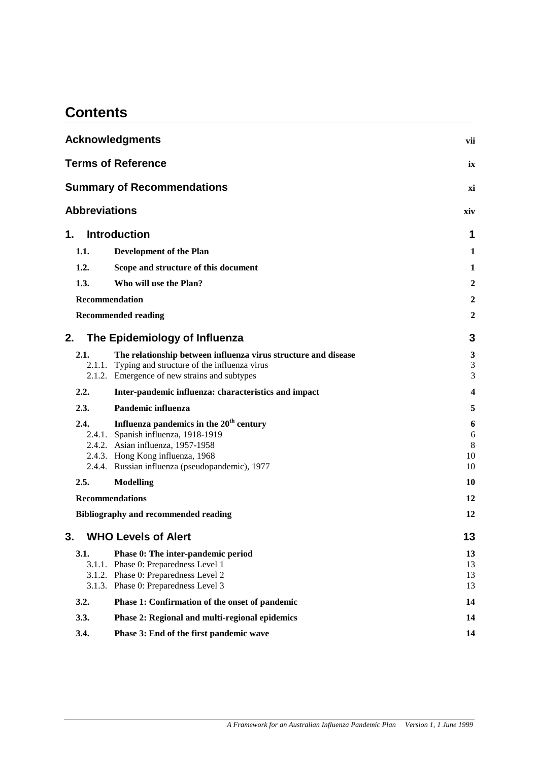# Contents

| | |
|---|---|
| **Acknowledgments** | **vii** |
| **Terms of Reference** | **ix** |
| **Summary of Recommendations** | **xi** |
| **Abbreviations** | **xiv** |
| **1. Introduction** | **1** |
| **1.1. Development of the Plan** | **1** |
| **1.2. Scope and structure of this document** | **1** |
| **1.3. Who will use the Plan?** | **2** |
| **Recommendation** | **2** |
| **Recommended reading** | **2** |
| **2. The Epidemiology of Influenza** | **3** |
| **2.1. The relationship between influenza virus structure and disease** | **3** |
| 2.1.1. Typing and structure of the influenza virus | 3 |
| 2.1.2. Emergence of new strains and subtypes | 3 |
| **2.2. Inter-pandemic influenza: characteristics and impact** | **4** |
| **2.3. Pandemic influenza** | **5** |
| **2.4. Influenza pandemics in the 20th century** | **6** |
| 2.4.1. Spanish influenza, 1918-1919 | 6 |
| 2.4.2. Asian influenza, 1957-1958 | 8 |
| 2.4.3. Hong Kong influenza, 1968 | 10 |
| 2.4.4. Russian influenza (pseudopandemic), 1977 | 10 |
| **2.5. Modelling** | **10** |
| **Recommendations** | **12** |
| **Bibliography and recommended reading** | **12** |
| **3. WHO Levels of Alert** | **13** |
| **3.1. Phase 0: The inter-pandemic period** | **13** |
| 3.1.1. Phase 0: Preparedness Level 1 | 13 |
| 3.1.2. Phase 0: Preparedness Level 2 | 13 |
| 3.1.3. Phase 0: Preparedness Level 3 | 13 |
| **3.2. Phase 1: Confirmation of the onset of pandemic** | **14** |
| **3.3. Phase 2: Regional and multi-regional epidemics** | **14** |
| **3.4. Phase 3: End of the first pandemic wave** | **14** |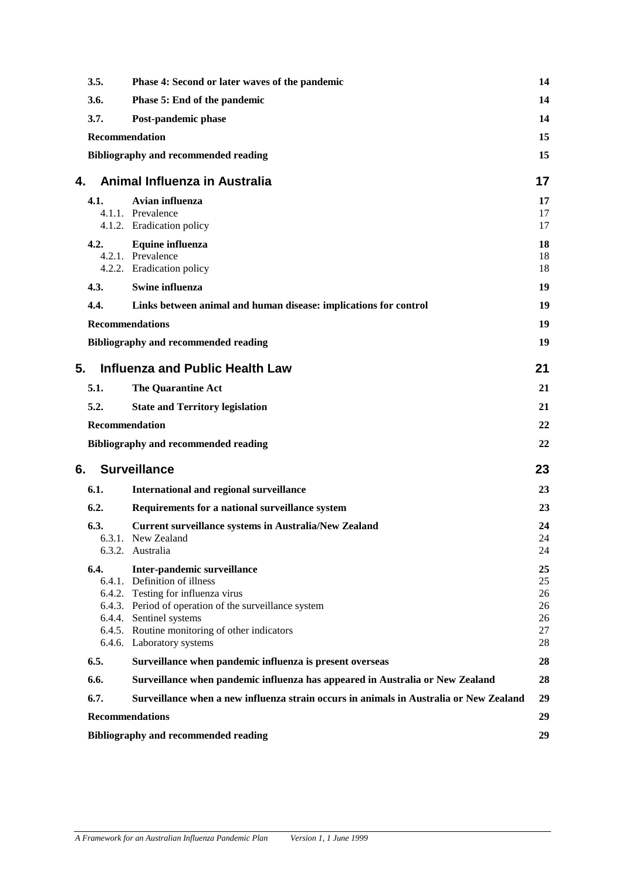| | | |
|---|---|---|
| **3.5.** | **Phase 4: Second or later waves of the pandemic** | **14** |
| **3.6.** | **Phase 5: End of the pandemic** | **14** |
| **3.7.** | **Post-pandemic phase** | **14** |
| **Recommendation** | | **15** |
| **Bibliography and recommended reading** | | **15** |

## 4. Animal Influenza in Australia — 17

| | | |
|---|---|---|
| **4.1.** | **Avian influenza** | **17** |
| 4.1.1. | Prevalence | 17 |
| 4.1.2. | Eradication policy | 17 |
| **4.2.** | **Equine influenza** | **18** |
| 4.2.1. | Prevalence | 18 |
| 4.2.2. | Eradication policy | 18 |
| **4.3.** | **Swine influenza** | **19** |
| **4.4.** | **Links between animal and human disease: implications for control** | **19** |
| **Recommendations** | | **19** |
| **Bibliography and recommended reading** | | **19** |

## 5. Influenza and Public Health Law — 21

| | | |
|---|---|---|
| **5.1.** | **The Quarantine Act** | **21** |
| **5.2.** | **State and Territory legislation** | **21** |
| **Recommendation** | | **22** |
| **Bibliography and recommended reading** | | **22** |

## 6. Surveillance — 23

| | | |
|---|---|---|
| **6.1.** | **International and regional surveillance** | **23** |
| **6.2.** | **Requirements for a national surveillance system** | **23** |
| **6.3.** | **Current surveillance systems in Australia/New Zealand** | **24** |
| 6.3.1. | New Zealand | 24 |
| 6.3.2. | Australia | 24 |
| **6.4.** | **Inter-pandemic surveillance** | **25** |
| 6.4.1. | Definition of illness | 25 |
| 6.4.2. | Testing for influenza virus | 26 |
| 6.4.3. | Period of operation of the surveillance system | 26 |
| 6.4.4. | Sentinel systems | 26 |
| 6.4.5. | Routine monitoring of other indicators | 27 |
| 6.4.6. | Laboratory systems | 28 |
| **6.5.** | **Surveillance when pandemic influenza is present overseas** | **28** |
| **6.6.** | **Surveillance when pandemic influenza has appeared in Australia or New Zealand** | **28** |
| **6.7.** | **Surveillance when a new influenza strain occurs in animals in Australia or New Zealand** | **29** |
| **Recommendations** | | **29** |
| **Bibliography and recommended reading** | | **29** |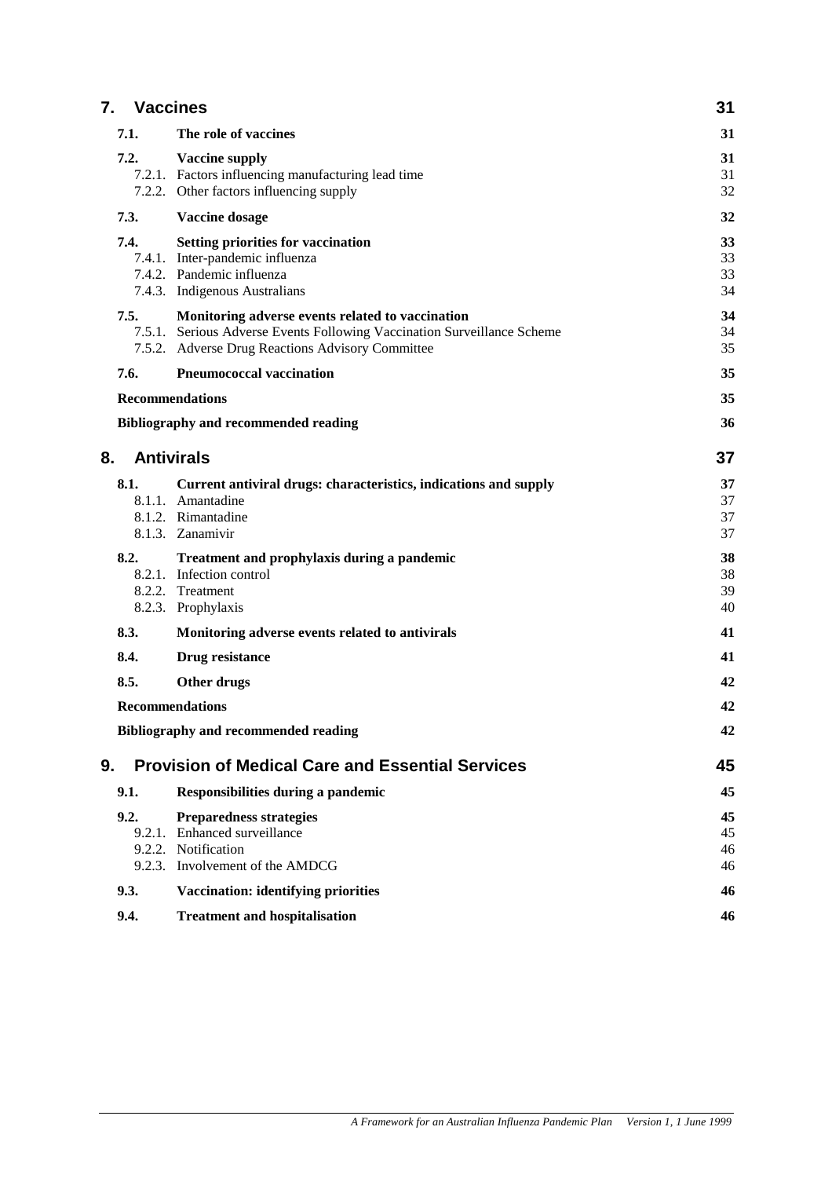| | | |
|---|---|---|
| **7.** | **Vaccines** | **31** |
| **7.1.** | **The role of vaccines** | **31** |
| **7.2.** | **Vaccine supply** | **31** |
| 7.2.1. | Factors influencing manufacturing lead time | 31 |
| 7.2.2. | Other factors influencing supply | 32 |
| **7.3.** | **Vaccine dosage** | **32** |
| **7.4.** | **Setting priorities for vaccination** | **33** |
| 7.4.1. | Inter-pandemic influenza | 33 |
| 7.4.2. | Pandemic influenza | 33 |
| 7.4.3. | Indigenous Australians | 34 |
| **7.5.** | **Monitoring adverse events related to vaccination** | **34** |
| 7.5.1. | Serious Adverse Events Following Vaccination Surveillance Scheme | 34 |
| 7.5.2. | Adverse Drug Reactions Advisory Committee | 35 |
| **7.6.** | **Pneumococcal vaccination** | **35** |
| | **Recommendations** | **35** |
| | **Bibliography and recommended reading** | **36** |
| **8.** | **Antivirals** | **37** |
| **8.1.** | **Current antiviral drugs: characteristics, indications and supply** | **37** |
| 8.1.1. | Amantadine | 37 |
| 8.1.2. | Rimantadine | 37 |
| 8.1.3. | Zanamivir | 37 |
| **8.2.** | **Treatment and prophylaxis during a pandemic** | **38** |
| 8.2.1. | Infection control | 38 |
| 8.2.2. | Treatment | 39 |
| 8.2.3. | Prophylaxis | 40 |
| **8.3.** | **Monitoring adverse events related to antivirals** | **41** |
| **8.4.** | **Drug resistance** | **41** |
| **8.5.** | **Other drugs** | **42** |
| | **Recommendations** | **42** |
| | **Bibliography and recommended reading** | **42** |
| **9.** | **Provision of Medical Care and Essential Services** | **45** |
| **9.1.** | **Responsibilities during a pandemic** | **45** |
| **9.2.** | **Preparedness strategies** | **45** |
| 9.2.1. | Enhanced surveillance | 45 |
| 9.2.2. | Notification | 46 |
| 9.2.3. | Involvement of the AMDCG | 46 |
| **9.3.** | **Vaccination: identifying priorities** | **46** |
| **9.4.** | **Treatment and hospitalisation** | **46** |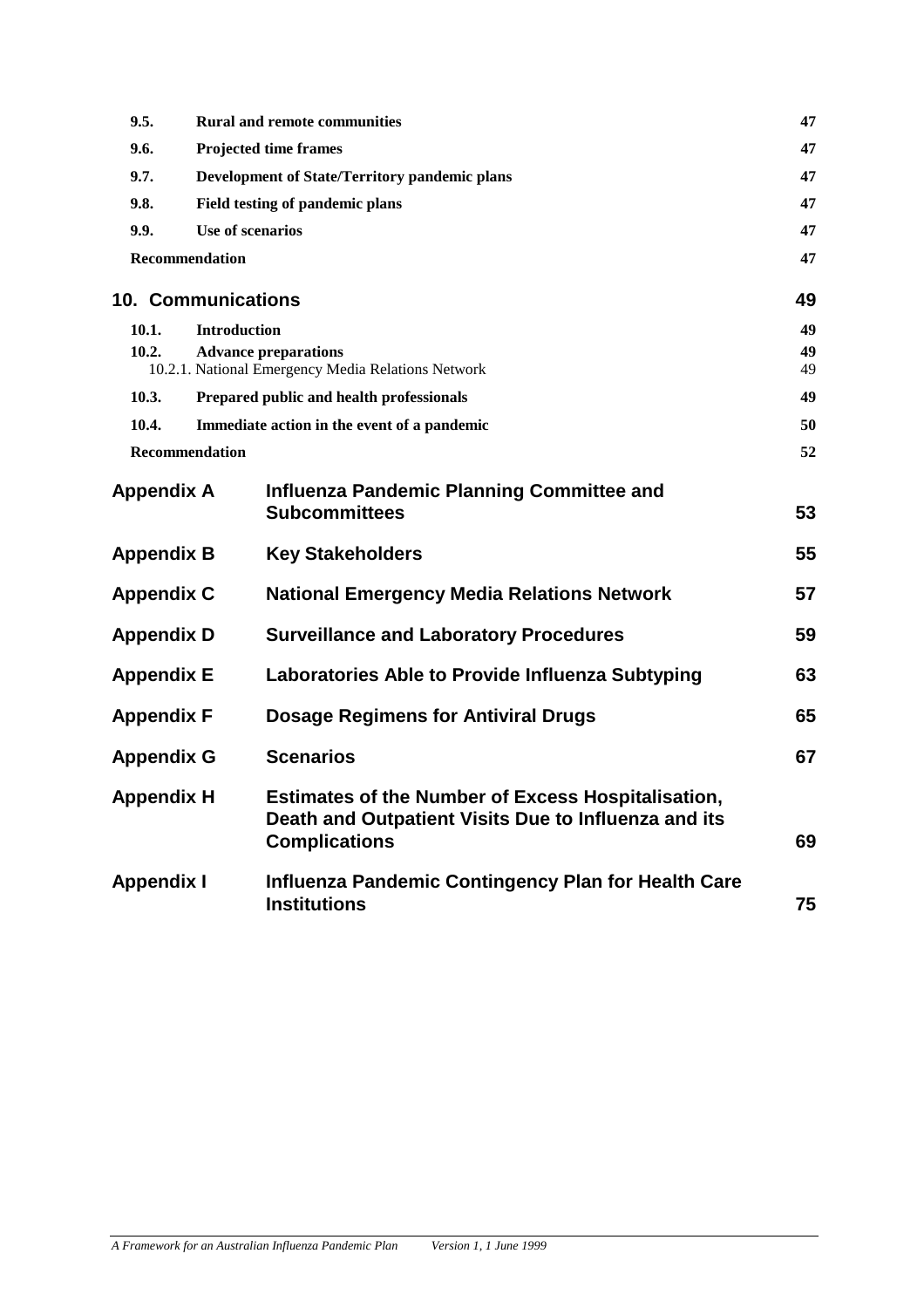| | | |
|---|---|---|
| **9.5.** | **Rural and remote communities** | **47** |
| **9.6.** | **Projected time frames** | **47** |
| **9.7.** | **Development of State/Territory pandemic plans** | **47** |
| **9.8.** | **Field testing of pandemic plans** | **47** |
| **9.9.** | **Use of scenarios** | **47** |
| **Recommendation** | | **47** |

## 10. Communications — 49

| | | |
|---|---|---|
| **10.1.** | **Introduction** | **49** |
| **10.2.** | **Advance preparations** | **49** |
| 10.2.1. | National Emergency Media Relations Network | 49 |
| **10.3.** | **Prepared public and health professionals** | **49** |
| **10.4.** | **Immediate action in the event of a pandemic** | **50** |
| **Recommendation** | | **52** |

| | | |
|---|---|---|
| **Appendix A** | **Influenza Pandemic Planning Committee and Subcommittees** | **53** |
| **Appendix B** | **Key Stakeholders** | **55** |
| **Appendix C** | **National Emergency Media Relations Network** | **57** |
| **Appendix D** | **Surveillance and Laboratory Procedures** | **59** |
| **Appendix E** | **Laboratories Able to Provide Influenza Subtyping** | **63** |
| **Appendix F** | **Dosage Regimens for Antiviral Drugs** | **65** |
| **Appendix G** | **Scenarios** | **67** |
| **Appendix H** | **Estimates of the Number of Excess Hospitalisation, Death and Outpatient Visits Due to Influenza and its Complications** | **69** |
| **Appendix I** | **Influenza Pandemic Contingency Plan for Health Care Institutions** | **75** |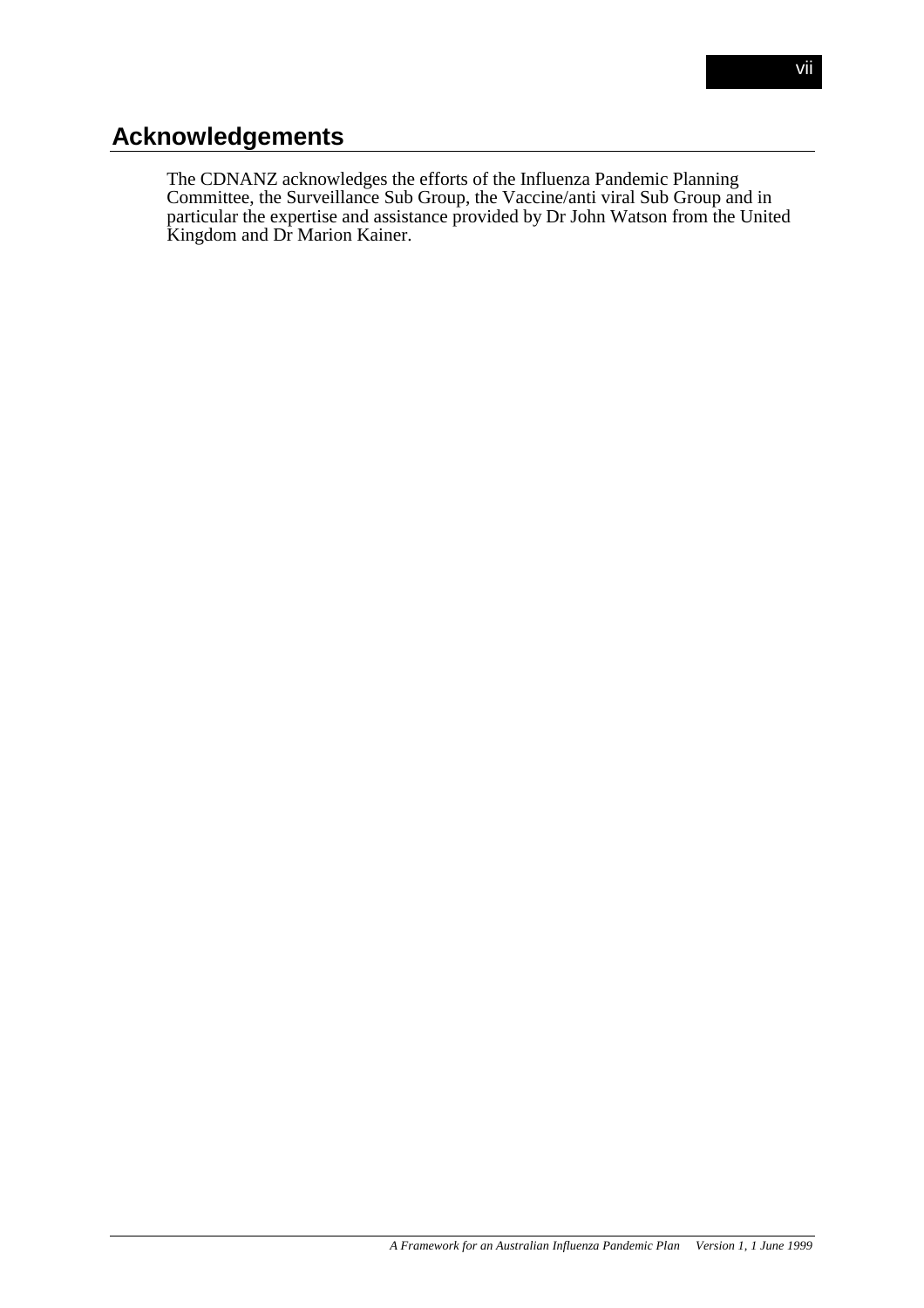# Acknowledgements

The CDNANZ acknowledges the efforts of the Influenza Pandemic Planning Committee, the Surveillance Sub Group, the Vaccine/anti viral Sub Group and in particular the expertise and assistance provided by Dr John Watson from the United Kingdom and Dr Marion Kainer.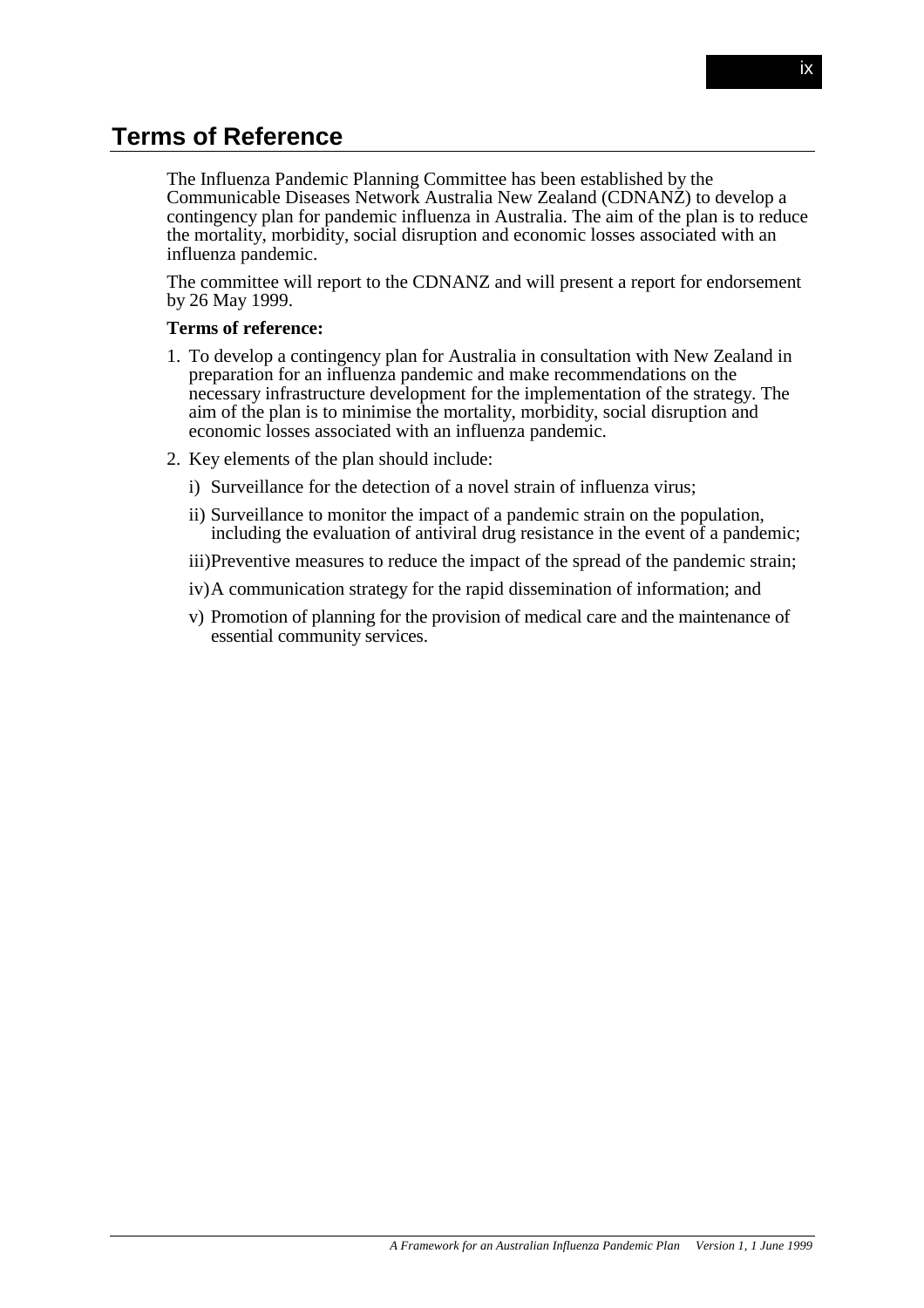# Terms of Reference

The Influenza Pandemic Planning Committee has been established by the Communicable Diseases Network Australia New Zealand (CDNANZ) to develop a contingency plan for pandemic influenza in Australia. The aim of the plan is to reduce the mortality, morbidity, social disruption and economic losses associated with an influenza pandemic.

The committee will report to the CDNANZ and will present a report for endorsement by 26 May 1999.

**Terms of reference:**

1. To develop a contingency plan for Australia in consultation with New Zealand in preparation for an influenza pandemic and make recommendations on the necessary infrastructure development for the implementation of the strategy. The aim of the plan is to minimise the mortality, morbidity, social disruption and economic losses associated with an influenza pandemic.
2. Key elements of the plan should include:
   - i) Surveillance for the detection of a novel strain of influenza virus;
   - ii) Surveillance to monitor the impact of a pandemic strain on the population, including the evaluation of antiviral drug resistance in the event of a pandemic;
   - iii) Preventive measures to reduce the impact of the spread of the pandemic strain;
   - iv) A communication strategy for the rapid dissemination of information; and
   - v) Promotion of planning for the provision of medical care and the maintenance of essential community services.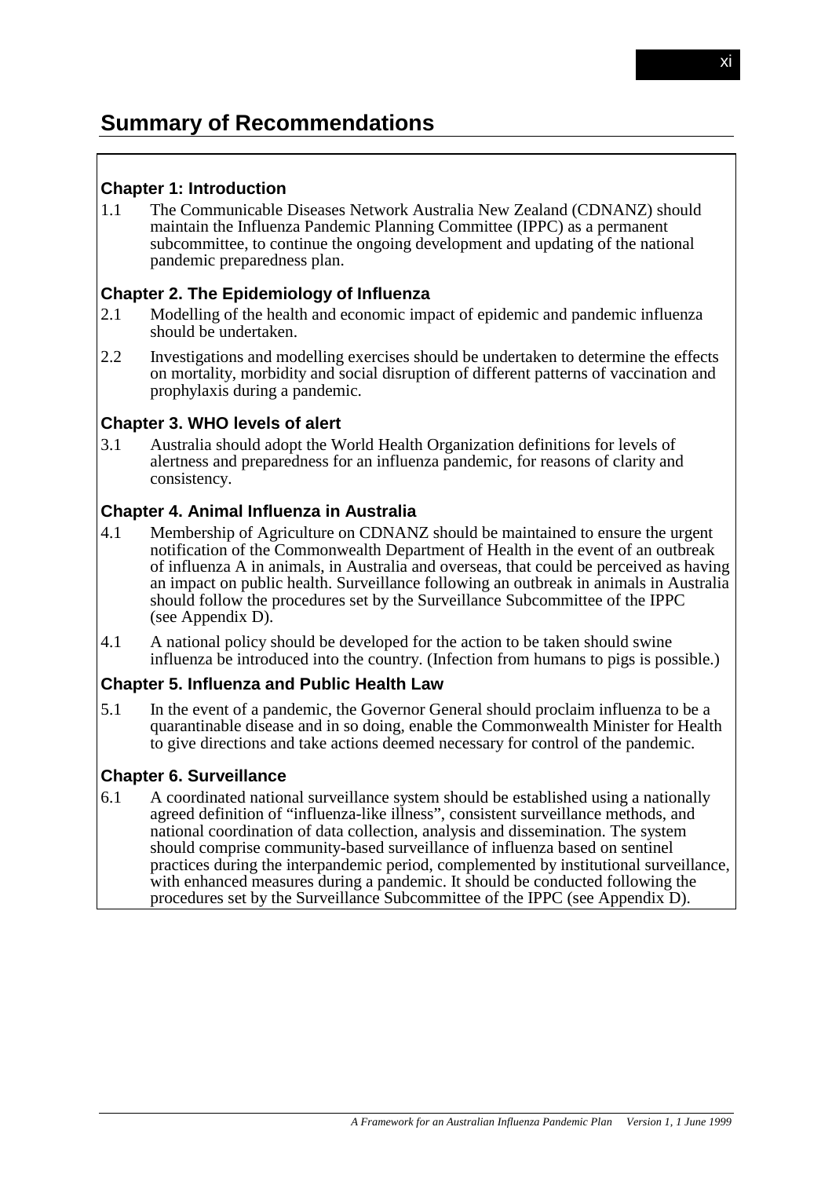# Summary of Recommendations

### Chapter 1: Introduction

1.1 The Communicable Diseases Network Australia New Zealand (CDNANZ) should maintain the Influenza Pandemic Planning Committee (IPPC) as a permanent subcommittee, to continue the ongoing development and updating of the national pandemic preparedness plan.

### Chapter 2. The Epidemiology of Influenza

2.1 Modelling of the health and economic impact of epidemic and pandemic influenza should be undertaken.

2.2 Investigations and modelling exercises should be undertaken to determine the effects on mortality, morbidity and social disruption of different patterns of vaccination and prophylaxis during a pandemic.

### Chapter 3. WHO levels of alert

3.1 Australia should adopt the World Health Organization definitions for levels of alertness and preparedness for an influenza pandemic, for reasons of clarity and consistency.

### Chapter 4. Animal Influenza in Australia

4.1 Membership of Agriculture on CDNANZ should be maintained to ensure the urgent notification of the Commonwealth Department of Health in the event of an outbreak of influenza A in animals, in Australia and overseas, that could be perceived as having an impact on public health. Surveillance following an outbreak in animals in Australia should follow the procedures set by the Surveillance Subcommittee of the IPPC (see Appendix D).

4.1 A national policy should be developed for the action to be taken should swine influenza be introduced into the country. (Infection from humans to pigs is possible.)

### Chapter 5. Influenza and Public Health Law

5.1 In the event of a pandemic, the Governor General should proclaim influenza to be a quarantinable disease and in so doing, enable the Commonwealth Minister for Health to give directions and take actions deemed necessary for control of the pandemic.

### Chapter 6. Surveillance

6.1 A coordinated national surveillance system should be established using a nationally agreed definition of “influenza-like illness”, consistent surveillance methods, and national coordination of data collection, analysis and dissemination. The system should comprise community-based surveillance of influenza based on sentinel practices during the interpandemic period, complemented by institutional surveillance, with enhanced measures during a pandemic. It should be conducted following the procedures set by the Surveillance Subcommittee of the IPPC (see Appendix D).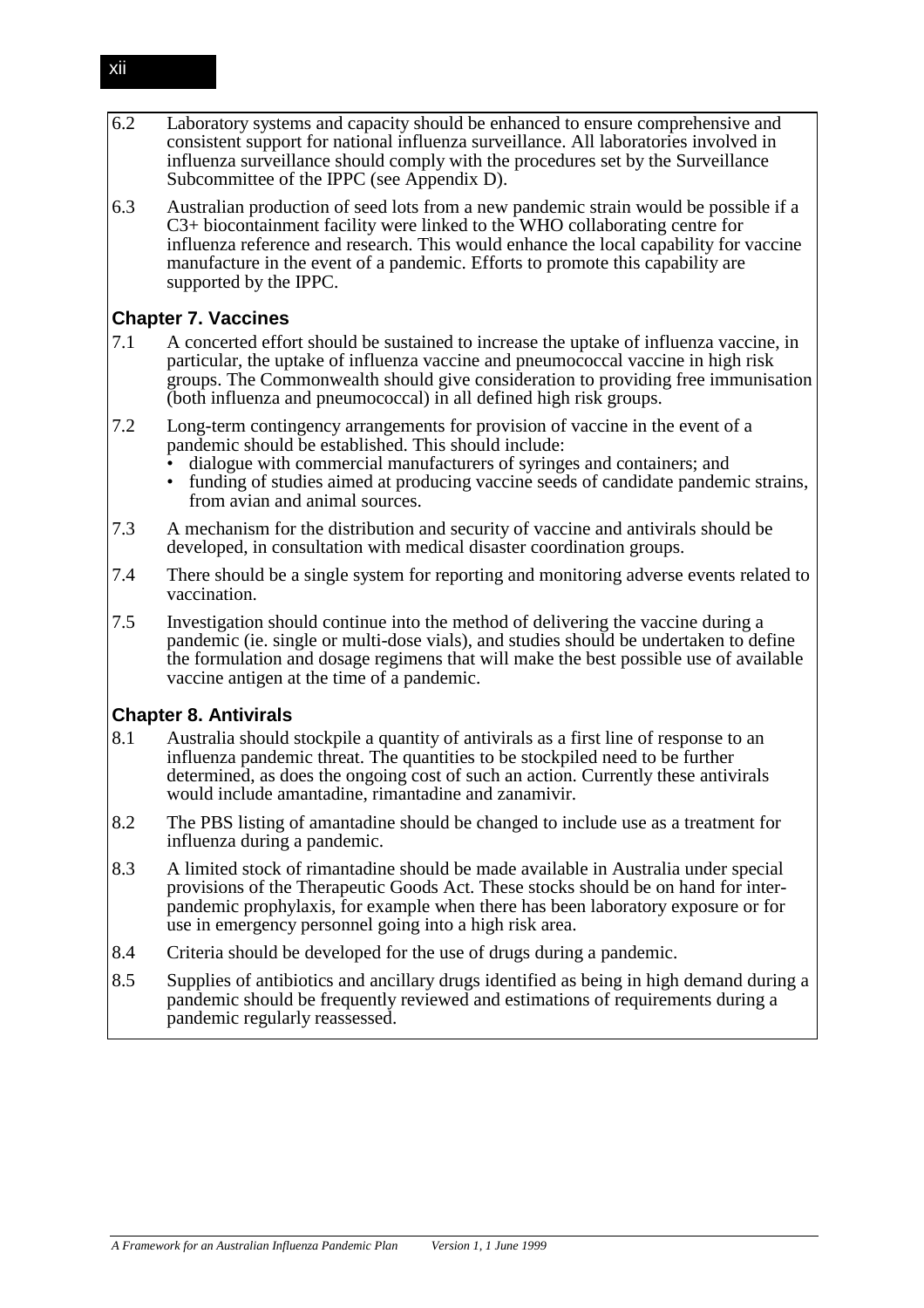6.2 Laboratory systems and capacity should be enhanced to ensure comprehensive and consistent support for national influenza surveillance. All laboratories involved in influenza surveillance should comply with the procedures set by the Surveillance Subcommittee of the IPPC (see Appendix D).

6.3 Australian production of seed lots from a new pandemic strain would be possible if a C3+ biocontainment facility were linked to the WHO collaborating centre for influenza reference and research. This would enhance the local capability for vaccine manufacture in the event of a pandemic. Efforts to promote this capability are supported by the IPPC.

### Chapter 7. Vaccines

7.1 A concerted effort should be sustained to increase the uptake of influenza vaccine, in particular, the uptake of influenza vaccine and pneumococcal vaccine in high risk groups. The Commonwealth should give consideration to providing free immunisation (both influenza and pneumococcal) in all defined high risk groups.

7.2 Long-term contingency arrangements for provision of vaccine in the event of a pandemic should be established. This should include:
- dialogue with commercial manufacturers of syringes and containers; and
- funding of studies aimed at producing vaccine seeds of candidate pandemic strains, from avian and animal sources.

7.3 A mechanism for the distribution and security of vaccine and antivirals should be developed, in consultation with medical disaster coordination groups.

7.4 There should be a single system for reporting and monitoring adverse events related to vaccination.

7.5 Investigation should continue into the method of delivering the vaccine during a pandemic (ie. single or multi-dose vials), and studies should be undertaken to define the formulation and dosage regimens that will make the best possible use of available vaccine antigen at the time of a pandemic.

### Chapter 8. Antivirals

8.1 Australia should stockpile a quantity of antivirals as a first line of response to an influenza pandemic threat. The quantities to be stockpiled need to be further determined, as does the ongoing cost of such an action. Currently these antivirals would include amantadine, rimantadine and zanamivir.

8.2 The PBS listing of amantadine should be changed to include use as a treatment for influenza during a pandemic.

8.3 A limited stock of rimantadine should be made available in Australia under special provisions of the Therapeutic Goods Act. These stocks should be on hand for inter-pandemic prophylaxis, for example when there has been laboratory exposure or for use in emergency personnel going into a high risk area.

8.4 Criteria should be developed for the use of drugs during a pandemic.

8.5 Supplies of antibiotics and ancillary drugs identified as being in high demand during a pandemic should be frequently reviewed and estimations of requirements during a pandemic regularly reassessed.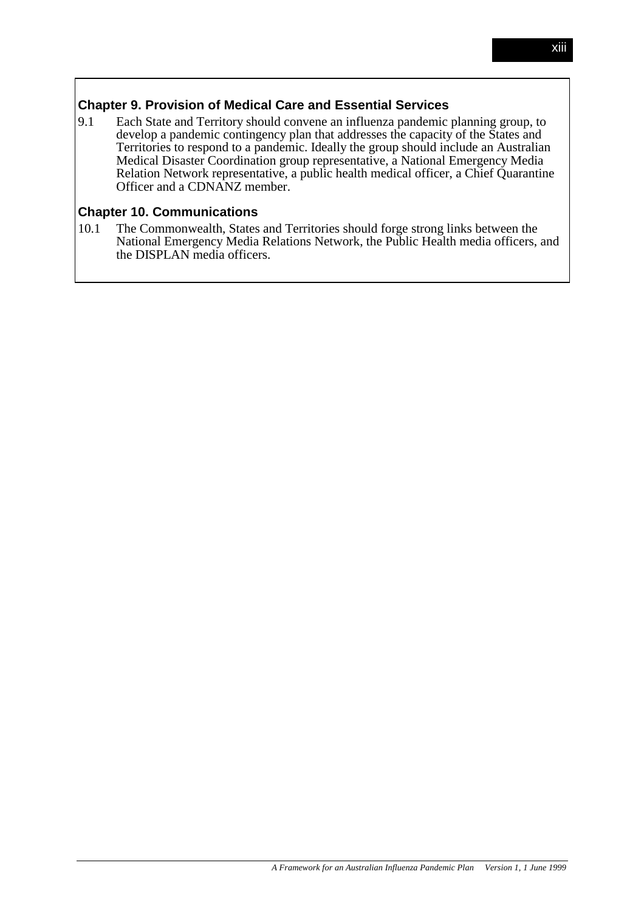### Chapter 9. Provision of Medical Care and Essential Services

9.1 Each State and Territory should convene an influenza pandemic planning group, to develop a pandemic contingency plan that addresses the capacity of the States and Territories to respond to a pandemic. Ideally the group should include an Australian Medical Disaster Coordination group representative, a National Emergency Media Relation Network representative, a public health medical officer, a Chief Quarantine Officer and a CDNANZ member.

### Chapter 10. Communications

10.1 The Commonwealth, States and Territories should forge strong links between the National Emergency Media Relations Network, the Public Health media officers, and the DISPLAN media officers.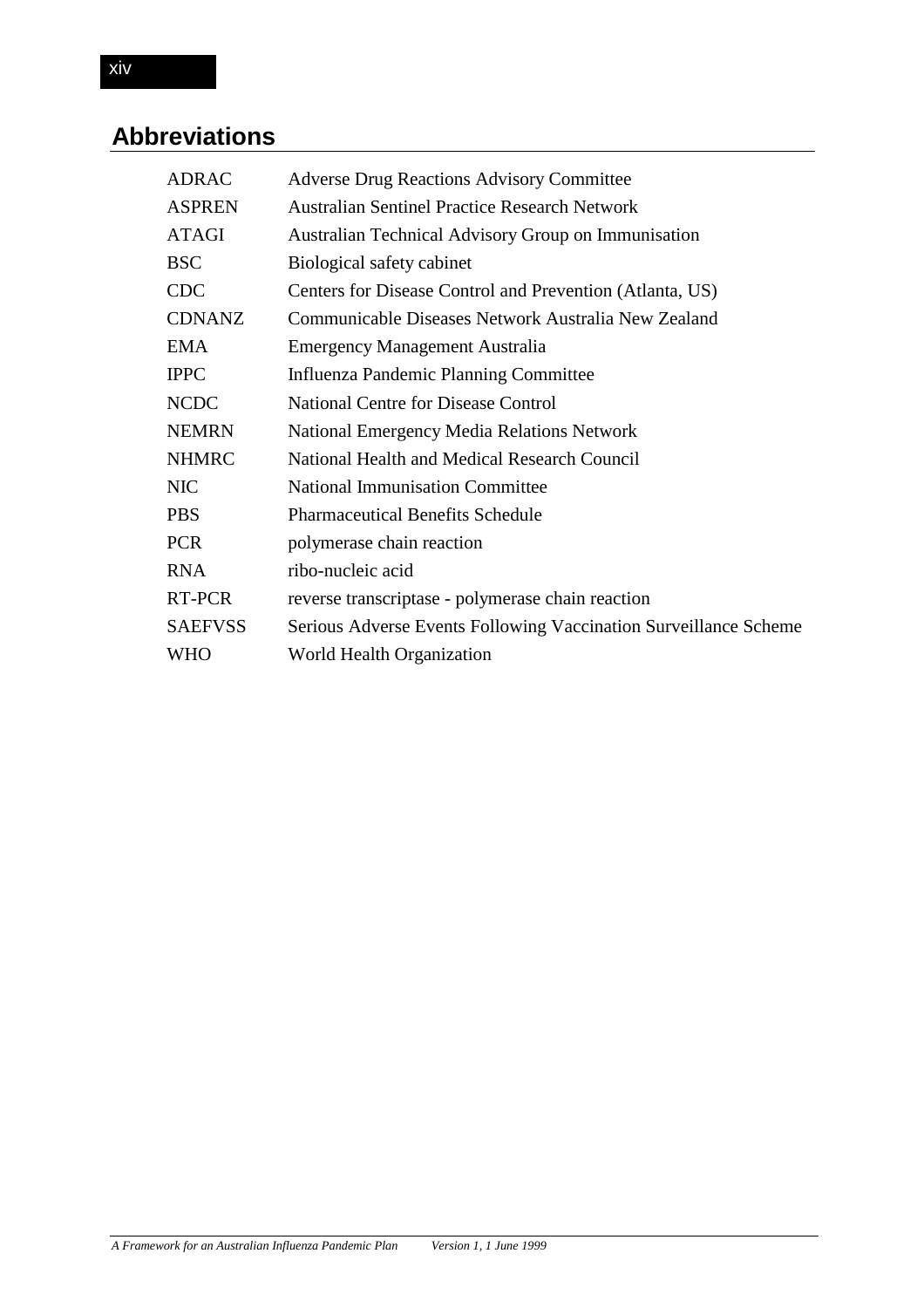# Abbreviations

| | |
|---|---|
| ADRAC | Adverse Drug Reactions Advisory Committee |
| ASPREN | Australian Sentinel Practice Research Network |
| ATAGI | Australian Technical Advisory Group on Immunisation |
| BSC | Biological safety cabinet |
| CDC | Centers for Disease Control and Prevention (Atlanta, US) |
| CDNANZ | Communicable Diseases Network Australia New Zealand |
| EMA | Emergency Management Australia |
| IPPC | Influenza Pandemic Planning Committee |
| NCDC | National Centre for Disease Control |
| NEMRN | National Emergency Media Relations Network |
| NHMRC | National Health and Medical Research Council |
| NIC | National Immunisation Committee |
| PBS | Pharmaceutical Benefits Schedule |
| PCR | polymerase chain reaction |
| RNA | ribo-nucleic acid |
| RT-PCR | reverse transcriptase - polymerase chain reaction |
| SAEFVSS | Serious Adverse Events Following Vaccination Surveillance Scheme |
| WHO | World Health Organization |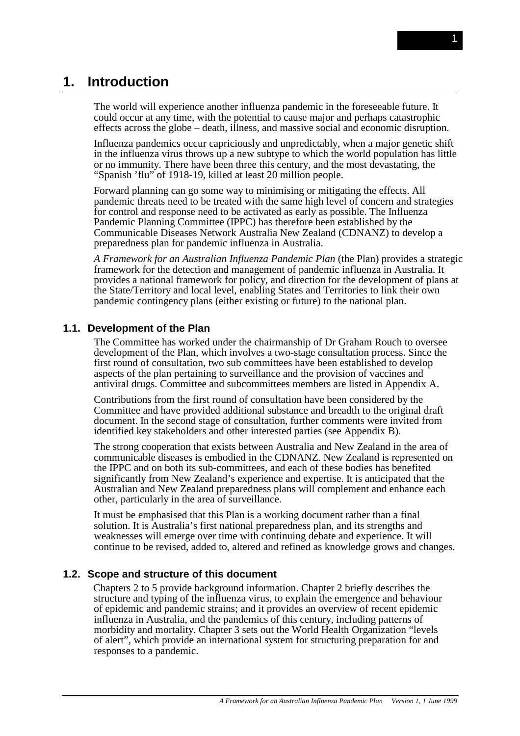# 1. Introduction

The world will experience another influenza pandemic in the foreseeable future. It could occur at any time, with the potential to cause major and perhaps catastrophic effects across the globe – death, illness, and massive social and economic disruption.

Influenza pandemics occur capriciously and unpredictably, when a major genetic shift in the influenza virus throws up a new subtype to which the world population has little or no immunity. There have been three this century, and the most devastating, the "Spanish 'flu" of 1918-19, killed at least 20 million people.

Forward planning can go some way to minimising or mitigating the effects. All pandemic threats need to be treated with the same high level of concern and strategies for control and response need to be activated as early as possible. The Influenza Pandemic Planning Committee (IPPC) has therefore been established by the Communicable Diseases Network Australia New Zealand (CDNANZ) to develop a preparedness plan for pandemic influenza in Australia.

*A Framework for an Australian Influenza Pandemic Plan* (the Plan) provides a strategic framework for the detection and management of pandemic influenza in Australia. It provides a national framework for policy, and direction for the development of plans at the State/Territory and local level, enabling States and Territories to link their own pandemic contingency plans (either existing or future) to the national plan.

## 1.1. Development of the Plan

The Committee has worked under the chairmanship of Dr Graham Rouch to oversee development of the Plan, which involves a two-stage consultation process. Since the first round of consultation, two sub committees have been established to develop aspects of the plan pertaining to surveillance and the provision of vaccines and antiviral drugs. Committee and subcommittees members are listed in Appendix A.

Contributions from the first round of consultation have been considered by the Committee and have provided additional substance and breadth to the original draft document. In the second stage of consultation, further comments were invited from identified key stakeholders and other interested parties (see Appendix B).

The strong cooperation that exists between Australia and New Zealand in the area of communicable diseases is embodied in the CDNANZ. New Zealand is represented on the IPPC and on both its sub-committees, and each of these bodies has benefited significantly from New Zealand's experience and expertise. It is anticipated that the Australian and New Zealand preparedness plans will complement and enhance each other, particularly in the area of surveillance.

It must be emphasised that this Plan is a working document rather than a final solution. It is Australia's first national preparedness plan, and its strengths and weaknesses will emerge over time with continuing debate and experience. It will continue to be revised, added to, altered and refined as knowledge grows and changes.

## 1.2. Scope and structure of this document

Chapters 2 to 5 provide background information. Chapter 2 briefly describes the structure and typing of the influenza virus, to explain the emergence and behaviour of epidemic and pandemic strains; and it provides an overview of recent epidemic influenza in Australia, and the pandemics of this century, including patterns of morbidity and mortality. Chapter 3 sets out the World Health Organization "levels of alert", which provide an international system for structuring preparation for and responses to a pandemic.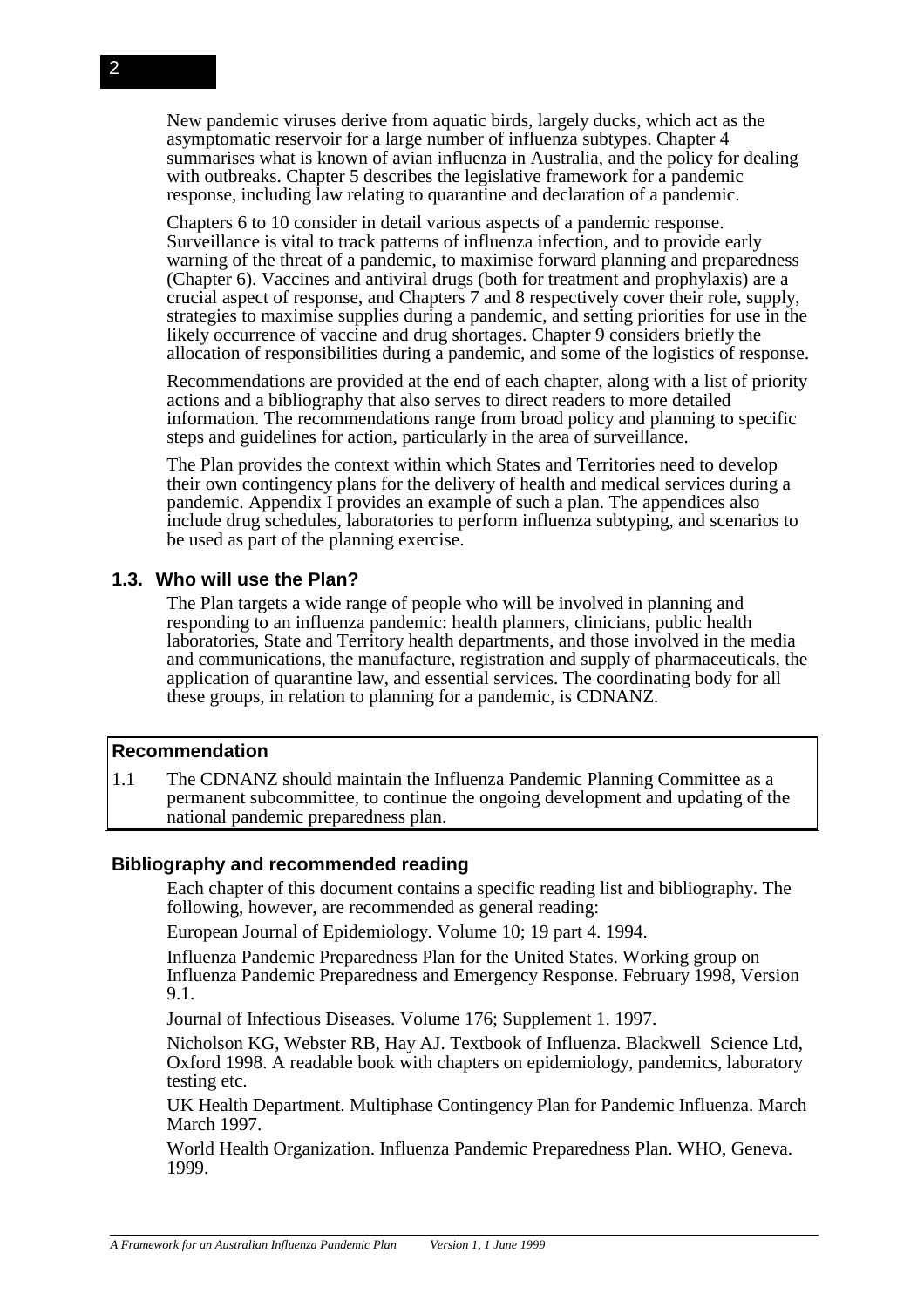New pandemic viruses derive from aquatic birds, largely ducks, which act as the asymptomatic reservoir for a large number of influenza subtypes. Chapter 4 summarises what is known of avian influenza in Australia, and the policy for dealing with outbreaks. Chapter 5 describes the legislative framework for a pandemic response, including law relating to quarantine and declaration of a pandemic.

Chapters 6 to 10 consider in detail various aspects of a pandemic response. Surveillance is vital to track patterns of influenza infection, and to provide early warning of the threat of a pandemic, to maximise forward planning and preparedness (Chapter 6). Vaccines and antiviral drugs (both for treatment and prophylaxis) are a crucial aspect of response, and Chapters 7 and 8 respectively cover their role, supply, strategies to maximise supplies during a pandemic, and setting priorities for use in the likely occurrence of vaccine and drug shortages. Chapter 9 considers briefly the allocation of responsibilities during a pandemic, and some of the logistics of response.

Recommendations are provided at the end of each chapter, along with a list of priority actions and a bibliography that also serves to direct readers to more detailed information. The recommendations range from broad policy and planning to specific steps and guidelines for action, particularly in the area of surveillance.

The Plan provides the context within which States and Territories need to develop their own contingency plans for the delivery of health and medical services during a pandemic. Appendix I provides an example of such a plan. The appendices also include drug schedules, laboratories to perform influenza subtyping, and scenarios to be used as part of the planning exercise.

### 1.3. Who will use the Plan?

The Plan targets a wide range of people who will be involved in planning and responding to an influenza pandemic: health planners, clinicians, public health laboratories, State and Territory health departments, and those involved in the media and communications, the manufacture, registration and supply of pharmaceuticals, the application of quarantine law, and essential services. The coordinating body for all these groups, in relation to planning for a pandemic, is CDNANZ.

**Recommendation**

1.1 The CDNANZ should maintain the Influenza Pandemic Planning Committee as a permanent subcommittee, to continue the ongoing development and updating of the national pandemic preparedness plan.

### Bibliography and recommended reading

Each chapter of this document contains a specific reading list and bibliography. The following, however, are recommended as general reading:

European Journal of Epidemiology. Volume 10; 19 part 4. 1994.

Influenza Pandemic Preparedness Plan for the United States. Working group on Influenza Pandemic Preparedness and Emergency Response. February 1998, Version 9.1.

Journal of Infectious Diseases. Volume 176; Supplement 1. 1997.

Nicholson KG, Webster RB, Hay AJ. Textbook of Influenza. Blackwell Science Ltd, Oxford 1998. A readable book with chapters on epidemiology, pandemics, laboratory testing etc.

UK Health Department. Multiphase Contingency Plan for Pandemic Influenza. March March 1997.

World Health Organization. Influenza Pandemic Preparedness Plan. WHO, Geneva. 1999.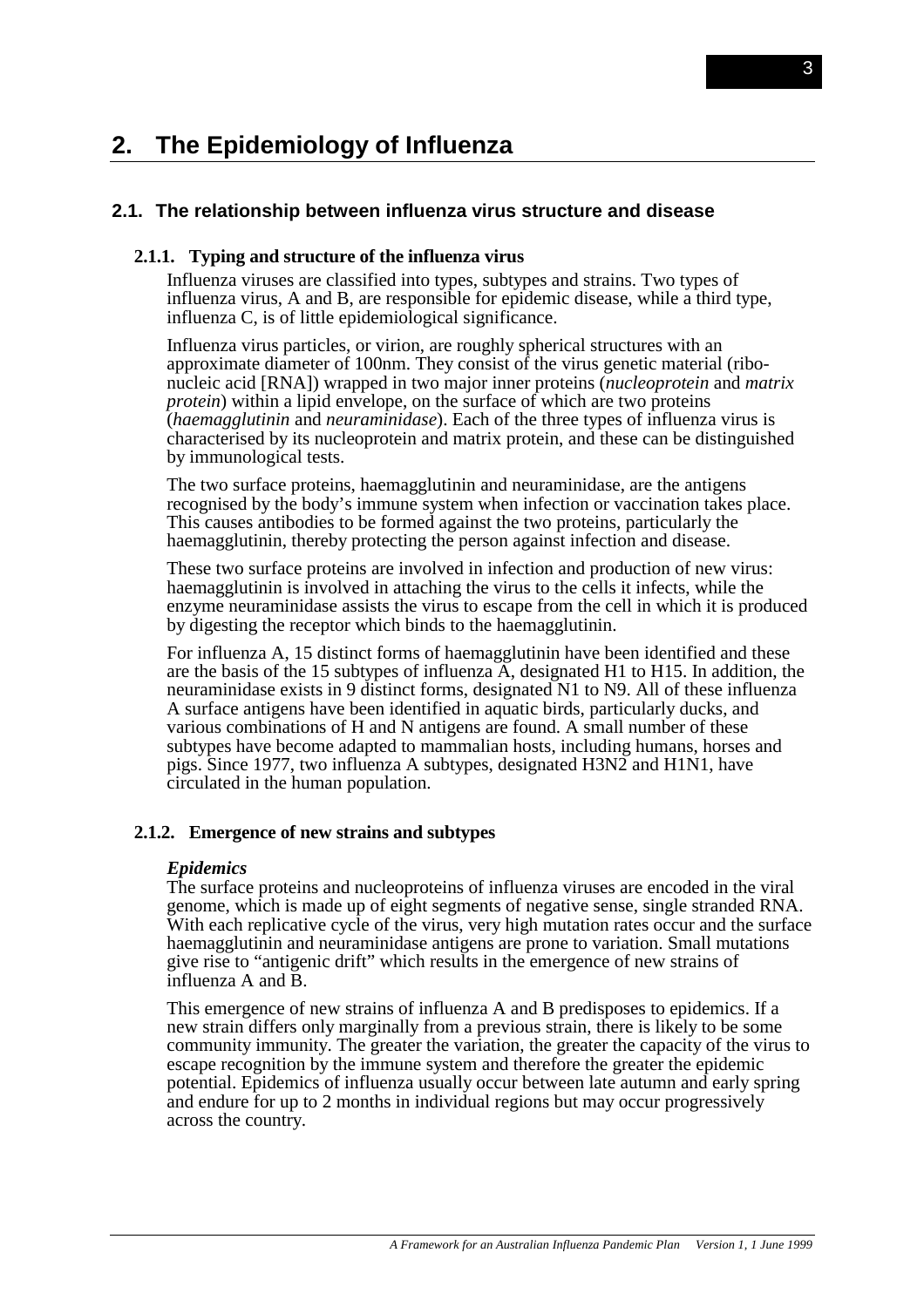# 2. The Epidemiology of Influenza

## 2.1. The relationship between influenza virus structure and disease

### 2.1.1. Typing and structure of the influenza virus

Influenza viruses are classified into types, subtypes and strains. Two types of influenza virus, A and B, are responsible for epidemic disease, while a third type, influenza C, is of little epidemiological significance.

Influenza virus particles, or virion, are roughly spherical structures with an approximate diameter of 100nm. They consist of the virus genetic material (ribo-nucleic acid [RNA]) wrapped in two major inner proteins (*nucleoprotein* and *matrix protein*) within a lipid envelope, on the surface of which are two proteins (*haemagglutinin* and *neuraminidase*). Each of the three types of influenza virus is characterised by its nucleoprotein and matrix protein, and these can be distinguished by immunological tests.

The two surface proteins, haemagglutinin and neuraminidase, are the antigens recognised by the body's immune system when infection or vaccination takes place. This causes antibodies to be formed against the two proteins, particularly the haemagglutinin, thereby protecting the person against infection and disease.

These two surface proteins are involved in infection and production of new virus: haemagglutinin is involved in attaching the virus to the cells it infects, while the enzyme neuraminidase assists the virus to escape from the cell in which it is produced by digesting the receptor which binds to the haemagglutinin.

For influenza A, 15 distinct forms of haemagglutinin have been identified and these are the basis of the 15 subtypes of influenza A, designated H1 to H15. In addition, the neuraminidase exists in 9 distinct forms, designated N1 to N9. All of these influenza A surface antigens have been identified in aquatic birds, particularly ducks, and various combinations of H and N antigens are found. A small number of these subtypes have become adapted to mammalian hosts, including humans, horses and pigs. Since 1977, two influenza A subtypes, designated H3N2 and H1N1, have circulated in the human population.

### 2.1.2. Emergence of new strains and subtypes

***Epidemics***

The surface proteins and nucleoproteins of influenza viruses are encoded in the viral genome, which is made up of eight segments of negative sense, single stranded RNA. With each replicative cycle of the virus, very high mutation rates occur and the surface haemagglutinin and neuraminidase antigens are prone to variation. Small mutations give rise to "antigenic drift" which results in the emergence of new strains of influenza A and B.

This emergence of new strains of influenza A and B predisposes to epidemics. If a new strain differs only marginally from a previous strain, there is likely to be some community immunity. The greater the variation, the greater the capacity of the virus to escape recognition by the immune system and therefore the greater the epidemic potential. Epidemics of influenza usually occur between late autumn and early spring and endure for up to 2 months in individual regions but may occur progressively across the country.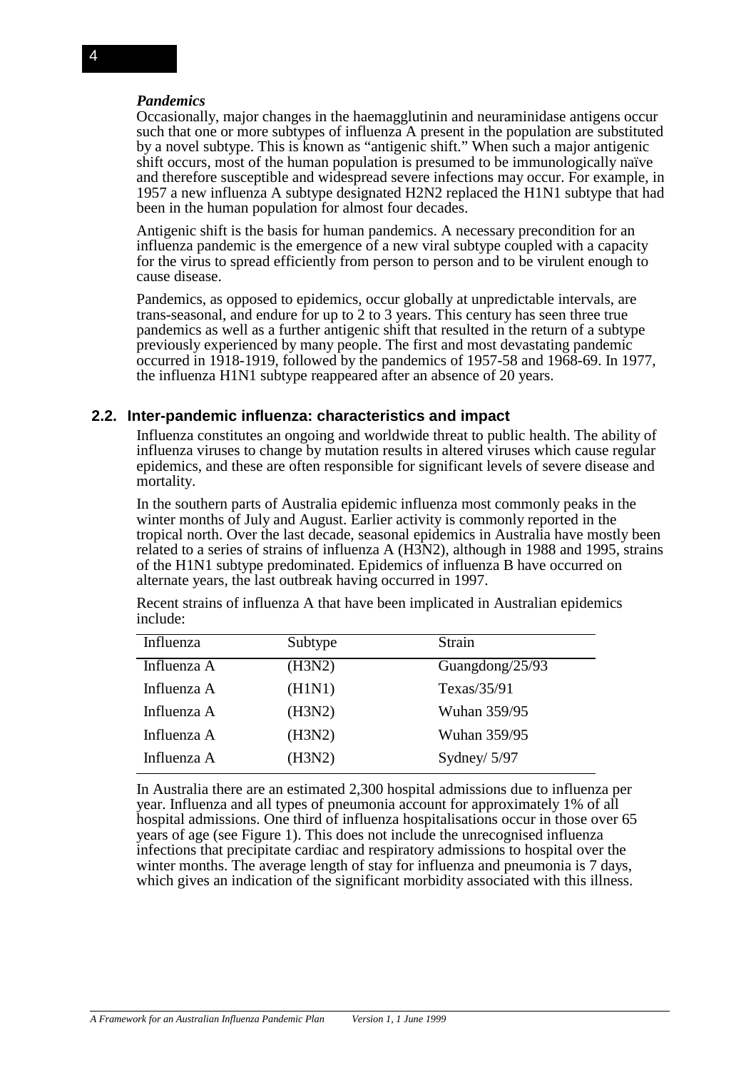*Pandemics*

Occasionally, major changes in the haemagglutinin and neuraminidase antigens occur such that one or more subtypes of influenza A present in the population are substituted by a novel subtype. This is known as "antigenic shift." When such a major antigenic shift occurs, most of the human population is presumed to be immunologically naïve and therefore susceptible and widespread severe infections may occur. For example, in 1957 a new influenza A subtype designated H2N2 replaced the H1N1 subtype that had been in the human population for almost four decades.

Antigenic shift is the basis for human pandemics. A necessary precondition for an influenza pandemic is the emergence of a new viral subtype coupled with a capacity for the virus to spread efficiently from person to person and to be virulent enough to cause disease.

Pandemics, as opposed to epidemics, occur globally at unpredictable intervals, are trans-seasonal, and endure for up to 2 to 3 years. This century has seen three true pandemics as well as a further antigenic shift that resulted in the return of a subtype previously experienced by many people. The first and most devastating pandemic occurred in 1918-1919, followed by the pandemics of 1957-58 and 1968-69. In 1977, the influenza H1N1 subtype reappeared after an absence of 20 years.

## 2.2. Inter-pandemic influenza: characteristics and impact

Influenza constitutes an ongoing and worldwide threat to public health. The ability of influenza viruses to change by mutation results in altered viruses which cause regular epidemics, and these are often responsible for significant levels of severe disease and mortality.

In the southern parts of Australia epidemic influenza most commonly peaks in the winter months of July and August. Earlier activity is commonly reported in the tropical north. Over the last decade, seasonal epidemics in Australia have mostly been related to a series of strains of influenza A (H3N2), although in 1988 and 1995, strains of the H1N1 subtype predominated. Epidemics of influenza B have occurred on alternate years, the last outbreak having occurred in 1997.

Recent strains of influenza A that have been implicated in Australian epidemics include:

| Influenza | Subtype | Strain |
|---|---|---|
| Influenza A | (H3N2) | Guangdong/25/93 |
| Influenza A | (H1N1) | Texas/35/91 |
| Influenza A | (H3N2) | Wuhan 359/95 |
| Influenza A | (H3N2) | Wuhan 359/95 |
| Influenza A | (H3N2) | Sydney/ 5/97 |

In Australia there are an estimated 2,300 hospital admissions due to influenza per year. Influenza and all types of pneumonia account for approximately 1% of all hospital admissions. One third of influenza hospitalisations occur in those over 65 years of age (see Figure 1). This does not include the unrecognised influenza infections that precipitate cardiac and respiratory admissions to hospital over the winter months. The average length of stay for influenza and pneumonia is 7 days, which gives an indication of the significant morbidity associated with this illness.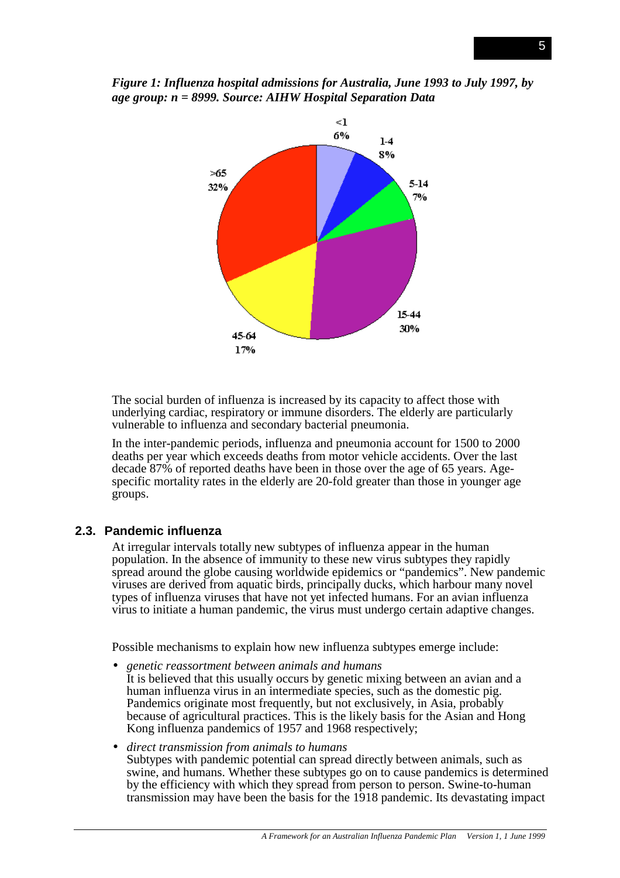*Figure 1: Influenza hospital admissions for Australia, June 1993 to July 1997, by age group: n = 8999. Source: AIHW Hospital Separation Data*

<1 6%

1-4 8%

5-14 7%

15-44 30%

45-64 17%

>65 32%

The social burden of influenza is increased by its capacity to affect those with underlying cardiac, respiratory or immune disorders. The elderly are particularly vulnerable to influenza and secondary bacterial pneumonia.

In the inter-pandemic periods, influenza and pneumonia account for 1500 to 2000 deaths per year which exceeds deaths from motor vehicle accidents. Over the last decade 87% of reported deaths have been in those over the age of 65 years. Age-specific mortality rates in the elderly are 20-fold greater than those in younger age groups.

## 2.3. Pandemic influenza

At irregular intervals totally new subtypes of influenza appear in the human population. In the absence of immunity to these new virus subtypes they rapidly spread around the globe causing worldwide epidemics or “pandemics”. New pandemic viruses are derived from aquatic birds, principally ducks, which harbour many novel types of influenza viruses that have not yet infected humans. For an avian influenza virus to initiate a human pandemic, the virus must undergo certain adaptive changes.

Possible mechanisms to explain how new influenza subtypes emerge include:

- *genetic reassortment between animals and humans*
  It is believed that this usually occurs by genetic mixing between an avian and a human influenza virus in an intermediate species, such as the domestic pig. Pandemics originate most frequently, but not exclusively, in Asia, probably because of agricultural practices. This is the likely basis for the Asian and Hong Kong influenza pandemics of 1957 and 1968 respectively;
- *direct transmission from animals to humans*
  Subtypes with pandemic potential can spread directly between animals, such as swine, and humans. Whether these subtypes go on to cause pandemics is determined by the efficiency with which they spread from person to person. Swine-to-human transmission may have been the basis for the 1918 pandemic. Its devastating impact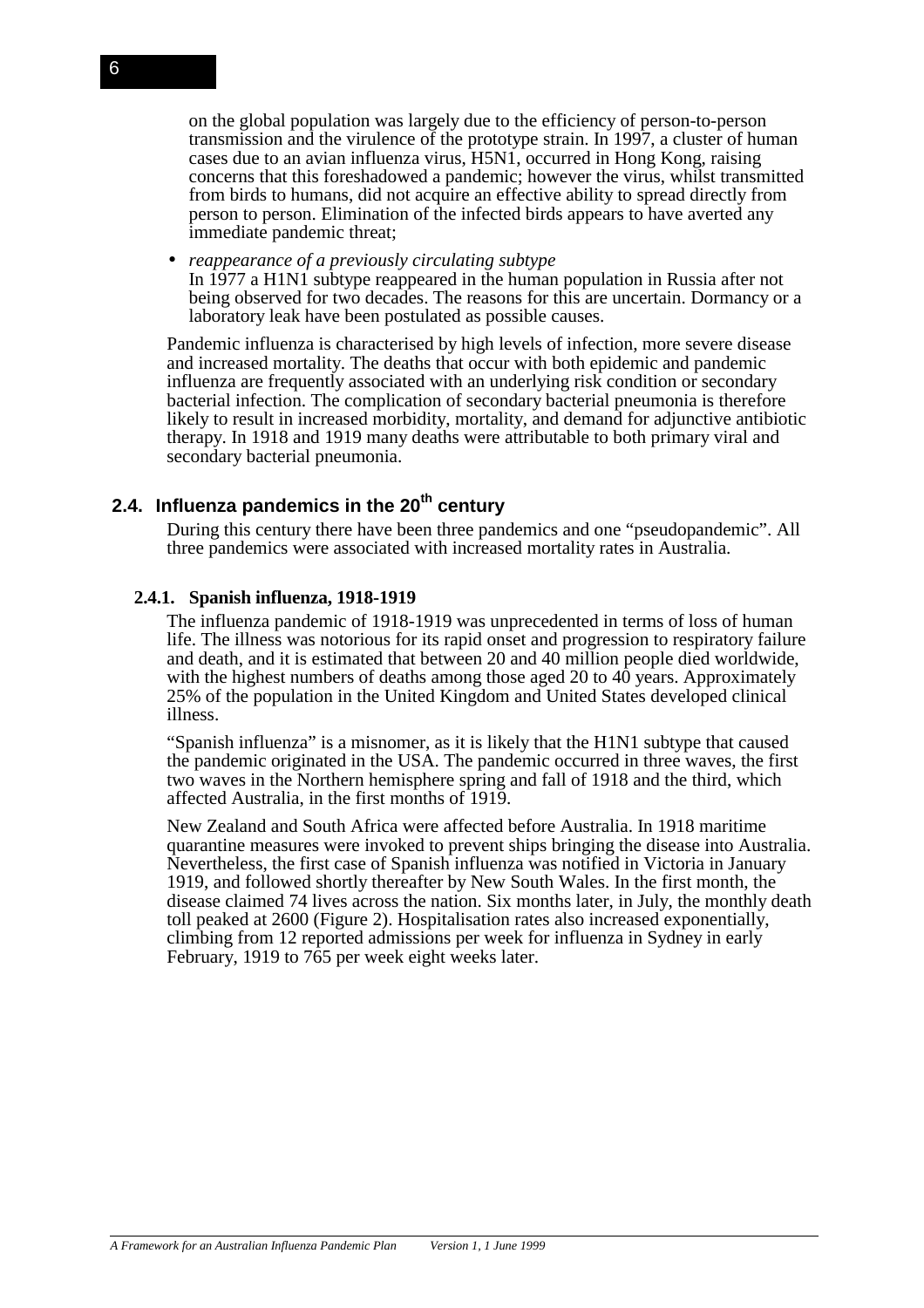on the global population was largely due to the efficiency of person-to-person transmission and the virulence of the prototype strain. In 1997, a cluster of human cases due to an avian influenza virus, H5N1, occurred in Hong Kong, raising concerns that this foreshadowed a pandemic; however the virus, whilst transmitted from birds to humans, did not acquire an effective ability to spread directly from person to person. Elimination of the infected birds appears to have averted any immediate pandemic threat;

- *reappearance of a previously circulating subtype*
  In 1977 a H1N1 subtype reappeared in the human population in Russia after not being observed for two decades. The reasons for this are uncertain. Dormancy or a laboratory leak have been postulated as possible causes.

Pandemic influenza is characterised by high levels of infection, more severe disease and increased mortality. The deaths that occur with both epidemic and pandemic influenza are frequently associated with an underlying risk condition or secondary bacterial infection. The complication of secondary bacterial pneumonia is therefore likely to result in increased morbidity, mortality, and demand for adjunctive antibiotic therapy. In 1918 and 1919 many deaths were attributable to both primary viral and secondary bacterial pneumonia.

## 2.4. Influenza pandemics in the 20th century

During this century there have been three pandemics and one "pseudopandemic". All three pandemics were associated with increased mortality rates in Australia.

### 2.4.1. Spanish influenza, 1918-1919

The influenza pandemic of 1918-1919 was unprecedented in terms of loss of human life. The illness was notorious for its rapid onset and progression to respiratory failure and death, and it is estimated that between 20 and 40 million people died worldwide, with the highest numbers of deaths among those aged 20 to 40 years. Approximately 25% of the population in the United Kingdom and United States developed clinical illness.

"Spanish influenza" is a misnomer, as it is likely that the H1N1 subtype that caused the pandemic originated in the USA. The pandemic occurred in three waves, the first two waves in the Northern hemisphere spring and fall of 1918 and the third, which affected Australia, in the first months of 1919.

New Zealand and South Africa were affected before Australia. In 1918 maritime quarantine measures were invoked to prevent ships bringing the disease into Australia. Nevertheless, the first case of Spanish influenza was notified in Victoria in January 1919, and followed shortly thereafter by New South Wales. In the first month, the disease claimed 74 lives across the nation. Six months later, in July, the monthly death toll peaked at 2600 (Figure 2). Hospitalisation rates also increased exponentially, climbing from 12 reported admissions per week for influenza in Sydney in early February, 1919 to 765 per week eight weeks later.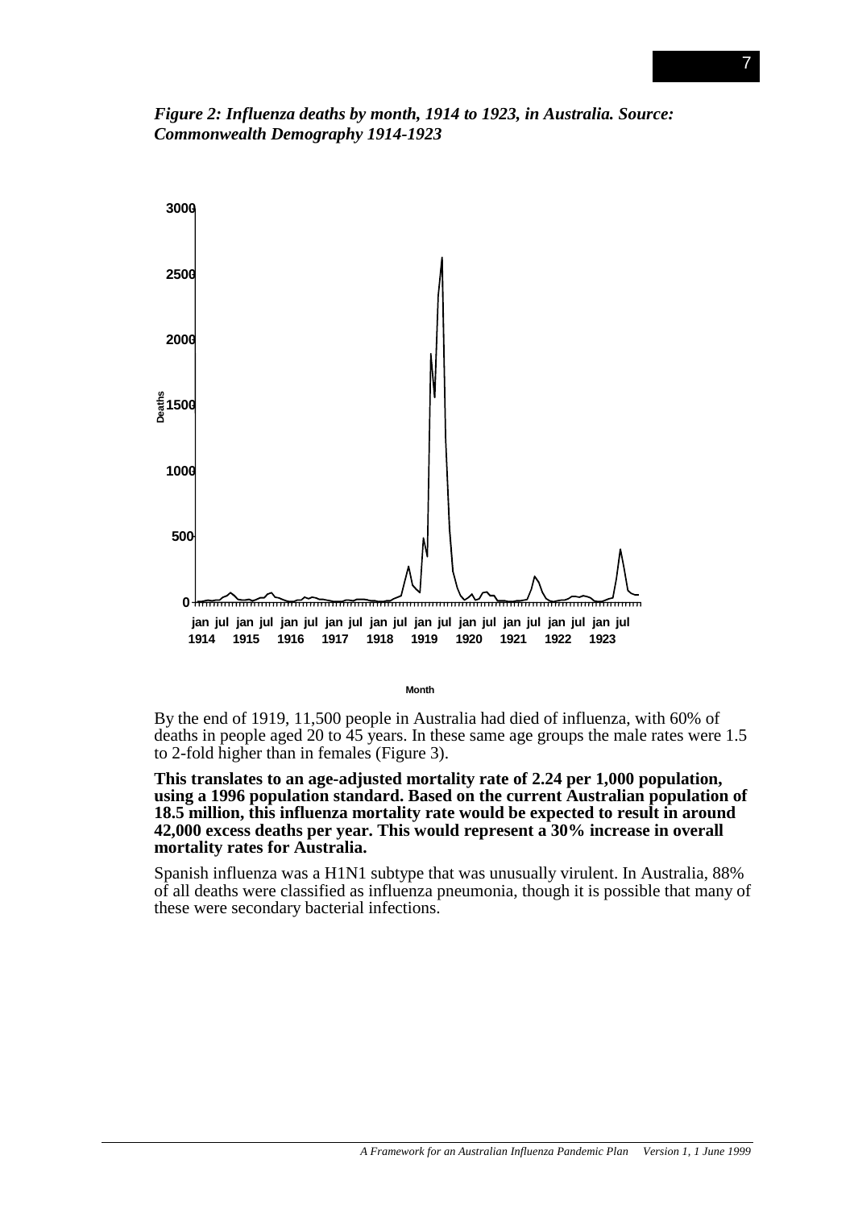*Figure 2: Influenza deaths by month, 1914 to 1923, in Australia. Source: Commonwealth Demography 1914-1923*

By the end of 1919, 11,500 people in Australia had died of influenza, with 60% of deaths in people aged 20 to 45 years. In these same age groups the male rates were 1.5 to 2-fold higher than in females (Figure 3).

**This translates to an age-adjusted mortality rate of 2.24 per 1,000 population, using a 1996 population standard. Based on the current Australian population of 18.5 million, this influenza mortality rate would be expected to result in around 42,000 excess deaths per year. This would represent a 30% increase in overall mortality rates for Australia.**

Spanish influenza was a H1N1 subtype that was unusually virulent. In Australia, 88% of all deaths were classified as influenza pneumonia, though it is possible that many of these were secondary bacterial infections.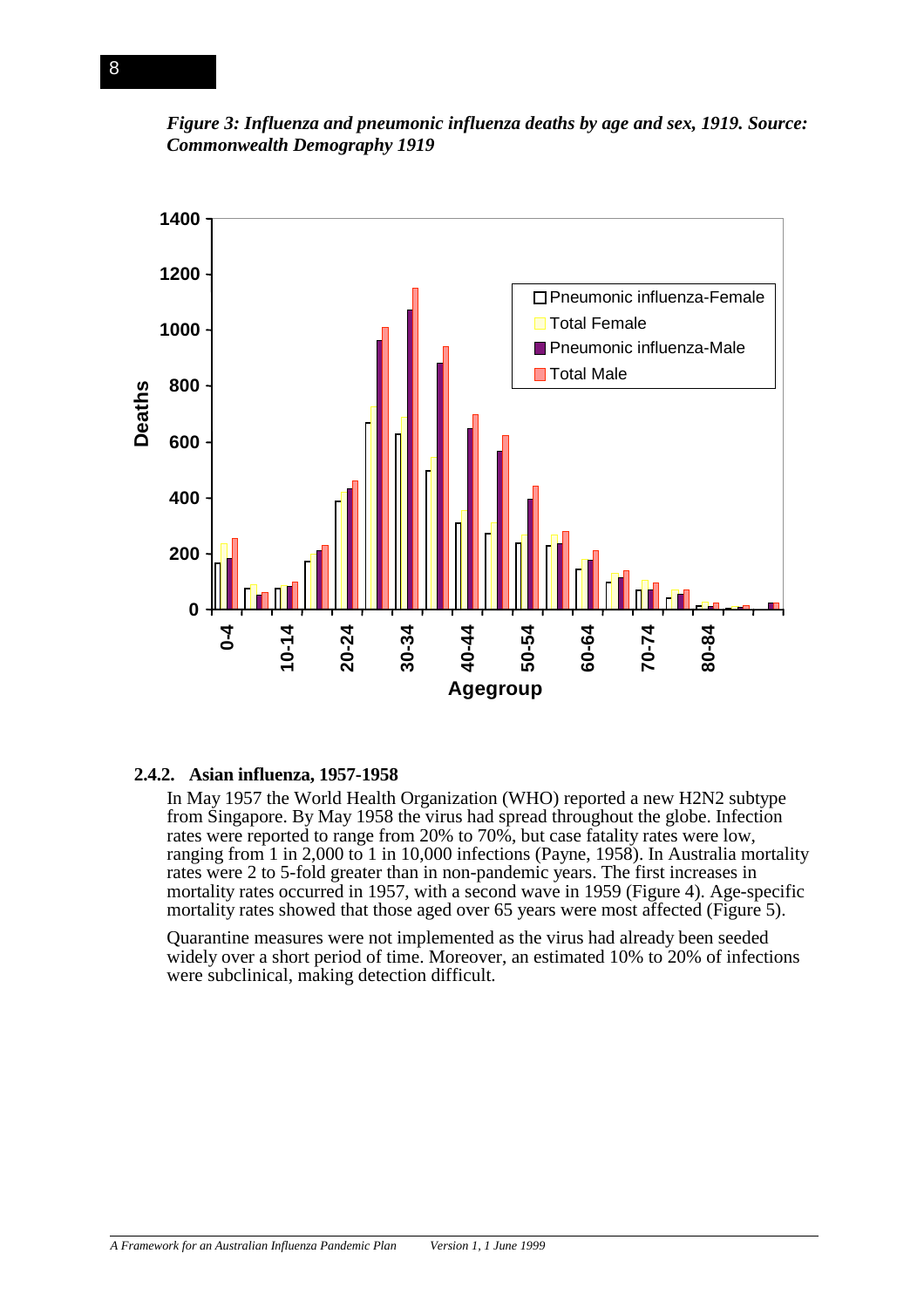*Figure 3: Influenza and pneumonic influenza deaths by age and sex, 1919. Source: Commonwealth Demography 1919*

### 2.4.2. Asian influenza, 1957-1958

In May 1957 the World Health Organization (WHO) reported a new H2N2 subtype from Singapore. By May 1958 the virus had spread throughout the globe. Infection rates were reported to range from 20% to 70%, but case fatality rates were low, ranging from 1 in 2,000 to 1 in 10,000 infections (Payne, 1958). In Australia mortality rates were 2 to 5-fold greater than in non-pandemic years. The first increases in mortality rates occurred in 1957, with a second wave in 1959 (Figure 4). Age-specific mortality rates showed that those aged over 65 years were most affected (Figure 5).

Quarantine measures were not implemented as the virus had already been seeded widely over a short period of time. Moreover, an estimated 10% to 20% of infections were subclinical, making detection difficult.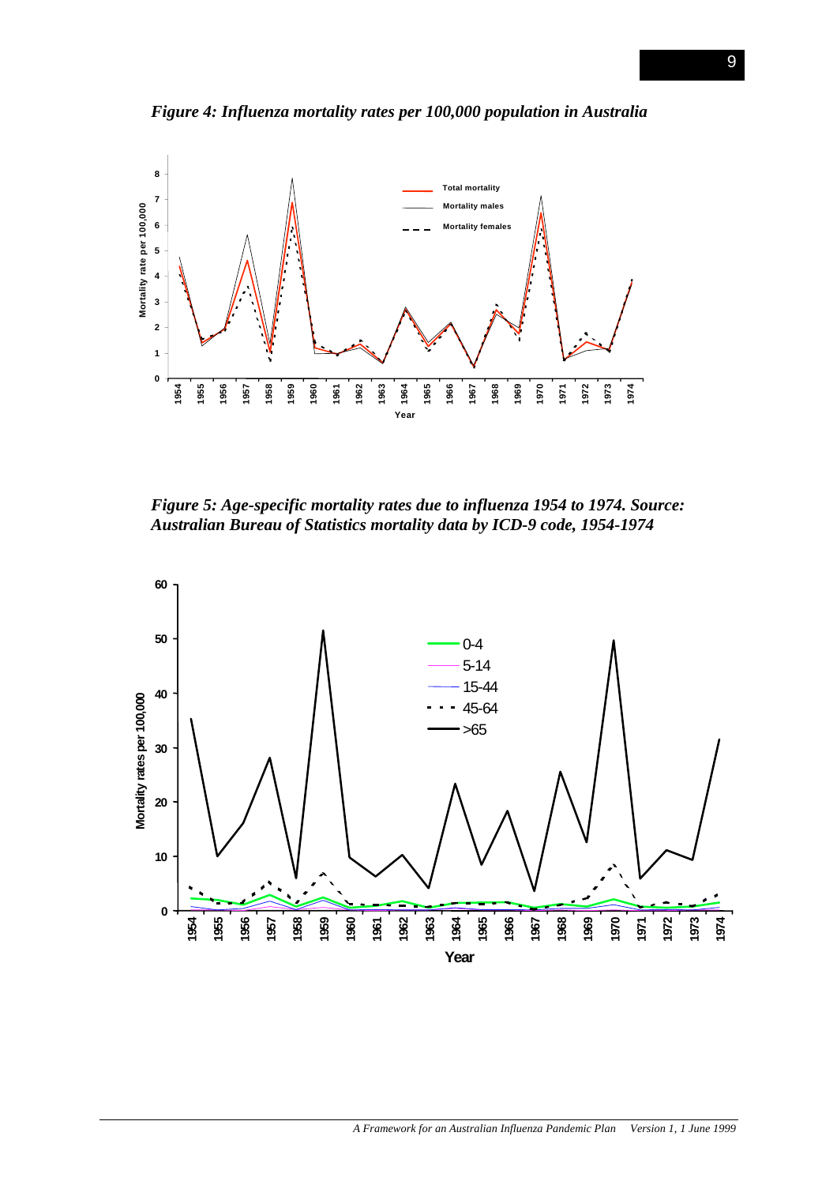*Figure 4: Influenza mortality rates per 100,000 population in Australia*

*Figure 5: Age-specific mortality rates due to influenza 1954 to 1974. Source: Australian Bureau of Statistics mortality data by ICD-9 code, 1954-1974*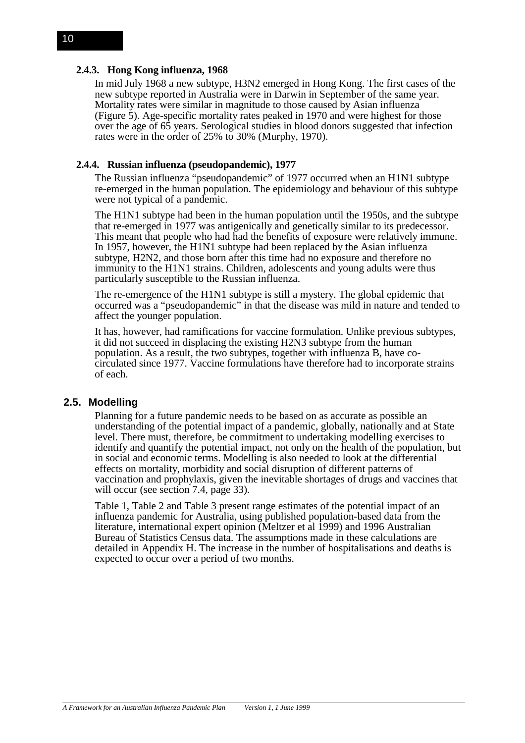### 2.4.3. Hong Kong influenza, 1968

In mid July 1968 a new subtype, H3N2 emerged in Hong Kong. The first cases of the new subtype reported in Australia were in Darwin in September of the same year. Mortality rates were similar in magnitude to those caused by Asian influenza (Figure 5). Age-specific mortality rates peaked in 1970 and were highest for those over the age of 65 years. Serological studies in blood donors suggested that infection rates were in the order of 25% to 30% (Murphy, 1970).

### 2.4.4. Russian influenza (pseudopandemic), 1977

The Russian influenza "pseudopandemic" of 1977 occurred when an H1N1 subtype re-emerged in the human population. The epidemiology and behaviour of this subtype were not typical of a pandemic.

The H1N1 subtype had been in the human population until the 1950s, and the subtype that re-emerged in 1977 was antigenically and genetically similar to its predecessor. This meant that people who had had the benefits of exposure were relatively immune. In 1957, however, the H1N1 subtype had been replaced by the Asian influenza subtype, H2N2, and those born after this time had no exposure and therefore no immunity to the H1N1 strains. Children, adolescents and young adults were thus particularly susceptible to the Russian influenza.

The re-emergence of the H1N1 subtype is still a mystery. The global epidemic that occurred was a "pseudopandemic" in that the disease was mild in nature and tended to affect the younger population.

It has, however, had ramifications for vaccine formulation. Unlike previous subtypes, it did not succeed in displacing the existing H2N3 subtype from the human population. As a result, the two subtypes, together with influenza B, have co-circulated since 1977. Vaccine formulations have therefore had to incorporate strains of each.

## 2.5. Modelling

Planning for a future pandemic needs to be based on as accurate as possible an understanding of the potential impact of a pandemic, globally, nationally and at State level. There must, therefore, be commitment to undertaking modelling exercises to identify and quantify the potential impact, not only on the health of the population, but in social and economic terms. Modelling is also needed to look at the differential effects on mortality, morbidity and social disruption of different patterns of vaccination and prophylaxis, given the inevitable shortages of drugs and vaccines that will occur (see section 7.4, page 33).

Table 1, Table 2 and Table 3 present range estimates of the potential impact of an influenza pandemic for Australia, using published population-based data from the literature, international expert opinion (Meltzer et al 1999) and 1996 Australian Bureau of Statistics Census data. The assumptions made in these calculations are detailed in Appendix H. The increase in the number of hospitalisations and deaths is expected to occur over a period of two months.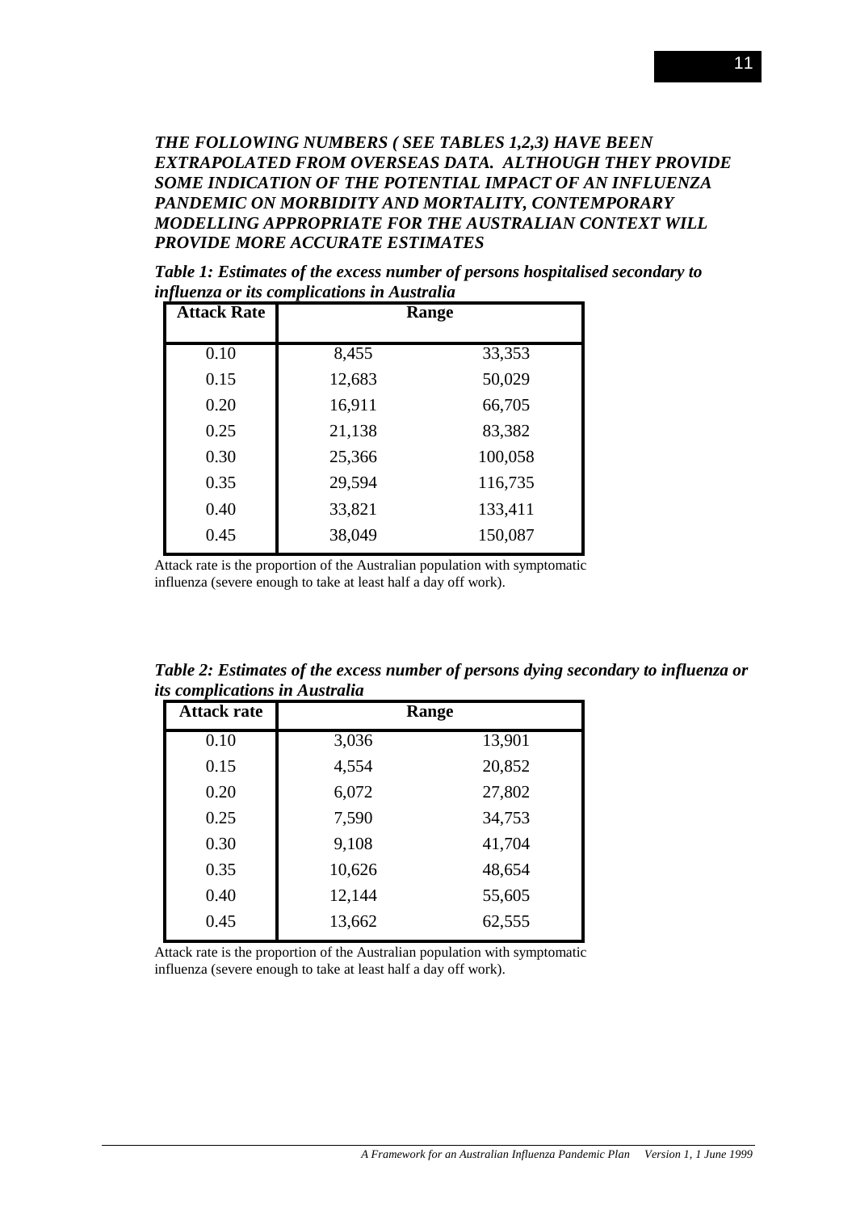***THE FOLLOWING NUMBERS ( SEE TABLES 1,2,3) HAVE BEEN EXTRAPOLATED FROM OVERSEAS DATA. ALTHOUGH THEY PROVIDE SOME INDICATION OF THE POTENTIAL IMPACT OF AN INFLUENZA PANDEMIC ON MORBIDITY AND MORTALITY, CONTEMPORARY MODELLING APPROPRIATE FOR THE AUSTRALIAN CONTEXT WILL PROVIDE MORE ACCURATE ESTIMATES***

***Table 1: Estimates of the excess number of persons hospitalised secondary to influenza or its complications in Australia***

| Attack Rate | Range | |
|---|---|---|
| 0.10 | 8,455 | 33,353 |
| 0.15 | 12,683 | 50,029 |
| 0.20 | 16,911 | 66,705 |
| 0.25 | 21,138 | 83,382 |
| 0.30 | 25,366 | 100,058 |
| 0.35 | 29,594 | 116,735 |
| 0.40 | 33,821 | 133,411 |
| 0.45 | 38,049 | 150,087 |

Attack rate is the proportion of the Australian population with symptomatic influenza (severe enough to take at least half a day off work).

***Table 2: Estimates of the excess number of persons dying secondary to influenza or its complications in Australia***

| Attack rate | Range | |
|---|---|---|
| 0.10 | 3,036 | 13,901 |
| 0.15 | 4,554 | 20,852 |
| 0.20 | 6,072 | 27,802 |
| 0.25 | 7,590 | 34,753 |
| 0.30 | 9,108 | 41,704 |
| 0.35 | 10,626 | 48,654 |
| 0.40 | 12,144 | 55,605 |
| 0.45 | 13,662 | 62,555 |

Attack rate is the proportion of the Australian population with symptomatic influenza (severe enough to take at least half a day off work).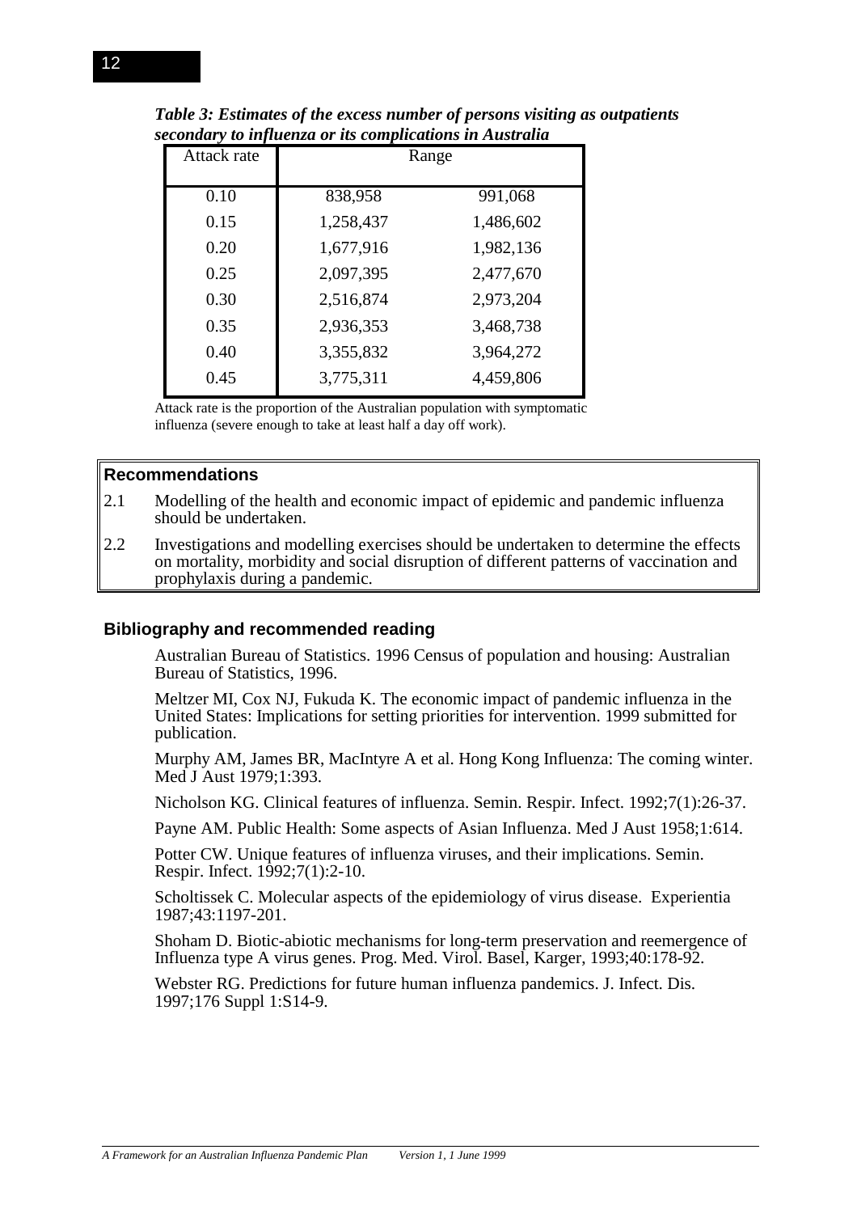*Table 3: Estimates of the excess number of persons visiting as outpatients secondary to influenza or its complications in Australia*

| Attack rate | Range | |
|---|---|---|
| 0.10 | 838,958 | 991,068 |
| 0.15 | 1,258,437 | 1,486,602 |
| 0.20 | 1,677,916 | 1,982,136 |
| 0.25 | 2,097,395 | 2,477,670 |
| 0.30 | 2,516,874 | 2,973,204 |
| 0.35 | 2,936,353 | 3,468,738 |
| 0.40 | 3,355,832 | 3,964,272 |
| 0.45 | 3,775,311 | 4,459,806 |

Attack rate is the proportion of the Australian population with symptomatic influenza (severe enough to take at least half a day off work).

**Recommendations**

2.1 Modelling of the health and economic impact of epidemic and pandemic influenza should be undertaken.

2.2 Investigations and modelling exercises should be undertaken to determine the effects on mortality, morbidity and social disruption of different patterns of vaccination and prophylaxis during a pandemic.

## Bibliography and recommended reading

Australian Bureau of Statistics. 1996 Census of population and housing: Australian Bureau of Statistics, 1996.

Meltzer MI, Cox NJ, Fukuda K. The economic impact of pandemic influenza in the United States: Implications for setting priorities for intervention. 1999 submitted for publication.

Murphy AM, James BR, MacIntyre A et al. Hong Kong Influenza: The coming winter. Med J Aust 1979;1:393.

Nicholson KG. Clinical features of influenza. Semin. Respir. Infect. 1992;7(1):26-37.

Payne AM. Public Health: Some aspects of Asian Influenza. Med J Aust 1958;1:614.

Potter CW. Unique features of influenza viruses, and their implications. Semin. Respir. Infect. 1992;7(1):2-10.

Scholtissek C. Molecular aspects of the epidemiology of virus disease. Experientia 1987;43:1197-201.

Shoham D. Biotic-abiotic mechanisms for long-term preservation and reemergence of Influenza type A virus genes. Prog. Med. Virol. Basel, Karger, 1993;40:178-92.

Webster RG. Predictions for future human influenza pandemics. J. Infect. Dis. 1997;176 Suppl 1:S14-9.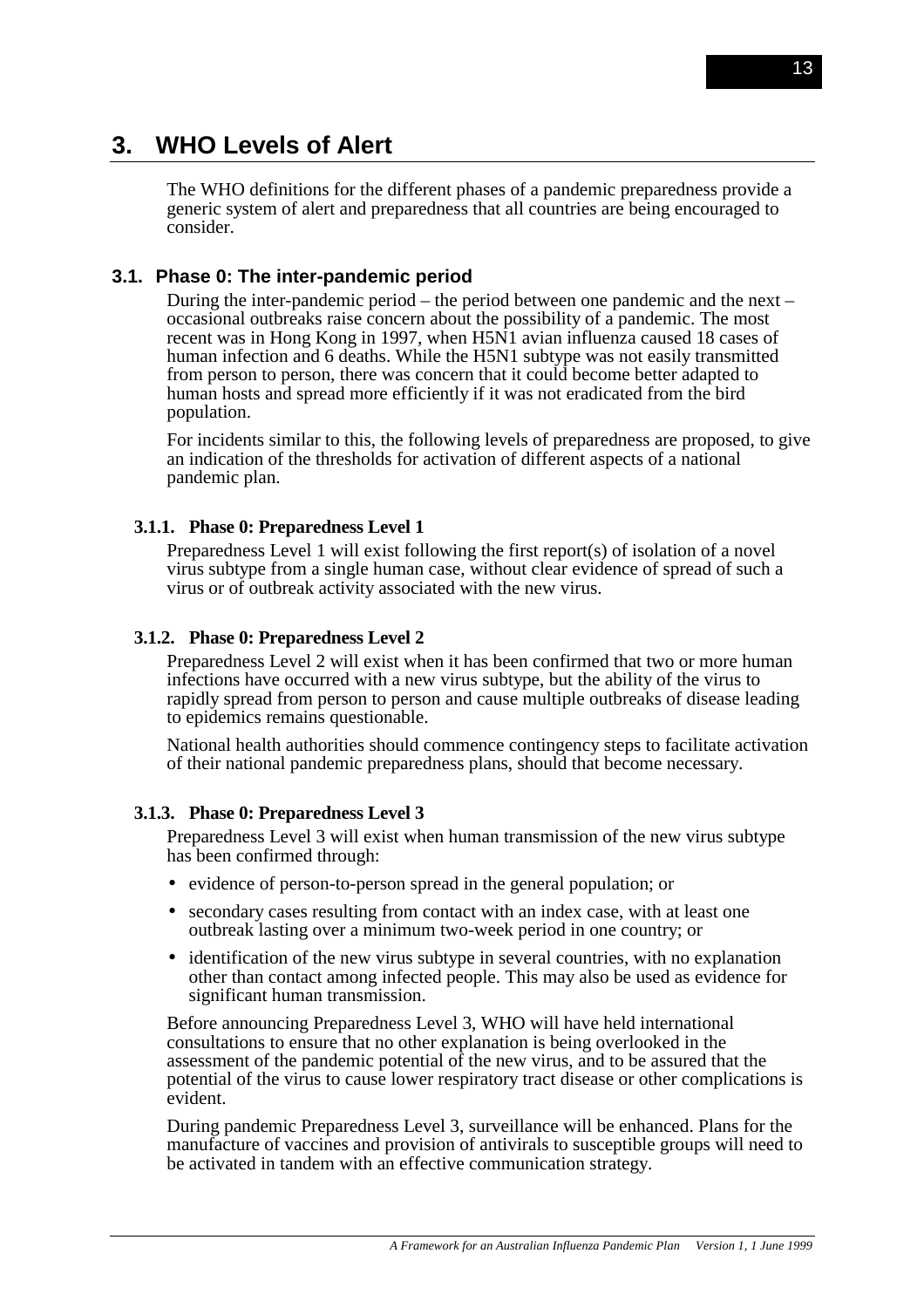# 3. WHO Levels of Alert

The WHO definitions for the different phases of a pandemic preparedness provide a generic system of alert and preparedness that all countries are being encouraged to consider.

## 3.1. Phase 0: The inter-pandemic period

During the inter-pandemic period – the period between one pandemic and the next – occasional outbreaks raise concern about the possibility of a pandemic. The most recent was in Hong Kong in 1997, when H5N1 avian influenza caused 18 cases of human infection and 6 deaths. While the H5N1 subtype was not easily transmitted from person to person, there was concern that it could become better adapted to human hosts and spread more efficiently if it was not eradicated from the bird population.

For incidents similar to this, the following levels of preparedness are proposed, to give an indication of the thresholds for activation of different aspects of a national pandemic plan.

### 3.1.1. Phase 0: Preparedness Level 1

Preparedness Level 1 will exist following the first report(s) of isolation of a novel virus subtype from a single human case, without clear evidence of spread of such a virus or of outbreak activity associated with the new virus.

### 3.1.2. Phase 0: Preparedness Level 2

Preparedness Level 2 will exist when it has been confirmed that two or more human infections have occurred with a new virus subtype, but the ability of the virus to rapidly spread from person to person and cause multiple outbreaks of disease leading to epidemics remains questionable.

National health authorities should commence contingency steps to facilitate activation of their national pandemic preparedness plans, should that become necessary.

### 3.1.3. Phase 0: Preparedness Level 3

Preparedness Level 3 will exist when human transmission of the new virus subtype has been confirmed through:

- evidence of person-to-person spread in the general population; or
- secondary cases resulting from contact with an index case, with at least one outbreak lasting over a minimum two-week period in one country; or
- identification of the new virus subtype in several countries, with no explanation other than contact among infected people. This may also be used as evidence for significant human transmission.

Before announcing Preparedness Level 3, WHO will have held international consultations to ensure that no other explanation is being overlooked in the assessment of the pandemic potential of the new virus, and to be assured that the potential of the virus to cause lower respiratory tract disease or other complications is evident.

During pandemic Preparedness Level 3, surveillance will be enhanced. Plans for the manufacture of vaccines and provision of antivirals to susceptible groups will need to be activated in tandem with an effective communication strategy.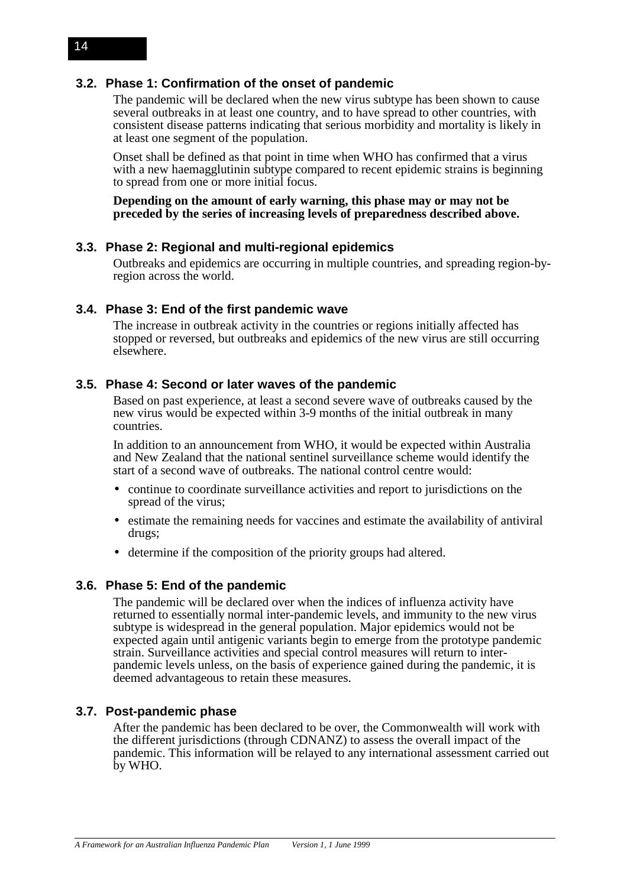## 3.2. Phase 1: Confirmation of the onset of pandemic

The pandemic will be declared when the new virus subtype has been shown to cause several outbreaks in at least one country, and to have spread to other countries, with consistent disease patterns indicating that serious morbidity and mortality is likely in at least one segment of the population.

Onset shall be defined as that point in time when WHO has confirmed that a virus with a new haemagglutinin subtype compared to recent epidemic strains is beginning to spread from one or more initial focus.

**Depending on the amount of early warning, this phase may or may not be preceded by the series of increasing levels of preparedness described above.**

## 3.3. Phase 2: Regional and multi-regional epidemics

Outbreaks and epidemics are occurring in multiple countries, and spreading region-by-region across the world.

## 3.4. Phase 3: End of the first pandemic wave

The increase in outbreak activity in the countries or regions initially affected has stopped or reversed, but outbreaks and epidemics of the new virus are still occurring elsewhere.

## 3.5. Phase 4: Second or later waves of the pandemic

Based on past experience, at least a second severe wave of outbreaks caused by the new virus would be expected within 3-9 months of the initial outbreak in many countries.

In addition to an announcement from WHO, it would be expected within Australia and New Zealand that the national sentinel surveillance scheme would identify the start of a second wave of outbreaks. The national control centre would:

- continue to coordinate surveillance activities and report to jurisdictions on the spread of the virus;
- estimate the remaining needs for vaccines and estimate the availability of antiviral drugs;
- determine if the composition of the priority groups had altered.

## 3.6. Phase 5: End of the pandemic

The pandemic will be declared over when the indices of influenza activity have returned to essentially normal inter-pandemic levels, and immunity to the new virus subtype is widespread in the general population. Major epidemics would not be expected again until antigenic variants begin to emerge from the prototype pandemic strain. Surveillance activities and special control measures will return to inter-pandemic levels unless, on the basis of experience gained during the pandemic, it is deemed advantageous to retain these measures.

## 3.7. Post-pandemic phase

After the pandemic has been declared to be over, the Commonwealth will work with the different jurisdictions (through CDNANZ) to assess the overall impact of the pandemic. This information will be relayed to any international assessment carried out by WHO.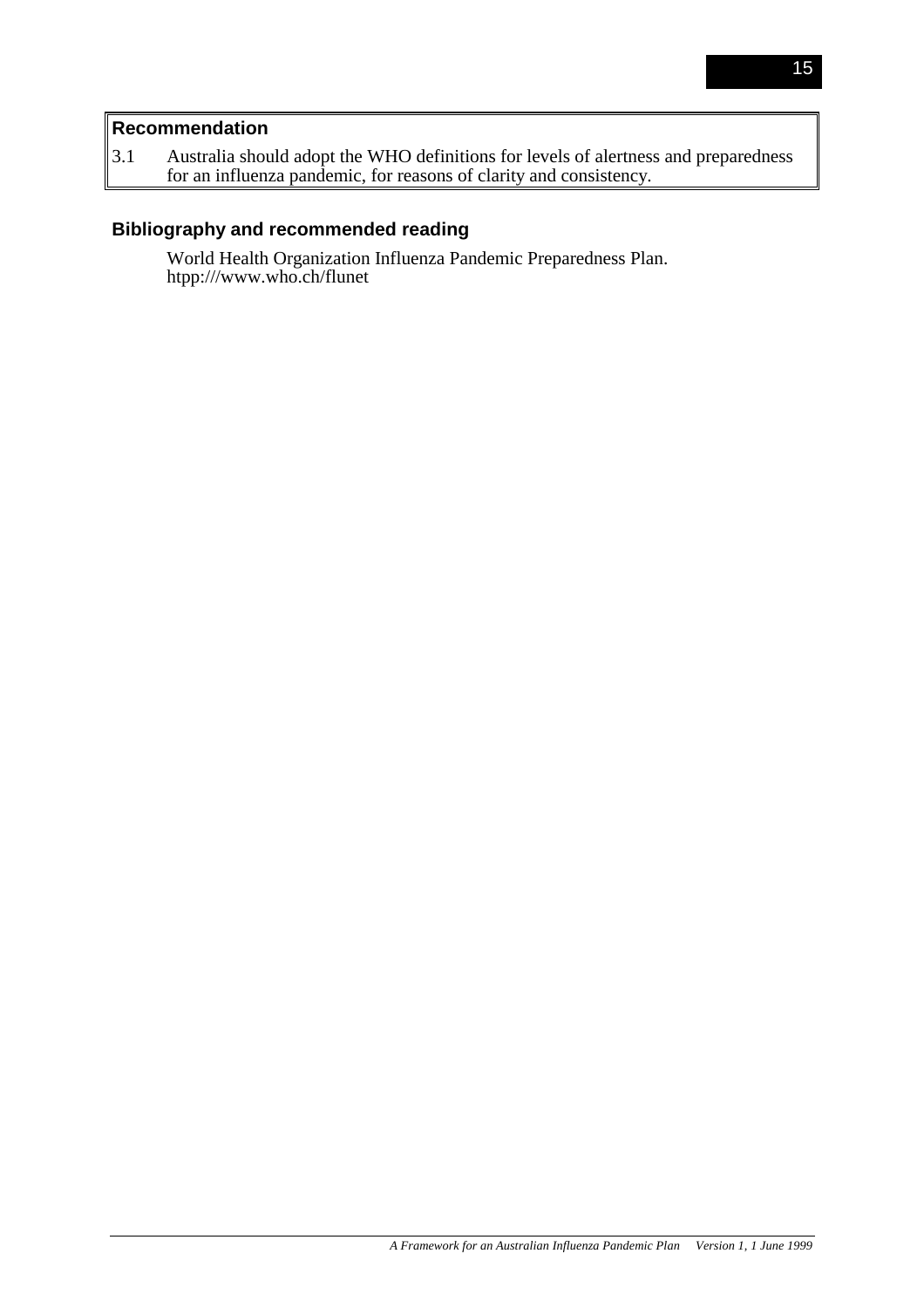**Recommendation**

3.1 Australia should adopt the WHO definitions for levels of alertness and preparedness for an influenza pandemic, for reasons of clarity and consistency.

## Bibliography and recommended reading

World Health Organization Influenza Pandemic Preparedness Plan. htpp:///www.who.ch/flunet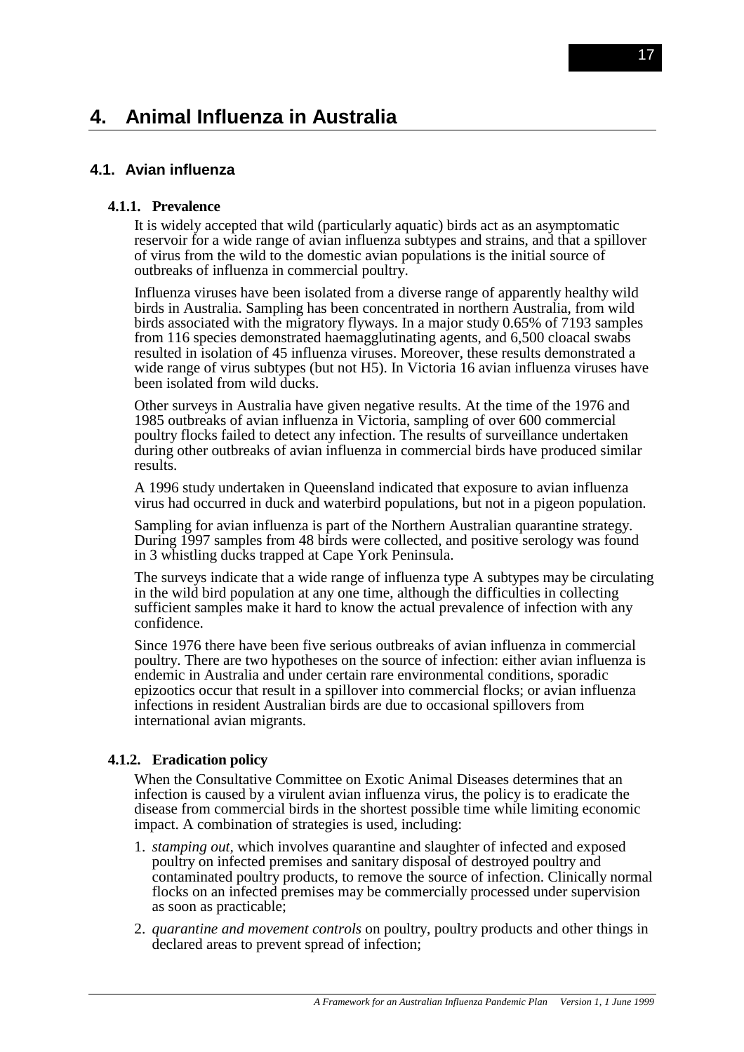# 4. Animal Influenza in Australia

## 4.1. Avian influenza

### 4.1.1. Prevalence

It is widely accepted that wild (particularly aquatic) birds act as an asymptomatic reservoir for a wide range of avian influenza subtypes and strains, and that a spillover of virus from the wild to the domestic avian populations is the initial source of outbreaks of influenza in commercial poultry.

Influenza viruses have been isolated from a diverse range of apparently healthy wild birds in Australia. Sampling has been concentrated in northern Australia, from wild birds associated with the migratory flyways. In a major study 0.65% of 7193 samples from 116 species demonstrated haemagglutinating agents, and 6,500 cloacal swabs resulted in isolation of 45 influenza viruses. Moreover, these results demonstrated a wide range of virus subtypes (but not H5). In Victoria 16 avian influenza viruses have been isolated from wild ducks.

Other surveys in Australia have given negative results. At the time of the 1976 and 1985 outbreaks of avian influenza in Victoria, sampling of over 600 commercial poultry flocks failed to detect any infection. The results of surveillance undertaken during other outbreaks of avian influenza in commercial birds have produced similar results.

A 1996 study undertaken in Queensland indicated that exposure to avian influenza virus had occurred in duck and waterbird populations, but not in a pigeon population.

Sampling for avian influenza is part of the Northern Australian quarantine strategy. During 1997 samples from 48 birds were collected, and positive serology was found in 3 whistling ducks trapped at Cape York Peninsula.

The surveys indicate that a wide range of influenza type A subtypes may be circulating in the wild bird population at any one time, although the difficulties in collecting sufficient samples make it hard to know the actual prevalence of infection with any confidence.

Since 1976 there have been five serious outbreaks of avian influenza in commercial poultry. There are two hypotheses on the source of infection: either avian influenza is endemic in Australia and under certain rare environmental conditions, sporadic epizootics occur that result in a spillover into commercial flocks; or avian influenza infections in resident Australian birds are due to occasional spillovers from international avian migrants.

### 4.1.2. Eradication policy

When the Consultative Committee on Exotic Animal Diseases determines that an infection is caused by a virulent avian influenza virus, the policy is to eradicate the disease from commercial birds in the shortest possible time while limiting economic impact. A combination of strategies is used, including:

1. *stamping out,* which involves quarantine and slaughter of infected and exposed poultry on infected premises and sanitary disposal of destroyed poultry and contaminated poultry products, to remove the source of infection. Clinically normal flocks on an infected premises may be commercially processed under supervision as soon as practicable;
2. *quarantine and movement controls* on poultry, poultry products and other things in declared areas to prevent spread of infection;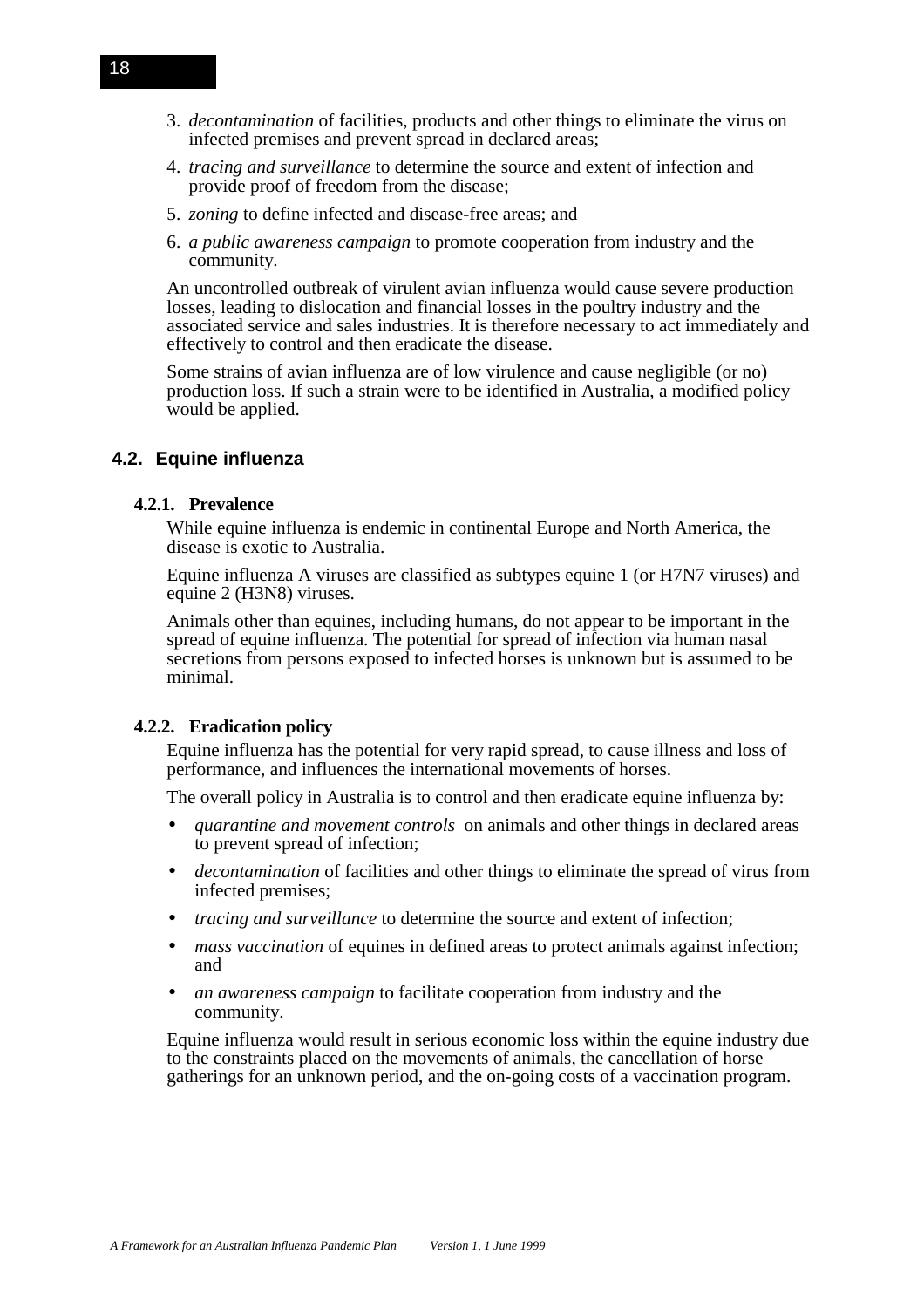3. *decontamination* of facilities, products and other things to eliminate the virus on infected premises and prevent spread in declared areas;
4. *tracing and surveillance* to determine the source and extent of infection and provide proof of freedom from the disease;
5. *zoning* to define infected and disease-free areas; and
6. *a public awareness campaign* to promote cooperation from industry and the community.

An uncontrolled outbreak of virulent avian influenza would cause severe production losses, leading to dislocation and financial losses in the poultry industry and the associated service and sales industries. It is therefore necessary to act immediately and effectively to control and then eradicate the disease.

Some strains of avian influenza are of low virulence and cause negligible (or no) production loss. If such a strain were to be identified in Australia, a modified policy would be applied.

## 4.2. Equine influenza

### 4.2.1. Prevalence

While equine influenza is endemic in continental Europe and North America, the disease is exotic to Australia.

Equine influenza A viruses are classified as subtypes equine 1 (or H7N7 viruses) and equine 2 (H3N8) viruses.

Animals other than equines, including humans, do not appear to be important in the spread of equine influenza. The potential for spread of infection via human nasal secretions from persons exposed to infected horses is unknown but is assumed to be minimal.

### 4.2.2. Eradication policy

Equine influenza has the potential for very rapid spread, to cause illness and loss of performance, and influences the international movements of horses.

The overall policy in Australia is to control and then eradicate equine influenza by:

- *quarantine and movement controls* on animals and other things in declared areas to prevent spread of infection;
- *decontamination* of facilities and other things to eliminate the spread of virus from infected premises;
- *tracing and surveillance* to determine the source and extent of infection;
- *mass vaccination* of equines in defined areas to protect animals against infection; and
- *an awareness campaign* to facilitate cooperation from industry and the community.

Equine influenza would result in serious economic loss within the equine industry due to the constraints placed on the movements of animals, the cancellation of horse gatherings for an unknown period, and the on-going costs of a vaccination program.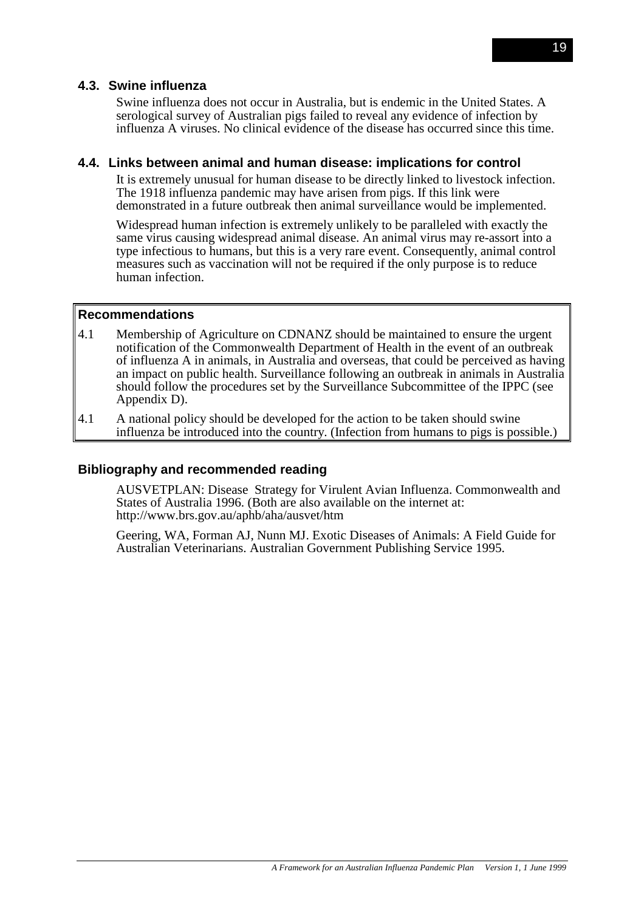### 4.3. Swine influenza

Swine influenza does not occur in Australia, but is endemic in the United States. A serological survey of Australian pigs failed to reveal any evidence of infection by influenza A viruses. No clinical evidence of the disease has occurred since this time.

### 4.4. Links between animal and human disease: implications for control

It is extremely unusual for human disease to be directly linked to livestock infection. The 1918 influenza pandemic may have arisen from pigs. If this link were demonstrated in a future outbreak then animal surveillance would be implemented.

Widespread human infection is extremely unlikely to be paralleled with exactly the same virus causing widespread animal disease. An animal virus may re-assort into a type infectious to humans, but this is a very rare event. Consequently, animal control measures such as vaccination will not be required if the only purpose is to reduce human infection.

**Recommendations**

4.1 Membership of Agriculture on CDNANZ should be maintained to ensure the urgent notification of the Commonwealth Department of Health in the event of an outbreak of influenza A in animals, in Australia and overseas, that could be perceived as having an impact on public health. Surveillance following an outbreak in animals in Australia should follow the procedures set by the Surveillance Subcommittee of the IPPC (see Appendix D).

4.1 A national policy should be developed for the action to be taken should swine influenza be introduced into the country. (Infection from humans to pigs is possible.)

### Bibliography and recommended reading

AUSVETPLAN: Disease Strategy for Virulent Avian Influenza. Commonwealth and States of Australia 1996. (Both are also available on the internet at: http://www.brs.gov.au/aphb/aha/ausvet/htm

Geering, WA, Forman AJ, Nunn MJ. Exotic Diseases of Animals: A Field Guide for Australian Veterinarians. Australian Government Publishing Service 1995.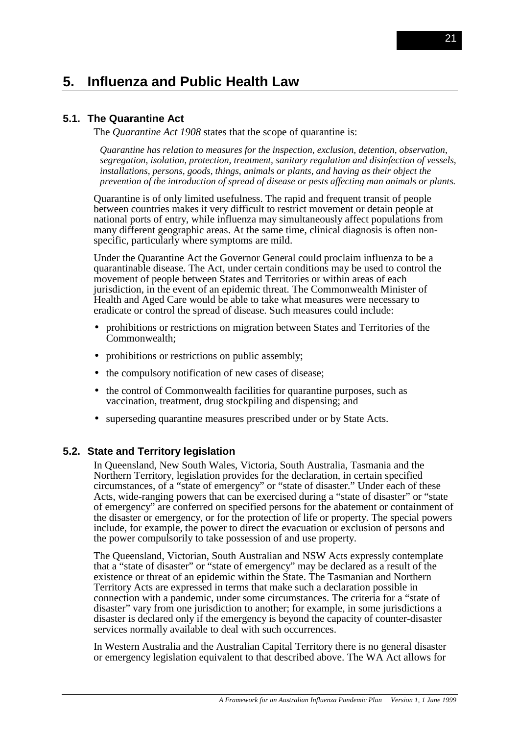# 5. Influenza and Public Health Law

## 5.1. The Quarantine Act

The *Quarantine Act 1908* states that the scope of quarantine is:

> *Quarantine has relation to measures for the inspection, exclusion, detention, observation, segregation, isolation, protection, treatment, sanitary regulation and disinfection of vessels, installations, persons, goods, things, animals or plants, and having as their object the prevention of the introduction of spread of disease or pests affecting man animals or plants.*

Quarantine is of only limited usefulness. The rapid and frequent transit of people between countries makes it very difficult to restrict movement or detain people at national ports of entry, while influenza may simultaneously affect populations from many different geographic areas. At the same time, clinical diagnosis is often non-specific, particularly where symptoms are mild.

Under the Quarantine Act the Governor General could proclaim influenza to be a quarantinable disease. The Act, under certain conditions may be used to control the movement of people between States and Territories or within areas of each jurisdiction, in the event of an epidemic threat. The Commonwealth Minister of Health and Aged Care would be able to take what measures were necessary to eradicate or control the spread of disease. Such measures could include:

- prohibitions or restrictions on migration between States and Territories of the Commonwealth;
- prohibitions or restrictions on public assembly;
- the compulsory notification of new cases of disease;
- the control of Commonwealth facilities for quarantine purposes, such as vaccination, treatment, drug stockpiling and dispensing; and
- superseding quarantine measures prescribed under or by State Acts.

## 5.2. State and Territory legislation

In Queensland, New South Wales, Victoria, South Australia, Tasmania and the Northern Territory, legislation provides for the declaration, in certain specified circumstances, of a "state of emergency" or "state of disaster." Under each of these Acts, wide-ranging powers that can be exercised during a "state of disaster" or "state of emergency" are conferred on specified persons for the abatement or containment of the disaster or emergency, or for the protection of life or property. The special powers include, for example, the power to direct the evacuation or exclusion of persons and the power compulsorily to take possession of and use property.

The Queensland, Victorian, South Australian and NSW Acts expressly contemplate that a "state of disaster" or "state of emergency" may be declared as a result of the existence or threat of an epidemic within the State. The Tasmanian and Northern Territory Acts are expressed in terms that make such a declaration possible in connection with a pandemic, under some circumstances. The criteria for a "state of disaster" vary from one jurisdiction to another; for example, in some jurisdictions a disaster is declared only if the emergency is beyond the capacity of counter-disaster services normally available to deal with such occurrences.

In Western Australia and the Australian Capital Territory there is no general disaster or emergency legislation equivalent to that described above. The WA Act allows for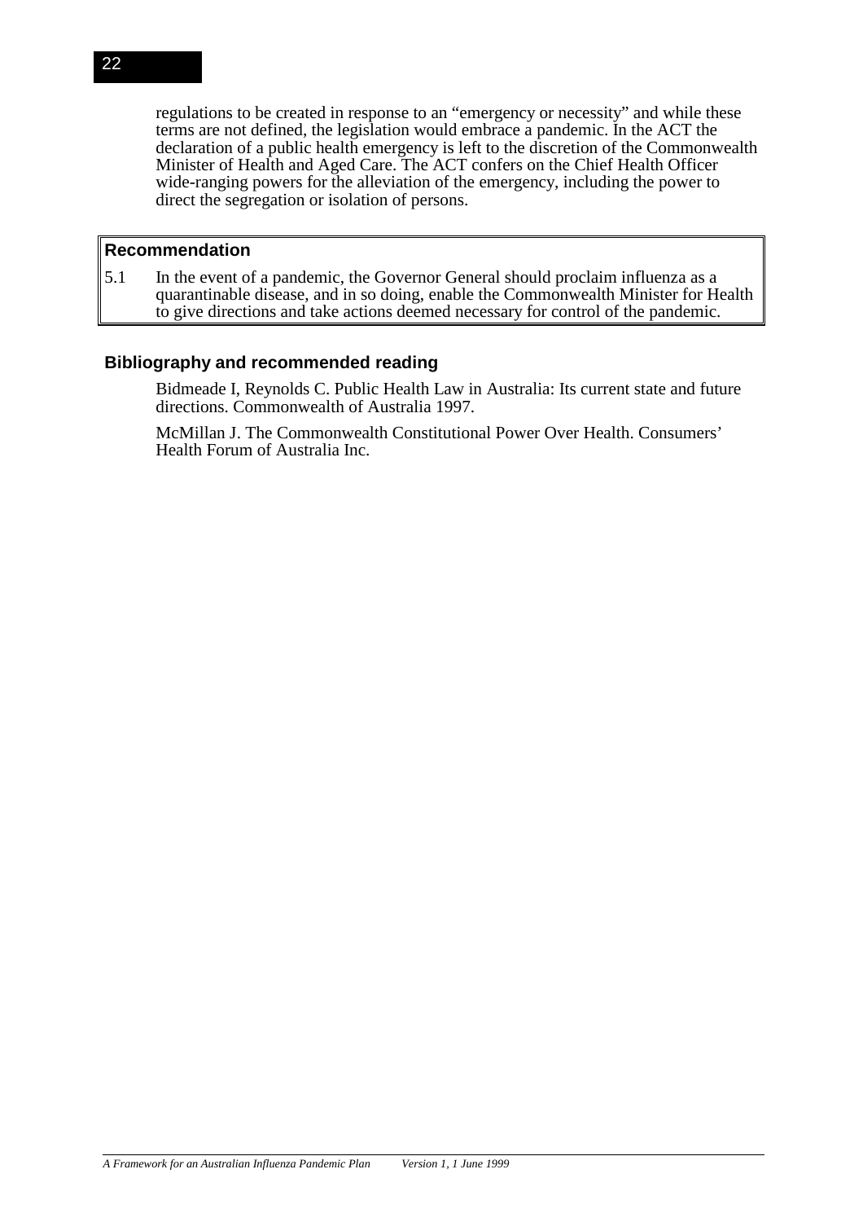regulations to be created in response to an "emergency or necessity" and while these terms are not defined, the legislation would embrace a pandemic. In the ACT the declaration of a public health emergency is left to the discretion of the Commonwealth Minister of Health and Aged Care. The ACT confers on the Chief Health Officer wide-ranging powers for the alleviation of the emergency, including the power to direct the segregation or isolation of persons.

**Recommendation**

5.1 In the event of a pandemic, the Governor General should proclaim influenza as a quarantinable disease, and in so doing, enable the Commonwealth Minister for Health to give directions and take actions deemed necessary for control of the pandemic.

## Bibliography and recommended reading

Bidmeade I, Reynolds C. Public Health Law in Australia: Its current state and future directions. Commonwealth of Australia 1997.

McMillan J. The Commonwealth Constitutional Power Over Health. Consumers' Health Forum of Australia Inc.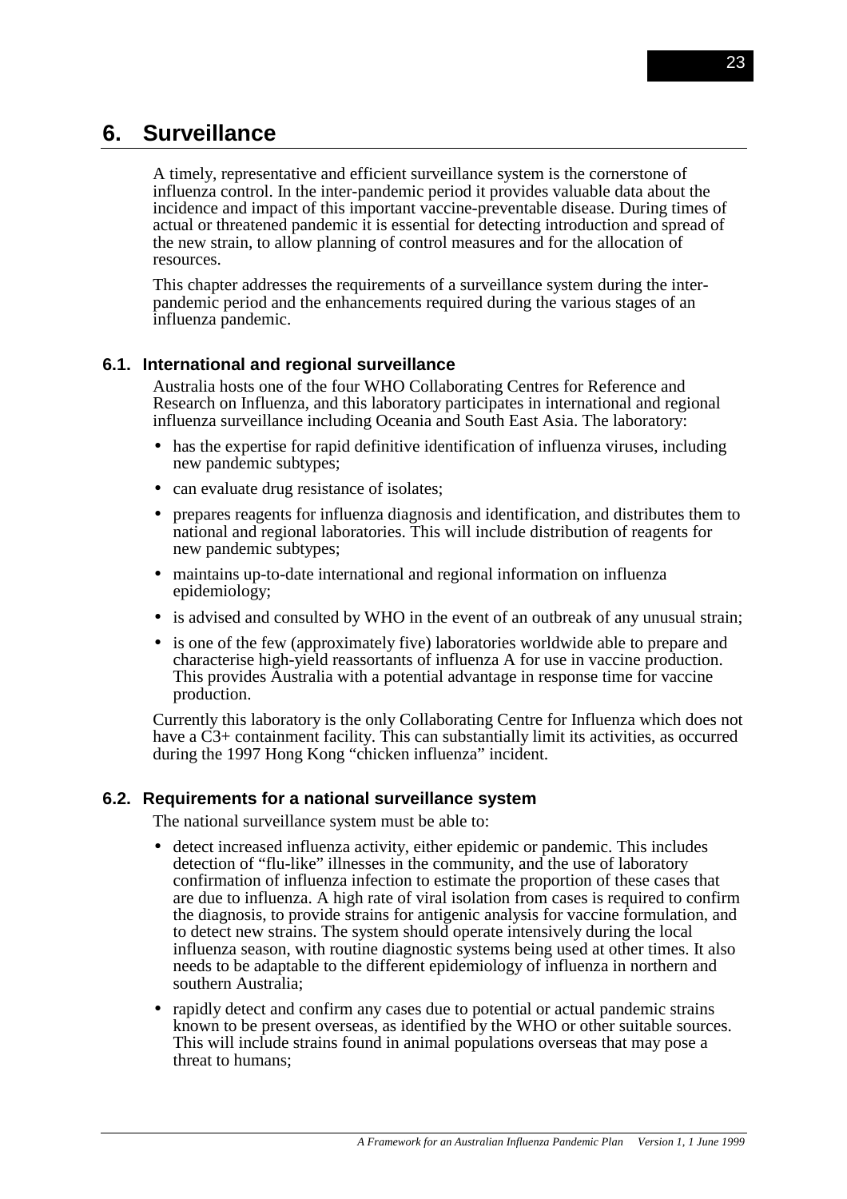# 6. Surveillance

A timely, representative and efficient surveillance system is the cornerstone of influenza control. In the inter-pandemic period it provides valuable data about the incidence and impact of this important vaccine-preventable disease. During times of actual or threatened pandemic it is essential for detecting introduction and spread of the new strain, to allow planning of control measures and for the allocation of resources.

This chapter addresses the requirements of a surveillance system during the inter-pandemic period and the enhancements required during the various stages of an influenza pandemic.

## 6.1. International and regional surveillance

Australia hosts one of the four WHO Collaborating Centres for Reference and Research on Influenza, and this laboratory participates in international and regional influenza surveillance including Oceania and South East Asia. The laboratory:

- has the expertise for rapid definitive identification of influenza viruses, including new pandemic subtypes;
- can evaluate drug resistance of isolates;
- prepares reagents for influenza diagnosis and identification, and distributes them to national and regional laboratories. This will include distribution of reagents for new pandemic subtypes;
- maintains up-to-date international and regional information on influenza epidemiology;
- is advised and consulted by WHO in the event of an outbreak of any unusual strain;
- is one of the few (approximately five) laboratories worldwide able to prepare and characterise high-yield reassortants of influenza A for use in vaccine production. This provides Australia with a potential advantage in response time for vaccine production.

Currently this laboratory is the only Collaborating Centre for Influenza which does not have a C3+ containment facility. This can substantially limit its activities, as occurred during the 1997 Hong Kong "chicken influenza" incident.

## 6.2. Requirements for a national surveillance system

The national surveillance system must be able to:

- detect increased influenza activity, either epidemic or pandemic. This includes detection of "flu-like" illnesses in the community, and the use of laboratory confirmation of influenza infection to estimate the proportion of these cases that are due to influenza. A high rate of viral isolation from cases is required to confirm the diagnosis, to provide strains for antigenic analysis for vaccine formulation, and to detect new strains. The system should operate intensively during the local influenza season, with routine diagnostic systems being used at other times. It also needs to be adaptable to the different epidemiology of influenza in northern and southern Australia;
- rapidly detect and confirm any cases due to potential or actual pandemic strains known to be present overseas, as identified by the WHO or other suitable sources. This will include strains found in animal populations overseas that may pose a threat to humans;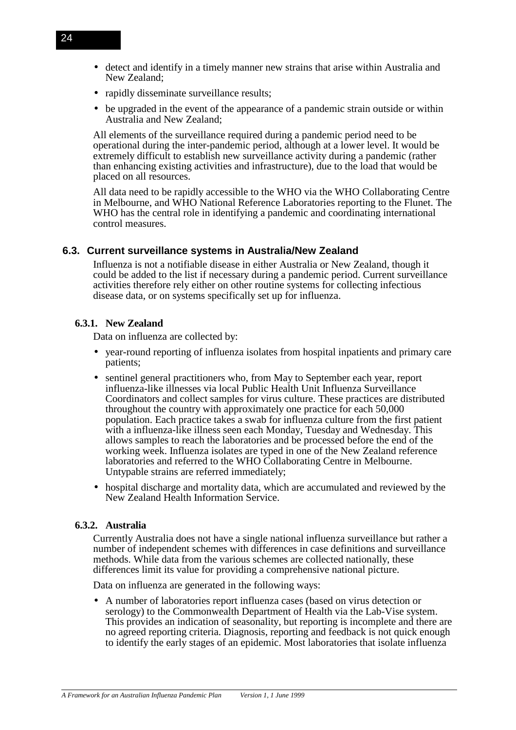- detect and identify in a timely manner new strains that arise within Australia and New Zealand;
- rapidly disseminate surveillance results;
- be upgraded in the event of the appearance of a pandemic strain outside or within Australia and New Zealand;

All elements of the surveillance required during a pandemic period need to be operational during the inter-pandemic period, although at a lower level. It would be extremely difficult to establish new surveillance activity during a pandemic (rather than enhancing existing activities and infrastructure), due to the load that would be placed on all resources.

All data need to be rapidly accessible to the WHO via the WHO Collaborating Centre in Melbourne, and WHO National Reference Laboratories reporting to the Flunet. The WHO has the central role in identifying a pandemic and coordinating international control measures.

## 6.3. Current surveillance systems in Australia/New Zealand

Influenza is not a notifiable disease in either Australia or New Zealand, though it could be added to the list if necessary during a pandemic period. Current surveillance activities therefore rely either on other routine systems for collecting infectious disease data, or on systems specifically set up for influenza.

### 6.3.1. New Zealand

Data on influenza are collected by:

- year-round reporting of influenza isolates from hospital inpatients and primary care patients;
- sentinel general practitioners who, from May to September each year, report influenza-like illnesses via local Public Health Unit Influenza Surveillance Coordinators and collect samples for virus culture. These practices are distributed throughout the country with approximately one practice for each 50,000 population. Each practice takes a swab for influenza culture from the first patient with a influenza-like illness seen each Monday, Tuesday and Wednesday. This allows samples to reach the laboratories and be processed before the end of the working week. Influenza isolates are typed in one of the New Zealand reference laboratories and referred to the WHO Collaborating Centre in Melbourne. Untypable strains are referred immediately;
- hospital discharge and mortality data, which are accumulated and reviewed by the New Zealand Health Information Service.

### 6.3.2. Australia

Currently Australia does not have a single national influenza surveillance but rather a number of independent schemes with differences in case definitions and surveillance methods. While data from the various schemes are collected nationally, these differences limit its value for providing a comprehensive national picture.

Data on influenza are generated in the following ways:

- A number of laboratories report influenza cases (based on virus detection or serology) to the Commonwealth Department of Health via the Lab-Vise system. This provides an indication of seasonality, but reporting is incomplete and there are no agreed reporting criteria. Diagnosis, reporting and feedback is not quick enough to identify the early stages of an epidemic. Most laboratories that isolate influenza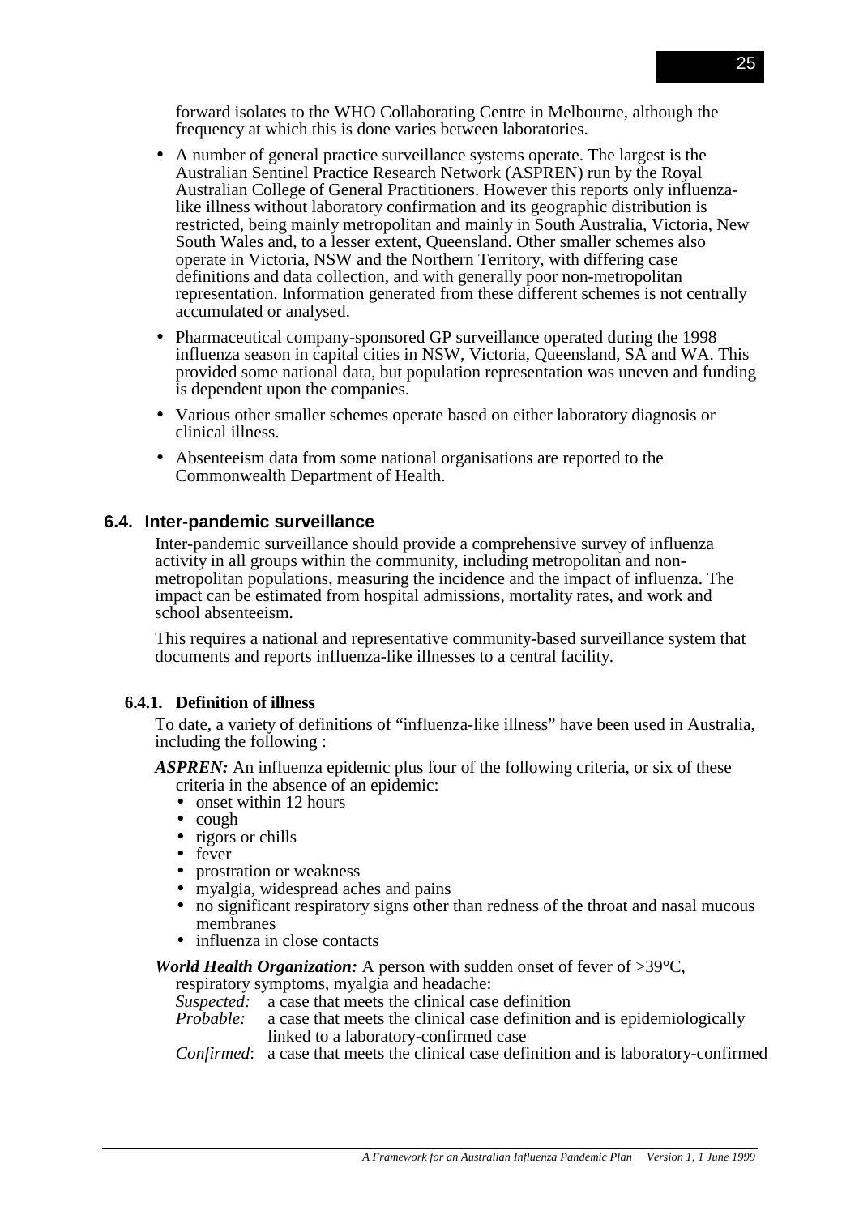forward isolates to the WHO Collaborating Centre in Melbourne, although the frequency at which this is done varies between laboratories.

- A number of general practice surveillance systems operate. The largest is the Australian Sentinel Practice Research Network (ASPREN) run by the Royal Australian College of General Practitioners. However this reports only influenza-like illness without laboratory confirmation and its geographic distribution is restricted, being mainly metropolitan and mainly in South Australia, Victoria, New South Wales and, to a lesser extent, Queensland. Other smaller schemes also operate in Victoria, NSW and the Northern Territory, with differing case definitions and data collection, and with generally poor non-metropolitan representation. Information generated from these different schemes is not centrally accumulated or analysed.
- Pharmaceutical company-sponsored GP surveillance operated during the 1998 influenza season in capital cities in NSW, Victoria, Queensland, SA and WA. This provided some national data, but population representation was uneven and funding is dependent upon the companies.
- Various other smaller schemes operate based on either laboratory diagnosis or clinical illness.
- Absenteeism data from some national organisations are reported to the Commonwealth Department of Health.

## 6.4. Inter-pandemic surveillance

Inter-pandemic surveillance should provide a comprehensive survey of influenza activity in all groups within the community, including metropolitan and non-metropolitan populations, measuring the incidence and the impact of influenza. The impact can be estimated from hospital admissions, mortality rates, and work and school absenteeism.

This requires a national and representative community-based surveillance system that documents and reports influenza-like illnesses to a central facility.

### 6.4.1. Definition of illness

To date, a variety of definitions of "influenza-like illness" have been used in Australia, including the following :

***ASPREN:*** An influenza epidemic plus four of the following criteria, or six of these criteria in the absence of an epidemic:

- onset within 12 hours
- cough
- rigors or chills
- fever
- prostration or weakness
- myalgia, widespread aches and pains
- no significant respiratory signs other than redness of the throat and nasal mucous membranes
- influenza in close contacts

***World Health Organization:*** A person with sudden onset of fever of >39°C, respiratory symptoms, myalgia and headache:

*Suspected:* a case that meets the clinical case definition
*Probable:* a case that meets the clinical case definition and is epidemiologically linked to a laboratory-confirmed case
*Confirmed*: a case that meets the clinical case definition and is laboratory-confirmed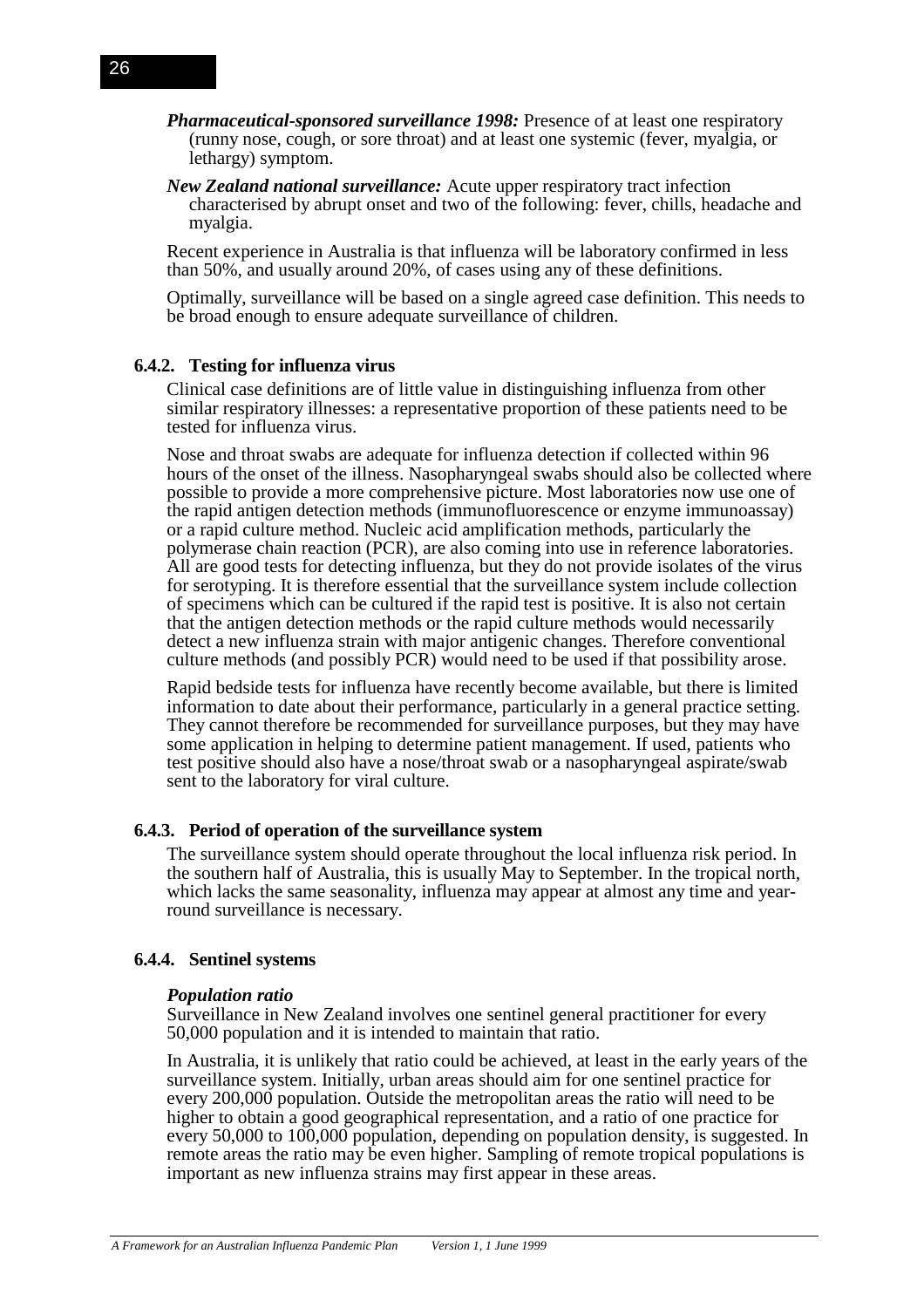***Pharmaceutical-sponsored surveillance 1998:*** Presence of at least one respiratory (runny nose, cough, or sore throat) and at least one systemic (fever, myalgia, or lethargy) symptom.

***New Zealand national surveillance:*** Acute upper respiratory tract infection characterised by abrupt onset and two of the following: fever, chills, headache and myalgia.

Recent experience in Australia is that influenza will be laboratory confirmed in less than 50%, and usually around 20%, of cases using any of these definitions.

Optimally, surveillance will be based on a single agreed case definition. This needs to be broad enough to ensure adequate surveillance of children.

### 6.4.2. Testing for influenza virus

Clinical case definitions are of little value in distinguishing influenza from other similar respiratory illnesses: a representative proportion of these patients need to be tested for influenza virus.

Nose and throat swabs are adequate for influenza detection if collected within 96 hours of the onset of the illness. Nasopharyngeal swabs should also be collected where possible to provide a more comprehensive picture. Most laboratories now use one of the rapid antigen detection methods (immunofluorescence or enzyme immunoassay) or a rapid culture method. Nucleic acid amplification methods, particularly the polymerase chain reaction (PCR), are also coming into use in reference laboratories. All are good tests for detecting influenza, but they do not provide isolates of the virus for serotyping. It is therefore essential that the surveillance system include collection of specimens which can be cultured if the rapid test is positive. It is also not certain that the antigen detection methods or the rapid culture methods would necessarily detect a new influenza strain with major antigenic changes. Therefore conventional culture methods (and possibly PCR) would need to be used if that possibility arose.

Rapid bedside tests for influenza have recently become available, but there is limited information to date about their performance, particularly in a general practice setting. They cannot therefore be recommended for surveillance purposes, but they may have some application in helping to determine patient management. If used, patients who test positive should also have a nose/throat swab or a nasopharyngeal aspirate/swab sent to the laboratory for viral culture.

### 6.4.3. Period of operation of the surveillance system

The surveillance system should operate throughout the local influenza risk period. In the southern half of Australia, this is usually May to September. In the tropical north, which lacks the same seasonality, influenza may appear at almost any time and year-round surveillance is necessary.

### 6.4.4. Sentinel systems

***Population ratio***

Surveillance in New Zealand involves one sentinel general practitioner for every 50,000 population and it is intended to maintain that ratio.

In Australia, it is unlikely that ratio could be achieved, at least in the early years of the surveillance system. Initially, urban areas should aim for one sentinel practice for every 200,000 population. Outside the metropolitan areas the ratio will need to be higher to obtain a good geographical representation, and a ratio of one practice for every 50,000 to 100,000 population, depending on population density, is suggested. In remote areas the ratio may be even higher. Sampling of remote tropical populations is important as new influenza strains may first appear in these areas.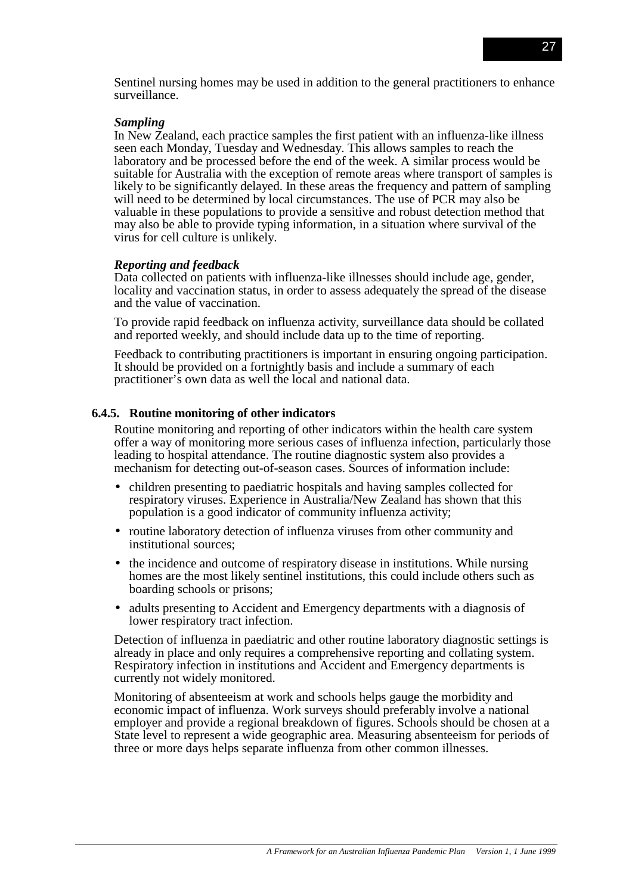Sentinel nursing homes may be used in addition to the general practitioners to enhance surveillance.

***Sampling***

In New Zealand, each practice samples the first patient with an influenza-like illness seen each Monday, Tuesday and Wednesday. This allows samples to reach the laboratory and be processed before the end of the week. A similar process would be suitable for Australia with the exception of remote areas where transport of samples is likely to be significantly delayed. In these areas the frequency and pattern of sampling will need to be determined by local circumstances. The use of PCR may also be valuable in these populations to provide a sensitive and robust detection method that may also be able to provide typing information, in a situation where survival of the virus for cell culture is unlikely.

***Reporting and feedback***

Data collected on patients with influenza-like illnesses should include age, gender, locality and vaccination status, in order to assess adequately the spread of the disease and the value of vaccination.

To provide rapid feedback on influenza activity, surveillance data should be collated and reported weekly, and should include data up to the time of reporting.

Feedback to contributing practitioners is important in ensuring ongoing participation. It should be provided on a fortnightly basis and include a summary of each practitioner's own data as well the local and national data.

### 6.4.5. Routine monitoring of other indicators

Routine monitoring and reporting of other indicators within the health care system offer a way of monitoring more serious cases of influenza infection, particularly those leading to hospital attendance. The routine diagnostic system also provides a mechanism for detecting out-of-season cases. Sources of information include:

- children presenting to paediatric hospitals and having samples collected for respiratory viruses. Experience in Australia/New Zealand has shown that this population is a good indicator of community influenza activity;
- routine laboratory detection of influenza viruses from other community and institutional sources;
- the incidence and outcome of respiratory disease in institutions. While nursing homes are the most likely sentinel institutions, this could include others such as boarding schools or prisons;
- adults presenting to Accident and Emergency departments with a diagnosis of lower respiratory tract infection.

Detection of influenza in paediatric and other routine laboratory diagnostic settings is already in place and only requires a comprehensive reporting and collating system. Respiratory infection in institutions and Accident and Emergency departments is currently not widely monitored.

Monitoring of absenteeism at work and schools helps gauge the morbidity and economic impact of influenza. Work surveys should preferably involve a national employer and provide a regional breakdown of figures. Schools should be chosen at a State level to represent a wide geographic area. Measuring absenteeism for periods of three or more days helps separate influenza from other common illnesses.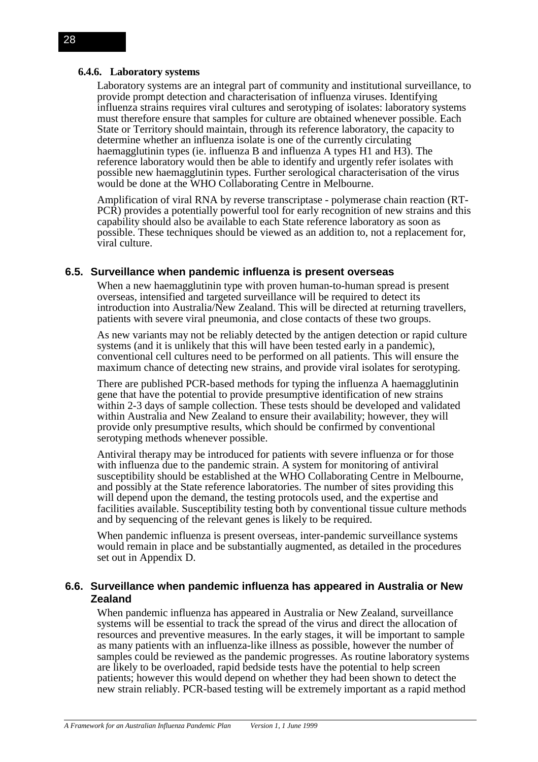#### 6.4.6. Laboratory systems

Laboratory systems are an integral part of community and institutional surveillance, to provide prompt detection and characterisation of influenza viruses. Identifying influenza strains requires viral cultures and serotyping of isolates: laboratory systems must therefore ensure that samples for culture are obtained whenever possible. Each State or Territory should maintain, through its reference laboratory, the capacity to determine whether an influenza isolate is one of the currently circulating haemagglutinin types (ie. influenza B and influenza A types H1 and H3). The reference laboratory would then be able to identify and urgently refer isolates with possible new haemagglutinin types. Further serological characterisation of the virus would be done at the WHO Collaborating Centre in Melbourne.

Amplification of viral RNA by reverse transcriptase - polymerase chain reaction (RT-PCR) provides a potentially powerful tool for early recognition of new strains and this capability should also be available to each State reference laboratory as soon as possible. These techniques should be viewed as an addition to, not a replacement for, viral culture.

### 6.5. Surveillance when pandemic influenza is present overseas

When a new haemagglutinin type with proven human-to-human spread is present overseas, intensified and targeted surveillance will be required to detect its introduction into Australia/New Zealand. This will be directed at returning travellers, patients with severe viral pneumonia, and close contacts of these two groups.

As new variants may not be reliably detected by the antigen detection or rapid culture systems (and it is unlikely that this will have been tested early in a pandemic), conventional cell cultures need to be performed on all patients. This will ensure the maximum chance of detecting new strains, and provide viral isolates for serotyping.

There are published PCR-based methods for typing the influenza A haemagglutinin gene that have the potential to provide presumptive identification of new strains within 2-3 days of sample collection. These tests should be developed and validated within Australia and New Zealand to ensure their availability; however, they will provide only presumptive results, which should be confirmed by conventional serotyping methods whenever possible.

Antiviral therapy may be introduced for patients with severe influenza or for those with influenza due to the pandemic strain. A system for monitoring of antiviral susceptibility should be established at the WHO Collaborating Centre in Melbourne, and possibly at the State reference laboratories. The number of sites providing this will depend upon the demand, the testing protocols used, and the expertise and facilities available. Susceptibility testing both by conventional tissue culture methods and by sequencing of the relevant genes is likely to be required.

When pandemic influenza is present overseas, inter-pandemic surveillance systems would remain in place and be substantially augmented, as detailed in the procedures set out in Appendix D.

### 6.6. Surveillance when pandemic influenza has appeared in Australia or New Zealand

When pandemic influenza has appeared in Australia or New Zealand, surveillance systems will be essential to track the spread of the virus and direct the allocation of resources and preventive measures. In the early stages, it will be important to sample as many patients with an influenza-like illness as possible, however the number of samples could be reviewed as the pandemic progresses. As routine laboratory systems are likely to be overloaded, rapid bedside tests have the potential to help screen patients; however this would depend on whether they had been shown to detect the new strain reliably. PCR-based testing will be extremely important as a rapid method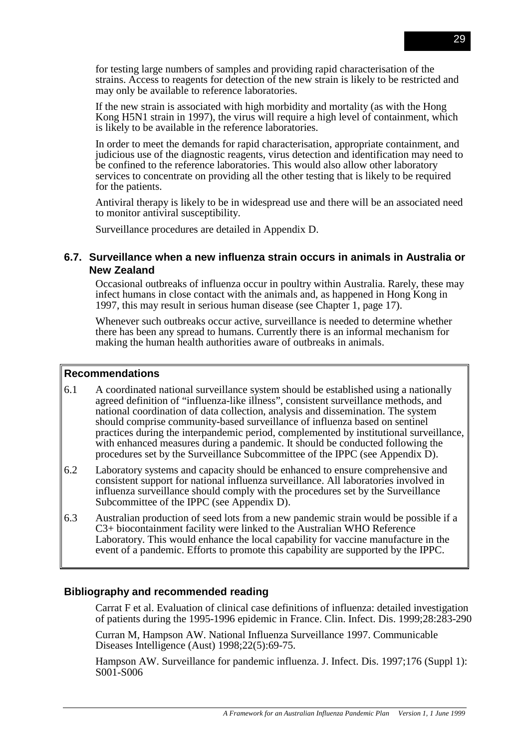for testing large numbers of samples and providing rapid characterisation of the strains. Access to reagents for detection of the new strain is likely to be restricted and may only be available to reference laboratories.

If the new strain is associated with high morbidity and mortality (as with the Hong Kong H5N1 strain in 1997), the virus will require a high level of containment, which is likely to be available in the reference laboratories.

In order to meet the demands for rapid characterisation, appropriate containment, and judicious use of the diagnostic reagents, virus detection and identification may need to be confined to the reference laboratories. This would also allow other laboratory services to concentrate on providing all the other testing that is likely to be required for the patients.

Antiviral therapy is likely to be in widespread use and there will be an associated need to monitor antiviral susceptibility.

Surveillance procedures are detailed in Appendix D.

### 6.7. Surveillance when a new influenza strain occurs in animals in Australia or New Zealand

Occasional outbreaks of influenza occur in poultry within Australia. Rarely, these may infect humans in close contact with the animals and, as happened in Hong Kong in 1997, this may result in serious human disease (see Chapter 1, page 17).

Whenever such outbreaks occur active, surveillance is needed to determine whether there has been any spread to humans. Currently there is an informal mechanism for making the human health authorities aware of outbreaks in animals.

**Recommendations**

6.1 A coordinated national surveillance system should be established using a nationally agreed definition of "influenza-like illness", consistent surveillance methods, and national coordination of data collection, analysis and dissemination. The system should comprise community-based surveillance of influenza based on sentinel practices during the interpandemic period, complemented by institutional surveillance, with enhanced measures during a pandemic. It should be conducted following the procedures set by the Surveillance Subcommittee of the IPPC (see Appendix D).

6.2 Laboratory systems and capacity should be enhanced to ensure comprehensive and consistent support for national influenza surveillance. All laboratories involved in influenza surveillance should comply with the procedures set by the Surveillance Subcommittee of the IPPC (see Appendix D).

6.3 Australian production of seed lots from a new pandemic strain would be possible if a C3+ biocontainment facility were linked to the Australian WHO Reference Laboratory. This would enhance the local capability for vaccine manufacture in the event of a pandemic. Efforts to promote this capability are supported by the IPPC.

### Bibliography and recommended reading

Carrat F et al. Evaluation of clinical case definitions of influenza: detailed investigation of patients during the 1995-1996 epidemic in France. Clin. Infect. Dis. 1999;28:283-290

Curran M, Hampson AW. National Influenza Surveillance 1997. Communicable Diseases Intelligence (Aust) 1998;22(5):69-75.

Hampson AW. Surveillance for pandemic influenza. J. Infect. Dis. 1997;176 (Suppl 1): S001-S006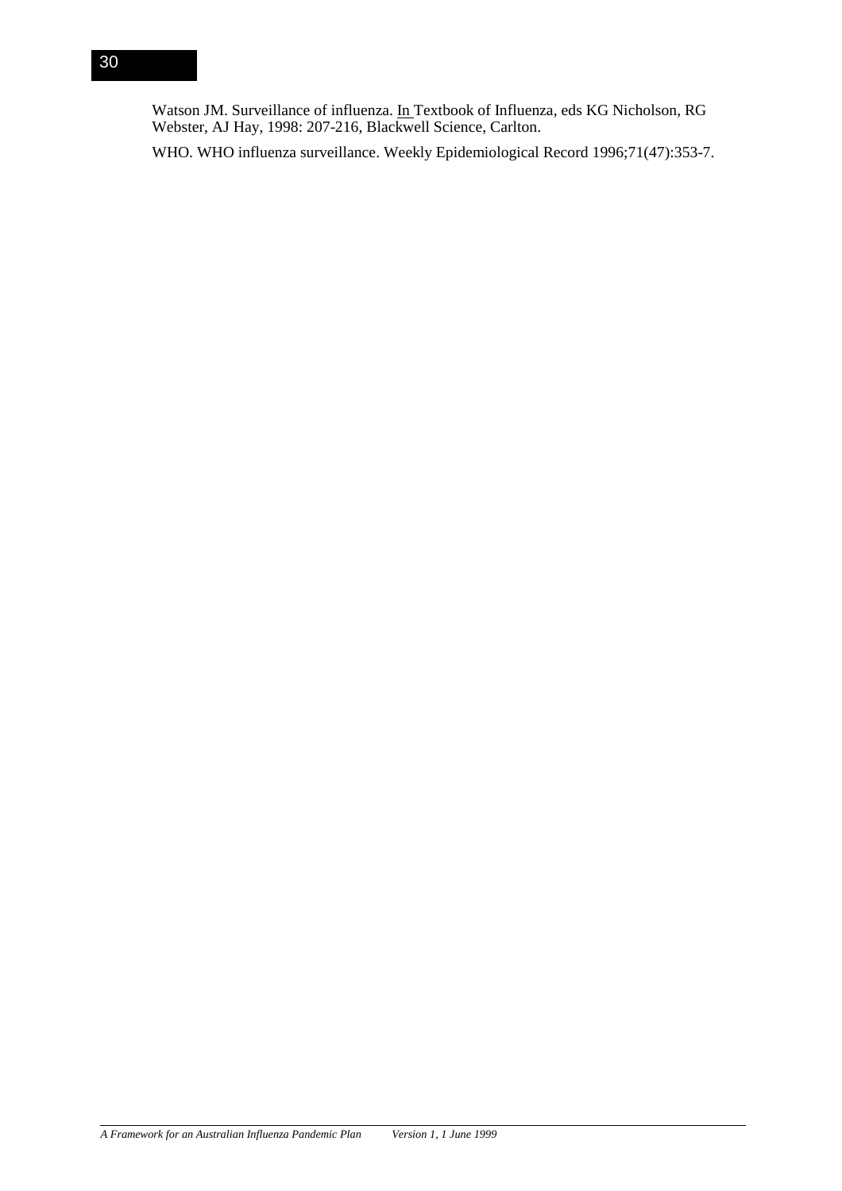Watson JM. Surveillance of influenza. In Textbook of Influenza, eds KG Nicholson, RG Webster, AJ Hay, 1998: 207-216, Blackwell Science, Carlton.

WHO. WHO influenza surveillance. Weekly Epidemiological Record 1996;71(47):353-7.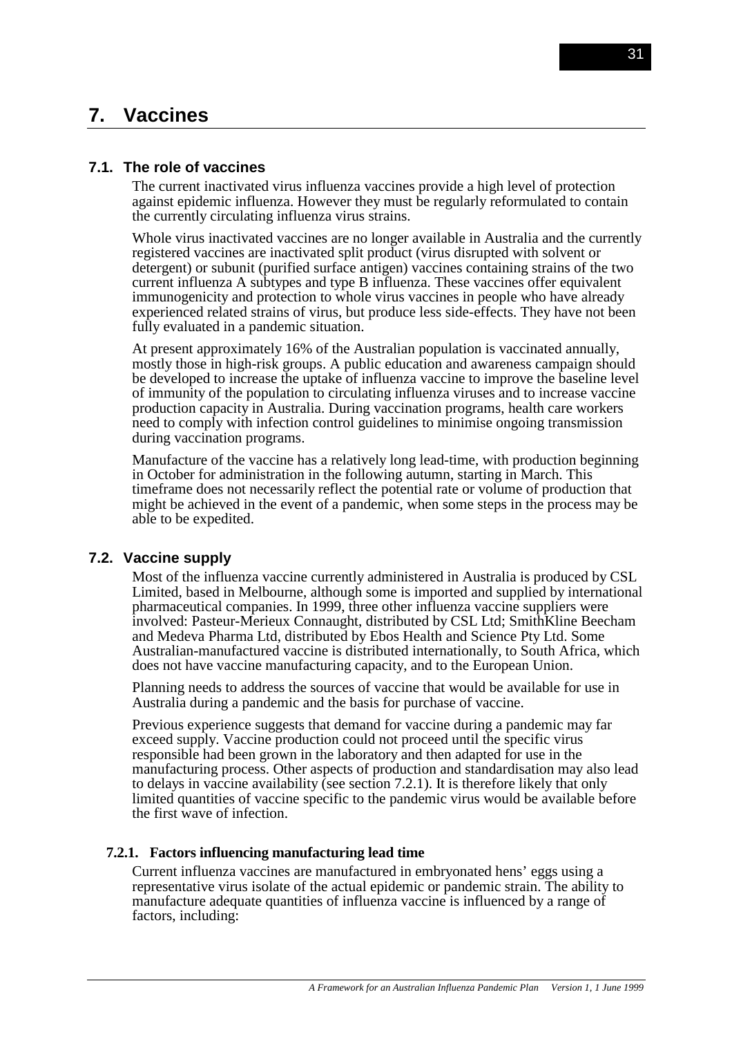# 7. Vaccines

## 7.1. The role of vaccines

The current inactivated virus influenza vaccines provide a high level of protection against epidemic influenza. However they must be regularly reformulated to contain the currently circulating influenza virus strains.

Whole virus inactivated vaccines are no longer available in Australia and the currently registered vaccines are inactivated split product (virus disrupted with solvent or detergent) or subunit (purified surface antigen) vaccines containing strains of the two current influenza A subtypes and type B influenza. These vaccines offer equivalent immunogenicity and protection to whole virus vaccines in people who have already experienced related strains of virus, but produce less side-effects. They have not been fully evaluated in a pandemic situation.

At present approximately 16% of the Australian population is vaccinated annually, mostly those in high-risk groups. A public education and awareness campaign should be developed to increase the uptake of influenza vaccine to improve the baseline level of immunity of the population to circulating influenza viruses and to increase vaccine production capacity in Australia. During vaccination programs, health care workers need to comply with infection control guidelines to minimise ongoing transmission during vaccination programs.

Manufacture of the vaccine has a relatively long lead-time, with production beginning in October for administration in the following autumn, starting in March. This timeframe does not necessarily reflect the potential rate or volume of production that might be achieved in the event of a pandemic, when some steps in the process may be able to be expedited.

## 7.2. Vaccine supply

Most of the influenza vaccine currently administered in Australia is produced by CSL Limited, based in Melbourne, although some is imported and supplied by international pharmaceutical companies. In 1999, three other influenza vaccine suppliers were involved: Pasteur-Merieux Connaught, distributed by CSL Ltd; SmithKline Beecham and Medeva Pharma Ltd, distributed by Ebos Health and Science Pty Ltd. Some Australian-manufactured vaccine is distributed internationally, to South Africa, which does not have vaccine manufacturing capacity, and to the European Union.

Planning needs to address the sources of vaccine that would be available for use in Australia during a pandemic and the basis for purchase of vaccine.

Previous experience suggests that demand for vaccine during a pandemic may far exceed supply. Vaccine production could not proceed until the specific virus responsible had been grown in the laboratory and then adapted for use in the manufacturing process. Other aspects of production and standardisation may also lead to delays in vaccine availability (see section 7.2.1). It is therefore likely that only limited quantities of vaccine specific to the pandemic virus would be available before the first wave of infection.

### 7.2.1. Factors influencing manufacturing lead time

Current influenza vaccines are manufactured in embryonated hens' eggs using a representative virus isolate of the actual epidemic or pandemic strain. The ability to manufacture adequate quantities of influenza vaccine is influenced by a range of factors, including: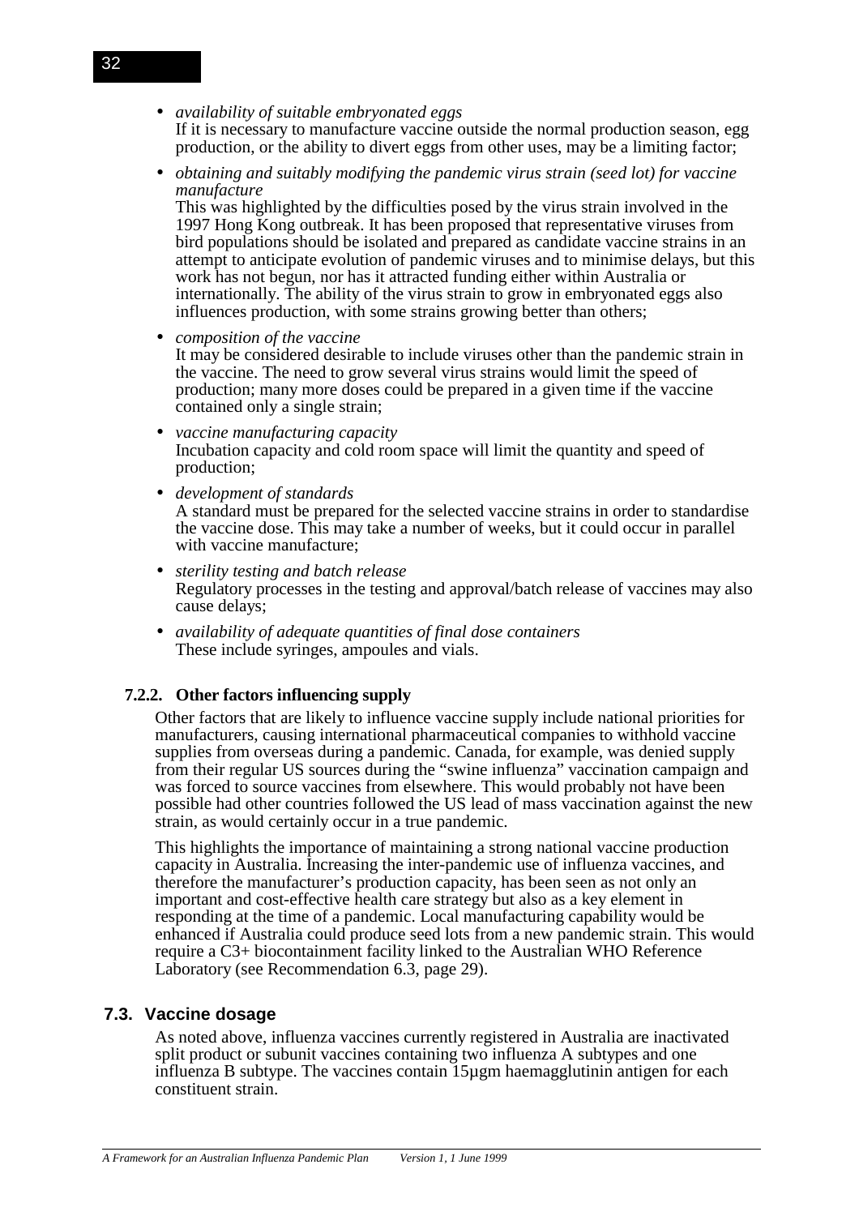- *availability of suitable embryonated eggs*
  If it is necessary to manufacture vaccine outside the normal production season, egg production, or the ability to divert eggs from other uses, may be a limiting factor;
- *obtaining and suitably modifying the pandemic virus strain (seed lot) for vaccine manufacture*
  This was highlighted by the difficulties posed by the virus strain involved in the 1997 Hong Kong outbreak. It has been proposed that representative viruses from bird populations should be isolated and prepared as candidate vaccine strains in an attempt to anticipate evolution of pandemic viruses and to minimise delays, but this work has not begun, nor has it attracted funding either within Australia or internationally. The ability of the virus strain to grow in embryonated eggs also influences production, with some strains growing better than others;
- *composition of the vaccine*
  It may be considered desirable to include viruses other than the pandemic strain in the vaccine. The need to grow several virus strains would limit the speed of production; many more doses could be prepared in a given time if the vaccine contained only a single strain;
- *vaccine manufacturing capacity*
  Incubation capacity and cold room space will limit the quantity and speed of production;
- *development of standards*
  A standard must be prepared for the selected vaccine strains in order to standardise the vaccine dose. This may take a number of weeks, but it could occur in parallel with vaccine manufacture;
- *sterility testing and batch release*
  Regulatory processes in the testing and approval/batch release of vaccines may also cause delays;
- *availability of adequate quantities of final dose containers*
  These include syringes, ampoules and vials.

#### 7.2.2. Other factors influencing supply

Other factors that are likely to influence vaccine supply include national priorities for manufacturers, causing international pharmaceutical companies to withhold vaccine supplies from overseas during a pandemic. Canada, for example, was denied supply from their regular US sources during the "swine influenza" vaccination campaign and was forced to source vaccines from elsewhere. This would probably not have been possible had other countries followed the US lead of mass vaccination against the new strain, as would certainly occur in a true pandemic.

This highlights the importance of maintaining a strong national vaccine production capacity in Australia. Increasing the inter-pandemic use of influenza vaccines, and therefore the manufacturer's production capacity, has been seen as not only an important and cost-effective health care strategy but also as a key element in responding at the time of a pandemic. Local manufacturing capability would be enhanced if Australia could produce seed lots from a new pandemic strain. This would require a C3+ biocontainment facility linked to the Australian WHO Reference Laboratory (see Recommendation 6.3, page 29).

### 7.3. Vaccine dosage

As noted above, influenza vaccines currently registered in Australia are inactivated split product or subunit vaccines containing two influenza A subtypes and one influenza B subtype. The vaccines contain 15µgm haemagglutinin antigen for each constituent strain.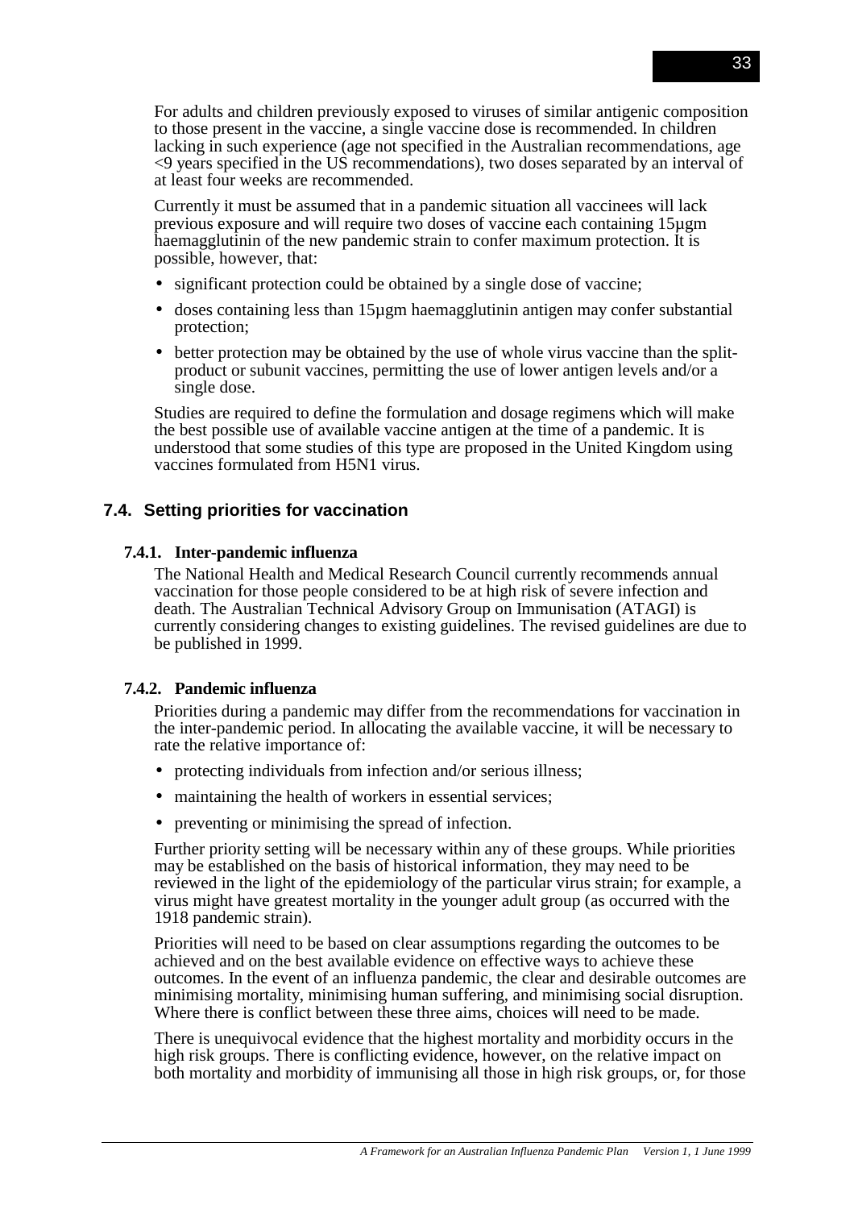For adults and children previously exposed to viruses of similar antigenic composition to those present in the vaccine, a single vaccine dose is recommended. In children lacking in such experience (age not specified in the Australian recommendations, age <9 years specified in the US recommendations), two doses separated by an interval of at least four weeks are recommended.

Currently it must be assumed that in a pandemic situation all vaccinees will lack previous exposure and will require two doses of vaccine each containing 15µgm haemagglutinin of the new pandemic strain to confer maximum protection. It is possible, however, that:

- significant protection could be obtained by a single dose of vaccine;
- doses containing less than 15µgm haemagglutinin antigen may confer substantial protection;
- better protection may be obtained by the use of whole virus vaccine than the split-product or subunit vaccines, permitting the use of lower antigen levels and/or a single dose.

Studies are required to define the formulation and dosage regimens which will make the best possible use of available vaccine antigen at the time of a pandemic. It is understood that some studies of this type are proposed in the United Kingdom using vaccines formulated from H5N1 virus.

## 7.4. Setting priorities for vaccination

### 7.4.1. Inter-pandemic influenza

The National Health and Medical Research Council currently recommends annual vaccination for those people considered to be at high risk of severe infection and death. The Australian Technical Advisory Group on Immunisation (ATAGI) is currently considering changes to existing guidelines. The revised guidelines are due to be published in 1999.

### 7.4.2. Pandemic influenza

Priorities during a pandemic may differ from the recommendations for vaccination in the inter-pandemic period. In allocating the available vaccine, it will be necessary to rate the relative importance of:

- protecting individuals from infection and/or serious illness;
- maintaining the health of workers in essential services;
- preventing or minimising the spread of infection.

Further priority setting will be necessary within any of these groups. While priorities may be established on the basis of historical information, they may need to be reviewed in the light of the epidemiology of the particular virus strain; for example, a virus might have greatest mortality in the younger adult group (as occurred with the 1918 pandemic strain).

Priorities will need to be based on clear assumptions regarding the outcomes to be achieved and on the best available evidence on effective ways to achieve these outcomes. In the event of an influenza pandemic, the clear and desirable outcomes are minimising mortality, minimising human suffering, and minimising social disruption. Where there is conflict between these three aims, choices will need to be made.

There is unequivocal evidence that the highest mortality and morbidity occurs in the high risk groups. There is conflicting evidence, however, on the relative impact on both mortality and morbidity of immunising all those in high risk groups, or, for those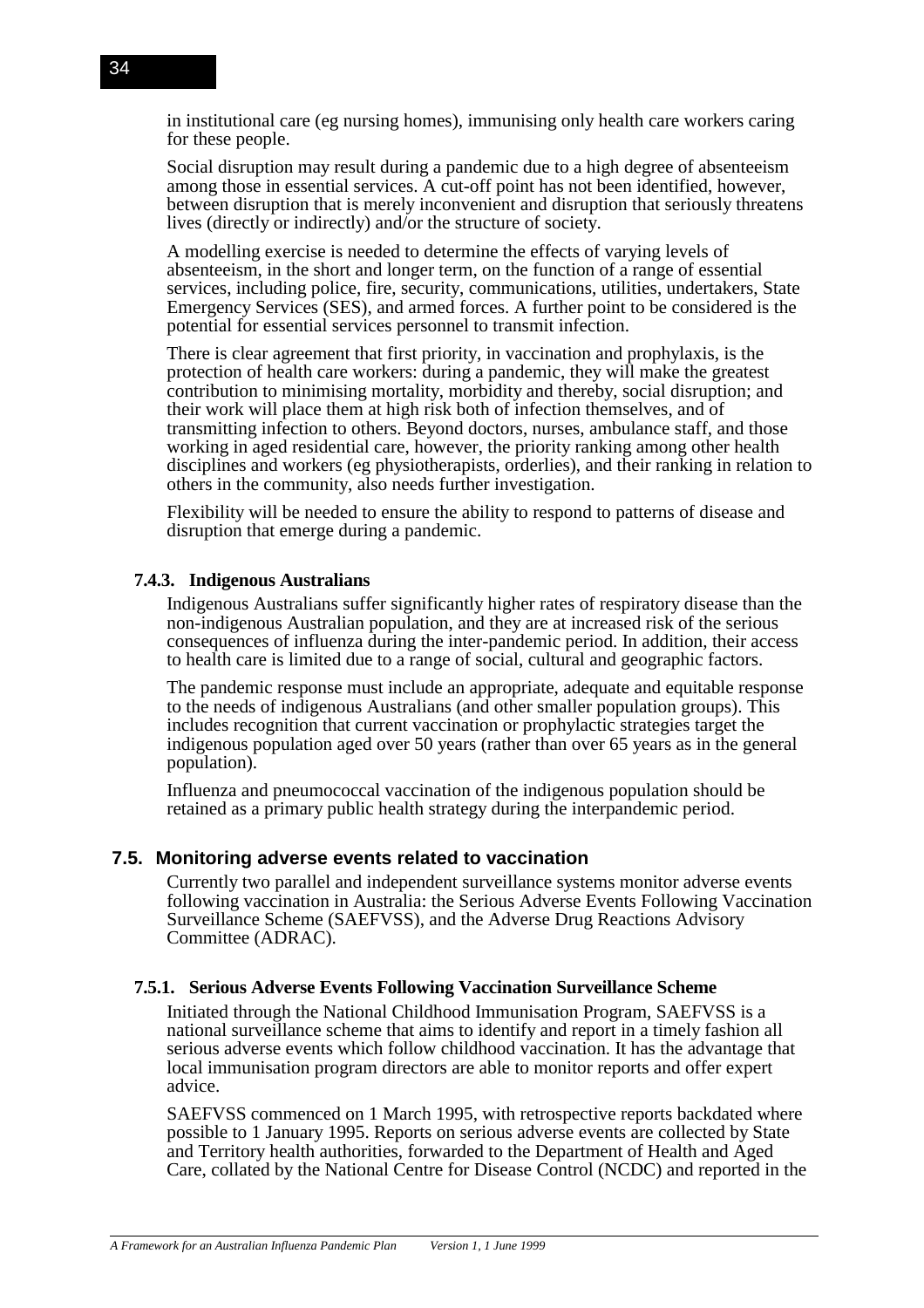in institutional care (eg nursing homes), immunising only health care workers caring for these people.

Social disruption may result during a pandemic due to a high degree of absenteeism among those in essential services. A cut-off point has not been identified, however, between disruption that is merely inconvenient and disruption that seriously threatens lives (directly or indirectly) and/or the structure of society.

A modelling exercise is needed to determine the effects of varying levels of absenteeism, in the short and longer term, on the function of a range of essential services, including police, fire, security, communications, utilities, undertakers, State Emergency Services (SES), and armed forces. A further point to be considered is the potential for essential services personnel to transmit infection.

There is clear agreement that first priority, in vaccination and prophylaxis, is the protection of health care workers: during a pandemic, they will make the greatest contribution to minimising mortality, morbidity and thereby, social disruption; and their work will place them at high risk both of infection themselves, and of transmitting infection to others. Beyond doctors, nurses, ambulance staff, and those working in aged residential care, however, the priority ranking among other health disciplines and workers (eg physiotherapists, orderlies), and their ranking in relation to others in the community, also needs further investigation.

Flexibility will be needed to ensure the ability to respond to patterns of disease and disruption that emerge during a pandemic.

#### 7.4.3. Indigenous Australians

Indigenous Australians suffer significantly higher rates of respiratory disease than the non-indigenous Australian population, and they are at increased risk of the serious consequences of influenza during the inter-pandemic period. In addition, their access to health care is limited due to a range of social, cultural and geographic factors.

The pandemic response must include an appropriate, adequate and equitable response to the needs of indigenous Australians (and other smaller population groups). This includes recognition that current vaccination or prophylactic strategies target the indigenous population aged over 50 years (rather than over 65 years as in the general population).

Influenza and pneumococcal vaccination of the indigenous population should be retained as a primary public health strategy during the interpandemic period.

### 7.5. Monitoring adverse events related to vaccination

Currently two parallel and independent surveillance systems monitor adverse events following vaccination in Australia: the Serious Adverse Events Following Vaccination Surveillance Scheme (SAEFVSS), and the Adverse Drug Reactions Advisory Committee (ADRAC).

#### 7.5.1. Serious Adverse Events Following Vaccination Surveillance Scheme

Initiated through the National Childhood Immunisation Program, SAEFVSS is a national surveillance scheme that aims to identify and report in a timely fashion all serious adverse events which follow childhood vaccination. It has the advantage that local immunisation program directors are able to monitor reports and offer expert advice.

SAEFVSS commenced on 1 March 1995, with retrospective reports backdated where possible to 1 January 1995. Reports on serious adverse events are collected by State and Territory health authorities, forwarded to the Department of Health and Aged Care, collated by the National Centre for Disease Control (NCDC) and reported in the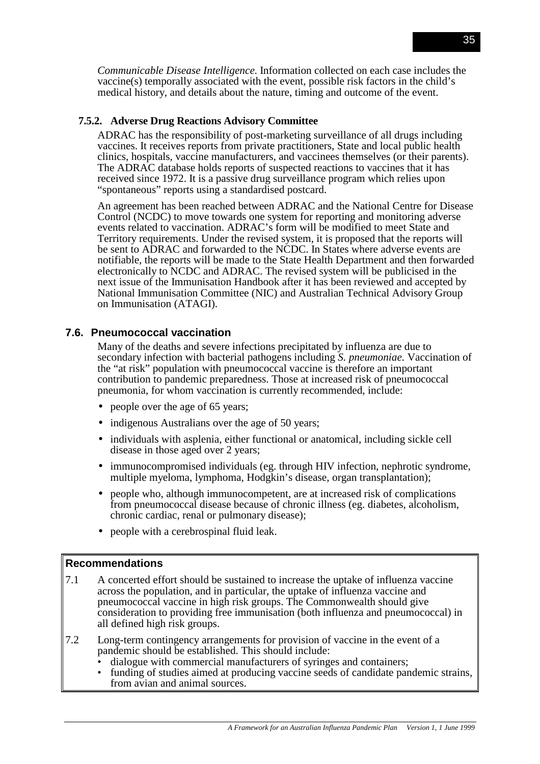*Communicable Disease Intelligence.* Information collected on each case includes the vaccine(s) temporally associated with the event, possible risk factors in the child's medical history, and details about the nature, timing and outcome of the event.

### 7.5.2. Adverse Drug Reactions Advisory Committee

ADRAC has the responsibility of post-marketing surveillance of all drugs including vaccines. It receives reports from private practitioners, State and local public health clinics, hospitals, vaccine manufacturers, and vaccinees themselves (or their parents). The ADRAC database holds reports of suspected reactions to vaccines that it has received since 1972. It is a passive drug surveillance program which relies upon "spontaneous" reports using a standardised postcard.

An agreement has been reached between ADRAC and the National Centre for Disease Control (NCDC) to move towards one system for reporting and monitoring adverse events related to vaccination. ADRAC's form will be modified to meet State and Territory requirements. Under the revised system, it is proposed that the reports will be sent to ADRAC and forwarded to the NCDC. In States where adverse events are notifiable, the reports will be made to the State Health Department and then forwarded electronically to NCDC and ADRAC. The revised system will be publicised in the next issue of the Immunisation Handbook after it has been reviewed and accepted by National Immunisation Committee (NIC) and Australian Technical Advisory Group on Immunisation (ATAGI).

## 7.6. Pneumococcal vaccination

Many of the deaths and severe infections precipitated by influenza are due to secondary infection with bacterial pathogens including *S. pneumoniae.* Vaccination of the "at risk" population with pneumococcal vaccine is therefore an important contribution to pandemic preparedness. Those at increased risk of pneumococcal pneumonia, for whom vaccination is currently recommended, include:

- people over the age of 65 years;
- indigenous Australians over the age of 50 years;
- individuals with asplenia, either functional or anatomical, including sickle cell disease in those aged over 2 years;
- immunocompromised individuals (eg. through HIV infection, nephrotic syndrome, multiple myeloma, lymphoma, Hodgkin's disease, organ transplantation);
- people who, although immunocompetent, are at increased risk of complications from pneumococcal disease because of chronic illness (eg. diabetes, alcoholism, chronic cardiac, renal or pulmonary disease);
- people with a cerebrospinal fluid leak.

**Recommendations**

7.1 A concerted effort should be sustained to increase the uptake of influenza vaccine across the population, and in particular, the uptake of influenza vaccine and pneumococcal vaccine in high risk groups. The Commonwealth should give consideration to providing free immunisation (both influenza and pneumococcal) in all defined high risk groups.

7.2 Long-term contingency arrangements for provision of vaccine in the event of a pandemic should be established. This should include:

- dialogue with commercial manufacturers of syringes and containers;
- funding of studies aimed at producing vaccine seeds of candidate pandemic strains, from avian and animal sources.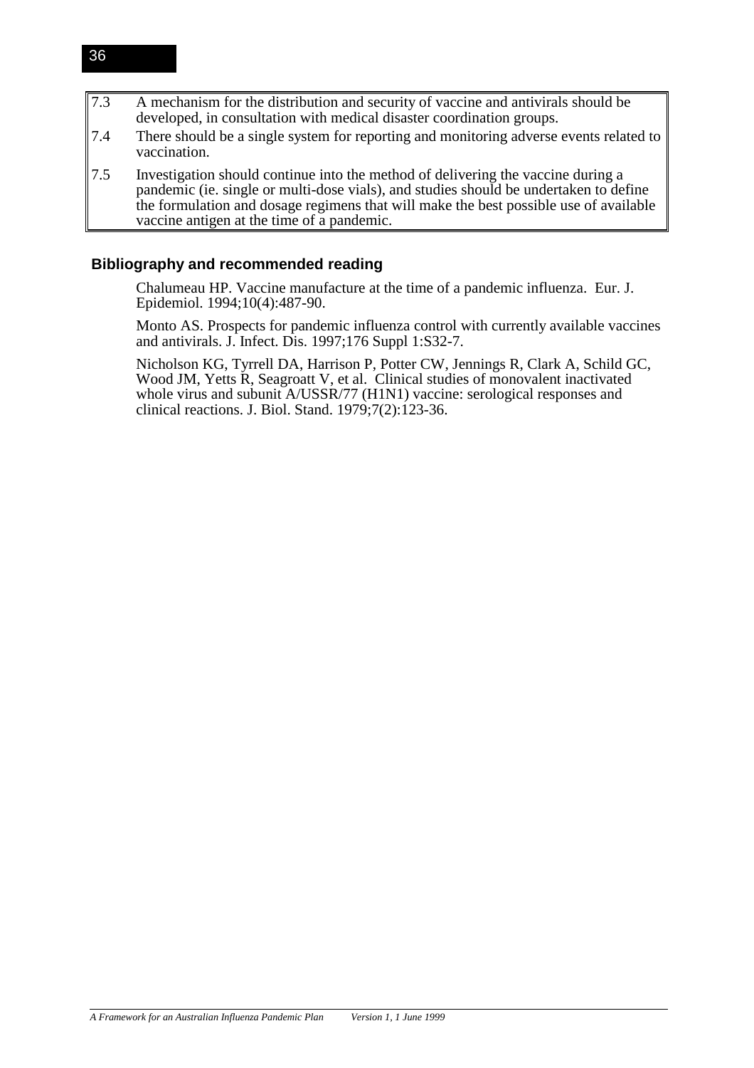| | |
|---|---|
| 7.3 | A mechanism for the distribution and security of vaccine and antivirals should be developed, in consultation with medical disaster coordination groups. |
| 7.4 | There should be a single system for reporting and monitoring adverse events related to vaccination. |
| 7.5 | Investigation should continue into the method of delivering the vaccine during a pandemic (ie. single or multi-dose vials), and studies should be undertaken to define the formulation and dosage regimens that will make the best possible use of available vaccine antigen at the time of a pandemic. |

### Bibliography and recommended reading

Chalumeau HP. Vaccine manufacture at the time of a pandemic influenza. Eur. J. Epidemiol. 1994;10(4):487-90.

Monto AS. Prospects for pandemic influenza control with currently available vaccines and antivirals. J. Infect. Dis. 1997;176 Suppl 1:S32-7.

Nicholson KG, Tyrrell DA, Harrison P, Potter CW, Jennings R, Clark A, Schild GC, Wood JM, Yetts R, Seagroatt V, et al. Clinical studies of monovalent inactivated whole virus and subunit A/USSR/77 (H1N1) vaccine: serological responses and clinical reactions. J. Biol. Stand. 1979;7(2):123-36.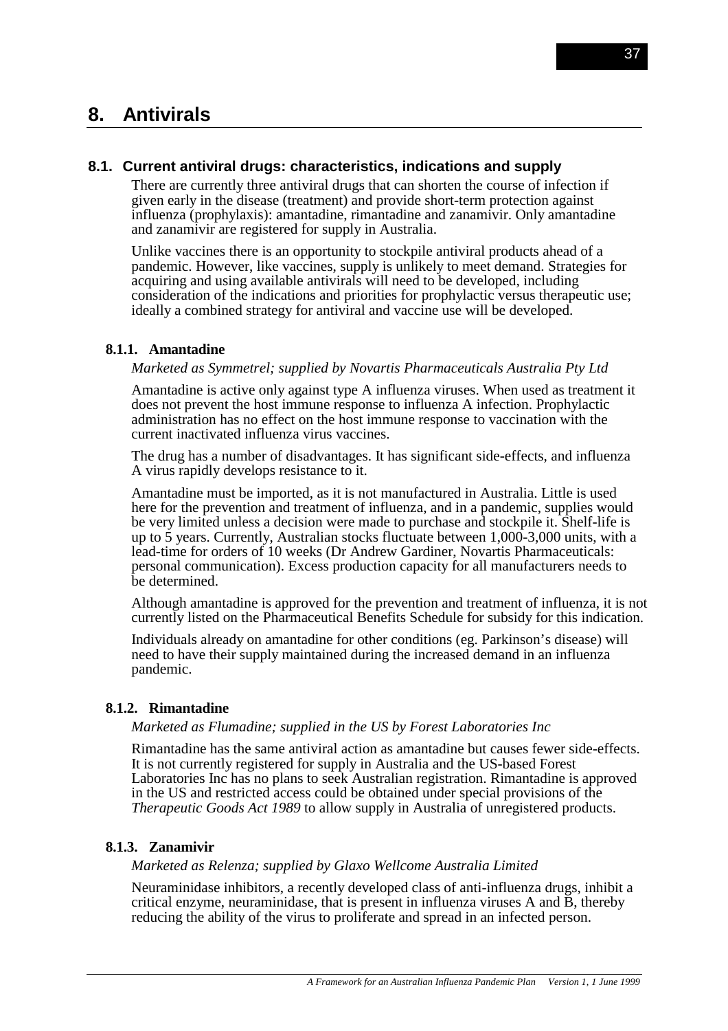# 8. Antivirals

## 8.1. Current antiviral drugs: characteristics, indications and supply

There are currently three antiviral drugs that can shorten the course of infection if given early in the disease (treatment) and provide short-term protection against influenza (prophylaxis): amantadine, rimantadine and zanamivir. Only amantadine and zanamivir are registered for supply in Australia.

Unlike vaccines there is an opportunity to stockpile antiviral products ahead of a pandemic. However, like vaccines, supply is unlikely to meet demand. Strategies for acquiring and using available antivirals will need to be developed, including consideration of the indications and priorities for prophylactic versus therapeutic use; ideally a combined strategy for antiviral and vaccine use will be developed.

### 8.1.1. Amantadine

*Marketed as Symmetrel; supplied by Novartis Pharmaceuticals Australia Pty Ltd*

Amantadine is active only against type A influenza viruses. When used as treatment it does not prevent the host immune response to influenza A infection. Prophylactic administration has no effect on the host immune response to vaccination with the current inactivated influenza virus vaccines.

The drug has a number of disadvantages. It has significant side-effects, and influenza A virus rapidly develops resistance to it.

Amantadine must be imported, as it is not manufactured in Australia. Little is used here for the prevention and treatment of influenza, and in a pandemic, supplies would be very limited unless a decision were made to purchase and stockpile it. Shelf-life is up to 5 years. Currently, Australian stocks fluctuate between 1,000-3,000 units, with a lead-time for orders of 10 weeks (Dr Andrew Gardiner, Novartis Pharmaceuticals: personal communication). Excess production capacity for all manufacturers needs to be determined.

Although amantadine is approved for the prevention and treatment of influenza, it is not currently listed on the Pharmaceutical Benefits Schedule for subsidy for this indication.

Individuals already on amantadine for other conditions (eg. Parkinson's disease) will need to have their supply maintained during the increased demand in an influenza pandemic.

### 8.1.2. Rimantadine

*Marketed as Flumadine; supplied in the US by Forest Laboratories Inc*

Rimantadine has the same antiviral action as amantadine but causes fewer side-effects. It is not currently registered for supply in Australia and the US-based Forest Laboratories Inc has no plans to seek Australian registration. Rimantadine is approved in the US and restricted access could be obtained under special provisions of the *Therapeutic Goods Act 1989* to allow supply in Australia of unregistered products.

### 8.1.3. Zanamivir

*Marketed as Relenza; supplied by Glaxo Wellcome Australia Limited*

Neuraminidase inhibitors, a recently developed class of anti-influenza drugs, inhibit a critical enzyme, neuraminidase, that is present in influenza viruses A and B, thereby reducing the ability of the virus to proliferate and spread in an infected person.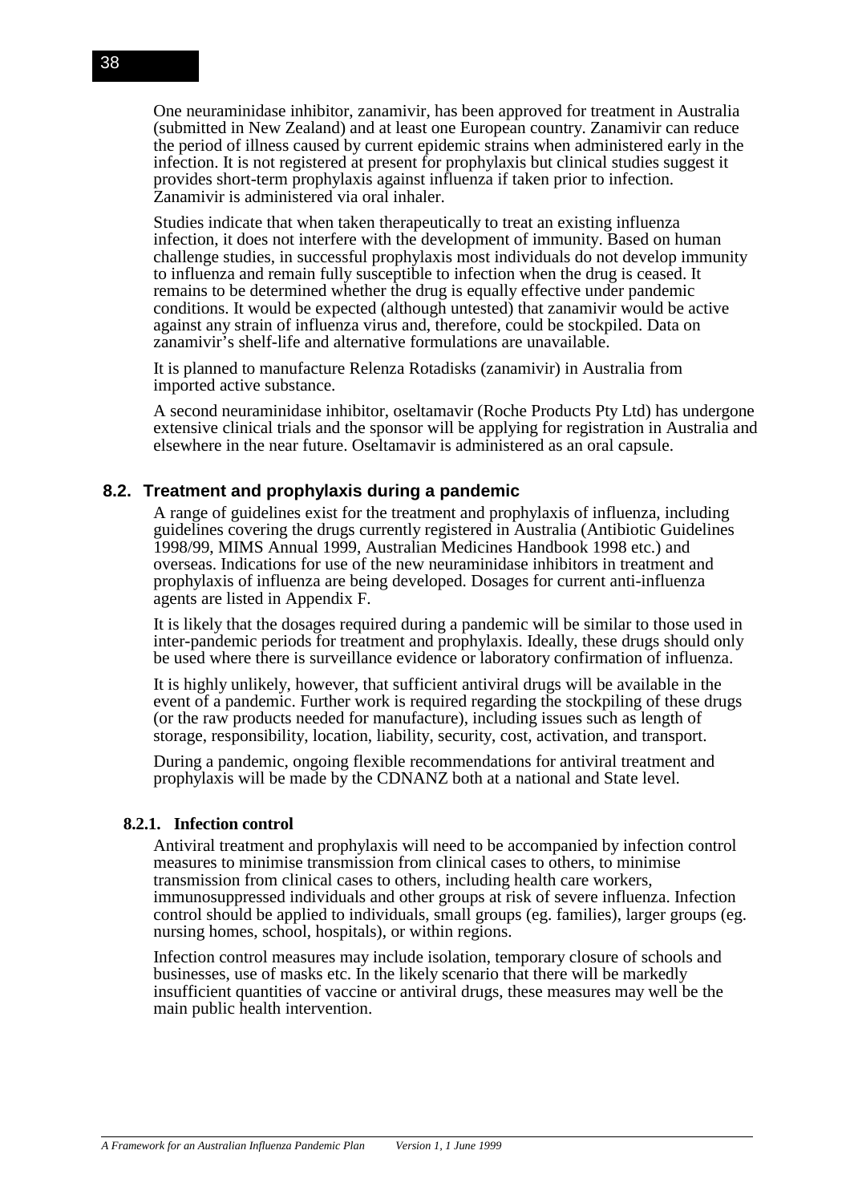One neuraminidase inhibitor, zanamivir, has been approved for treatment in Australia (submitted in New Zealand) and at least one European country. Zanamivir can reduce the period of illness caused by current epidemic strains when administered early in the infection. It is not registered at present for prophylaxis but clinical studies suggest it provides short-term prophylaxis against influenza if taken prior to infection. Zanamivir is administered via oral inhaler.

Studies indicate that when taken therapeutically to treat an existing influenza infection, it does not interfere with the development of immunity. Based on human challenge studies, in successful prophylaxis most individuals do not develop immunity to influenza and remain fully susceptible to infection when the drug is ceased. It remains to be determined whether the drug is equally effective under pandemic conditions. It would be expected (although untested) that zanamivir would be active against any strain of influenza virus and, therefore, could be stockpiled. Data on zanamivir's shelf-life and alternative formulations are unavailable.

It is planned to manufacture Relenza Rotadisks (zanamivir) in Australia from imported active substance.

A second neuraminidase inhibitor, oseltamavir (Roche Products Pty Ltd) has undergone extensive clinical trials and the sponsor will be applying for registration in Australia and elsewhere in the near future. Oseltamavir is administered as an oral capsule.

## 8.2. Treatment and prophylaxis during a pandemic

A range of guidelines exist for the treatment and prophylaxis of influenza, including guidelines covering the drugs currently registered in Australia (Antibiotic Guidelines 1998/99, MIMS Annual 1999, Australian Medicines Handbook 1998 etc.) and overseas. Indications for use of the new neuraminidase inhibitors in treatment and prophylaxis of influenza are being developed. Dosages for current anti-influenza agents are listed in Appendix F.

It is likely that the dosages required during a pandemic will be similar to those used in inter-pandemic periods for treatment and prophylaxis. Ideally, these drugs should only be used where there is surveillance evidence or laboratory confirmation of influenza.

It is highly unlikely, however, that sufficient antiviral drugs will be available in the event of a pandemic. Further work is required regarding the stockpiling of these drugs (or the raw products needed for manufacture), including issues such as length of storage, responsibility, location, liability, security, cost, activation, and transport.

During a pandemic, ongoing flexible recommendations for antiviral treatment and prophylaxis will be made by the CDNANZ both at a national and State level.

### 8.2.1. Infection control

Antiviral treatment and prophylaxis will need to be accompanied by infection control measures to minimise transmission from clinical cases to others, to minimise transmission from clinical cases to others, including health care workers, immunosuppressed individuals and other groups at risk of severe influenza. Infection control should be applied to individuals, small groups (eg. families), larger groups (eg. nursing homes, school, hospitals), or within regions.

Infection control measures may include isolation, temporary closure of schools and businesses, use of masks etc. In the likely scenario that there will be markedly insufficient quantities of vaccine or antiviral drugs, these measures may well be the main public health intervention.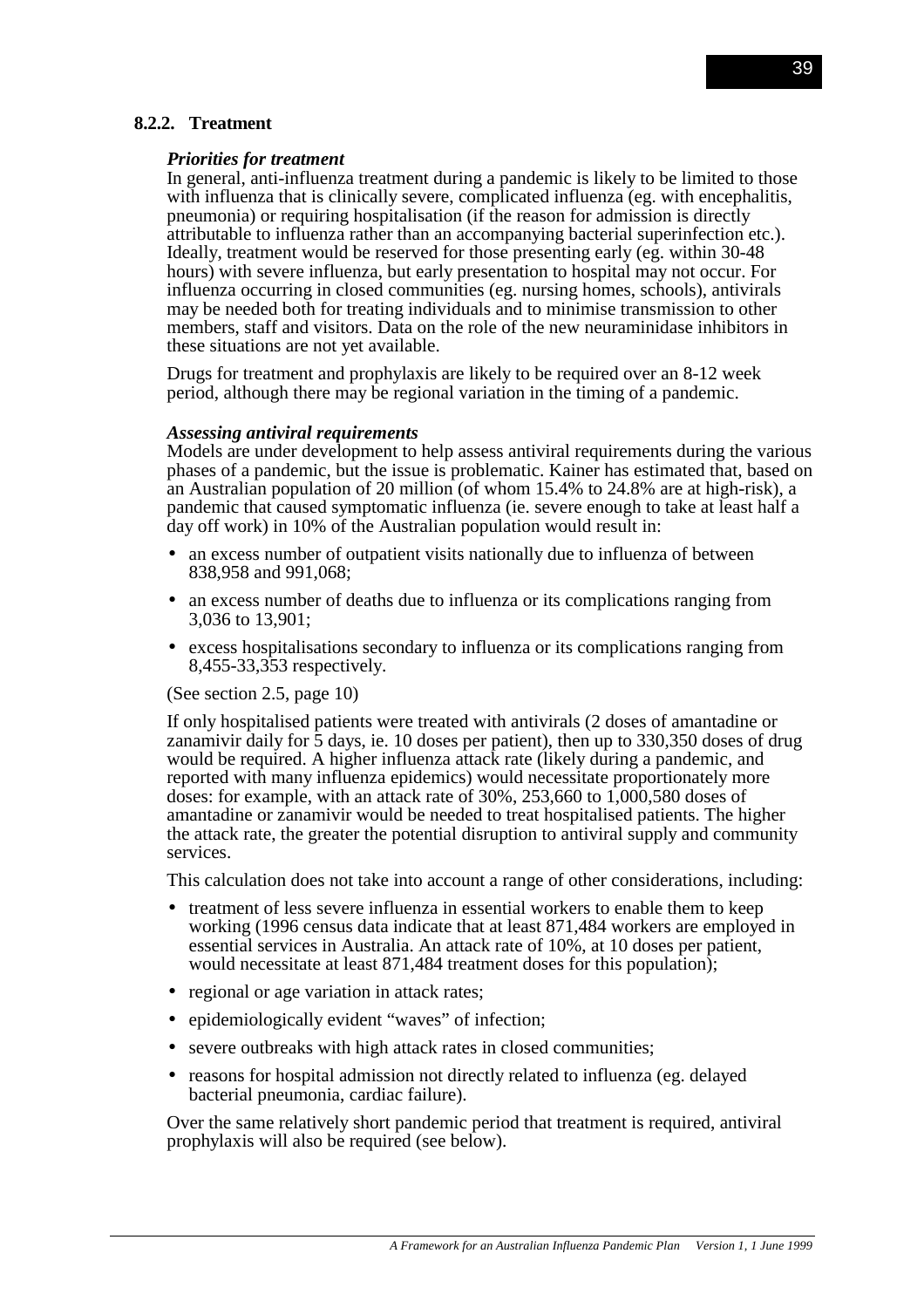### 8.2.2. Treatment

***Priorities for treatment***

In general, anti-influenza treatment during a pandemic is likely to be limited to those with influenza that is clinically severe, complicated influenza (eg. with encephalitis, pneumonia) or requiring hospitalisation (if the reason for admission is directly attributable to influenza rather than an accompanying bacterial superinfection etc.). Ideally, treatment would be reserved for those presenting early (eg. within 30-48 hours) with severe influenza, but early presentation to hospital may not occur. For influenza occurring in closed communities (eg. nursing homes, schools), antivirals may be needed both for treating individuals and to minimise transmission to other members, staff and visitors. Data on the role of the new neuraminidase inhibitors in these situations are not yet available.

Drugs for treatment and prophylaxis are likely to be required over an 8-12 week period, although there may be regional variation in the timing of a pandemic.

***Assessing antiviral requirements***

Models are under development to help assess antiviral requirements during the various phases of a pandemic, but the issue is problematic. Kainer has estimated that, based on an Australian population of 20 million (of whom 15.4% to 24.8% are at high-risk), a pandemic that caused symptomatic influenza (ie. severe enough to take at least half a day off work) in 10% of the Australian population would result in:

- an excess number of outpatient visits nationally due to influenza of between 838,958 and 991,068;
- an excess number of deaths due to influenza or its complications ranging from 3,036 to 13,901;
- excess hospitalisations secondary to influenza or its complications ranging from 8,455-33,353 respectively.

(See section 2.5, page 10)

If only hospitalised patients were treated with antivirals (2 doses of amantadine or zanamivir daily for 5 days, ie. 10 doses per patient), then up to 330,350 doses of drug would be required. A higher influenza attack rate (likely during a pandemic, and reported with many influenza epidemics) would necessitate proportionately more doses: for example, with an attack rate of 30%, 253,660 to 1,000,580 doses of amantadine or zanamivir would be needed to treat hospitalised patients. The higher the attack rate, the greater the potential disruption to antiviral supply and community services.

This calculation does not take into account a range of other considerations, including:

- treatment of less severe influenza in essential workers to enable them to keep working (1996 census data indicate that at least 871,484 workers are employed in essential services in Australia. An attack rate of 10%, at 10 doses per patient, would necessitate at least 871,484 treatment doses for this population);
- regional or age variation in attack rates;
- epidemiologically evident "waves" of infection;
- severe outbreaks with high attack rates in closed communities;
- reasons for hospital admission not directly related to influenza (eg. delayed bacterial pneumonia, cardiac failure).

Over the same relatively short pandemic period that treatment is required, antiviral prophylaxis will also be required (see below).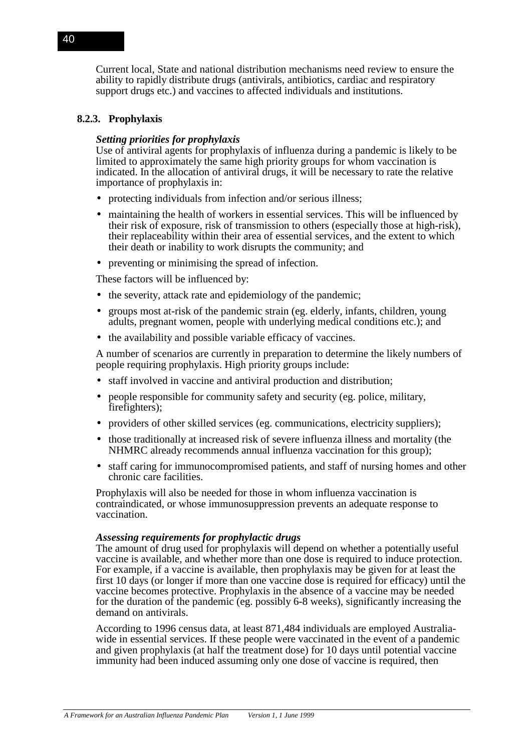Current local, State and national distribution mechanisms need review to ensure the ability to rapidly distribute drugs (antivirals, antibiotics, cardiac and respiratory support drugs etc.) and vaccines to affected individuals and institutions.

### 8.2.3. Prophylaxis

***Setting priorities for prophylaxis***

Use of antiviral agents for prophylaxis of influenza during a pandemic is likely to be limited to approximately the same high priority groups for whom vaccination is indicated. In the allocation of antiviral drugs, it will be necessary to rate the relative importance of prophylaxis in:

- protecting individuals from infection and/or serious illness;
- maintaining the health of workers in essential services. This will be influenced by their risk of exposure, risk of transmission to others (especially those at high-risk), their replaceability within their area of essential services, and the extent to which their death or inability to work disrupts the community; and
- preventing or minimising the spread of infection.

These factors will be influenced by:

- the severity, attack rate and epidemiology of the pandemic;
- groups most at-risk of the pandemic strain (eg. elderly, infants, children, young adults, pregnant women, people with underlying medical conditions etc.); and
- the availability and possible variable efficacy of vaccines.

A number of scenarios are currently in preparation to determine the likely numbers of people requiring prophylaxis. High priority groups include:

- staff involved in vaccine and antiviral production and distribution;
- people responsible for community safety and security (eg. police, military, firefighters);
- providers of other skilled services (eg. communications, electricity suppliers);
- those traditionally at increased risk of severe influenza illness and mortality (the NHMRC already recommends annual influenza vaccination for this group);
- staff caring for immunocompromised patients, and staff of nursing homes and other chronic care facilities.

Prophylaxis will also be needed for those in whom influenza vaccination is contraindicated, or whose immunosuppression prevents an adequate response to vaccination.

***Assessing requirements for prophylactic drugs***

The amount of drug used for prophylaxis will depend on whether a potentially useful vaccine is available, and whether more than one dose is required to induce protection. For example, if a vaccine is available, then prophylaxis may be given for at least the first 10 days (or longer if more than one vaccine dose is required for efficacy) until the vaccine becomes protective. Prophylaxis in the absence of a vaccine may be needed for the duration of the pandemic (eg. possibly 6-8 weeks), significantly increasing the demand on antivirals.

According to 1996 census data, at least 871,484 individuals are employed Australia-wide in essential services. If these people were vaccinated in the event of a pandemic and given prophylaxis (at half the treatment dose) for 10 days until potential vaccine immunity had been induced assuming only one dose of vaccine is required, then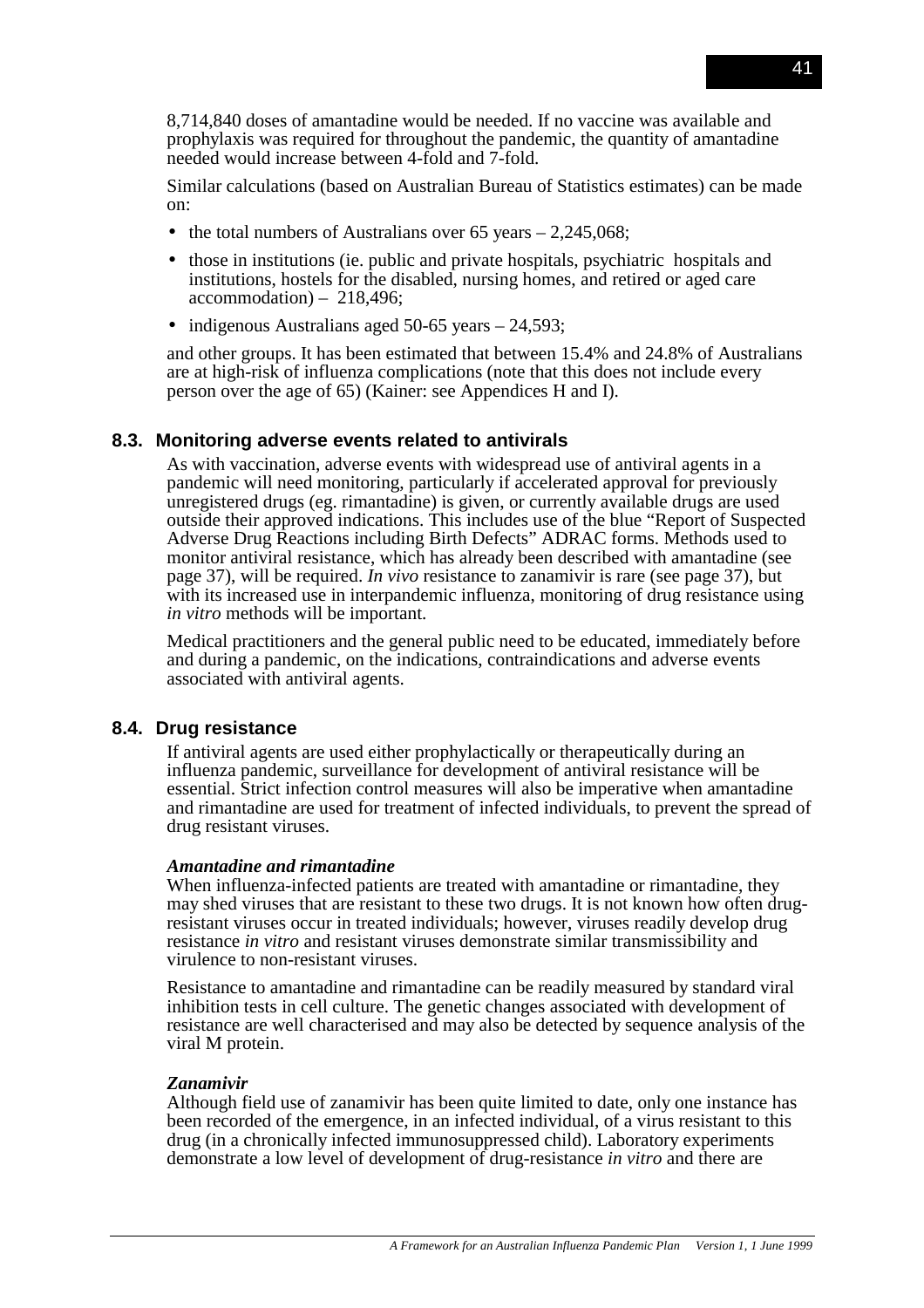8,714,840 doses of amantadine would be needed. If no vaccine was available and prophylaxis was required for throughout the pandemic, the quantity of amantadine needed would increase between 4-fold and 7-fold.

Similar calculations (based on Australian Bureau of Statistics estimates) can be made on:

- the total numbers of Australians over 65 years – 2,245,068;
- those in institutions (ie. public and private hospitals, psychiatric hospitals and institutions, hostels for the disabled, nursing homes, and retired or aged care accommodation) – 218,496;
- indigenous Australians aged 50-65 years – 24,593;

and other groups. It has been estimated that between 15.4% and 24.8% of Australians are at high-risk of influenza complications (note that this does not include every person over the age of 65) (Kainer: see Appendices H and I).

## 8.3. Monitoring adverse events related to antivirals

As with vaccination, adverse events with widespread use of antiviral agents in a pandemic will need monitoring, particularly if accelerated approval for previously unregistered drugs (eg. rimantadine) is given, or currently available drugs are used outside their approved indications. This includes use of the blue "Report of Suspected Adverse Drug Reactions including Birth Defects" ADRAC forms. Methods used to monitor antiviral resistance, which has already been described with amantadine (see page 37), will be required. *In vivo* resistance to zanamivir is rare (see page 37), but with its increased use in interpandemic influenza, monitoring of drug resistance using *in vitro* methods will be important.

Medical practitioners and the general public need to be educated, immediately before and during a pandemic, on the indications, contraindications and adverse events associated with antiviral agents.

## 8.4. Drug resistance

If antiviral agents are used either prophylactically or therapeutically during an influenza pandemic, surveillance for development of antiviral resistance will be essential. Strict infection control measures will also be imperative when amantadine and rimantadine are used for treatment of infected individuals, to prevent the spread of drug resistant viruses.

***Amantadine and rimantadine***

When influenza-infected patients are treated with amantadine or rimantadine, they may shed viruses that are resistant to these two drugs. It is not known how often drug-resistant viruses occur in treated individuals; however, viruses readily develop drug resistance *in vitro* and resistant viruses demonstrate similar transmissibility and virulence to non-resistant viruses.

Resistance to amantadine and rimantadine can be readily measured by standard viral inhibition tests in cell culture. The genetic changes associated with development of resistance are well characterised and may also be detected by sequence analysis of the viral M protein.

***Zanamivir***

Although field use of zanamivir has been quite limited to date, only one instance has been recorded of the emergence, in an infected individual, of a virus resistant to this drug (in a chronically infected immunosuppressed child). Laboratory experiments demonstrate a low level of development of drug-resistance *in vitro* and there are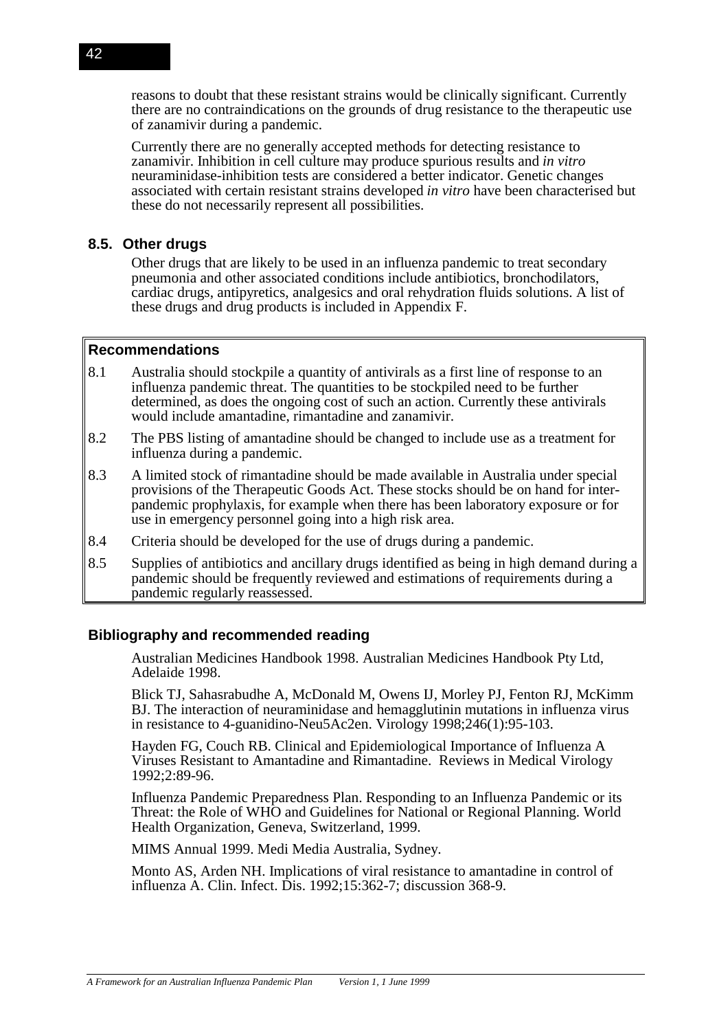reasons to doubt that these resistant strains would be clinically significant. Currently there are no contraindications on the grounds of drug resistance to the therapeutic use of zanamivir during a pandemic.

Currently there are no generally accepted methods for detecting resistance to zanamivir. Inhibition in cell culture may produce spurious results and *in vitro* neuraminidase-inhibition tests are considered a better indicator. Genetic changes associated with certain resistant strains developed *in vitro* have been characterised but these do not necessarily represent all possibilities.

### 8.5. Other drugs

Other drugs that are likely to be used in an influenza pandemic to treat secondary pneumonia and other associated conditions include antibiotics, bronchodilators, cardiac drugs, antipyretics, analgesics and oral rehydration fluids solutions. A list of these drugs and drug products is included in Appendix F.

**Recommendations**

8.1 Australia should stockpile a quantity of antivirals as a first line of response to an influenza pandemic threat. The quantities to be stockpiled need to be further determined, as does the ongoing cost of such an action. Currently these antivirals would include amantadine, rimantadine and zanamivir.

8.2 The PBS listing of amantadine should be changed to include use as a treatment for influenza during a pandemic.

8.3 A limited stock of rimantadine should be made available in Australia under special provisions of the Therapeutic Goods Act. These stocks should be on hand for inter-pandemic prophylaxis, for example when there has been laboratory exposure or for use in emergency personnel going into a high risk area.

8.4 Criteria should be developed for the use of drugs during a pandemic.

8.5 Supplies of antibiotics and ancillary drugs identified as being in high demand during a pandemic should be frequently reviewed and estimations of requirements during a pandemic regularly reassessed.

### Bibliography and recommended reading

Australian Medicines Handbook 1998. Australian Medicines Handbook Pty Ltd, Adelaide 1998.

Blick TJ, Sahasrabudhe A, McDonald M, Owens IJ, Morley PJ, Fenton RJ, McKimm BJ. The interaction of neuraminidase and hemagglutinin mutations in influenza virus in resistance to 4-guanidino-Neu5Ac2en. Virology 1998;246(1):95-103.

Hayden FG, Couch RB. Clinical and Epidemiological Importance of Influenza A Viruses Resistant to Amantadine and Rimantadine. Reviews in Medical Virology 1992;2:89-96.

Influenza Pandemic Preparedness Plan. Responding to an Influenza Pandemic or its Threat: the Role of WHO and Guidelines for National or Regional Planning. World Health Organization, Geneva, Switzerland, 1999.

MIMS Annual 1999. Medi Media Australia, Sydney.

Monto AS, Arden NH. Implications of viral resistance to amantadine in control of influenza A. Clin. Infect. Dis. 1992;15:362-7; discussion 368-9.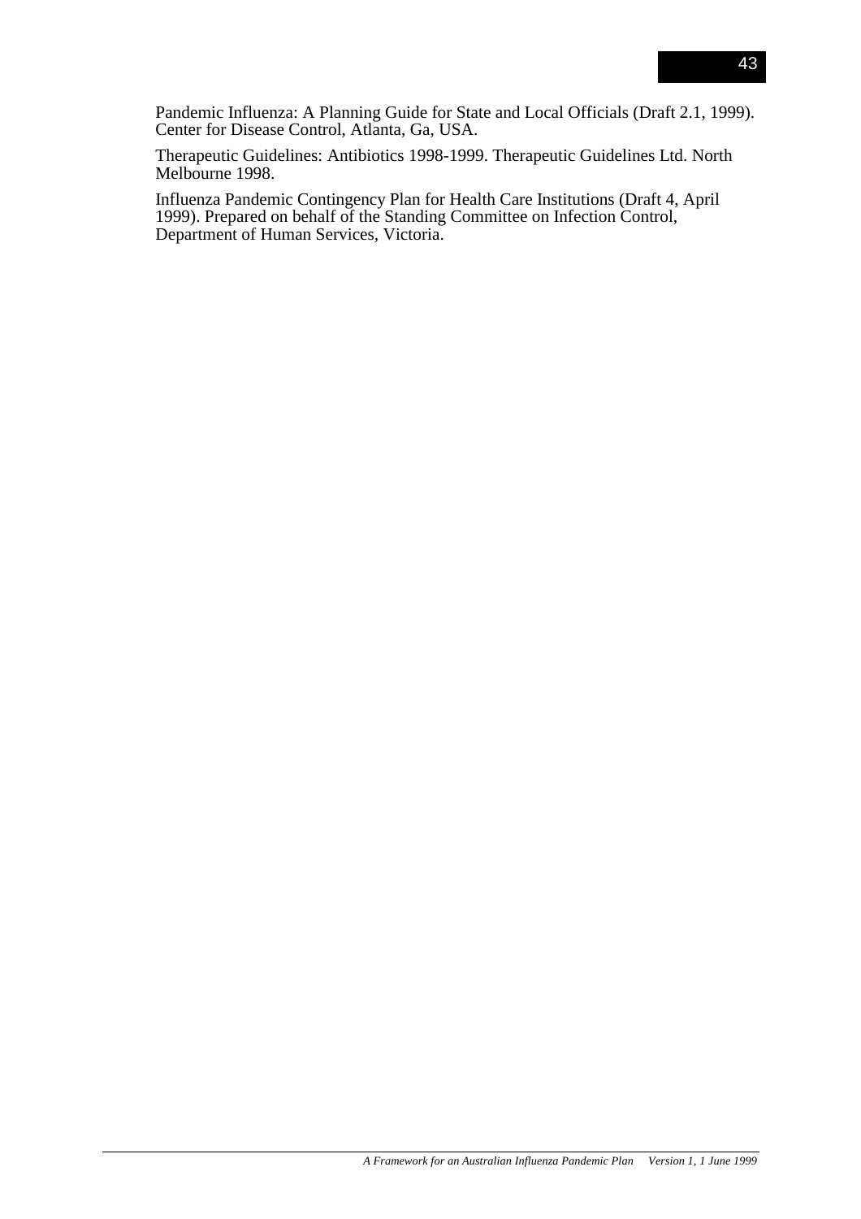Pandemic Influenza: A Planning Guide for State and Local Officials (Draft 2.1, 1999). Center for Disease Control, Atlanta, Ga, USA.

Therapeutic Guidelines: Antibiotics 1998-1999. Therapeutic Guidelines Ltd. North Melbourne 1998.

Influenza Pandemic Contingency Plan for Health Care Institutions (Draft 4, April 1999). Prepared on behalf of the Standing Committee on Infection Control, Department of Human Services, Victoria.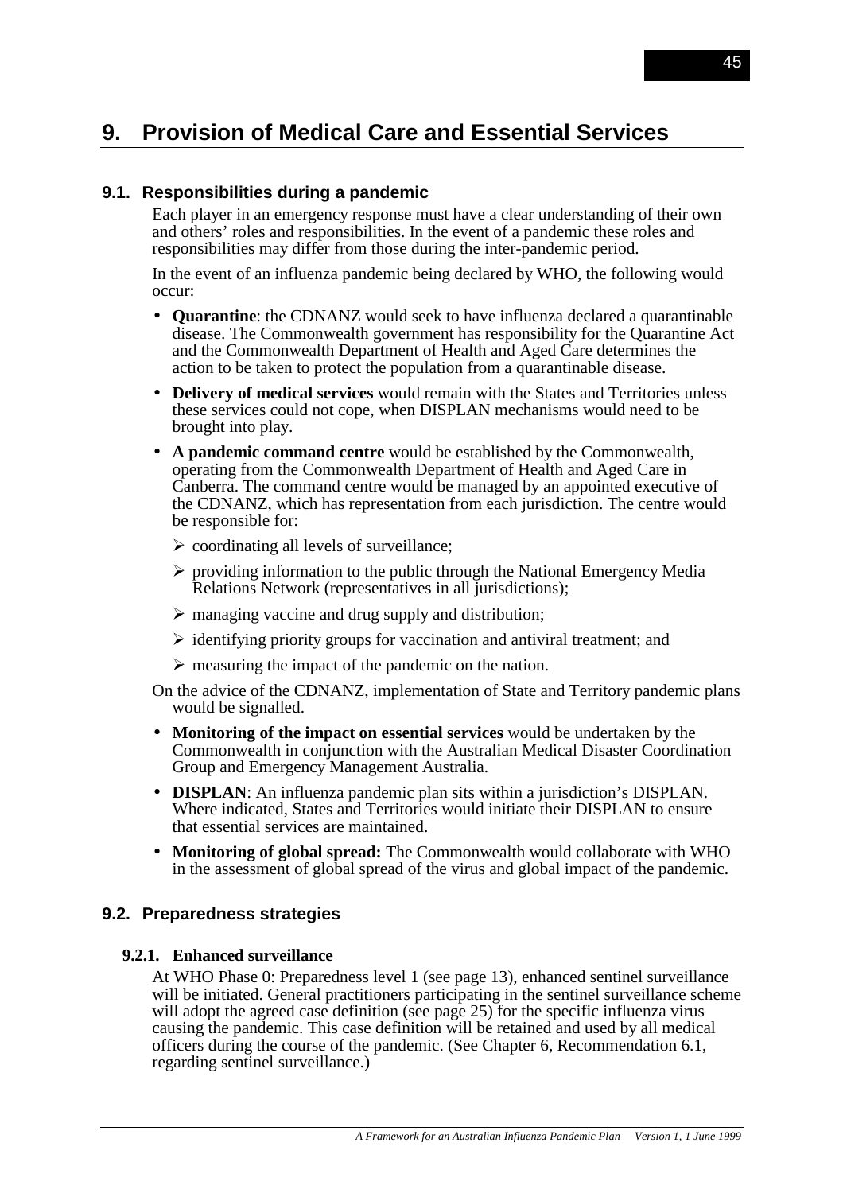# 9. Provision of Medical Care and Essential Services

## 9.1. Responsibilities during a pandemic

Each player in an emergency response must have a clear understanding of their own and others' roles and responsibilities. In the event of a pandemic these roles and responsibilities may differ from those during the inter-pandemic period.

In the event of an influenza pandemic being declared by WHO, the following would occur:

- **Quarantine**: the CDNANZ would seek to have influenza declared a quarantinable disease. The Commonwealth government has responsibility for the Quarantine Act and the Commonwealth Department of Health and Aged Care determines the action to be taken to protect the population from a quarantinable disease.
- **Delivery of medical services** would remain with the States and Territories unless these services could not cope, when DISPLAN mechanisms would need to be brought into play.
- **A pandemic command centre** would be established by the Commonwealth, operating from the Commonwealth Department of Health and Aged Care in Canberra. The command centre would be managed by an appointed executive of the CDNANZ, which has representation from each jurisdiction. The centre would be responsible for:
  - coordinating all levels of surveillance;
  - providing information to the public through the National Emergency Media Relations Network (representatives in all jurisdictions);
  - managing vaccine and drug supply and distribution;
  - identifying priority groups for vaccination and antiviral treatment; and
  - measuring the impact of the pandemic on the nation.

On the advice of the CDNANZ, implementation of State and Territory pandemic plans would be signalled.

- **Monitoring of the impact on essential services** would be undertaken by the Commonwealth in conjunction with the Australian Medical Disaster Coordination Group and Emergency Management Australia.
- **DISPLAN**: An influenza pandemic plan sits within a jurisdiction's DISPLAN. Where indicated, States and Territories would initiate their DISPLAN to ensure that essential services are maintained.
- **Monitoring of global spread:** The Commonwealth would collaborate with WHO in the assessment of global spread of the virus and global impact of the pandemic.

## 9.2. Preparedness strategies

### 9.2.1. Enhanced surveillance

At WHO Phase 0: Preparedness level 1 (see page 13), enhanced sentinel surveillance will be initiated. General practitioners participating in the sentinel surveillance scheme will adopt the agreed case definition (see page 25) for the specific influenza virus causing the pandemic. This case definition will be retained and used by all medical officers during the course of the pandemic. (See Chapter 6, Recommendation 6.1, regarding sentinel surveillance.)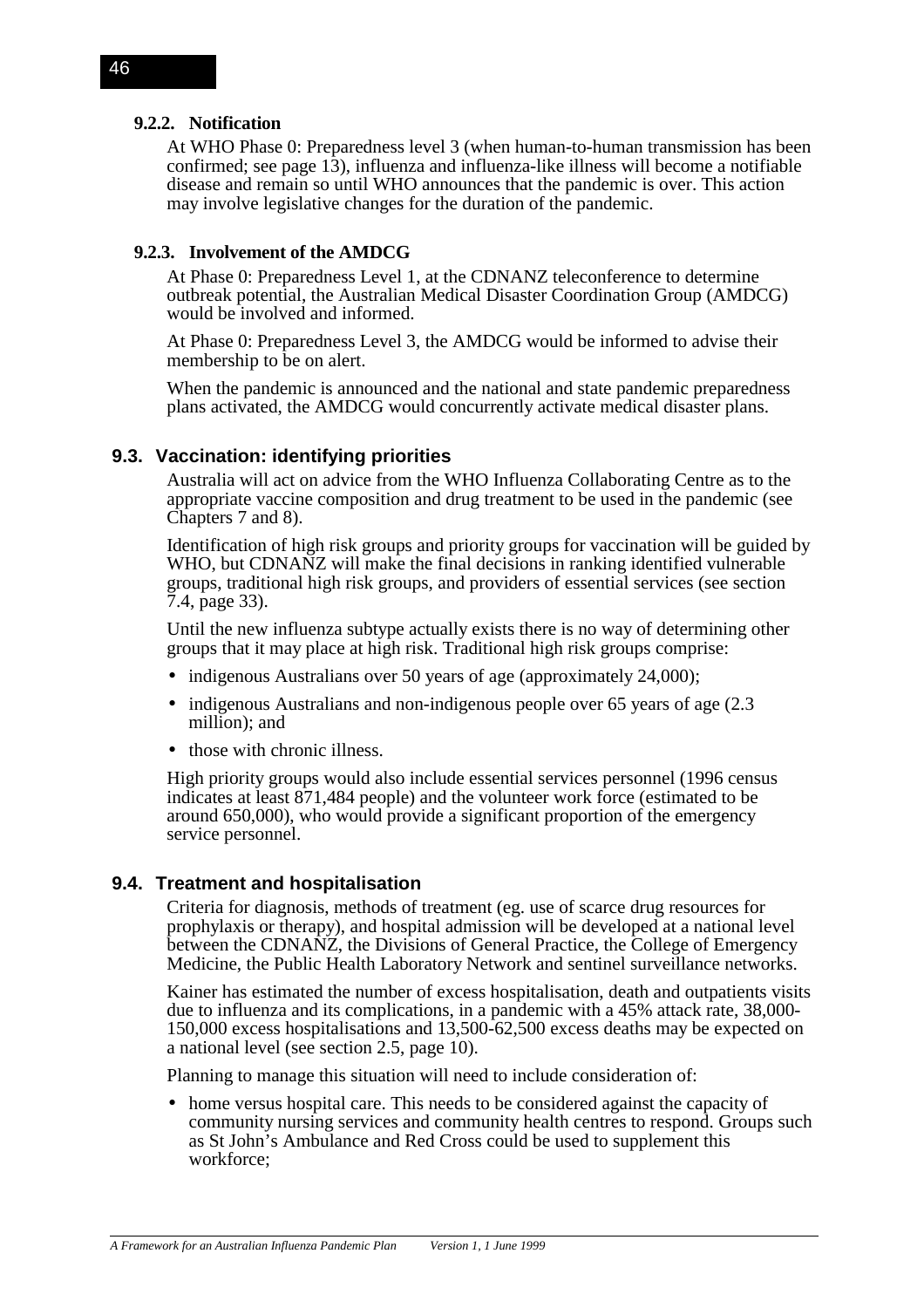#### 9.2.2. Notification

At WHO Phase 0: Preparedness level 3 (when human-to-human transmission has been confirmed; see page 13), influenza and influenza-like illness will become a notifiable disease and remain so until WHO announces that the pandemic is over. This action may involve legislative changes for the duration of the pandemic.

#### 9.2.3. Involvement of the AMDCG

At Phase 0: Preparedness Level 1, at the CDNANZ teleconference to determine outbreak potential, the Australian Medical Disaster Coordination Group (AMDCG) would be involved and informed.

At Phase 0: Preparedness Level 3, the AMDCG would be informed to advise their membership to be on alert.

When the pandemic is announced and the national and state pandemic preparedness plans activated, the AMDCG would concurrently activate medical disaster plans.

### 9.3. Vaccination: identifying priorities

Australia will act on advice from the WHO Influenza Collaborating Centre as to the appropriate vaccine composition and drug treatment to be used in the pandemic (see Chapters 7 and 8).

Identification of high risk groups and priority groups for vaccination will be guided by WHO, but CDNANZ will make the final decisions in ranking identified vulnerable groups, traditional high risk groups, and providers of essential services (see section 7.4, page 33).

Until the new influenza subtype actually exists there is no way of determining other groups that it may place at high risk. Traditional high risk groups comprise:

- indigenous Australians over 50 years of age (approximately 24,000);
- indigenous Australians and non-indigenous people over 65 years of age (2.3 million); and
- those with chronic illness.

High priority groups would also include essential services personnel (1996 census indicates at least 871,484 people) and the volunteer work force (estimated to be around 650,000), who would provide a significant proportion of the emergency service personnel.

### 9.4. Treatment and hospitalisation

Criteria for diagnosis, methods of treatment (eg. use of scarce drug resources for prophylaxis or therapy), and hospital admission will be developed at a national level between the CDNANZ, the Divisions of General Practice, the College of Emergency Medicine, the Public Health Laboratory Network and sentinel surveillance networks.

Kainer has estimated the number of excess hospitalisation, death and outpatients visits due to influenza and its complications, in a pandemic with a 45% attack rate, 38,000-150,000 excess hospitalisations and 13,500-62,500 excess deaths may be expected on a national level (see section 2.5, page 10).

Planning to manage this situation will need to include consideration of:

- home versus hospital care. This needs to be considered against the capacity of community nursing services and community health centres to respond. Groups such as St John's Ambulance and Red Cross could be used to supplement this workforce;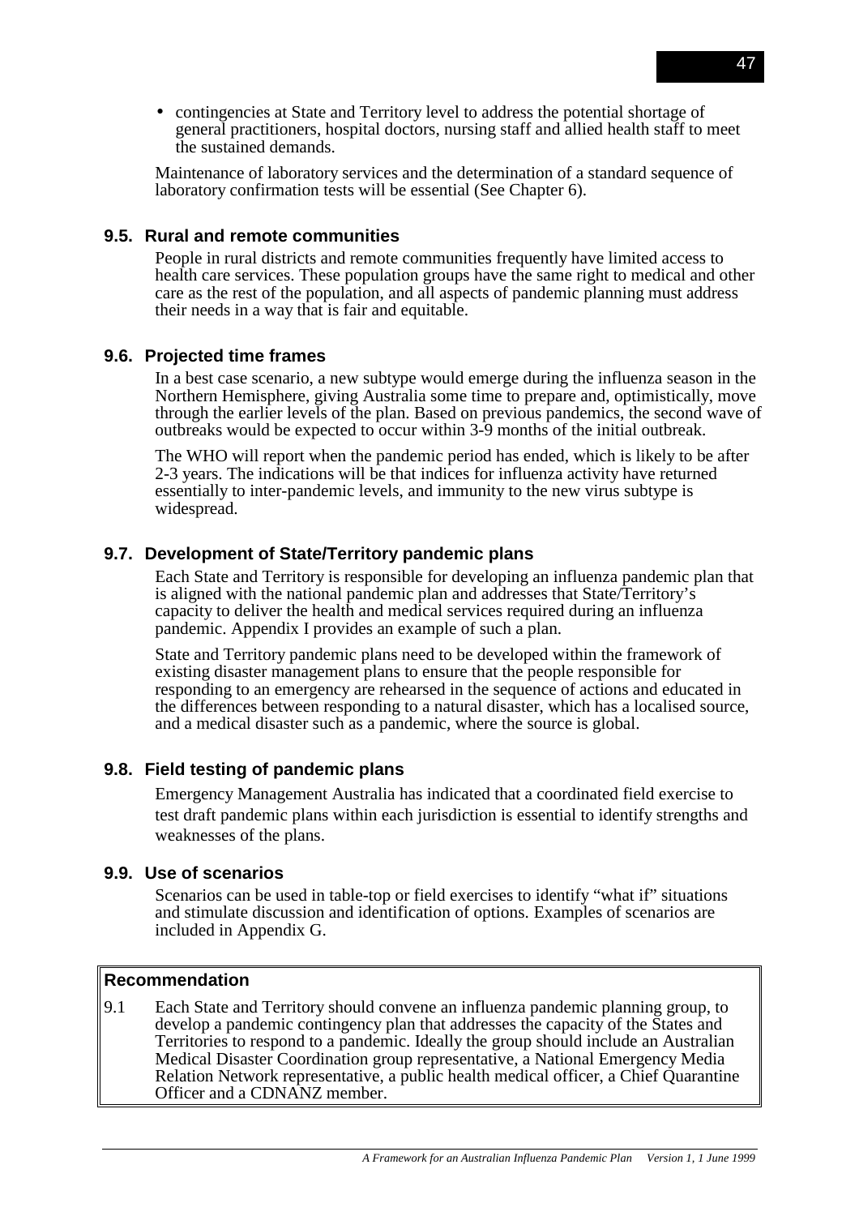- contingencies at State and Territory level to address the potential shortage of general practitioners, hospital doctors, nursing staff and allied health staff to meet the sustained demands.

Maintenance of laboratory services and the determination of a standard sequence of laboratory confirmation tests will be essential (See Chapter 6).

### 9.5. Rural and remote communities

People in rural districts and remote communities frequently have limited access to health care services. These population groups have the same right to medical and other care as the rest of the population, and all aspects of pandemic planning must address their needs in a way that is fair and equitable.

### 9.6. Projected time frames

In a best case scenario, a new subtype would emerge during the influenza season in the Northern Hemisphere, giving Australia some time to prepare and, optimistically, move through the earlier levels of the plan. Based on previous pandemics, the second wave of outbreaks would be expected to occur within 3-9 months of the initial outbreak.

The WHO will report when the pandemic period has ended, which is likely to be after 2-3 years. The indications will be that indices for influenza activity have returned essentially to inter-pandemic levels, and immunity to the new virus subtype is widespread.

### 9.7. Development of State/Territory pandemic plans

Each State and Territory is responsible for developing an influenza pandemic plan that is aligned with the national pandemic plan and addresses that State/Territory's capacity to deliver the health and medical services required during an influenza pandemic. Appendix I provides an example of such a plan.

State and Territory pandemic plans need to be developed within the framework of existing disaster management plans to ensure that the people responsible for responding to an emergency are rehearsed in the sequence of actions and educated in the differences between responding to a natural disaster, which has a localised source, and a medical disaster such as a pandemic, where the source is global.

### 9.8. Field testing of pandemic plans

Emergency Management Australia has indicated that a coordinated field exercise to test draft pandemic plans within each jurisdiction is essential to identify strengths and weaknesses of the plans.

### 9.9. Use of scenarios

Scenarios can be used in table-top or field exercises to identify "what if" situations and stimulate discussion and identification of options. Examples of scenarios are included in Appendix G.

**Recommendation**

9.1 Each State and Territory should convene an influenza pandemic planning group, to develop a pandemic contingency plan that addresses the capacity of the States and Territories to respond to a pandemic. Ideally the group should include an Australian Medical Disaster Coordination group representative, a National Emergency Media Relation Network representative, a public health medical officer, a Chief Quarantine Officer and a CDNANZ member.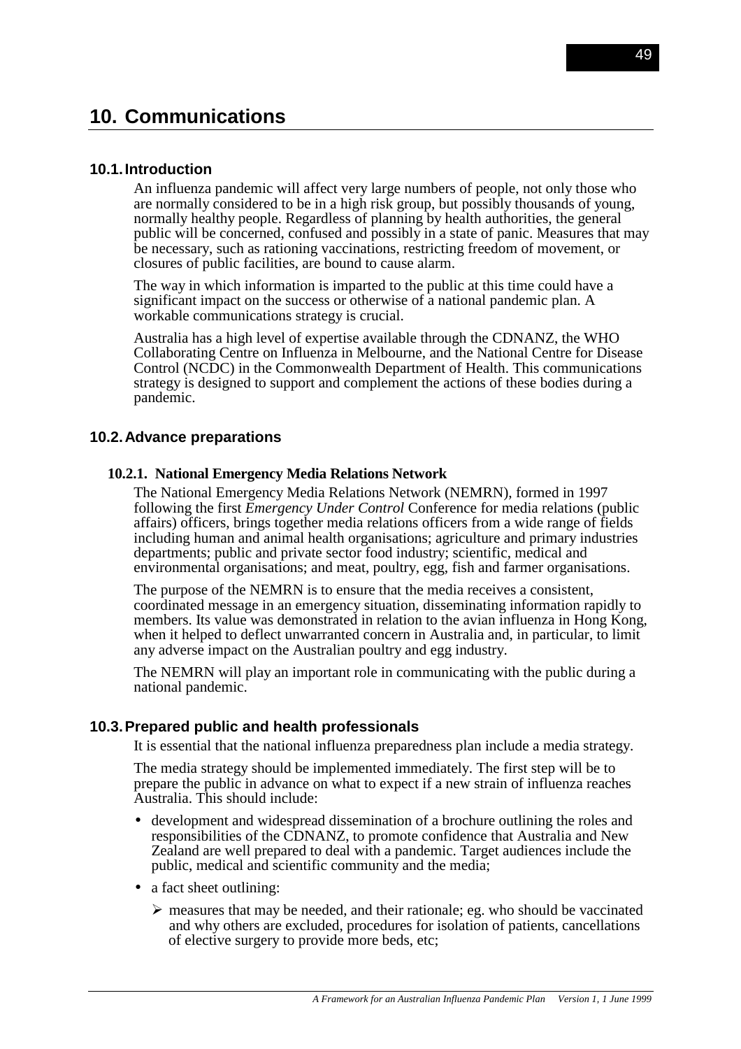# 10. Communications

## 10.1. Introduction

An influenza pandemic will affect very large numbers of people, not only those who are normally considered to be in a high risk group, but possibly thousands of young, normally healthy people. Regardless of planning by health authorities, the general public will be concerned, confused and possibly in a state of panic. Measures that may be necessary, such as rationing vaccinations, restricting freedom of movement, or closures of public facilities, are bound to cause alarm.

The way in which information is imparted to the public at this time could have a significant impact on the success or otherwise of a national pandemic plan. A workable communications strategy is crucial.

Australia has a high level of expertise available through the CDNANZ, the WHO Collaborating Centre on Influenza in Melbourne, and the National Centre for Disease Control (NCDC) in the Commonwealth Department of Health. This communications strategy is designed to support and complement the actions of these bodies during a pandemic.

## 10.2. Advance preparations

### 10.2.1. National Emergency Media Relations Network

The National Emergency Media Relations Network (NEMRN), formed in 1997 following the first *Emergency Under Control* Conference for media relations (public affairs) officers, brings together media relations officers from a wide range of fields including human and animal health organisations; agriculture and primary industries departments; public and private sector food industry; scientific, medical and environmental organisations; and meat, poultry, egg, fish and farmer organisations.

The purpose of the NEMRN is to ensure that the media receives a consistent, coordinated message in an emergency situation, disseminating information rapidly to members. Its value was demonstrated in relation to the avian influenza in Hong Kong, when it helped to deflect unwarranted concern in Australia and, in particular, to limit any adverse impact on the Australian poultry and egg industry.

The NEMRN will play an important role in communicating with the public during a national pandemic.

## 10.3. Prepared public and health professionals

It is essential that the national influenza preparedness plan include a media strategy.

The media strategy should be implemented immediately. The first step will be to prepare the public in advance on what to expect if a new strain of influenza reaches Australia. This should include:

- development and widespread dissemination of a brochure outlining the roles and responsibilities of the CDNANZ, to promote confidence that Australia and New Zealand are well prepared to deal with a pandemic. Target audiences include the public, medical and scientific community and the media;
- a fact sheet outlining:
  - measures that may be needed, and their rationale; eg. who should be vaccinated and why others are excluded, procedures for isolation of patients, cancellations of elective surgery to provide more beds, etc;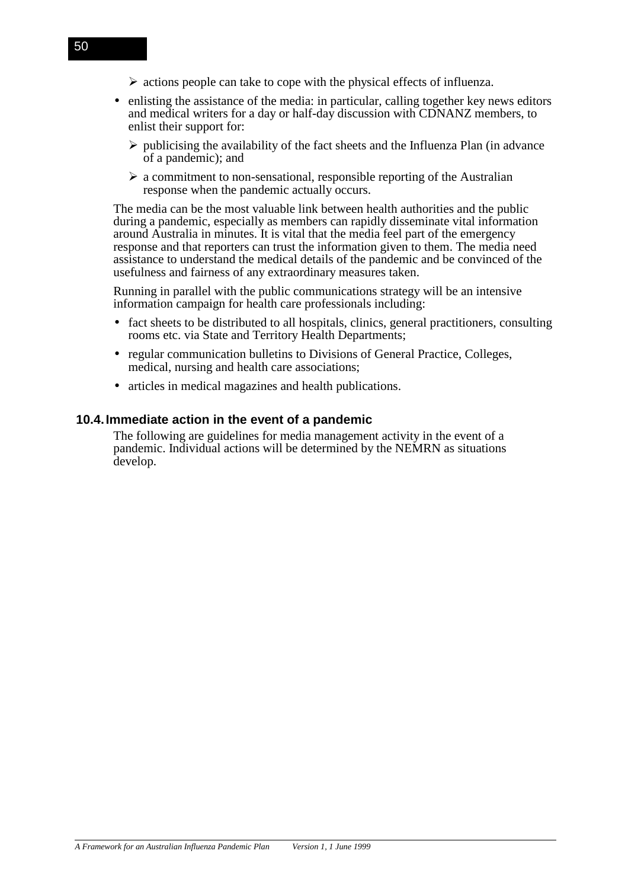- actions people can take to cope with the physical effects of influenza.

- enlisting the assistance of the media: in particular, calling together key news editors and medical writers for a day or half-day discussion with CDNANZ members, to enlist their support for:
  - publicising the availability of the fact sheets and the Influenza Plan (in advance of a pandemic); and
  - a commitment to non-sensational, responsible reporting of the Australian response when the pandemic actually occurs.

The media can be the most valuable link between health authorities and the public during a pandemic, especially as members can rapidly disseminate vital information around Australia in minutes. It is vital that the media feel part of the emergency response and that reporters can trust the information given to them. The media need assistance to understand the medical details of the pandemic and be convinced of the usefulness and fairness of any extraordinary measures taken.

Running in parallel with the public communications strategy will be an intensive information campaign for health care professionals including:

- fact sheets to be distributed to all hospitals, clinics, general practitioners, consulting rooms etc. via State and Territory Health Departments;
- regular communication bulletins to Divisions of General Practice, Colleges, medical, nursing and health care associations;
- articles in medical magazines and health publications.

## 10.4. Immediate action in the event of a pandemic

The following are guidelines for media management activity in the event of a pandemic. Individual actions will be determined by the NEMRN as situations develop.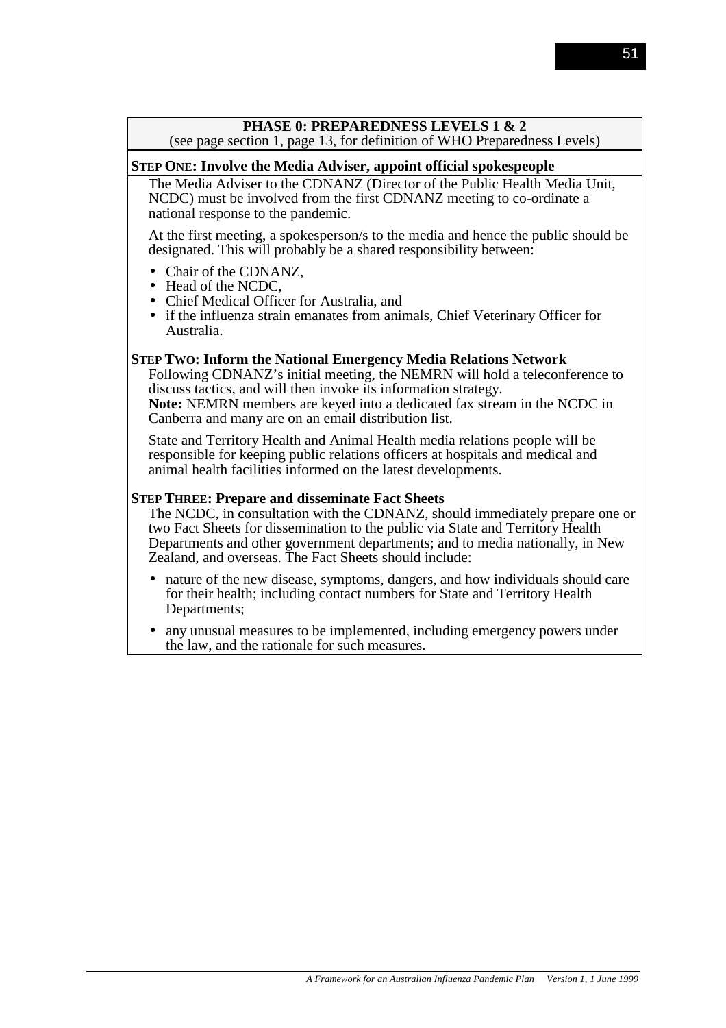**PHASE 0: PREPAREDNESS LEVELS 1 & 2**
(see page section 1, page 13, for definition of WHO Preparedness Levels)

**STEP ONE: Involve the Media Adviser, appoint official spokespeople**

The Media Adviser to the CDNANZ (Director of the Public Health Media Unit, NCDC) must be involved from the first CDNANZ meeting to co-ordinate a national response to the pandemic.

At the first meeting, a spokesperson/s to the media and hence the public should be designated. This will probably be a shared responsibility between:

- Chair of the CDNANZ,
- Head of the NCDC,
- Chief Medical Officer for Australia, and
- if the influenza strain emanates from animals, Chief Veterinary Officer for Australia.

**STEP TWO: Inform the National Emergency Media Relations Network**

Following CDNANZ's initial meeting, the NEMRN will hold a teleconference to discuss tactics, and will then invoke its information strategy.
**Note:** NEMRN members are keyed into a dedicated fax stream in the NCDC in Canberra and many are on an email distribution list.

State and Territory Health and Animal Health media relations people will be responsible for keeping public relations officers at hospitals and medical and animal health facilities informed on the latest developments.

**STEP THREE: Prepare and disseminate Fact Sheets**

The NCDC, in consultation with the CDNANZ, should immediately prepare one or two Fact Sheets for dissemination to the public via State and Territory Health Departments and other government departments; and to media nationally, in New Zealand, and overseas. The Fact Sheets should include:

- nature of the new disease, symptoms, dangers, and how individuals should care for their health; including contact numbers for State and Territory Health Departments;
- any unusual measures to be implemented, including emergency powers under the law, and the rationale for such measures.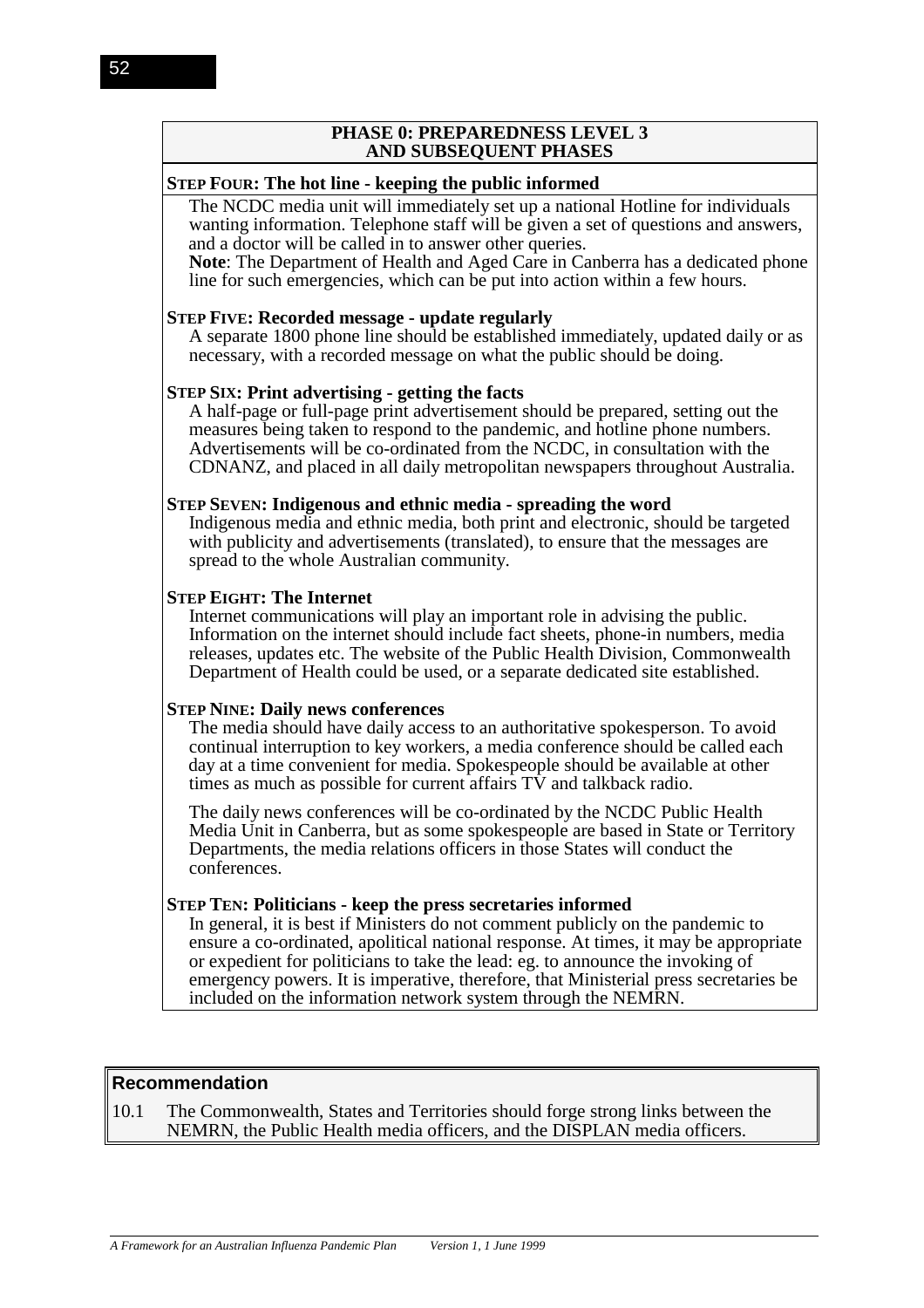**PHASE 0: PREPAREDNESS LEVEL 3
AND SUBSEQUENT PHASES**

**STEP FOUR: The hot line - keeping the public informed**

The NCDC media unit will immediately set up a national Hotline for individuals wanting information. Telephone staff will be given a set of questions and answers, and a doctor will be called in to answer other queries.
**Note**: The Department of Health and Aged Care in Canberra has a dedicated phone line for such emergencies, which can be put into action within a few hours.

**STEP FIVE: Recorded message - update regularly**

A separate 1800 phone line should be established immediately, updated daily or as necessary, with a recorded message on what the public should be doing.

**STEP SIX: Print advertising - getting the facts**

A half-page or full-page print advertisement should be prepared, setting out the measures being taken to respond to the pandemic, and hotline phone numbers. Advertisements will be co-ordinated from the NCDC, in consultation with the CDNANZ, and placed in all daily metropolitan newspapers throughout Australia.

**STEP SEVEN: Indigenous and ethnic media - spreading the word**

Indigenous media and ethnic media, both print and electronic, should be targeted with publicity and advertisements (translated), to ensure that the messages are spread to the whole Australian community.

**STEP EIGHT: The Internet**

Internet communications will play an important role in advising the public. Information on the internet should include fact sheets, phone-in numbers, media releases, updates etc. The website of the Public Health Division, Commonwealth Department of Health could be used, or a separate dedicated site established.

**STEP NINE: Daily news conferences**

The media should have daily access to an authoritative spokesperson. To avoid continual interruption to key workers, a media conference should be called each day at a time convenient for media. Spokespeople should be available at other times as much as possible for current affairs TV and talkback radio.

The daily news conferences will be co-ordinated by the NCDC Public Health Media Unit in Canberra, but as some spokespeople are based in State or Territory Departments, the media relations officers in those States will conduct the conferences.

**STEP TEN: Politicians - keep the press secretaries informed**

In general, it is best if Ministers do not comment publicly on the pandemic to ensure a co-ordinated, apolitical national response. At times, it may be appropriate or expedient for politicians to take the lead: eg. to announce the invoking of emergency powers. It is imperative, therefore, that Ministerial press secretaries be included on the information network system through the NEMRN.

**Recommendation**

10.1 The Commonwealth, States and Territories should forge strong links between the NEMRN, the Public Health media officers, and the DISPLAN media officers.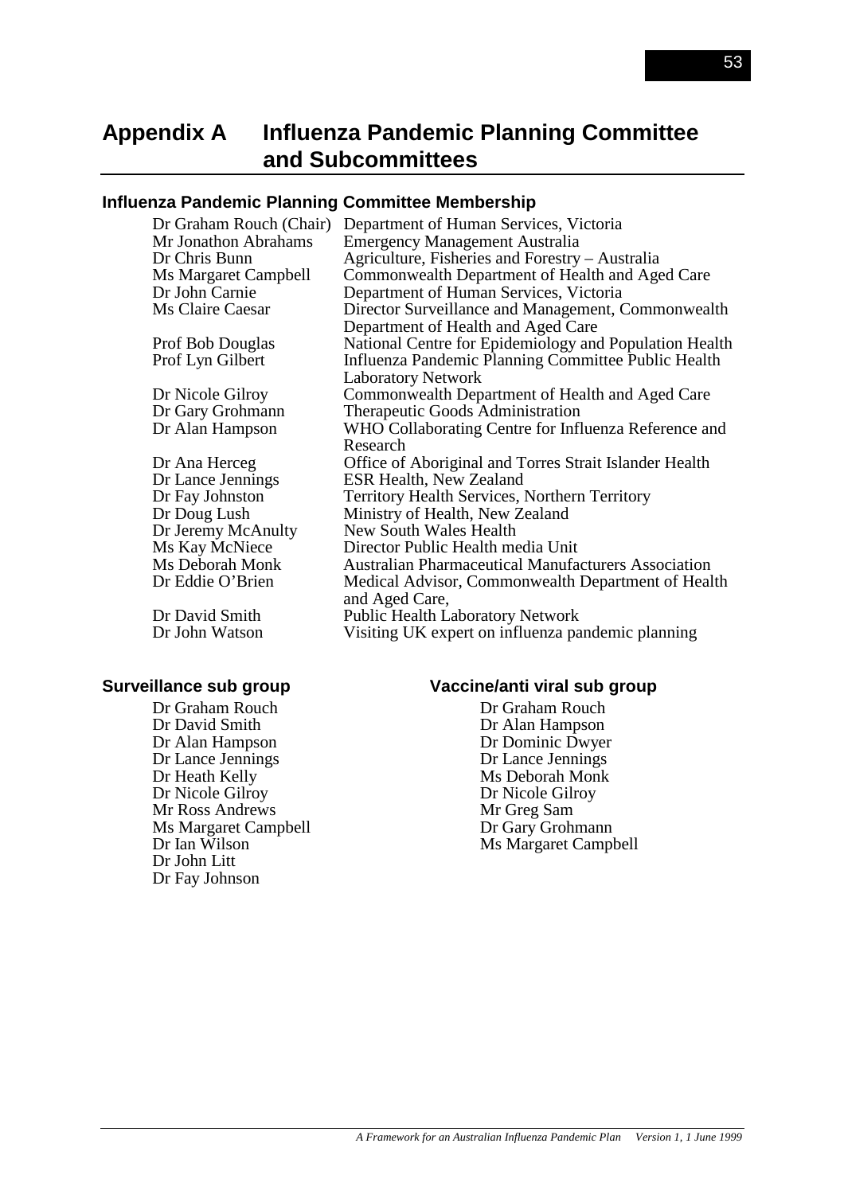# Appendix A Influenza Pandemic Planning Committee and Subcommittees

## Influenza Pandemic Planning Committee Membership

| | |
|---|---|
| Dr Graham Rouch (Chair) | Department of Human Services, Victoria |
| Mr Jonathon Abrahams | Emergency Management Australia |
| Dr Chris Bunn | Agriculture, Fisheries and Forestry – Australia |
| Ms Margaret Campbell | Commonwealth Department of Health and Aged Care |
| Dr John Carnie | Department of Human Services, Victoria |
| Ms Claire Caesar | Director Surveillance and Management, Commonwealth Department of Health and Aged Care |
| Prof Bob Douglas | National Centre for Epidemiology and Population Health |
| Prof Lyn Gilbert | Influenza Pandemic Planning Committee Public Health Laboratory Network |
| Dr Nicole Gilroy | Commonwealth Department of Health and Aged Care |
| Dr Gary Grohmann | Therapeutic Goods Administration |
| Dr Alan Hampson | WHO Collaborating Centre for Influenza Reference and Research |
| Dr Ana Herceg | Office of Aboriginal and Torres Strait Islander Health |
| Dr Lance Jennings | ESR Health, New Zealand |
| Dr Fay Johnston | Territory Health Services, Northern Territory |
| Dr Doug Lush | Ministry of Health, New Zealand |
| Dr Jeremy McAnulty | New South Wales Health |
| Ms Kay McNiece | Director Public Health media Unit |
| Ms Deborah Monk | Australian Pharmaceutical Manufacturers Association |
| Dr Eddie O'Brien | Medical Advisor, Commonwealth Department of Health and Aged Care, |
| Dr David Smith | Public Health Laboratory Network |
| Dr John Watson | Visiting UK expert on influenza pandemic planning |

## Surveillance sub group

Dr Graham Rouch
Dr David Smith
Dr Alan Hampson
Dr Lance Jennings
Dr Heath Kelly
Dr Nicole Gilroy
Mr Ross Andrews
Ms Margaret Campbell
Dr Ian Wilson
Dr John Litt
Dr Fay Johnson

## Vaccine/anti viral sub group

Dr Graham Rouch
Dr Alan Hampson
Dr Dominic Dwyer
Dr Lance Jennings
Ms Deborah Monk
Dr Nicole Gilroy
Mr Greg Sam
Dr Gary Grohmann
Ms Margaret Campbell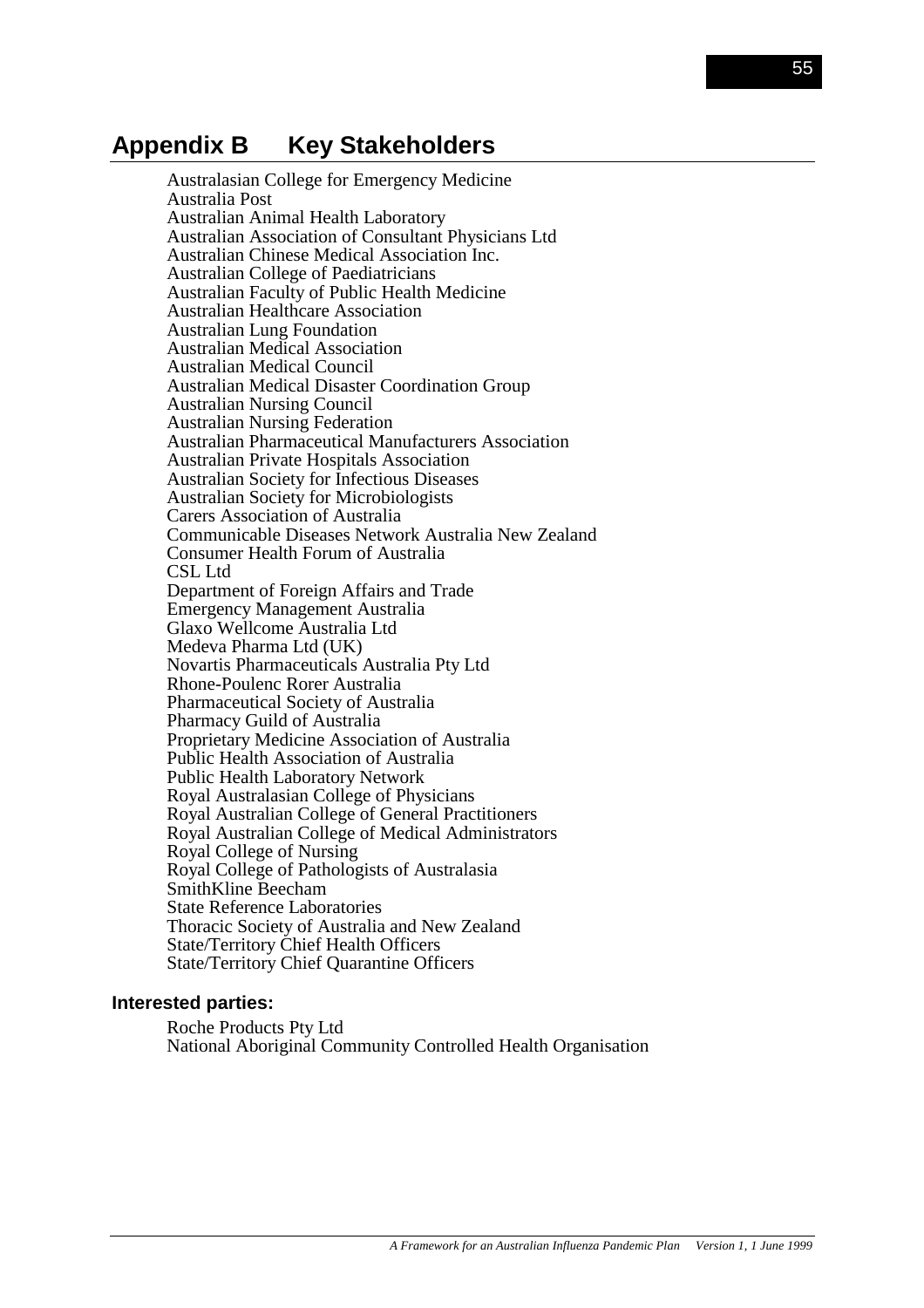# Appendix B Key Stakeholders

Australasian College for Emergency Medicine
Australia Post
Australian Animal Health Laboratory
Australian Association of Consultant Physicians Ltd
Australian Chinese Medical Association Inc.
Australian College of Paediatricians
Australian Faculty of Public Health Medicine
Australian Healthcare Association
Australian Lung Foundation
Australian Medical Association
Australian Medical Council
Australian Medical Disaster Coordination Group
Australian Nursing Council
Australian Nursing Federation
Australian Pharmaceutical Manufacturers Association
Australian Private Hospitals Association
Australian Society for Infectious Diseases
Australian Society for Microbiologists
Carers Association of Australia
Communicable Diseases Network Australia New Zealand
Consumer Health Forum of Australia
CSL Ltd
Department of Foreign Affairs and Trade
Emergency Management Australia
Glaxo Wellcome Australia Ltd
Medeva Pharma Ltd (UK)
Novartis Pharmaceuticals Australia Pty Ltd
Rhone-Poulenc Rorer Australia
Pharmaceutical Society of Australia
Pharmacy Guild of Australia
Proprietary Medicine Association of Australia
Public Health Association of Australia
Public Health Laboratory Network
Royal Australasian College of Physicians
Royal Australian College of General Practitioners
Royal Australian College of Medical Administrators
Royal College of Nursing
Royal College of Pathologists of Australasia
SmithKline Beecham
State Reference Laboratories
Thoracic Society of Australia and New Zealand
State/Territory Chief Health Officers
State/Territory Chief Quarantine Officers

### Interested parties:

Roche Products Pty Ltd
National Aboriginal Community Controlled Health Organisation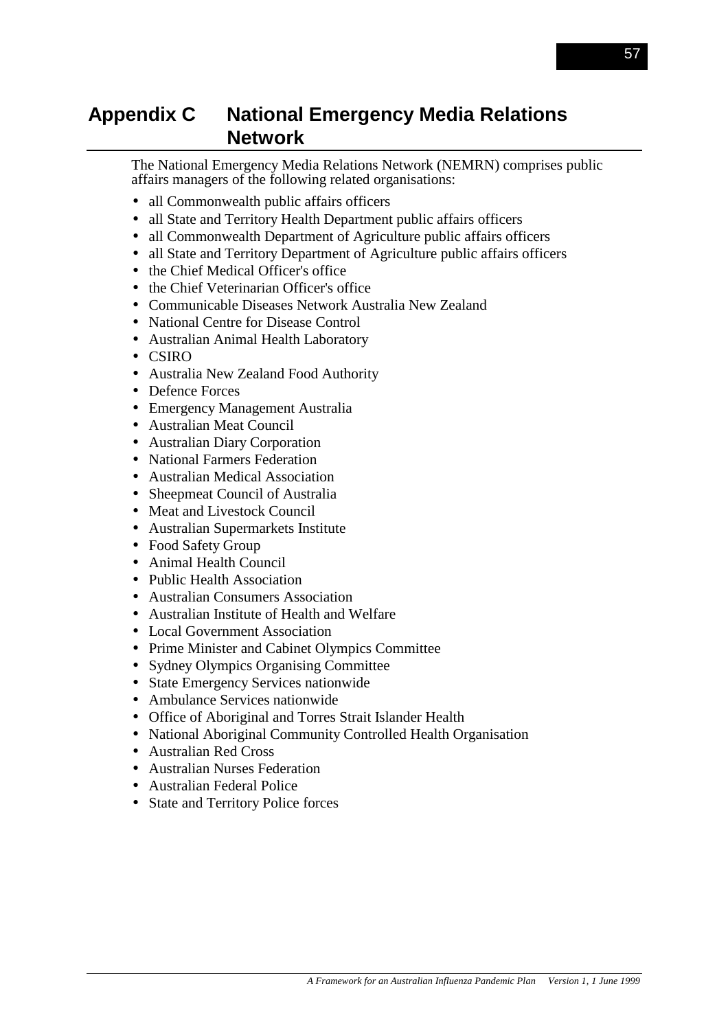# Appendix C National Emergency Media Relations Network

The National Emergency Media Relations Network (NEMRN) comprises public affairs managers of the following related organisations:

- all Commonwealth public affairs officers
- all State and Territory Health Department public affairs officers
- all Commonwealth Department of Agriculture public affairs officers
- all State and Territory Department of Agriculture public affairs officers
- the Chief Medical Officer's office
- the Chief Veterinarian Officer's office
- Communicable Diseases Network Australia New Zealand
- National Centre for Disease Control
- Australian Animal Health Laboratory
- CSIRO
- Australia New Zealand Food Authority
- Defence Forces
- Emergency Management Australia
- Australian Meat Council
- Australian Diary Corporation
- National Farmers Federation
- Australian Medical Association
- Sheepmeat Council of Australia
- Meat and Livestock Council
- Australian Supermarkets Institute
- Food Safety Group
- Animal Health Council
- Public Health Association
- Australian Consumers Association
- Australian Institute of Health and Welfare
- Local Government Association
- Prime Minister and Cabinet Olympics Committee
- Sydney Olympics Organising Committee
- State Emergency Services nationwide
- Ambulance Services nationwide
- Office of Aboriginal and Torres Strait Islander Health
- National Aboriginal Community Controlled Health Organisation
- Australian Red Cross
- Australian Nurses Federation
- Australian Federal Police
- State and Territory Police forces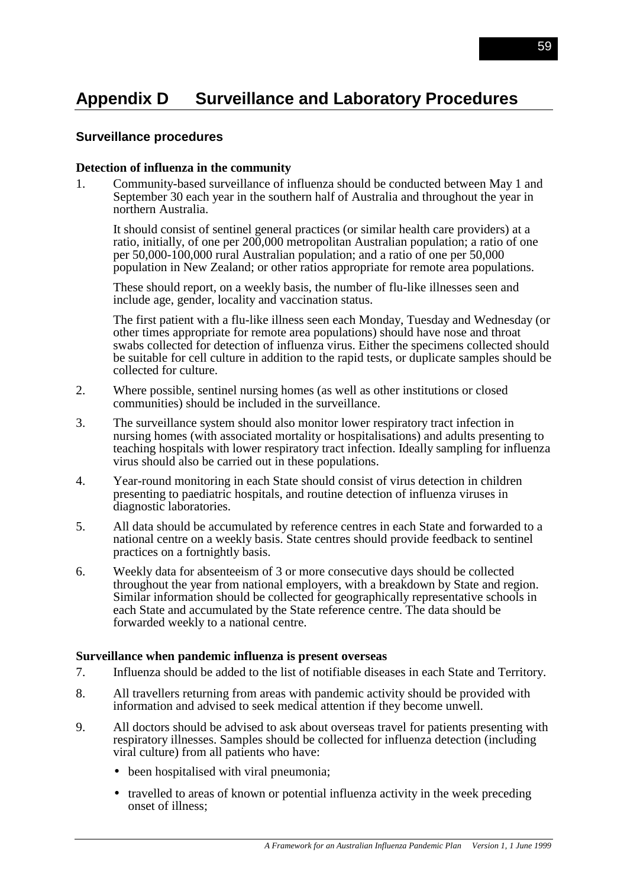# Appendix D Surveillance and Laboratory Procedures

## Surveillance procedures

### Detection of influenza in the community

1. Community-based surveillance of influenza should be conducted between May 1 and September 30 each year in the southern half of Australia and throughout the year in northern Australia.

   It should consist of sentinel general practices (or similar health care providers) at a ratio, initially, of one per 200,000 metropolitan Australian population; a ratio of one per 50,000-100,000 rural Australian population; and a ratio of one per 50,000 population in New Zealand; or other ratios appropriate for remote area populations.

   These should report, on a weekly basis, the number of flu-like illnesses seen and include age, gender, locality and vaccination status.

   The first patient with a flu-like illness seen each Monday, Tuesday and Wednesday (or other times appropriate for remote area populations) should have nose and throat swabs collected for detection of influenza virus. Either the specimens collected should be suitable for cell culture in addition to the rapid tests, or duplicate samples should be collected for culture.

2. Where possible, sentinel nursing homes (as well as other institutions or closed communities) should be included in the surveillance.

3. The surveillance system should also monitor lower respiratory tract infection in nursing homes (with associated mortality or hospitalisations) and adults presenting to teaching hospitals with lower respiratory tract infection. Ideally sampling for influenza virus should also be carried out in these populations.

4. Year-round monitoring in each State should consist of virus detection in children presenting to paediatric hospitals, and routine detection of influenza viruses in diagnostic laboratories.

5. All data should be accumulated by reference centres in each State and forwarded to a national centre on a weekly basis. State centres should provide feedback to sentinel practices on a fortnightly basis.

6. Weekly data for absenteeism of 3 or more consecutive days should be collected throughout the year from national employers, with a breakdown by State and region. Similar information should be collected for geographically representative schools in each State and accumulated by the State reference centre. The data should be forwarded weekly to a national centre.

### Surveillance when pandemic influenza is present overseas

7. Influenza should be added to the list of notifiable diseases in each State and Territory.

8. All travellers returning from areas with pandemic activity should be provided with information and advised to seek medical attention if they become unwell.

9. All doctors should be advised to ask about overseas travel for patients presenting with respiratory illnesses. Samples should be collected for influenza detection (including viral culture) from all patients who have:

   - been hospitalised with viral pneumonia;
   - travelled to areas of known or potential influenza activity in the week preceding onset of illness;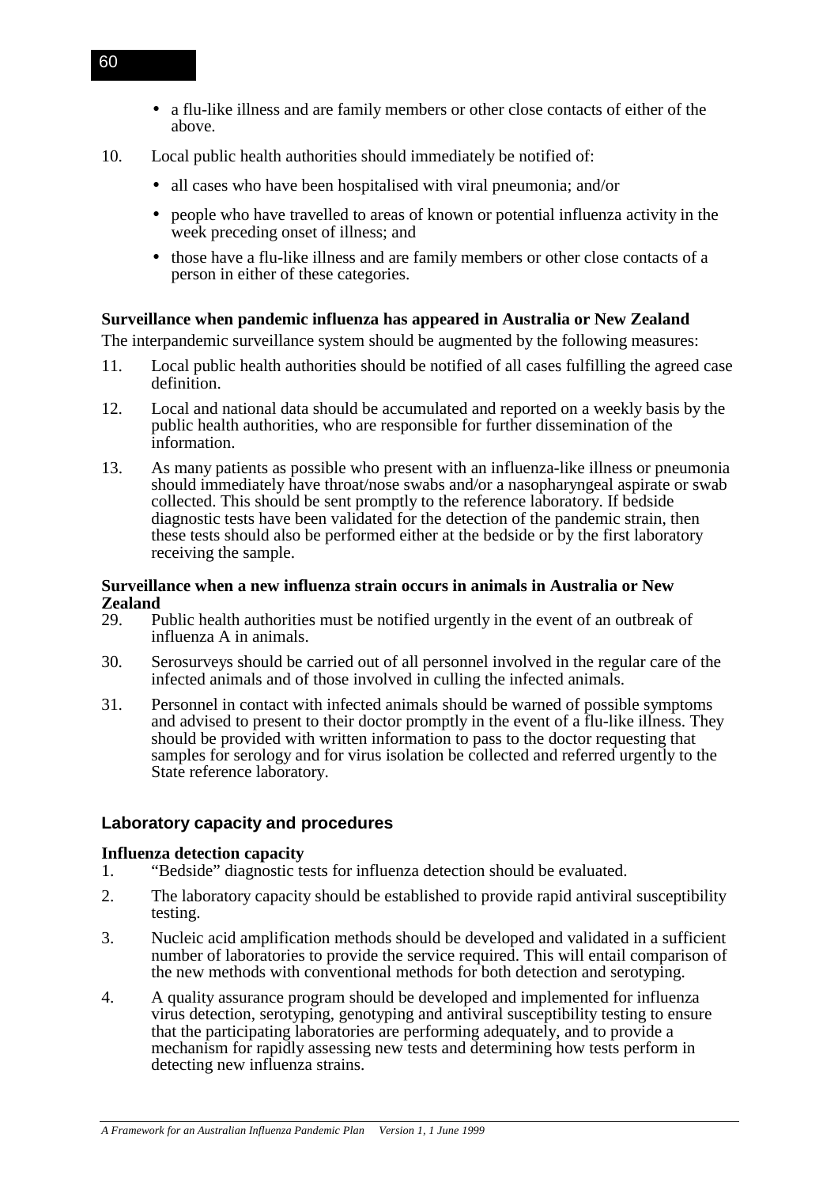- a flu-like illness and are family members or other close contacts of either of the above.

10. Local public health authorities should immediately be notified of:

    - all cases who have been hospitalised with viral pneumonia; and/or
    - people who have travelled to areas of known or potential influenza activity in the week preceding onset of illness; and
    - those have a flu-like illness and are family members or other close contacts of a person in either of these categories.

**Surveillance when pandemic influenza has appeared in Australia or New Zealand**

The interpandemic surveillance system should be augmented by the following measures:

11. Local public health authorities should be notified of all cases fulfilling the agreed case definition.

12. Local and national data should be accumulated and reported on a weekly basis by the public health authorities, who are responsible for further dissemination of the information.

13. As many patients as possible who present with an influenza-like illness or pneumonia should immediately have throat/nose swabs and/or a nasopharyngeal aspirate or swab collected. This should be sent promptly to the reference laboratory. If bedside diagnostic tests have been validated for the detection of the pandemic strain, then these tests should also be performed either at the bedside or by the first laboratory receiving the sample.

**Surveillance when a new influenza strain occurs in animals in Australia or New Zealand**

29. Public health authorities must be notified urgently in the event of an outbreak of influenza A in animals.

30. Serosurveys should be carried out of all personnel involved in the regular care of the infected animals and of those involved in culling the infected animals.

31. Personnel in contact with infected animals should be warned of possible symptoms and advised to present to their doctor promptly in the event of a flu-like illness. They should be provided with written information to pass to the doctor requesting that samples for serology and for virus isolation be collected and referred urgently to the State reference laboratory.

## Laboratory capacity and procedures

**Influenza detection capacity**

1. "Bedside" diagnostic tests for influenza detection should be evaluated.

2. The laboratory capacity should be established to provide rapid antiviral susceptibility testing.

3. Nucleic acid amplification methods should be developed and validated in a sufficient number of laboratories to provide the service required. This will entail comparison of the new methods with conventional methods for both detection and serotyping.

4. A quality assurance program should be developed and implemented for influenza virus detection, serotyping, genotyping and antiviral susceptibility testing to ensure that the participating laboratories are performing adequately, and to provide a mechanism for rapidly assessing new tests and determining how tests perform in detecting new influenza strains.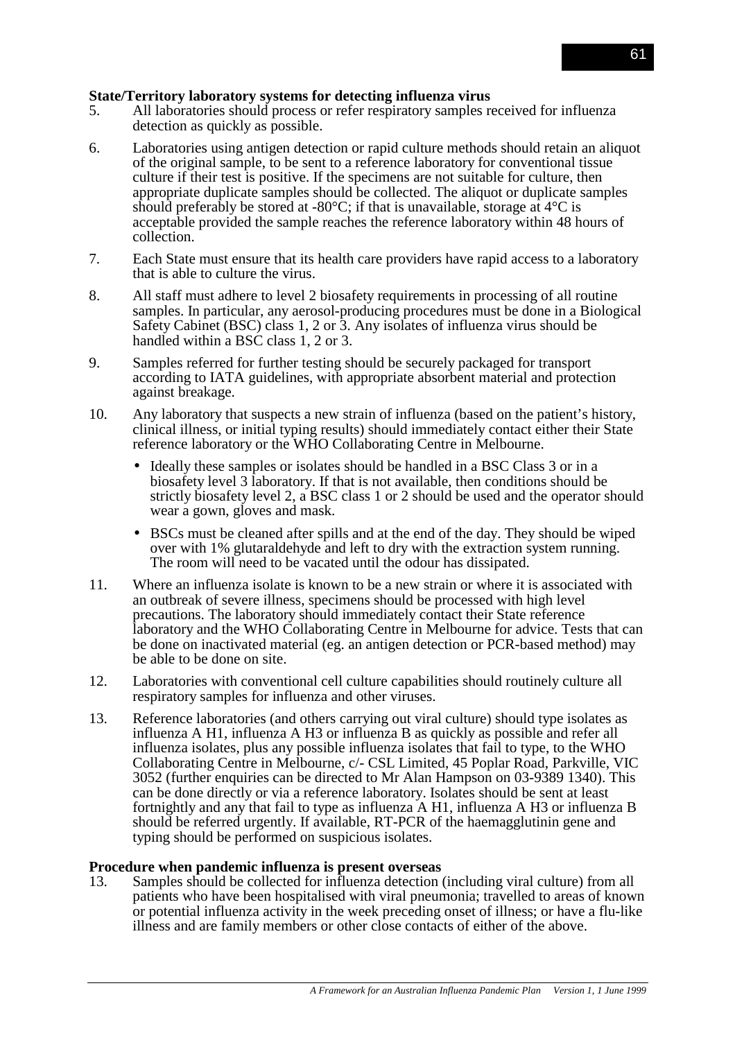**State/Territory laboratory systems for detecting influenza virus**

5. All laboratories should process or refer respiratory samples received for influenza detection as quickly as possible.

6. Laboratories using antigen detection or rapid culture methods should retain an aliquot of the original sample, to be sent to a reference laboratory for conventional tissue culture if their test is positive. If the specimens are not suitable for culture, then appropriate duplicate samples should be collected. The aliquot or duplicate samples should preferably be stored at -80°C; if that is unavailable, storage at 4°C is acceptable provided the sample reaches the reference laboratory within 48 hours of collection.

7. Each State must ensure that its health care providers have rapid access to a laboratory that is able to culture the virus.

8. All staff must adhere to level 2 biosafety requirements in processing of all routine samples. In particular, any aerosol-producing procedures must be done in a Biological Safety Cabinet (BSC) class 1, 2 or 3. Any isolates of influenza virus should be handled within a BSC class 1, 2 or 3.

9. Samples referred for further testing should be securely packaged for transport according to IATA guidelines, with appropriate absorbent material and protection against breakage.

10. Any laboratory that suspects a new strain of influenza (based on the patient's history, clinical illness, or initial typing results) should immediately contact either their State reference laboratory or the WHO Collaborating Centre in Melbourne.

    - Ideally these samples or isolates should be handled in a BSC Class 3 or in a biosafety level 3 laboratory. If that is not available, then conditions should be strictly biosafety level 2, a BSC class 1 or 2 should be used and the operator should wear a gown, gloves and mask.
    - BSCs must be cleaned after spills and at the end of the day. They should be wiped over with 1% glutaraldehyde and left to dry with the extraction system running. The room will need to be vacated until the odour has dissipated.

11. Where an influenza isolate is known to be a new strain or where it is associated with an outbreak of severe illness, specimens should be processed with high level precautions. The laboratory should immediately contact their State reference laboratory and the WHO Collaborating Centre in Melbourne for advice. Tests that can be done on inactivated material (eg. an antigen detection or PCR-based method) may be able to be done on site.

12. Laboratories with conventional cell culture capabilities should routinely culture all respiratory samples for influenza and other viruses.

13. Reference laboratories (and others carrying out viral culture) should type isolates as influenza A H1, influenza A H3 or influenza B as quickly as possible and refer all influenza isolates, plus any possible influenza isolates that fail to type, to the WHO Collaborating Centre in Melbourne, c/- CSL Limited, 45 Poplar Road, Parkville, VIC 3052 (further enquiries can be directed to Mr Alan Hampson on 03-9389 1340). This can be done directly or via a reference laboratory. Isolates should be sent at least fortnightly and any that fail to type as influenza A H1, influenza A H3 or influenza B should be referred urgently. If available, RT-PCR of the haemagglutinin gene and typing should be performed on suspicious isolates.

**Procedure when pandemic influenza is present overseas**

13. Samples should be collected for influenza detection (including viral culture) from all patients who have been hospitalised with viral pneumonia; travelled to areas of known or potential influenza activity in the week preceding onset of illness; or have a flu-like illness and are family members or other close contacts of either of the above.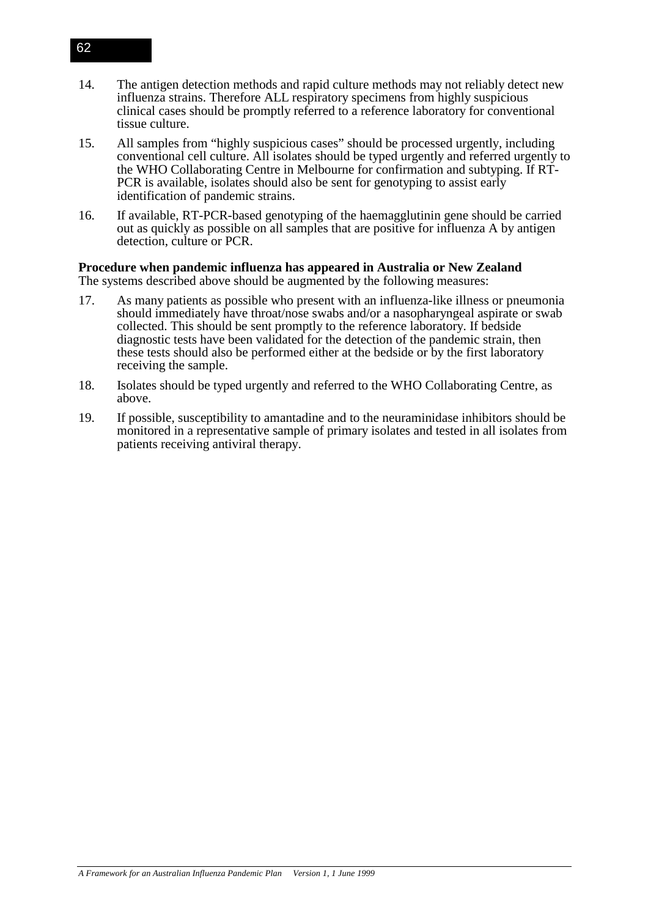14. The antigen detection methods and rapid culture methods may not reliably detect new influenza strains. Therefore ALL respiratory specimens from highly suspicious clinical cases should be promptly referred to a reference laboratory for conventional tissue culture.

15. All samples from "highly suspicious cases" should be processed urgently, including conventional cell culture. All isolates should be typed urgently and referred urgently to the WHO Collaborating Centre in Melbourne for confirmation and subtyping. If RT-PCR is available, isolates should also be sent for genotyping to assist early identification of pandemic strains.

16. If available, RT-PCR-based genotyping of the haemagglutinin gene should be carried out as quickly as possible on all samples that are positive for influenza A by antigen detection, culture or PCR.

**Procedure when pandemic influenza has appeared in Australia or New Zealand**

The systems described above should be augmented by the following measures:

17. As many patients as possible who present with an influenza-like illness or pneumonia should immediately have throat/nose swabs and/or a nasopharyngeal aspirate or swab collected. This should be sent promptly to the reference laboratory. If bedside diagnostic tests have been validated for the detection of the pandemic strain, then these tests should also be performed either at the bedside or by the first laboratory receiving the sample.

18. Isolates should be typed urgently and referred to the WHO Collaborating Centre, as above.

19. If possible, susceptibility to amantadine and to the neuraminidase inhibitors should be monitored in a representative sample of primary isolates and tested in all isolates from patients receiving antiviral therapy.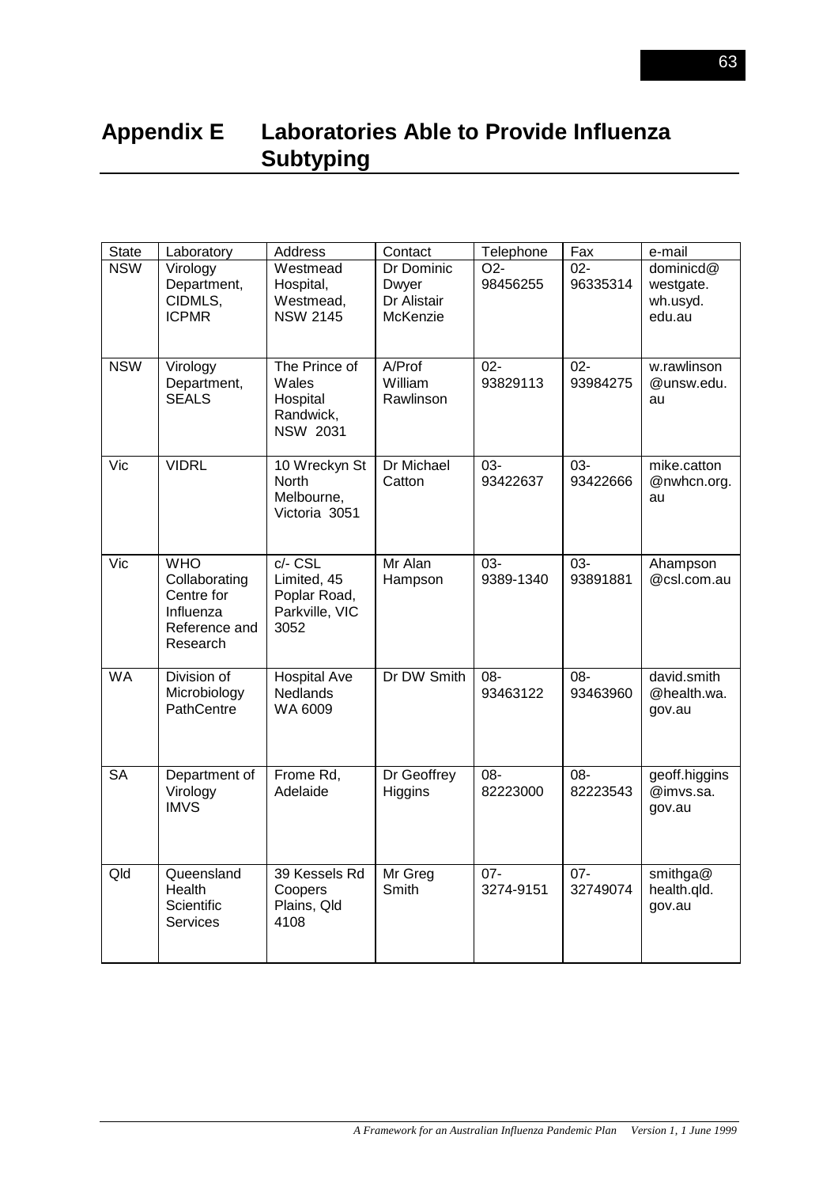# Appendix E Laboratories Able to Provide Influenza Subtyping

| State | Laboratory | Address | Contact | Telephone | Fax | e-mail |
|---|---|---|---|---|---|---|
| NSW | Virology Department, CIDMLS, ICPMR | Westmead Hospital, Westmead, NSW 2145 | Dr Dominic Dwyer Dr Alistair McKenzie | O2-98456255 | 02-96335314 | dominicd@westgate.wh.usyd.edu.au |
| NSW | Virology Department, SEALS | The Prince of Wales Hospital Randwick, NSW 2031 | A/Prof William Rawlinson | 02-93829113 | 02-93984275 | w.rawlinson@unsw.edu.au |
| Vic | VIDRL | 10 Wreckyn St North Melbourne, Victoria 3051 | Dr Michael Catton | 03-93422637 | 03-93422666 | mike.catton@nwhcn.org.au |
| Vic | WHO Collaborating Centre for Influenza Reference and Research | c/- CSL Limited, 45 Poplar Road, Parkville, VIC 3052 | Mr Alan Hampson | 03-9389-1340 | 03-93891881 | Ahampson@csl.com.au |
| WA | Division of Microbiology PathCentre | Hospital Ave Nedlands WA 6009 | Dr DW Smith | 08-93463122 | 08-93463960 | david.smith@health.wa.gov.au |
| SA | Department of Virology IMVS | Frome Rd, Adelaide | Dr Geoffrey Higgins | 08-82223000 | 08-82223543 | geoff.higgins@imvs.sa.gov.au |
| Qld | Queensland Health Scientific Services | 39 Kessels Rd Coopers Plains, Qld 4108 | Mr Greg Smith | 07-3274-9151 | 07-32749074 | smithga@health.qld.gov.au |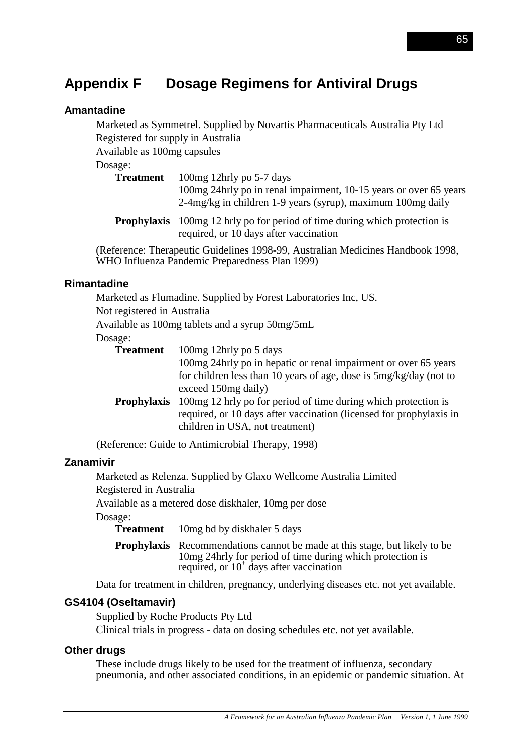# Appendix F Dosage Regimens for Antiviral Drugs

## Amantadine

Marketed as Symmetrel. Supplied by Novartis Pharmaceuticals Australia Pty Ltd

Registered for supply in Australia

Available as 100mg capsules

Dosage:

**Treatment** 100mg 12hrly po 5-7 days
100mg 24hrly po in renal impairment, 10-15 years or over 65 years
2-4mg/kg in children 1-9 years (syrup), maximum 100mg daily

**Prophylaxis** 100mg 12 hrly po for period of time during which protection is required, or 10 days after vaccination

(Reference: Therapeutic Guidelines 1998-99, Australian Medicines Handbook 1998, WHO Influenza Pandemic Preparedness Plan 1999)

## Rimantadine

Marketed as Flumadine. Supplied by Forest Laboratories Inc, US.

Not registered in Australia

Available as 100mg tablets and a syrup 50mg/5mL

Dosage:

**Treatment** 100mg 12hrly po 5 days
100mg 24hrly po in hepatic or renal impairment or over 65 years
for children less than 10 years of age, dose is 5mg/kg/day (not to exceed 150mg daily)

**Prophylaxis** 100mg 12 hrly po for period of time during which protection is required, or 10 days after vaccination (licensed for prophylaxis in children in USA, not treatment)

(Reference: Guide to Antimicrobial Therapy, 1998)

## Zanamivir

Marketed as Relenza. Supplied by Glaxo Wellcome Australia Limited

Registered in Australia

Available as a metered dose diskhaler, 10mg per dose

Dosage:

**Treatment** 10mg bd by diskhaler 5 days

**Prophylaxis** Recommendations cannot be made at this stage, but likely to be 10mg 24hrly for period of time during which protection is required, or 10+ days after vaccination

Data for treatment in children, pregnancy, underlying diseases etc. not yet available.

## GS4104 (Oseltamavir)

Supplied by Roche Products Pty Ltd

Clinical trials in progress - data on dosing schedules etc. not yet available.

## Other drugs

These include drugs likely to be used for the treatment of influenza, secondary pneumonia, and other associated conditions, in an epidemic or pandemic situation. At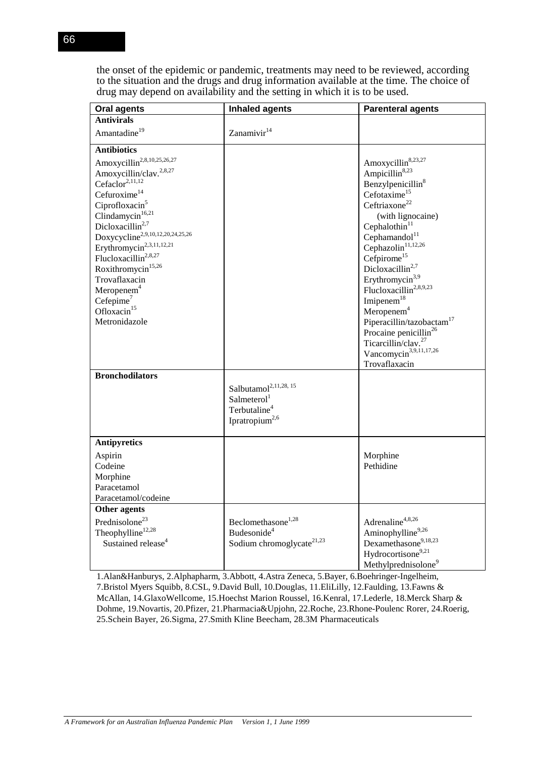the onset of the epidemic or pandemic, treatments may need to be reviewed, according to the situation and the drugs and drug information available at the time. The choice of drug may depend on availability and the setting in which it is to be used.

| Oral agents | Inhaled agents | Parenteral agents |
|---|---|---|
| **Antivirals** | | |
| Amantadine[19] | Zanamivir[14] | |
| **Antibiotics** | | |
| Amoxycillin[2,8,10,25,26,27] | | Amoxycillin[8,23,27] |
| Amoxycillin/clav.[2,8,27] | | Ampicillin[8,23] |
| Cefaclor[2,11,12] | | Benzylpenicillin[8] |
| Cefuroxime[14] | | Cefotaxime[15] |
| Ciprofloxacin[5] | | Ceftriaxone[22] (with lignocaine) |
| Clindamycin[16,21] | | Cephalothin[11] |
| Dicloxacillin[2,7] | | Cephamandol[11] |
| Doxycycline[2,9,10,12,20,24,25,26] | | Cephazolin[11,12,26] |
| Erythromycin[2,3,11,12,21] | | Cefpirome[15] |
| Flucloxacillin[2,8,27] | | Dicloxacillin[2,7] |
| Roxithromycin[15,26] | | Erythromycin[3,9] |
| Trovaflaxacin | | Flucloxacillin[2,8,9,23] |
| Meropenem[4] | | Imipenem[18] |
| Cefepime[7] | | Meropenem[4] |
| Ofloxacin[15] | | Piperacillin/tazobactam[17] |
| Metronidazole | | Procaine penicillin[26] |
| | | Ticarcillin/clav.[27] |
| | | Vancomycin[3,9,11,17,26] |
| | | Trovaflaxacin |
| **Bronchodilators** | | |
| | Salbutamol[2,11,28, 15] | |
| | Salmeterol[1] | |
| | Terbutaline[4] | |
| | Ipratropium[2,6] | |
| **Antipyretics** | | |
| Aspirin | | Morphine |
| Codeine | | Pethidine |
| Morphine | | |
| Paracetamol | | |
| Paracetamol/codeine | | |
| **Other agents** | | |
| Prednisolone[23] | Beclomethasone[1,28] | Adrenaline[4,8,26] |
| Theophylline[12,28] | Budesonide[4] | Aminophylline[9,26] |
| Sustained release[4] | Sodium chromoglycate[21,23] | Dexamethasone[9,18,23] |
| | | Hydrocortisone[9,21] |
| | | Methylprednisolone[9] |

1.Alan&Hanburys, 2.Alphapharm, 3.Abbott, 4.Astra Zeneca, 5.Bayer, 6.Boehringer-Ingelheim, 7.Bristol Myers Squibb, 8.CSL, 9.David Bull, 10.Douglas, 11.EliLilly, 12.Faulding, 13.Fawns & McAllan, 14.GlaxoWellcome, 15.Hoechst Marion Roussel, 16.Kenral, 17.Lederle, 18.Merck Sharp & Dohme, 19.Novartis, 20.Pfizer, 21.Pharmacia&Upjohn, 22.Roche, 23.Rhone-Poulenc Rorer, 24.Roerig, 25.Schein Bayer, 26.Sigma, 27.Smith Kline Beecham, 28.3M Pharmaceuticals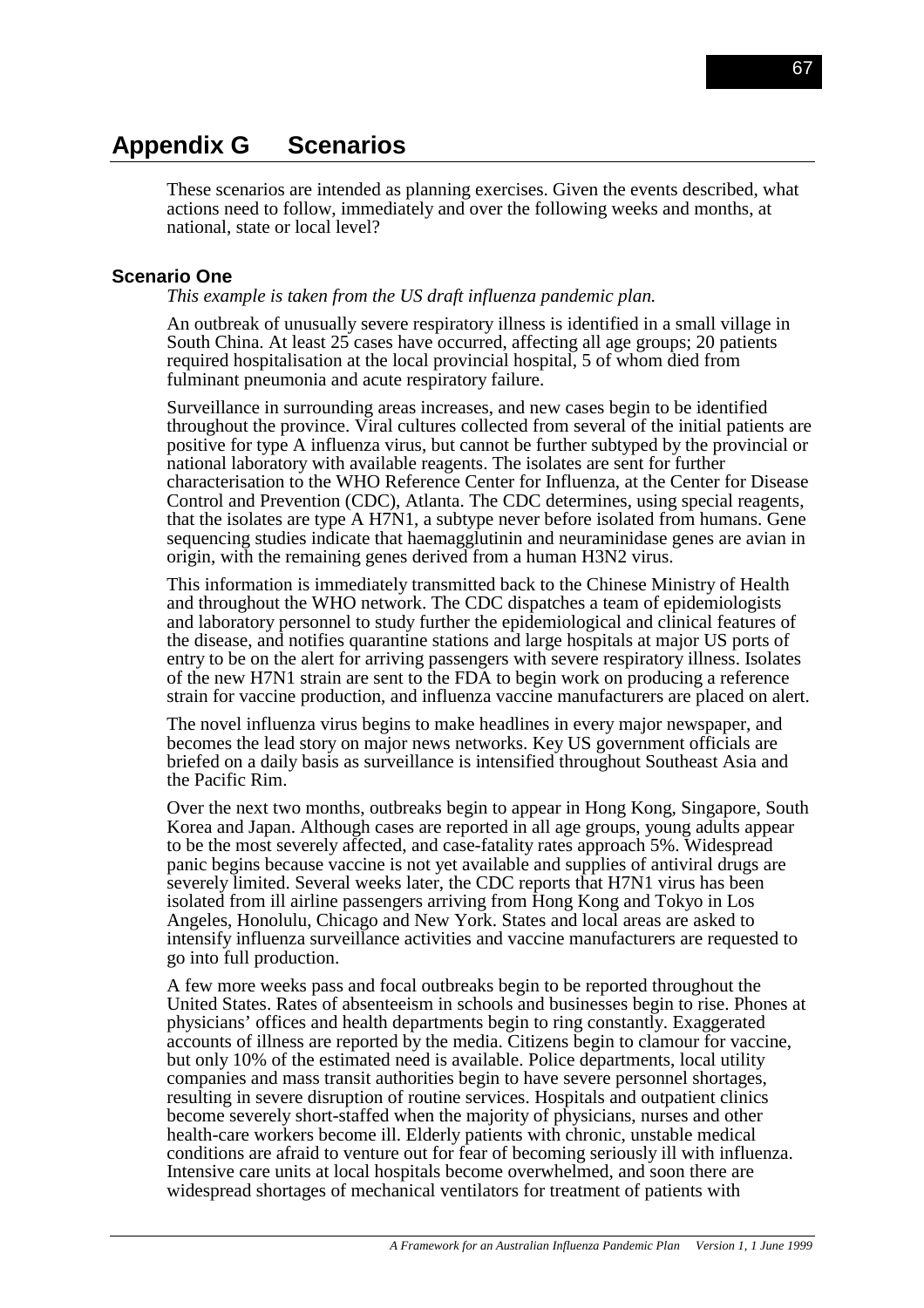# Appendix G Scenarios

These scenarios are intended as planning exercises. Given the events described, what actions need to follow, immediately and over the following weeks and months, at national, state or local level?

### Scenario One

*This example is taken from the US draft influenza pandemic plan.*

An outbreak of unusually severe respiratory illness is identified in a small village in South China. At least 25 cases have occurred, affecting all age groups; 20 patients required hospitalisation at the local provincial hospital, 5 of whom died from fulminant pneumonia and acute respiratory failure.

Surveillance in surrounding areas increases, and new cases begin to be identified throughout the province. Viral cultures collected from several of the initial patients are positive for type A influenza virus, but cannot be further subtyped by the provincial or national laboratory with available reagents. The isolates are sent for further characterisation to the WHO Reference Center for Influenza, at the Center for Disease Control and Prevention (CDC), Atlanta. The CDC determines, using special reagents, that the isolates are type A H7N1, a subtype never before isolated from humans. Gene sequencing studies indicate that haemagglutinin and neuraminidase genes are avian in origin, with the remaining genes derived from a human H3N2 virus.

This information is immediately transmitted back to the Chinese Ministry of Health and throughout the WHO network. The CDC dispatches a team of epidemiologists and laboratory personnel to study further the epidemiological and clinical features of the disease, and notifies quarantine stations and large hospitals at major US ports of entry to be on the alert for arriving passengers with severe respiratory illness. Isolates of the new H7N1 strain are sent to the FDA to begin work on producing a reference strain for vaccine production, and influenza vaccine manufacturers are placed on alert.

The novel influenza virus begins to make headlines in every major newspaper, and becomes the lead story on major news networks. Key US government officials are briefed on a daily basis as surveillance is intensified throughout Southeast Asia and the Pacific Rim.

Over the next two months, outbreaks begin to appear in Hong Kong, Singapore, South Korea and Japan. Although cases are reported in all age groups, young adults appear to be the most severely affected, and case-fatality rates approach 5%. Widespread panic begins because vaccine is not yet available and supplies of antiviral drugs are severely limited. Several weeks later, the CDC reports that H7N1 virus has been isolated from ill airline passengers arriving from Hong Kong and Tokyo in Los Angeles, Honolulu, Chicago and New York. States and local areas are asked to intensify influenza surveillance activities and vaccine manufacturers are requested to go into full production.

A few more weeks pass and focal outbreaks begin to be reported throughout the United States. Rates of absenteeism in schools and businesses begin to rise. Phones at physicians' offices and health departments begin to ring constantly. Exaggerated accounts of illness are reported by the media. Citizens begin to clamour for vaccine, but only 10% of the estimated need is available. Police departments, local utility companies and mass transit authorities begin to have severe personnel shortages, resulting in severe disruption of routine services. Hospitals and outpatient clinics become severely short-staffed when the majority of physicians, nurses and other health-care workers become ill. Elderly patients with chronic, unstable medical conditions are afraid to venture out for fear of becoming seriously ill with influenza. Intensive care units at local hospitals become overwhelmed, and soon there are widespread shortages of mechanical ventilators for treatment of patients with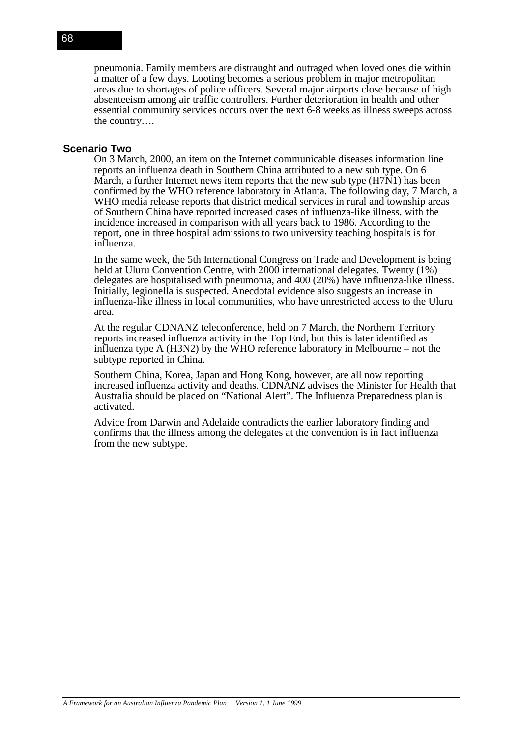pneumonia. Family members are distraught and outraged when loved ones die within a matter of a few days. Looting becomes a serious problem in major metropolitan areas due to shortages of police officers. Several major airports close because of high absenteeism among air traffic controllers. Further deterioration in health and other essential community services occurs over the next 6-8 weeks as illness sweeps across the country….

### Scenario Two

On 3 March, 2000, an item on the Internet communicable diseases information line reports an influenza death in Southern China attributed to a new sub type. On 6 March, a further Internet news item reports that the new sub type (H7N1) has been confirmed by the WHO reference laboratory in Atlanta. The following day, 7 March, a WHO media release reports that district medical services in rural and township areas of Southern China have reported increased cases of influenza-like illness, with the incidence increased in comparison with all years back to 1986. According to the report, one in three hospital admissions to two university teaching hospitals is for influenza.

In the same week, the 5th International Congress on Trade and Development is being held at Uluru Convention Centre, with 2000 international delegates. Twenty (1%) delegates are hospitalised with pneumonia, and 400 (20%) have influenza-like illness. Initially, legionella is suspected. Anecdotal evidence also suggests an increase in influenza-like illness in local communities, who have unrestricted access to the Uluru area.

At the regular CDNANZ teleconference, held on 7 March, the Northern Territory reports increased influenza activity in the Top End, but this is later identified as influenza type A (H3N2) by the WHO reference laboratory in Melbourne – not the subtype reported in China.

Southern China, Korea, Japan and Hong Kong, however, are all now reporting increased influenza activity and deaths. CDNANZ advises the Minister for Health that Australia should be placed on "National Alert". The Influenza Preparedness plan is activated.

Advice from Darwin and Adelaide contradicts the earlier laboratory finding and confirms that the illness among the delegates at the convention is in fact influenza from the new subtype.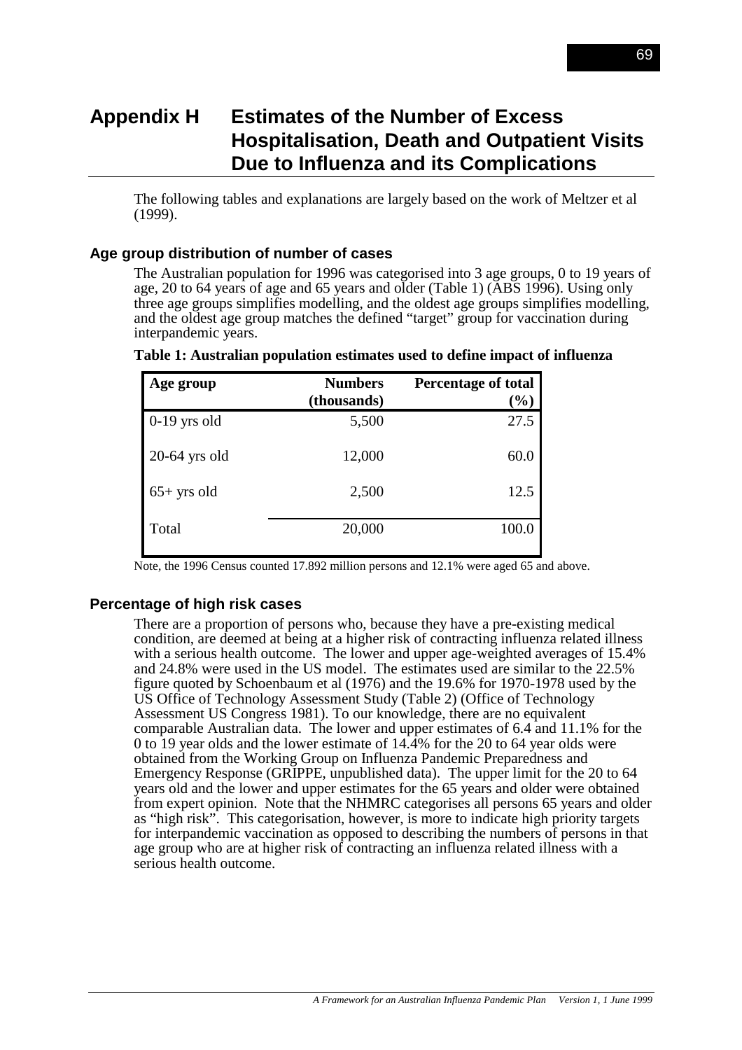# Appendix H Estimates of the Number of Excess Hospitalisation, Death and Outpatient Visits Due to Influenza and its Complications

The following tables and explanations are largely based on the work of Meltzer et al (1999).

## Age group distribution of number of cases

The Australian population for 1996 was categorised into 3 age groups, 0 to 19 years of age, 20 to 64 years of age and 65 years and older (Table 1) (ABS 1996). Using only three age groups simplifies modelling, and the oldest age groups simplifies modelling, and the oldest age group matches the defined "target" group for vaccination during interpandemic years.

**Table 1: Australian population estimates used to define impact of influenza**

| Age group | Numbers (thousands) | Percentage of total (%) |
|---|---|---|
| 0-19 yrs old | 5,500 | 27.5 |
| 20-64 yrs old | 12,000 | 60.0 |
| 65+ yrs old | 2,500 | 12.5 |
| Total | 20,000 | 100.0 |

Note, the 1996 Census counted 17.892 million persons and 12.1% were aged 65 and above.

## Percentage of high risk cases

There are a proportion of persons who, because they have a pre-existing medical condition, are deemed at being at a higher risk of contracting influenza related illness with a serious health outcome. The lower and upper age-weighted averages of 15.4% and 24.8% were used in the US model. The estimates used are similar to the 22.5% figure quoted by Schoenbaum et al (1976) and the 19.6% for 1970-1978 used by the US Office of Technology Assessment Study (Table 2) (Office of Technology Assessment US Congress 1981). To our knowledge, there are no equivalent comparable Australian data. The lower and upper estimates of 6.4 and 11.1% for the 0 to 19 year olds and the lower estimate of 14.4% for the 20 to 64 year olds were obtained from the Working Group on Influenza Pandemic Preparedness and Emergency Response (GRIPPE, unpublished data). The upper limit for the 20 to 64 years old and the lower and upper estimates for the 65 years and older were obtained from expert opinion. Note that the NHMRC categorises all persons 65 years and older as "high risk". This categorisation, however, is more to indicate high priority targets for interpandemic vaccination as opposed to describing the numbers of persons in that age group who are at higher risk of contracting an influenza related illness with a serious health outcome.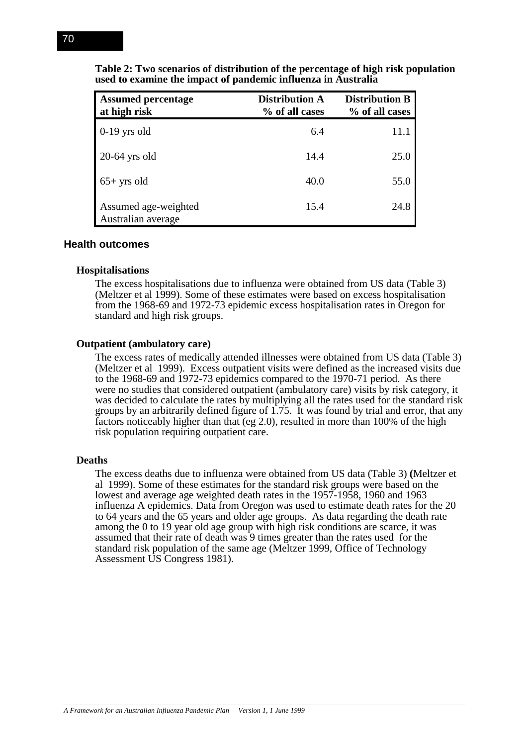**Table 2: Two scenarios of distribution of the percentage of high risk population used to examine the impact of pandemic influenza in Australia**

| Assumed percentage at high risk | Distribution A % of all cases | Distribution B % of all cases |
|---|---|---|
| 0-19 yrs old | 6.4 | 11.1 |
| 20-64 yrs old | 14.4 | 25.0 |
| 65+ yrs old | 40.0 | 55.0 |
| Assumed age-weighted Australian average | 15.4 | 24.8 |

## Health outcomes

### Hospitalisations

The excess hospitalisations due to influenza were obtained from US data (Table 3) (Meltzer et al 1999). Some of these estimates were based on excess hospitalisation from the 1968-69 and 1972-73 epidemic excess hospitalisation rates in Oregon for standard and high risk groups.

### Outpatient (ambulatory care)

The excess rates of medically attended illnesses were obtained from US data (Table 3) (Meltzer et al 1999). Excess outpatient visits were defined as the increased visits due to the 1968-69 and 1972-73 epidemics compared to the 1970-71 period. As there were no studies that considered outpatient (ambulatory care) visits by risk category, it was decided to calculate the rates by multiplying all the rates used for the standard risk groups by an arbitrarily defined figure of 1.75. It was found by trial and error, that any factors noticeably higher than that (eg 2.0), resulted in more than 100% of the high risk population requiring outpatient care.

### Deaths

The excess deaths due to influenza were obtained from US data (Table 3) **(**Meltzer et al 1999). Some of these estimates for the standard risk groups were based on the lowest and average age weighted death rates in the 1957-1958, 1960 and 1963 influenza A epidemics. Data from Oregon was used to estimate death rates for the 20 to 64 years and the 65 years and older age groups. As data regarding the death rate among the 0 to 19 year old age group with high risk conditions are scarce, it was assumed that their rate of death was 9 times greater than the rates used for the standard risk population of the same age (Meltzer 1999, Office of Technology Assessment US Congress 1981).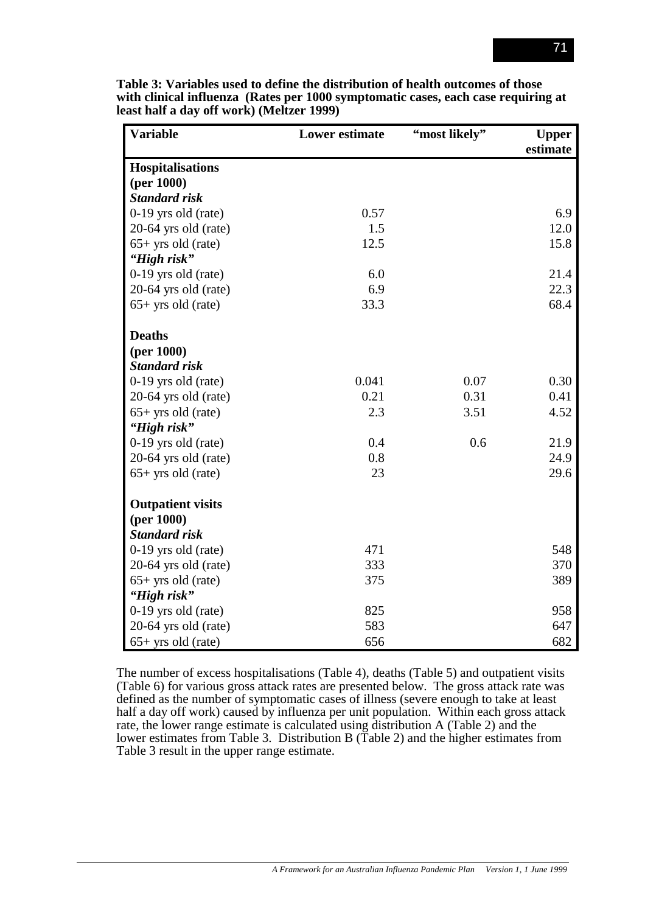**Table 3: Variables used to define the distribution of health outcomes of those with clinical influenza (Rates per 1000 symptomatic cases, each case requiring at least half a day off work) (Meltzer 1999)**

| Variable | Lower estimate | "most likely" | Upper estimate |
|---|---|---|---|
| **Hospitalisations (per 1000)** | | | |
| ***Standard risk*** | | | |
| 0-19 yrs old (rate) | 0.57 | | 6.9 |
| 20-64 yrs old (rate) | 1.5 | | 12.0 |
| 65+ yrs old (rate) | 12.5 | | 15.8 |
| ***"High risk"*** | | | |
| 0-19 yrs old (rate) | 6.0 | | 21.4 |
| 20-64 yrs old (rate) | 6.9 | | 22.3 |
| 65+ yrs old (rate) | 33.3 | | 68.4 |
| **Deaths (per 1000)** | | | |
| ***Standard risk*** | | | |
| 0-19 yrs old (rate) | 0.041 | 0.07 | 0.30 |
| 20-64 yrs old (rate) | 0.21 | 0.31 | 0.41 |
| 65+ yrs old (rate) | 2.3 | 3.51 | 4.52 |
| ***"High risk"*** | | | |
| 0-19 yrs old (rate) | 0.4 | 0.6 | 21.9 |
| 20-64 yrs old (rate) | 0.8 | | 24.9 |
| 65+ yrs old (rate) | 23 | | 29.6 |
| **Outpatient visits (per 1000)** | | | |
| ***Standard risk*** | | | |
| 0-19 yrs old (rate) | 471 | | 548 |
| 20-64 yrs old (rate) | 333 | | 370 |
| 65+ yrs old (rate) | 375 | | 389 |
| ***"High risk"*** | | | |
| 0-19 yrs old (rate) | 825 | | 958 |
| 20-64 yrs old (rate) | 583 | | 647 |
| 65+ yrs old (rate) | 656 | | 682 |

The number of excess hospitalisations (Table 4), deaths (Table 5) and outpatient visits (Table 6) for various gross attack rates are presented below. The gross attack rate was defined as the number of symptomatic cases of illness (severe enough to take at least half a day off work) caused by influenza per unit population. Within each gross attack rate, the lower range estimate is calculated using distribution A (Table 2) and the lower estimates from Table 3. Distribution B (Table 2) and the higher estimates from Table 3 result in the upper range estimate.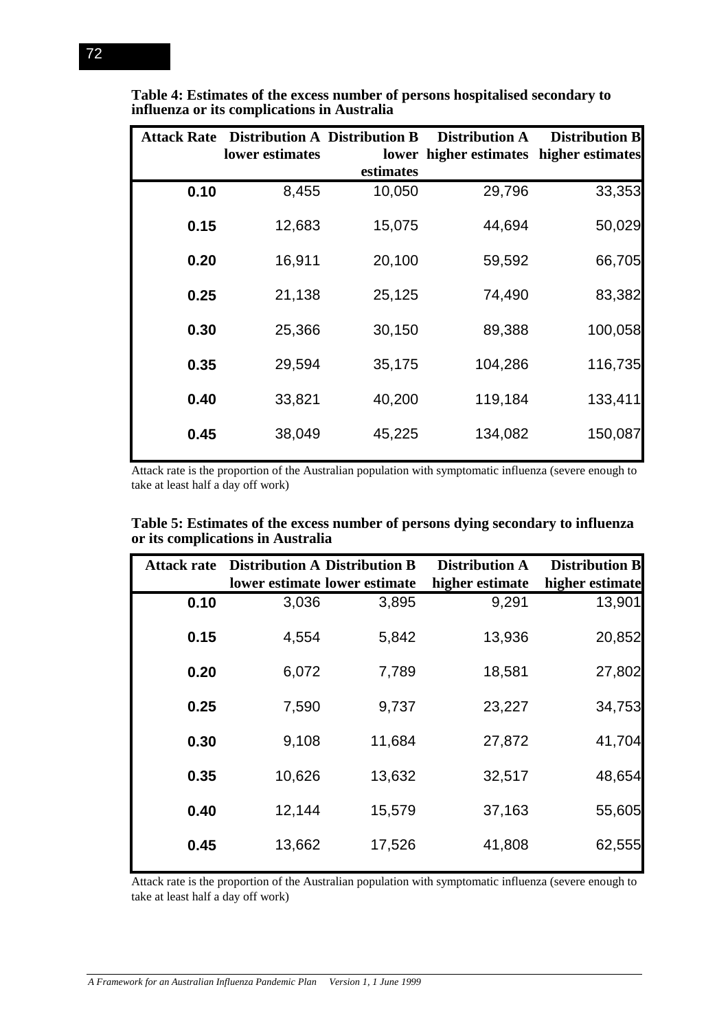**Table 4: Estimates of the excess number of persons hospitalised secondary to influenza or its complications in Australia**

| Attack Rate | Distribution A lower estimates | Distribution B lower estimates | Distribution A higher estimates | Distribution B higher estimates |
|---|---|---|---|---|
| **0.10** | 8,455 | 10,050 | 29,796 | 33,353 |
| **0.15** | 12,683 | 15,075 | 44,694 | 50,029 |
| **0.20** | 16,911 | 20,100 | 59,592 | 66,705 |
| **0.25** | 21,138 | 25,125 | 74,490 | 83,382 |
| **0.30** | 25,366 | 30,150 | 89,388 | 100,058 |
| **0.35** | 29,594 | 35,175 | 104,286 | 116,735 |
| **0.40** | 33,821 | 40,200 | 119,184 | 133,411 |
| **0.45** | 38,049 | 45,225 | 134,082 | 150,087 |

Attack rate is the proportion of the Australian population with symptomatic influenza (severe enough to take at least half a day off work)

**Table 5: Estimates of the excess number of persons dying secondary to influenza or its complications in Australia**

| Attack rate | Distribution A lower estimate | Distribution B lower estimate | Distribution A higher estimate | Distribution B higher estimate |
|---|---|---|---|---|
| **0.10** | 3,036 | 3,895 | 9,291 | 13,901 |
| **0.15** | 4,554 | 5,842 | 13,936 | 20,852 |
| **0.20** | 6,072 | 7,789 | 18,581 | 27,802 |
| **0.25** | 7,590 | 9,737 | 23,227 | 34,753 |
| **0.30** | 9,108 | 11,684 | 27,872 | 41,704 |
| **0.35** | 10,626 | 13,632 | 32,517 | 48,654 |
| **0.40** | 12,144 | 15,579 | 37,163 | 55,605 |
| **0.45** | 13,662 | 17,526 | 41,808 | 62,555 |

Attack rate is the proportion of the Australian population with symptomatic influenza (severe enough to take at least half a day off work)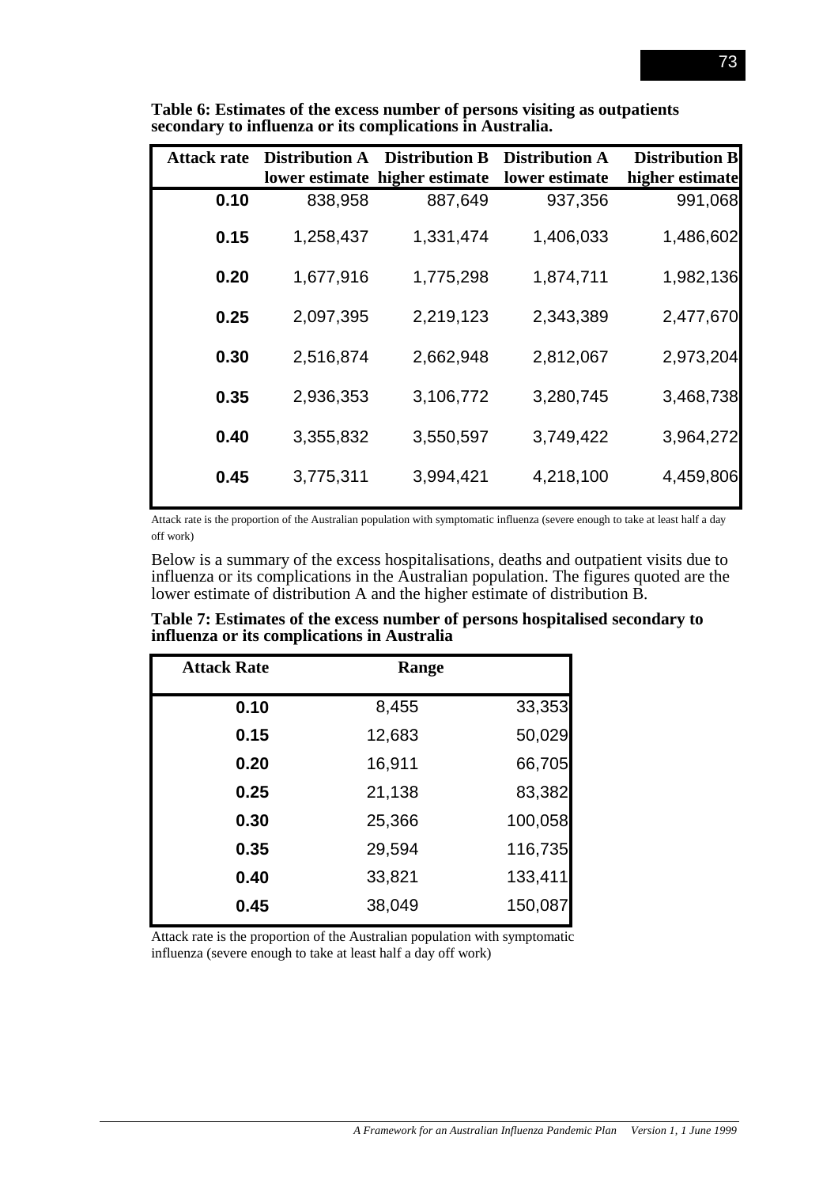**Table 6: Estimates of the excess number of persons visiting as outpatients secondary to influenza or its complications in Australia.**

| Attack rate | Distribution A lower estimate | Distribution B higher estimate | Distribution A lower estimate | Distribution B higher estimate |
|---|---|---|---|---|
| **0.10** | 838,958 | 887,649 | 937,356 | 991,068 |
| **0.15** | 1,258,437 | 1,331,474 | 1,406,033 | 1,486,602 |
| **0.20** | 1,677,916 | 1,775,298 | 1,874,711 | 1,982,136 |
| **0.25** | 2,097,395 | 2,219,123 | 2,343,389 | 2,477,670 |
| **0.30** | 2,516,874 | 2,662,948 | 2,812,067 | 2,973,204 |
| **0.35** | 2,936,353 | 3,106,772 | 3,280,745 | 3,468,738 |
| **0.40** | 3,355,832 | 3,550,597 | 3,749,422 | 3,964,272 |
| **0.45** | 3,775,311 | 3,994,421 | 4,218,100 | 4,459,806 |

Attack rate is the proportion of the Australian population with symptomatic influenza (severe enough to take at least half a day off work)

Below is a summary of the excess hospitalisations, deaths and outpatient visits due to influenza or its complications in the Australian population. The figures quoted are the lower estimate of distribution A and the higher estimate of distribution B.

**Table 7: Estimates of the excess number of persons hospitalised secondary to influenza or its complications in Australia**

| Attack Rate | Range | |
|---|---|---|
| **0.10** | 8,455 | 33,353 |
| **0.15** | 12,683 | 50,029 |
| **0.20** | 16,911 | 66,705 |
| **0.25** | 21,138 | 83,382 |
| **0.30** | 25,366 | 100,058 |
| **0.35** | 29,594 | 116,735 |
| **0.40** | 33,821 | 133,411 |
| **0.45** | 38,049 | 150,087 |

Attack rate is the proportion of the Australian population with symptomatic influenza (severe enough to take at least half a day off work)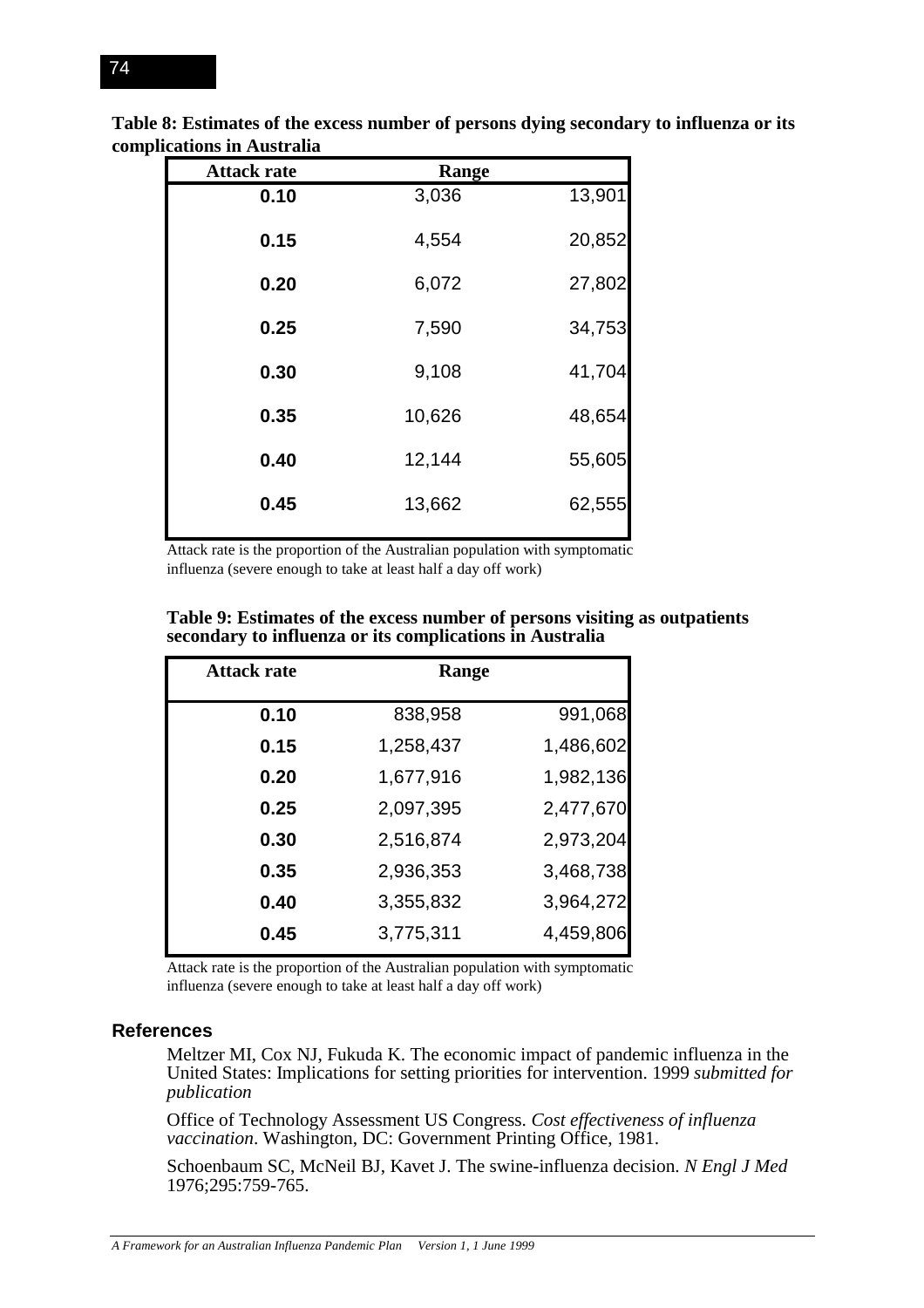**Table 8: Estimates of the excess number of persons dying secondary to influenza or its complications in Australia**

| Attack rate | Range | |
|---|---|---|
| 0.10 | 3,036 | 13,901 |
| 0.15 | 4,554 | 20,852 |
| 0.20 | 6,072 | 27,802 |
| 0.25 | 7,590 | 34,753 |
| 0.30 | 9,108 | 41,704 |
| 0.35 | 10,626 | 48,654 |
| 0.40 | 12,144 | 55,605 |
| 0.45 | 13,662 | 62,555 |

Attack rate is the proportion of the Australian population with symptomatic influenza (severe enough to take at least half a day off work)

**Table 9: Estimates of the excess number of persons visiting as outpatients secondary to influenza or its complications in Australia**

| Attack rate | Range | |
|---|---|---|
| 0.10 | 838,958 | 991,068 |
| 0.15 | 1,258,437 | 1,486,602 |
| 0.20 | 1,677,916 | 1,982,136 |
| 0.25 | 2,097,395 | 2,477,670 |
| 0.30 | 2,516,874 | 2,973,204 |
| 0.35 | 2,936,353 | 3,468,738 |
| 0.40 | 3,355,832 | 3,964,272 |
| 0.45 | 3,775,311 | 4,459,806 |

Attack rate is the proportion of the Australian population with symptomatic influenza (severe enough to take at least half a day off work)

## References

Meltzer MI, Cox NJ, Fukuda K. The economic impact of pandemic influenza in the United States: Implications for setting priorities for intervention. 1999 *submitted for publication*

Office of Technology Assessment US Congress. *Cost effectiveness of influenza vaccination*. Washington, DC: Government Printing Office, 1981.

Schoenbaum SC, McNeil BJ, Kavet J. The swine-influenza decision. *N Engl J Med* 1976;295:759-765.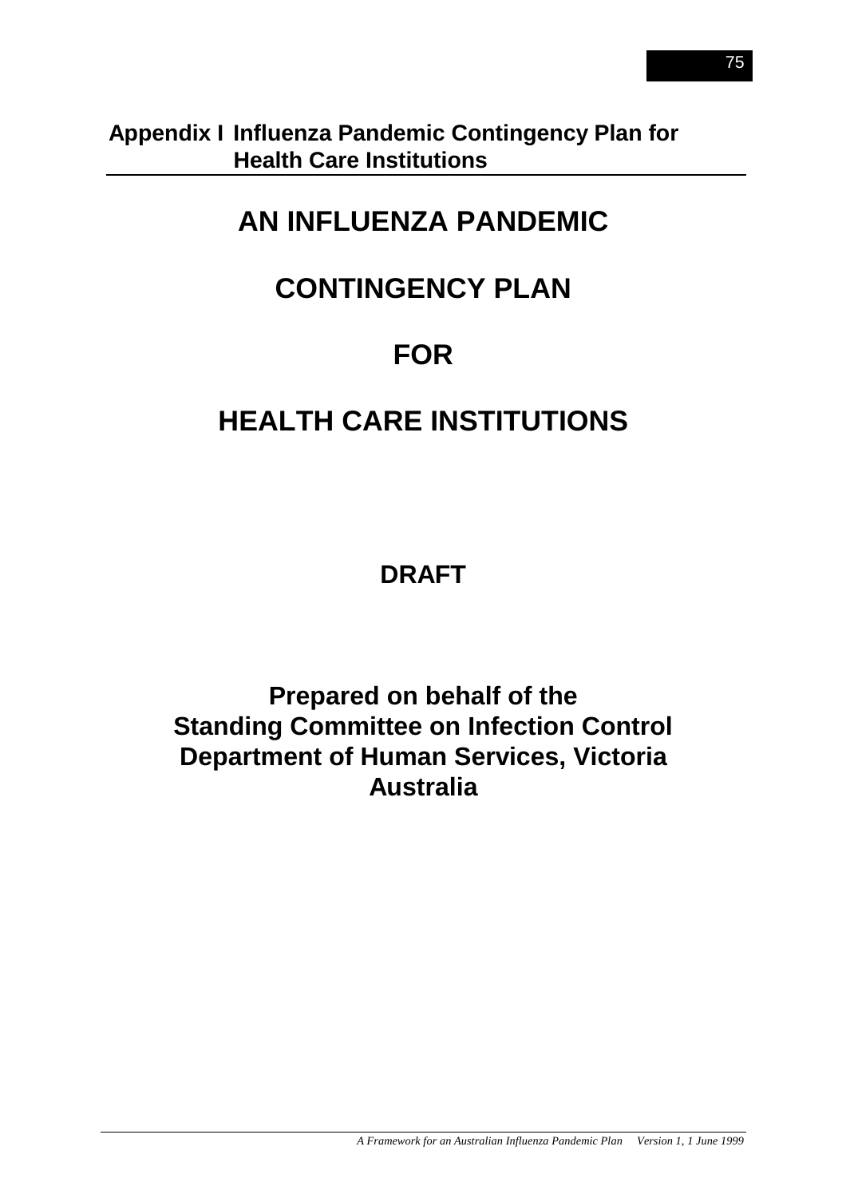## Appendix I Influenza Pandemic Contingency Plan for Health Care Institutions

# AN INFLUENZA PANDEMIC

# CONTINGENCY PLAN

# FOR

# HEALTH CARE INSTITUTIONS

**DRAFT**

**Prepared on behalf of the**
**Standing Committee on Infection Control**
**Department of Human Services, Victoria**
**Australia**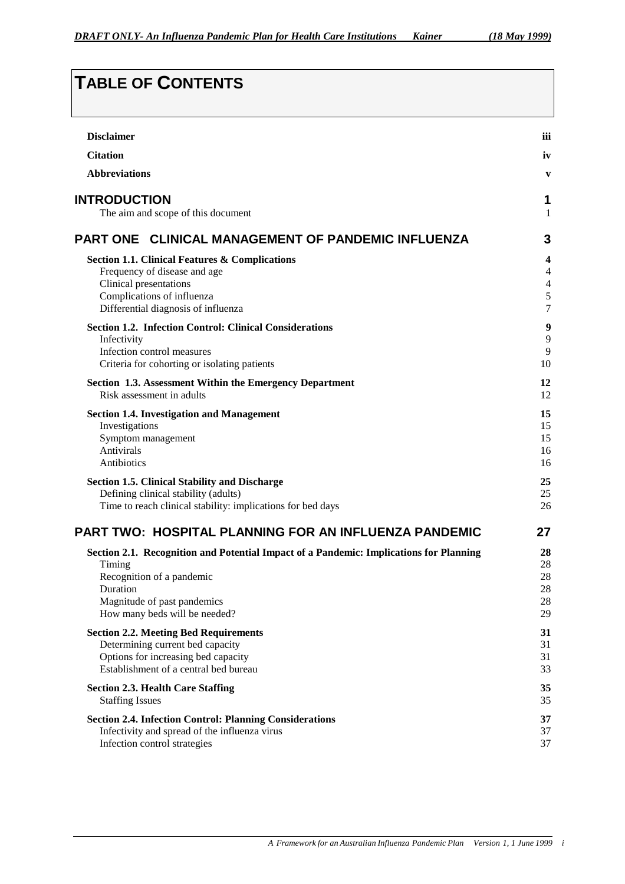# TABLE OF CONTENTS

| | |
|---|---|
| **Disclaimer** | **iii** |
| **Citation** | **iv** |
| **Abbreviations** | **v** |
| **INTRODUCTION** | **1** |
| The aim and scope of this document | 1 |
| **PART ONE CLINICAL MANAGEMENT OF PANDEMIC INFLUENZA** | **3** |
| **Section 1.1. Clinical Features & Complications** | **4** |
| Frequency of disease and age | 4 |
| Clinical presentations | 4 |
| Complications of influenza | 5 |
| Differential diagnosis of influenza | 7 |
| **Section 1.2. Infection Control: Clinical Considerations** | **9** |
| Infectivity | 9 |
| Infection control measures | 9 |
| Criteria for cohorting or isolating patients | 10 |
| **Section 1.3. Assessment Within the Emergency Department** | **12** |
| Risk assessment in adults | 12 |
| **Section 1.4. Investigation and Management** | **15** |
| Investigations | 15 |
| Symptom management | 15 |
| Antivirals | 16 |
| Antibiotics | 16 |
| **Section 1.5. Clinical Stability and Discharge** | **25** |
| Defining clinical stability (adults) | 25 |
| Time to reach clinical stability: implications for bed days | 26 |
| **PART TWO: HOSPITAL PLANNING FOR AN INFLUENZA PANDEMIC** | **27** |
| **Section 2.1. Recognition and Potential Impact of a Pandemic: Implications for Planning** | **28** |
| Timing | 28 |
| Recognition of a pandemic | 28 |
| Duration | 28 |
| Magnitude of past pandemics | 28 |
| How many beds will be needed? | 29 |
| **Section 2.2. Meeting Bed Requirements** | **31** |
| Determining current bed capacity | 31 |
| Options for increasing bed capacity | 31 |
| Establishment of a central bed bureau | 33 |
| **Section 2.3. Health Care Staffing** | **35** |
| Staffing Issues | 35 |
| **Section 2.4. Infection Control: Planning Considerations** | **37** |
| Infectivity and spread of the influenza virus | 37 |
| Infection control strategies | 37 |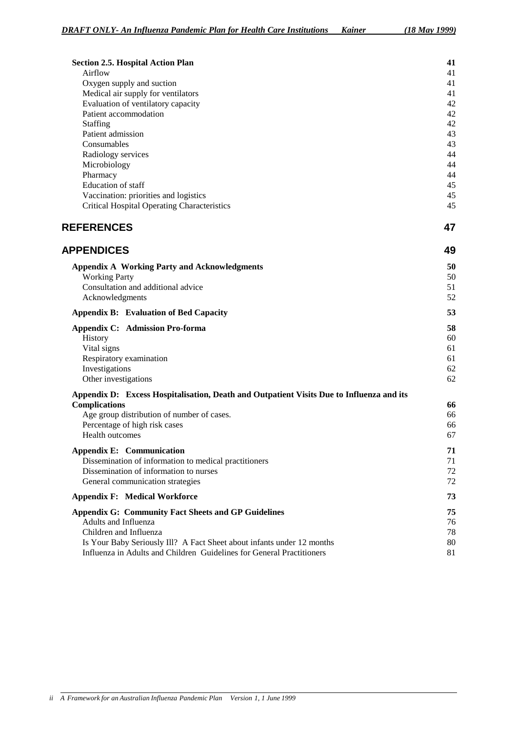**Section 2.5. Hospital Action Plan** 41

Airflow 41
Oxygen supply and suction 41
Medical air supply for ventilators 41
Evaluation of ventilatory capacity 42
Patient accommodation 42
Staffing 42
Patient admission 43
Consumables 43
Radiology services 44
Microbiology 44
Pharmacy 44
Education of staff 45
Vaccination: priorities and logistics 45
Critical Hospital Operating Characteristics 45

## REFERENCES 47

## APPENDICES 49

**Appendix A Working Party and Acknowledgments** 50

Working Party 50
Consultation and additional advice 51
Acknowledgments 52

**Appendix B: Evaluation of Bed Capacity** 53

**Appendix C: Admission Pro-forma** 58

History 60
Vital signs 61
Respiratory examination 61
Investigations 62
Other investigations 62

**Appendix D: Excess Hospitalisation, Death and Outpatient Visits Due to Influenza and its Complications** 66

Age group distribution of number of cases. 66
Percentage of high risk cases 66
Health outcomes 67

**Appendix E: Communication** 71

Dissemination of information to medical practitioners 71
Dissemination of information to nurses 72
General communication strategies 72

**Appendix F: Medical Workforce** 73

**Appendix G: Community Fact Sheets and GP Guidelines** 75

Adults and Influenza 76
Children and Influenza 78
Is Your Baby Seriously Ill? A Fact Sheet about infants under 12 months 80
Influenza in Adults and Children Guidelines for General Practitioners 81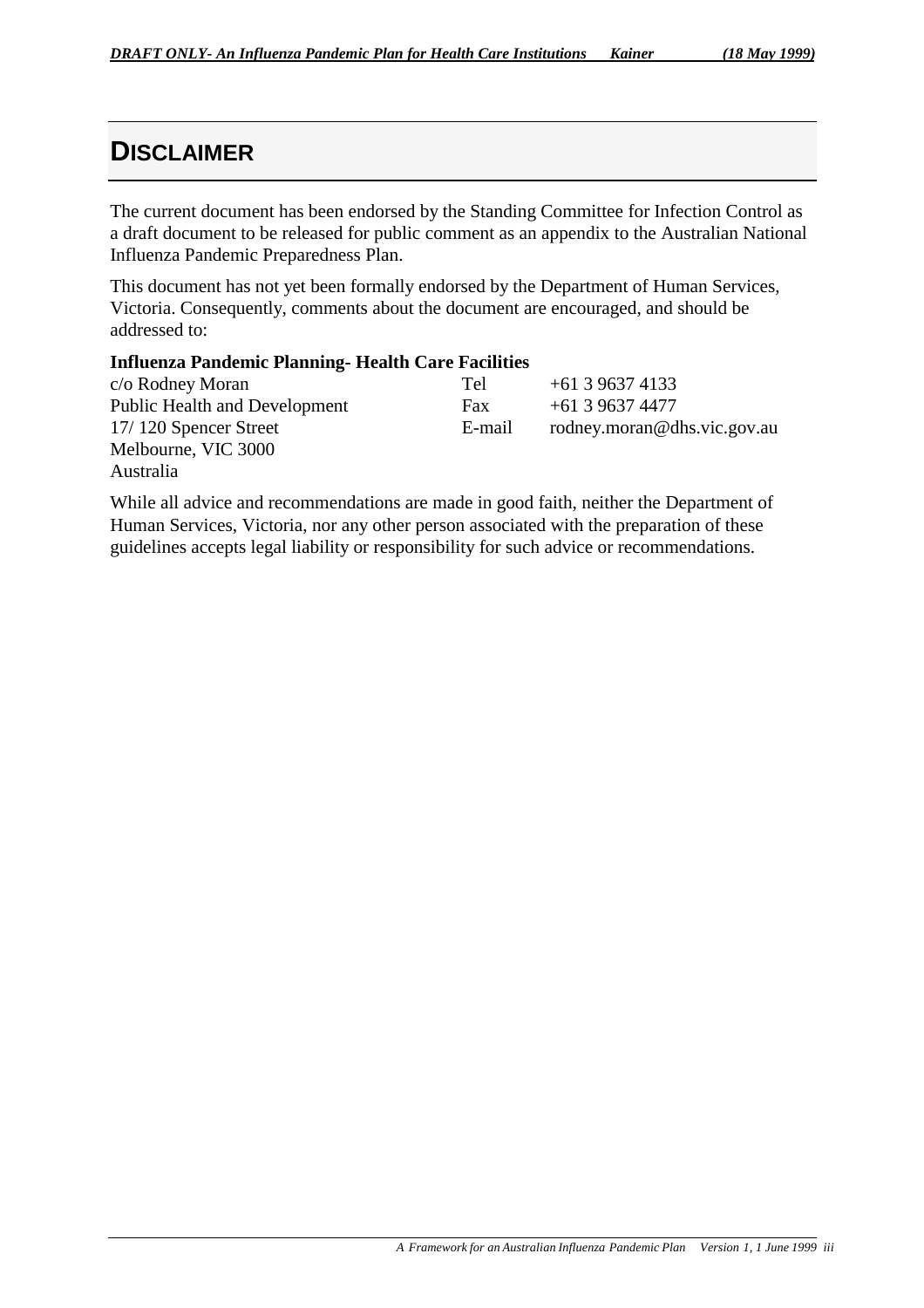# DISCLAIMER

The current document has been endorsed by the Standing Committee for Infection Control as a draft document to be released for public comment as an appendix to the Australian National Influenza Pandemic Preparedness Plan.

This document has not yet been formally endorsed by the Department of Human Services, Victoria. Consequently, comments about the document are encouraged, and should be addressed to:

**Influenza Pandemic Planning- Health Care Facilities**

| | | |
|---|---|---|
| c/o Rodney Moran | Tel | +61 3 9637 4133 |
| Public Health and Development | Fax | +61 3 9637 4477 |
| 17/ 120 Spencer Street | E-mail | rodney.moran@dhs.vic.gov.au |
| Melbourne, VIC 3000 | | |
| Australia | | |

While all advice and recommendations are made in good faith, neither the Department of Human Services, Victoria, nor any other person associated with the preparation of these guidelines accepts legal liability or responsibility for such advice or recommendations.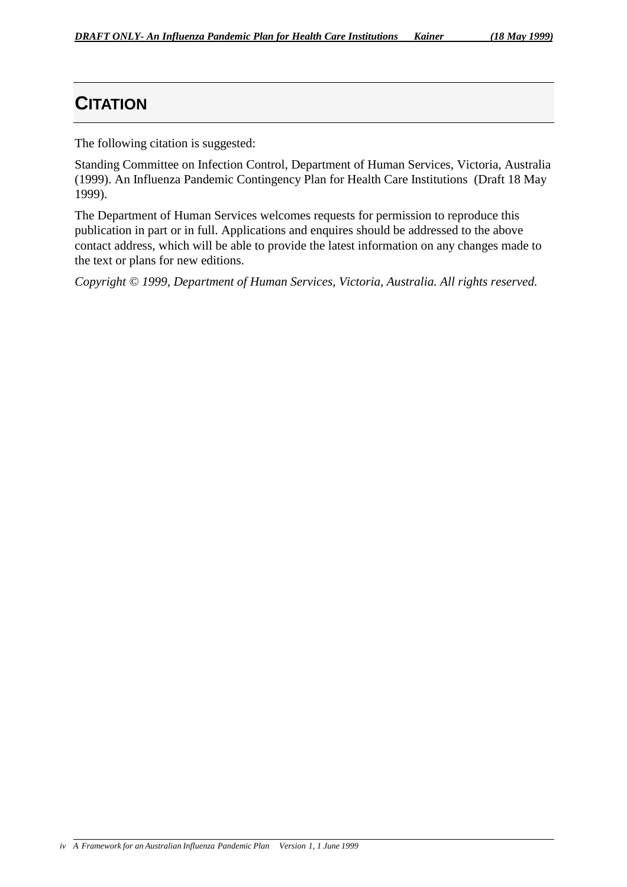# CITATION

The following citation is suggested:

Standing Committee on Infection Control, Department of Human Services, Victoria, Australia (1999). An Influenza Pandemic Contingency Plan for Health Care Institutions (Draft 18 May 1999).

The Department of Human Services welcomes requests for permission to reproduce this publication in part or in full. Applications and enquires should be addressed to the above contact address, which will be able to provide the latest information on any changes made to the text or plans for new editions.

*Copyright © 1999, Department of Human Services, Victoria, Australia. All rights reserved.*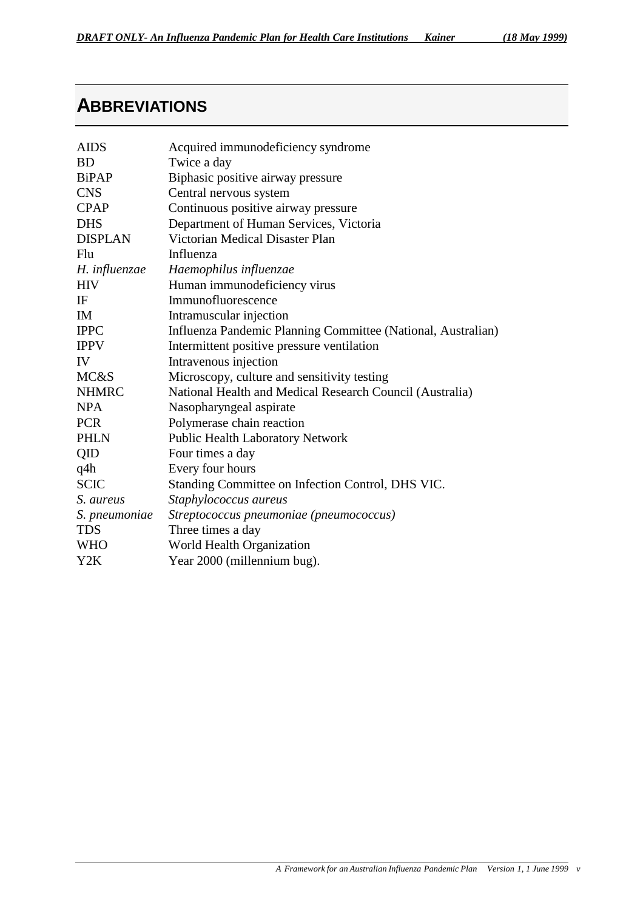# ABBREVIATIONS

| | |
|---|---|
| AIDS | Acquired immunodeficiency syndrome |
| BD | Twice a day |
| BiPAP | Biphasic positive airway pressure |
| CNS | Central nervous system |
| CPAP | Continuous positive airway pressure |
| DHS | Department of Human Services, Victoria |
| DISPLAN | Victorian Medical Disaster Plan |
| Flu | Influenza |
| *H. influenzae* | *Haemophilus influenzae* |
| HIV | Human immunodeficiency virus |
| IF | Immunofluorescence |
| IM | Intramuscular injection |
| IPPC | Influenza Pandemic Planning Committee (National, Australian) |
| IPPV | Intermittent positive pressure ventilation |
| IV | Intravenous injection |
| MC&S | Microscopy, culture and sensitivity testing |
| NHMRC | National Health and Medical Research Council (Australia) |
| NPA | Nasopharyngeal aspirate |
| PCR | Polymerase chain reaction |
| PHLN | Public Health Laboratory Network |
| QID | Four times a day |
| q4h | Every four hours |
| SCIC | Standing Committee on Infection Control, DHS VIC. |
| *S. aureus* | *Staphylococcus aureus* |
| *S. pneumoniae* | *Streptococcus pneumoniae (pneumococcus)* |
| TDS | Three times a day |
| WHO | World Health Organization |
| Y2K | Year 2000 (millennium bug). |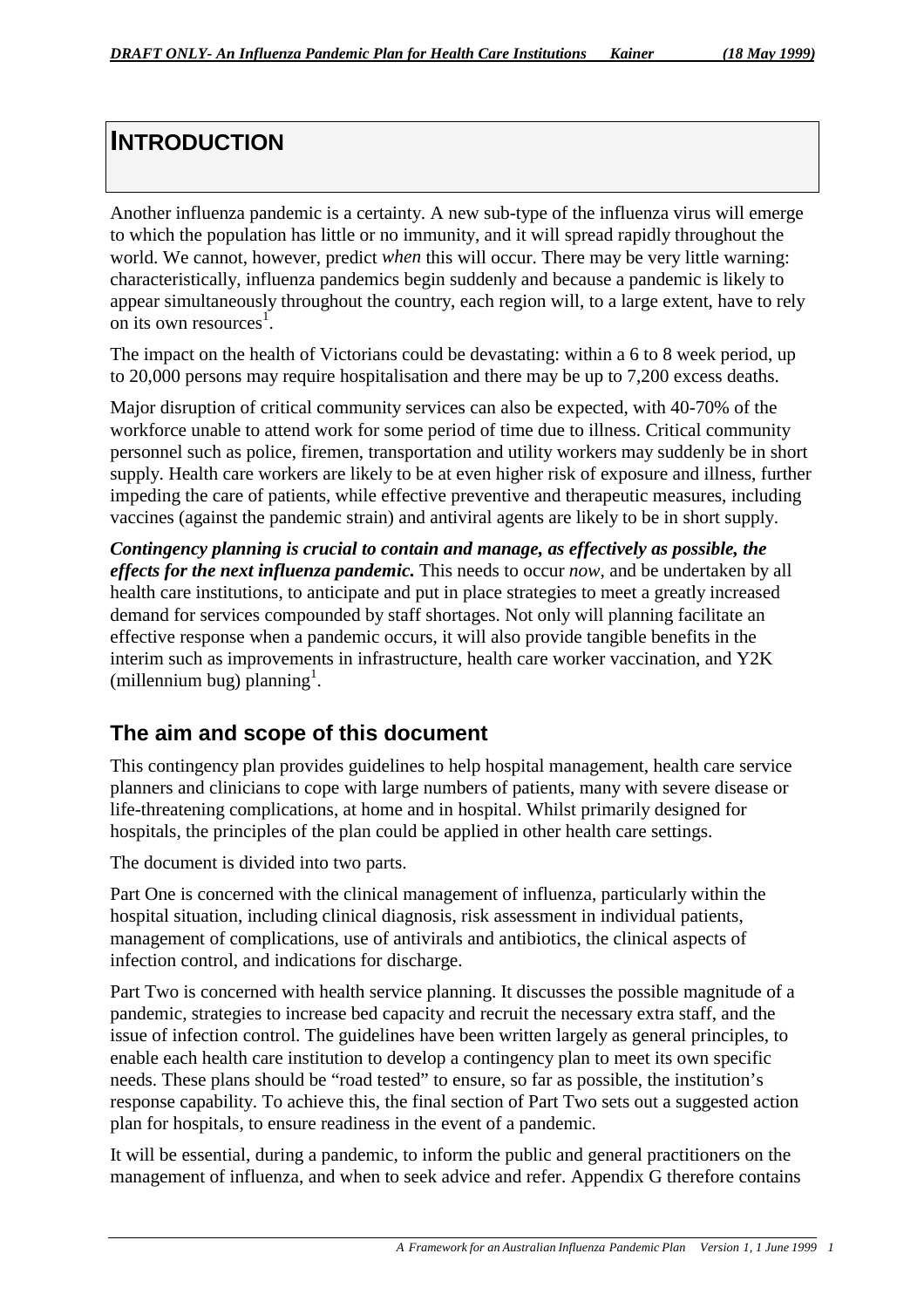# INTRODUCTION

Another influenza pandemic is a certainty. A new sub-type of the influenza virus will emerge to which the population has little or no immunity, and it will spread rapidly throughout the world. We cannot, however, predict *when* this will occur. There may be very little warning: characteristically, influenza pandemics begin suddenly and because a pandemic is likely to appear simultaneously throughout the country, each region will, to a large extent, have to rely on its own resources[1].

The impact on the health of Victorians could be devastating: within a 6 to 8 week period, up to 20,000 persons may require hospitalisation and there may be up to 7,200 excess deaths.

Major disruption of critical community services can also be expected, with 40-70% of the workforce unable to attend work for some period of time due to illness. Critical community personnel such as police, firemen, transportation and utility workers may suddenly be in short supply. Health care workers are likely to be at even higher risk of exposure and illness, further impeding the care of patients, while effective preventive and therapeutic measures, including vaccines (against the pandemic strain) and antiviral agents are likely to be in short supply.

***Contingency planning is crucial to contain and manage, as effectively as possible, the effects for the next influenza pandemic.*** This needs to occur *now*, and be undertaken by all health care institutions, to anticipate and put in place strategies to meet a greatly increased demand for services compounded by staff shortages. Not only will planning facilitate an effective response when a pandemic occurs, it will also provide tangible benefits in the interim such as improvements in infrastructure, health care worker vaccination, and Y2K (millennium bug) planning[1].

## The aim and scope of this document

This contingency plan provides guidelines to help hospital management, health care service planners and clinicians to cope with large numbers of patients, many with severe disease or life-threatening complications, at home and in hospital. Whilst primarily designed for hospitals, the principles of the plan could be applied in other health care settings.

The document is divided into two parts.

Part One is concerned with the clinical management of influenza, particularly within the hospital situation, including clinical diagnosis, risk assessment in individual patients, management of complications, use of antivirals and antibiotics, the clinical aspects of infection control, and indications for discharge.

Part Two is concerned with health service planning. It discusses the possible magnitude of a pandemic, strategies to increase bed capacity and recruit the necessary extra staff, and the issue of infection control. The guidelines have been written largely as general principles, to enable each health care institution to develop a contingency plan to meet its own specific needs. These plans should be "road tested" to ensure, so far as possible, the institution's response capability. To achieve this, the final section of Part Two sets out a suggested action plan for hospitals, to ensure readiness in the event of a pandemic.

It will be essential, during a pandemic, to inform the public and general practitioners on the management of influenza, and when to seek advice and refer. Appendix G therefore contains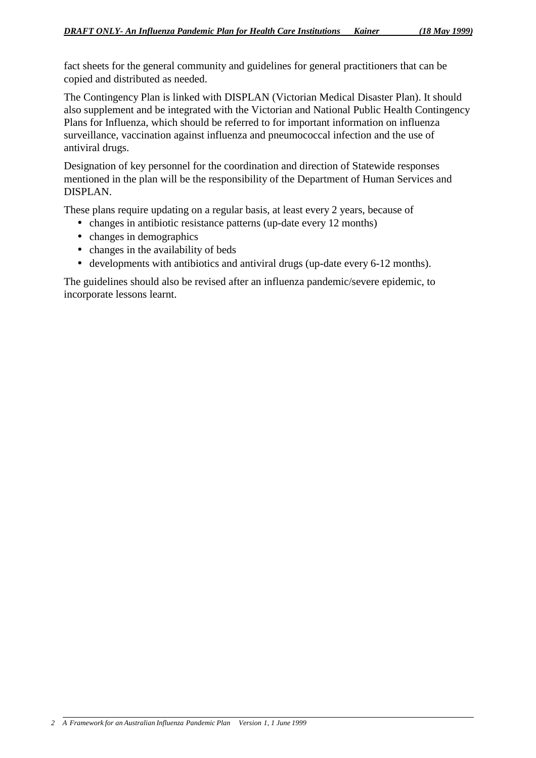fact sheets for the general community and guidelines for general practitioners that can be copied and distributed as needed.

The Contingency Plan is linked with DISPLAN (Victorian Medical Disaster Plan). It should also supplement and be integrated with the Victorian and National Public Health Contingency Plans for Influenza, which should be referred to for important information on influenza surveillance, vaccination against influenza and pneumococcal infection and the use of antiviral drugs.

Designation of key personnel for the coordination and direction of Statewide responses mentioned in the plan will be the responsibility of the Department of Human Services and DISPLAN.

These plans require updating on a regular basis, at least every 2 years, because of

- changes in antibiotic resistance patterns (up-date every 12 months)
- changes in demographics
- changes in the availability of beds
- developments with antibiotics and antiviral drugs (up-date every 6-12 months).

The guidelines should also be revised after an influenza pandemic/severe epidemic, to incorporate lessons learnt.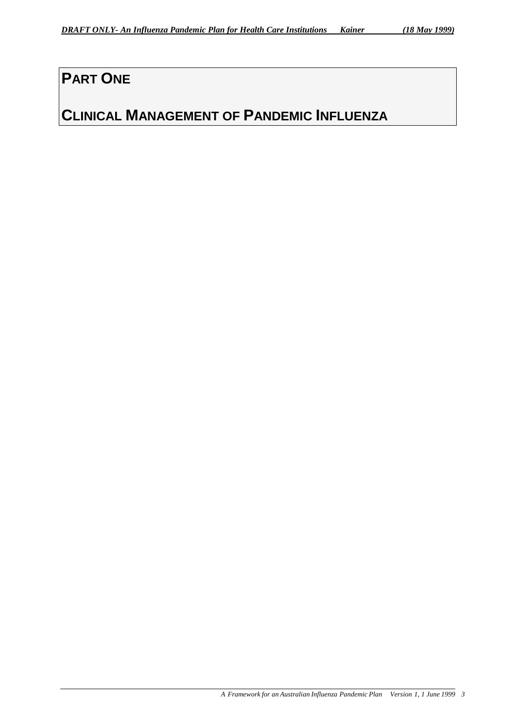# PART ONE

# CLINICAL MANAGEMENT OF PANDEMIC INFLUENZA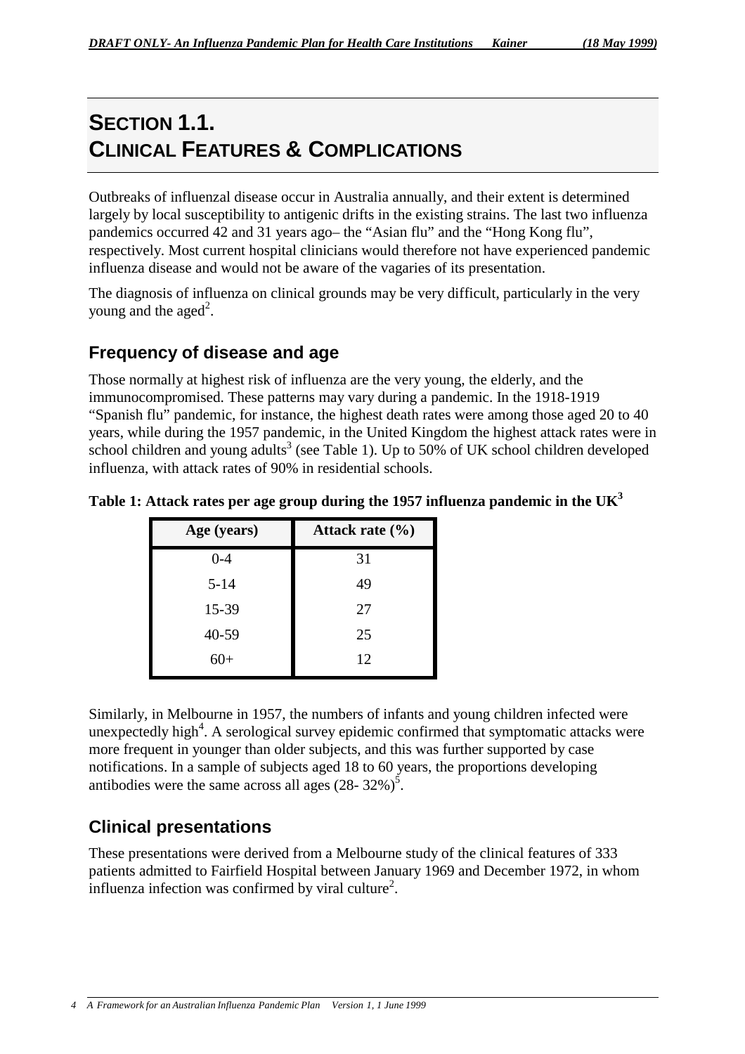# SECTION 1.1.
# CLINICAL FEATURES & COMPLICATIONS

Outbreaks of influenzal disease occur in Australia annually, and their extent is determined largely by local susceptibility to antigenic drifts in the existing strains. The last two influenza pandemics occurred 42 and 31 years ago– the "Asian flu" and the "Hong Kong flu", respectively. Most current hospital clinicians would therefore not have experienced pandemic influenza disease and would not be aware of the vagaries of its presentation.

The diagnosis of influenza on clinical grounds may be very difficult, particularly in the very young and the aged[2].

## Frequency of disease and age

Those normally at highest risk of influenza are the very young, the elderly, and the immunocompromised. These patterns may vary during a pandemic. In the 1918-1919 "Spanish flu" pandemic, for instance, the highest death rates were among those aged 20 to 40 years, while during the 1957 pandemic, in the United Kingdom the highest attack rates were in school children and young adults[3] (see Table 1). Up to 50% of UK school children developed influenza, with attack rates of 90% in residential schools.

**Table 1: Attack rates per age group during the 1957 influenza pandemic in the UK[3]**

| Age (years) | Attack rate (%) |
|---|---|
| 0-4 | 31 |
| 5-14 | 49 |
| 15-39 | 27 |
| 40-59 | 25 |
| 60+ | 12 |

Similarly, in Melbourne in 1957, the numbers of infants and young children infected were unexpectedly high[4]. A serological survey epidemic confirmed that symptomatic attacks were more frequent in younger than older subjects, and this was further supported by case notifications. In a sample of subjects aged 18 to 60 years, the proportions developing antibodies were the same across all ages (28- 32%)[5].

## Clinical presentations

These presentations were derived from a Melbourne study of the clinical features of 333 patients admitted to Fairfield Hospital between January 1969 and December 1972, in whom influenza infection was confirmed by viral culture[2].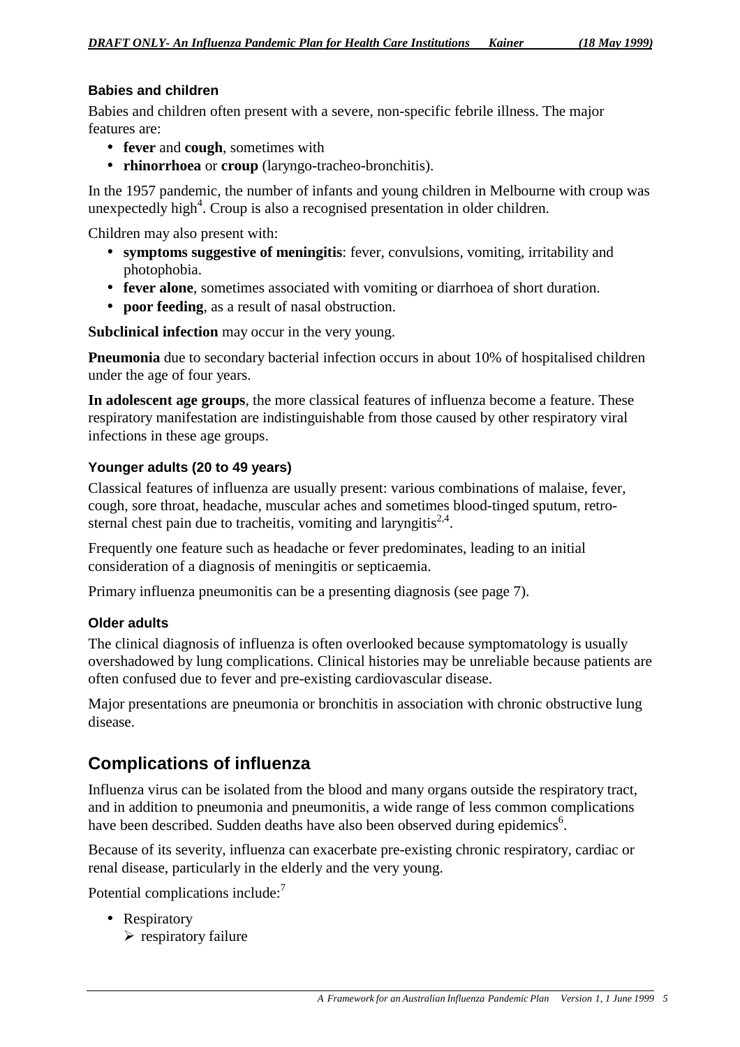### Babies and children

Babies and children often present with a severe, non-specific febrile illness. The major features are:

- **fever** and **cough**, sometimes with
- **rhinorrhoea** or **croup** (laryngo-tracheo-bronchitis).

In the 1957 pandemic, the number of infants and young children in Melbourne with croup was unexpectedly high[4]. Croup is also a recognised presentation in older children.

Children may also present with:

- **symptoms suggestive of meningitis**: fever, convulsions, vomiting, irritability and photophobia.
- **fever alone**, sometimes associated with vomiting or diarrhoea of short duration.
- **poor feeding**, as a result of nasal obstruction.

**Subclinical infection** may occur in the very young.

**Pneumonia** due to secondary bacterial infection occurs in about 10% of hospitalised children under the age of four years.

**In adolescent age groups**, the more classical features of influenza become a feature. These respiratory manifestation are indistinguishable from those caused by other respiratory viral infections in these age groups.

### Younger adults (20 to 49 years)

Classical features of influenza are usually present: various combinations of malaise, fever, cough, sore throat, headache, muscular aches and sometimes blood-tinged sputum, retro-sternal chest pain due to tracheitis, vomiting and laryngitis[2,4].

Frequently one feature such as headache or fever predominates, leading to an initial consideration of a diagnosis of meningitis or septicaemia.

Primary influenza pneumonitis can be a presenting diagnosis (see page 7).

### Older adults

The clinical diagnosis of influenza is often overlooked because symptomatology is usually overshadowed by lung complications. Clinical histories may be unreliable because patients are often confused due to fever and pre-existing cardiovascular disease.

Major presentations are pneumonia or bronchitis in association with chronic obstructive lung disease.

## Complications of influenza

Influenza virus can be isolated from the blood and many organs outside the respiratory tract, and in addition to pneumonia and pneumonitis, a wide range of less common complications have been described. Sudden deaths have also been observed during epidemics[6].

Because of its severity, influenza can exacerbate pre-existing chronic respiratory, cardiac or renal disease, particularly in the elderly and the very young.

Potential complications include:[7]

- Respiratory
  - respiratory failure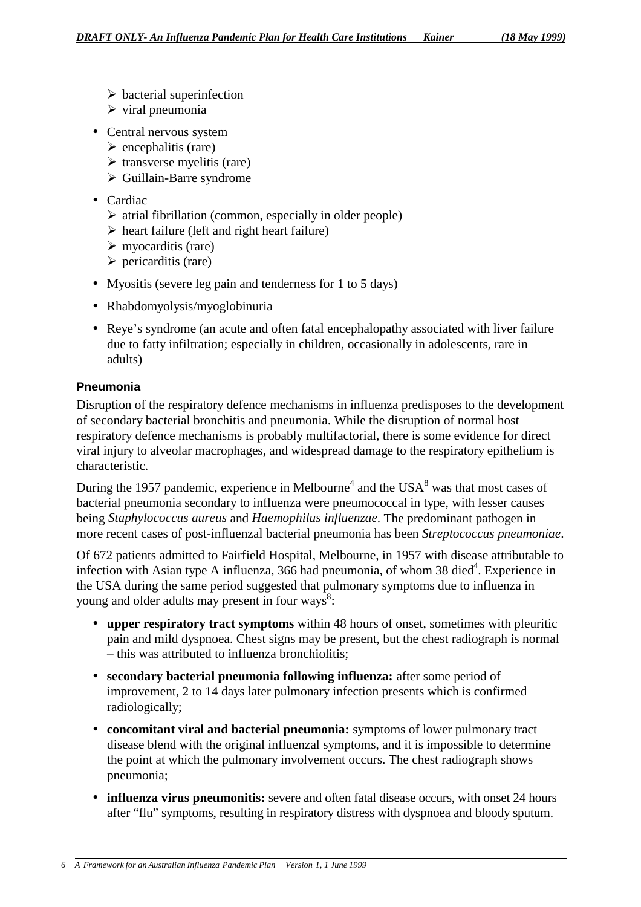- bacterial superinfection
- viral pneumonia

- Central nervous system
  - encephalitis (rare)
  - transverse myelitis (rare)
  - Guillain-Barre syndrome

- Cardiac
  - atrial fibrillation (common, especially in older people)
  - heart failure (left and right heart failure)
  - myocarditis (rare)
  - pericarditis (rare)

- Myositis (severe leg pain and tenderness for 1 to 5 days)

- Rhabdomyolysis/myoglobinuria

- Reye's syndrome (an acute and often fatal encephalopathy associated with liver failure due to fatty infiltration; especially in children, occasionally in adolescents, rare in adults)

#### Pneumonia

Disruption of the respiratory defence mechanisms in influenza predisposes to the development of secondary bacterial bronchitis and pneumonia. While the disruption of normal host respiratory defence mechanisms is probably multifactorial, there is some evidence for direct viral injury to alveolar macrophages, and widespread damage to the respiratory epithelium is characteristic.

During the 1957 pandemic, experience in Melbourne[4] and the USA[8] was that most cases of bacterial pneumonia secondary to influenza were pneumococcal in type, with lesser causes being *Staphylococcus aureus* and *Haemophilus influenzae*. The predominant pathogen in more recent cases of post-influenzal bacterial pneumonia has been *Streptococcus pneumoniae*.

Of 672 patients admitted to Fairfield Hospital, Melbourne, in 1957 with disease attributable to infection with Asian type A influenza, 366 had pneumonia, of whom 38 died[4]. Experience in the USA during the same period suggested that pulmonary symptoms due to influenza in young and older adults may present in four ways[8]:

- **upper respiratory tract symptoms** within 48 hours of onset, sometimes with pleuritic pain and mild dyspnoea. Chest signs may be present, but the chest radiograph is normal – this was attributed to influenza bronchiolitis;
- **secondary bacterial pneumonia following influenza:** after some period of improvement, 2 to 14 days later pulmonary infection presents which is confirmed radiologically;
- **concomitant viral and bacterial pneumonia:** symptoms of lower pulmonary tract disease blend with the original influenzal symptoms, and it is impossible to determine the point at which the pulmonary involvement occurs. The chest radiograph shows pneumonia;
- **influenza virus pneumonitis:** severe and often fatal disease occurs, with onset 24 hours after "flu" symptoms, resulting in respiratory distress with dyspnoea and bloody sputum.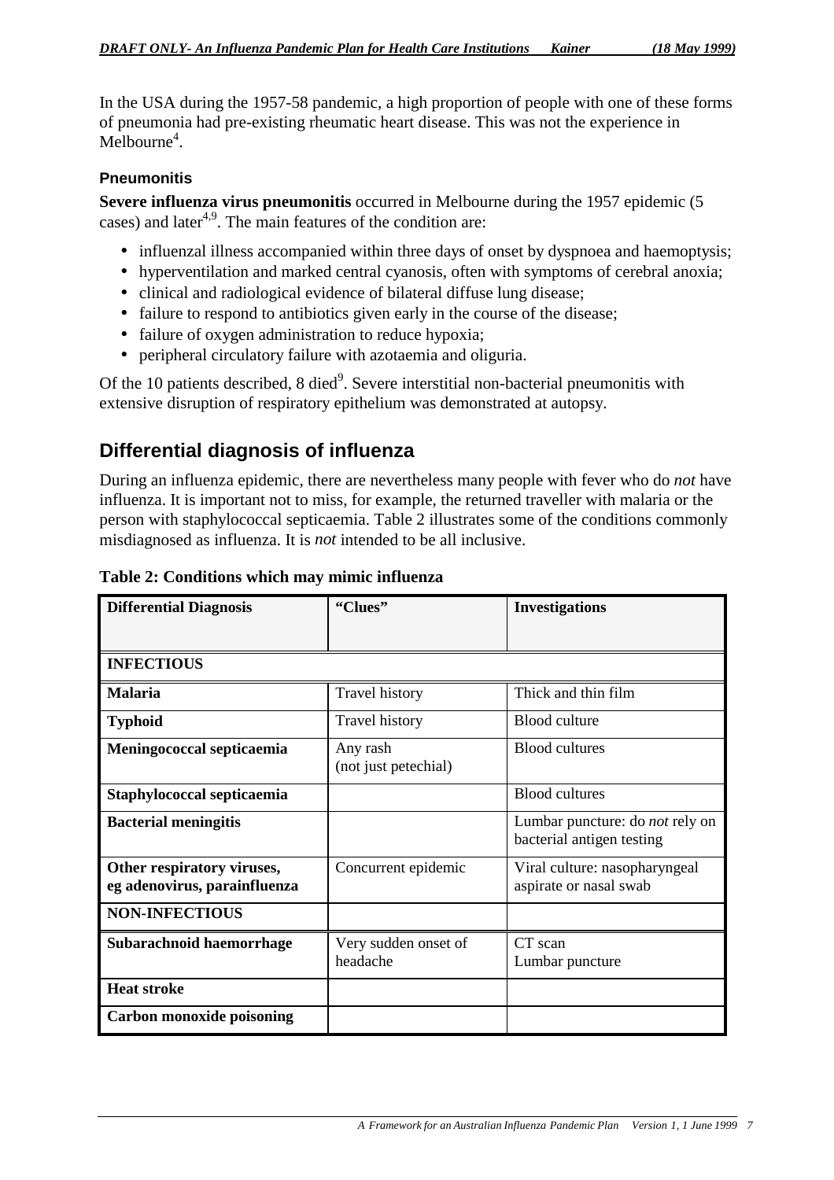In the USA during the 1957-58 pandemic, a high proportion of people with one of these forms of pneumonia had pre-existing rheumatic heart disease. This was not the experience in Melbourne[4].

### Pneumonitis

**Severe influenza virus pneumonitis** occurred in Melbourne during the 1957 epidemic (5 cases) and later[4,9]. The main features of the condition are:

- influenzal illness accompanied within three days of onset by dyspnoea and haemoptysis;
- hyperventilation and marked central cyanosis, often with symptoms of cerebral anoxia;
- clinical and radiological evidence of bilateral diffuse lung disease;
- failure to respond to antibiotics given early in the course of the disease;
- failure of oxygen administration to reduce hypoxia;
- peripheral circulatory failure with azotaemia and oliguria.

Of the 10 patients described, 8 died[9]. Severe interstitial non-bacterial pneumonitis with extensive disruption of respiratory epithelium was demonstrated at autopsy.

## Differential diagnosis of influenza

During an influenza epidemic, there are nevertheless many people with fever who do *not* have influenza. It is important not to miss, for example, the returned traveller with malaria or the person with staphylococcal septicaemia. Table 2 illustrates some of the conditions commonly misdiagnosed as influenza. It is *not* intended to be all inclusive.

**Table 2: Conditions which may mimic influenza**

| Differential Diagnosis | "Clues" | Investigations |
|---|---|---|
| **INFECTIOUS** | | |
| **Malaria** | Travel history | Thick and thin film |
| **Typhoid** | Travel history | Blood culture |
| **Meningococcal septicaemia** | Any rash (not just petechial) | Blood cultures |
| **Staphylococcal septicaemia** | | Blood cultures |
| **Bacterial meningitis** | | Lumbar puncture: do *not* rely on bacterial antigen testing |
| **Other respiratory viruses, eg adenovirus, parainfluenza** | Concurrent epidemic | Viral culture: nasopharyngeal aspirate or nasal swab |
| **NON-INFECTIOUS** | | |
| **Subarachnoid haemorrhage** | Very sudden onset of headache | CT scan<br>Lumbar puncture |
| **Heat stroke** | | |
| **Carbon monoxide poisoning** | | |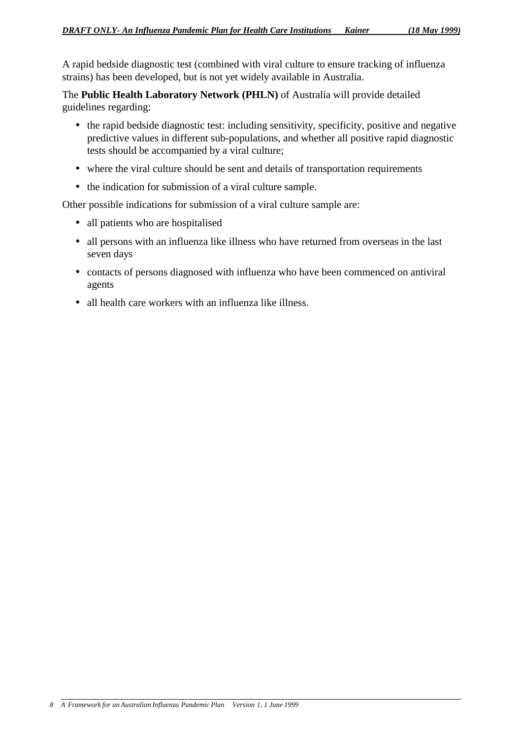A rapid bedside diagnostic test (combined with viral culture to ensure tracking of influenza strains) has been developed, but is not yet widely available in Australia.

The **Public Health Laboratory Network (PHLN)** of Australia will provide detailed guidelines regarding:

- the rapid bedside diagnostic test: including sensitivity, specificity, positive and negative predictive values in different sub-populations, and whether all positive rapid diagnostic tests should be accompanied by a viral culture;
- where the viral culture should be sent and details of transportation requirements
- the indication for submission of a viral culture sample.

Other possible indications for submission of a viral culture sample are:

- all patients who are hospitalised
- all persons with an influenza like illness who have returned from overseas in the last seven days
- contacts of persons diagnosed with influenza who have been commenced on antiviral agents
- all health care workers with an influenza like illness.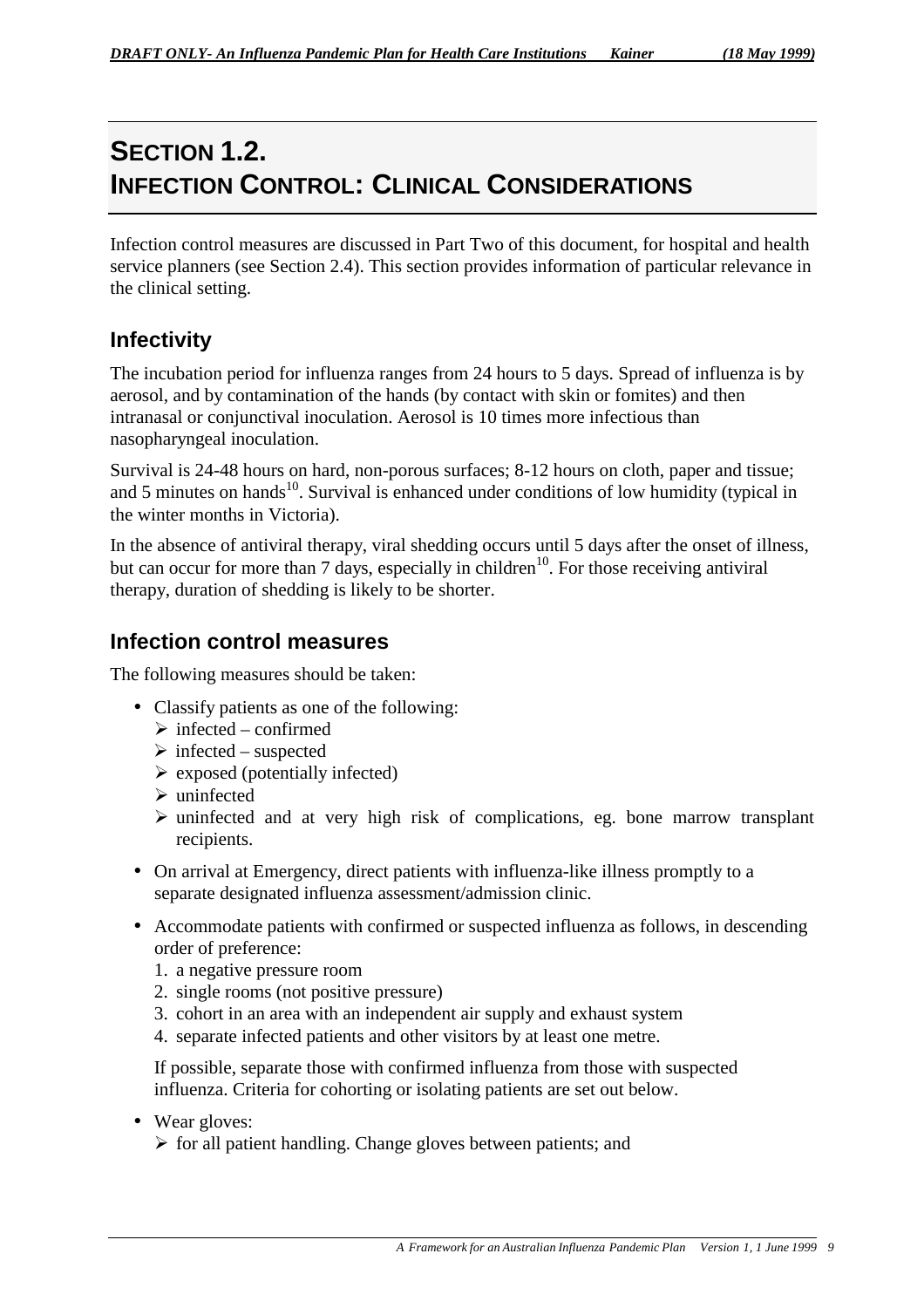# SECTION 1.2.
# INFECTION CONTROL: CLINICAL CONSIDERATIONS

Infection control measures are discussed in Part Two of this document, for hospital and health service planners (see Section 2.4). This section provides information of particular relevance in the clinical setting.

## Infectivity

The incubation period for influenza ranges from 24 hours to 5 days. Spread of influenza is by aerosol, and by contamination of the hands (by contact with skin or fomites) and then intranasal or conjunctival inoculation. Aerosol is 10 times more infectious than nasopharyngeal inoculation.

Survival is 24-48 hours on hard, non-porous surfaces; 8-12 hours on cloth, paper and tissue; and 5 minutes on hands[10]. Survival is enhanced under conditions of low humidity (typical in the winter months in Victoria).

In the absence of antiviral therapy, viral shedding occurs until 5 days after the onset of illness, but can occur for more than 7 days, especially in children[10]. For those receiving antiviral therapy, duration of shedding is likely to be shorter.

## Infection control measures

The following measures should be taken:

- Classify patients as one of the following:
  - infected – confirmed
  - infected – suspected
  - exposed (potentially infected)
  - uninfected
  - uninfected and at very high risk of complications, eg. bone marrow transplant recipients.
- On arrival at Emergency, direct patients with influenza-like illness promptly to a separate designated influenza assessment/admission clinic.
- Accommodate patients with confirmed or suspected influenza as follows, in descending order of preference:
  1. a negative pressure room
  2. single rooms (not positive pressure)
  3. cohort in an area with an independent air supply and exhaust system
  4. separate infected patients and other visitors by at least one metre.

  If possible, separate those with confirmed influenza from those with suspected influenza. Criteria for cohorting or isolating patients are set out below.
- Wear gloves:
  - for all patient handling. Change gloves between patients; and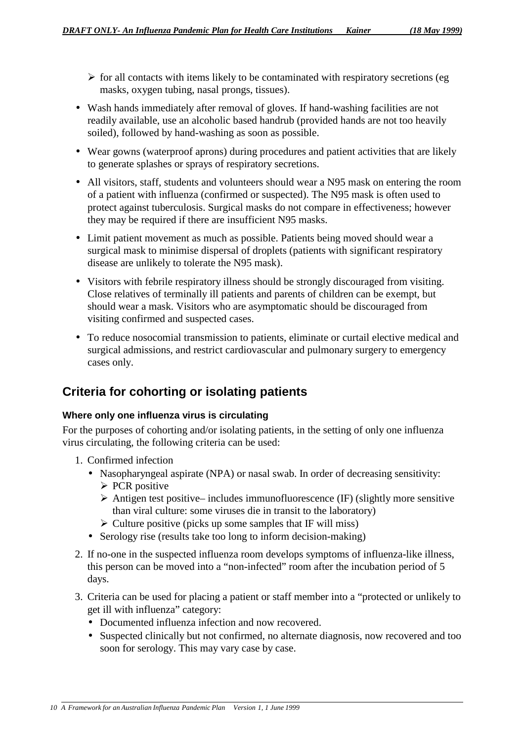- for all contacts with items likely to be contaminated with respiratory secretions (eg masks, oxygen tubing, nasal prongs, tissues).

- Wash hands immediately after removal of gloves. If hand-washing facilities are not readily available, use an alcoholic based handrub (provided hands are not too heavily soiled), followed by hand-washing as soon as possible.
- Wear gowns (waterproof aprons) during procedures and patient activities that are likely to generate splashes or sprays of respiratory secretions.
- All visitors, staff, students and volunteers should wear a N95 mask on entering the room of a patient with influenza (confirmed or suspected). The N95 mask is often used to protect against tuberculosis. Surgical masks do not compare in effectiveness; however they may be required if there are insufficient N95 masks.
- Limit patient movement as much as possible. Patients being moved should wear a surgical mask to minimise dispersal of droplets (patients with significant respiratory disease are unlikely to tolerate the N95 mask).
- Visitors with febrile respiratory illness should be strongly discouraged from visiting. Close relatives of terminally ill patients and parents of children can be exempt, but should wear a mask. Visitors who are asymptomatic should be discouraged from visiting confirmed and suspected cases.
- To reduce nosocomial transmission to patients, eliminate or curtail elective medical and surgical admissions, and restrict cardiovascular and pulmonary surgery to emergency cases only.

## Criteria for cohorting or isolating patients

### Where only one influenza virus is circulating

For the purposes of cohorting and/or isolating patients, in the setting of only one influenza virus circulating, the following criteria can be used:

1. Confirmed infection
   - Nasopharyngeal aspirate (NPA) or nasal swab. In order of decreasing sensitivity:
     - PCR positive
     - Antigen test positive– includes immunofluorescence (IF) (slightly more sensitive than viral culture: some viruses die in transit to the laboratory)
     - Culture positive (picks up some samples that IF will miss)
   - Serology rise (results take too long to inform decision-making)
2. If no-one in the suspected influenza room develops symptoms of influenza-like illness, this person can be moved into a “non-infected” room after the incubation period of 5 days.
3. Criteria can be used for placing a patient or staff member into a “protected or unlikely to get ill with influenza” category:
   - Documented influenza infection and now recovered.
   - Suspected clinically but not confirmed, no alternate diagnosis, now recovered and too soon for serology. This may vary case by case.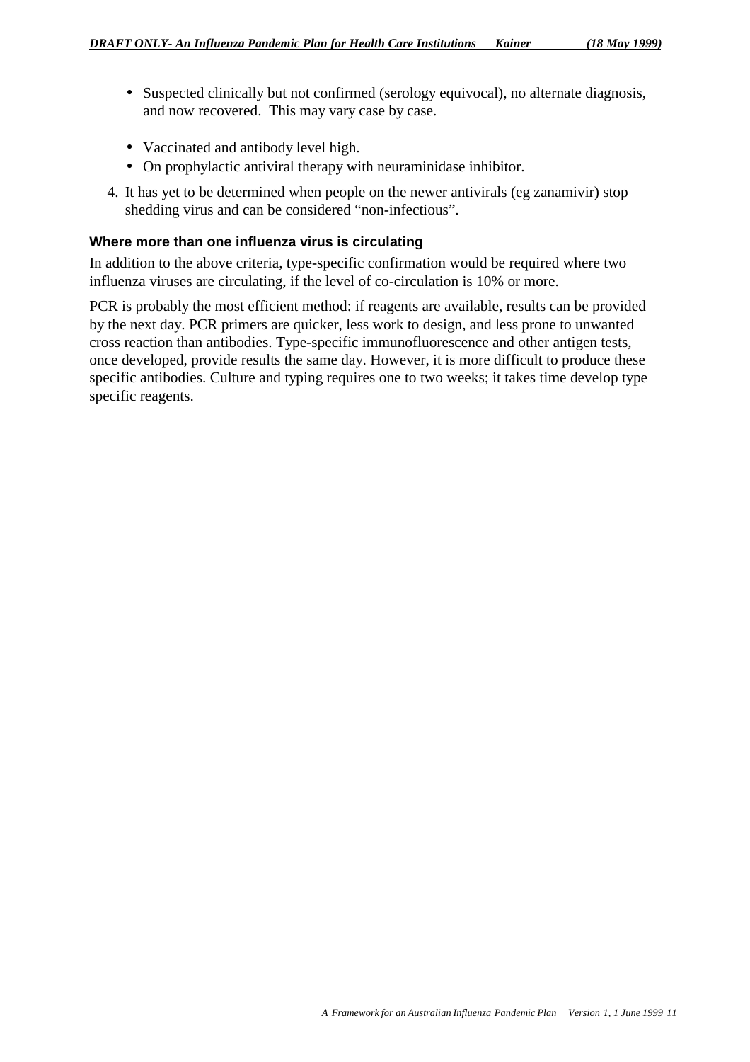- Suspected clinically but not confirmed (serology equivocal), no alternate diagnosis, and now recovered. This may vary case by case.

- Vaccinated and antibody level high.
- On prophylactic antiviral therapy with neuraminidase inhibitor.

4. It has yet to be determined when people on the newer antivirals (eg zanamivir) stop shedding virus and can be considered "non-infectious".

#### Where more than one influenza virus is circulating

In addition to the above criteria, type-specific confirmation would be required where two influenza viruses are circulating, if the level of co-circulation is 10% or more.

PCR is probably the most efficient method: if reagents are available, results can be provided by the next day. PCR primers are quicker, less work to design, and less prone to unwanted cross reaction than antibodies. Type-specific immunofluorescence and other antigen tests, once developed, provide results the same day. However, it is more difficult to produce these specific antibodies. Culture and typing requires one to two weeks; it takes time develop type specific reagents.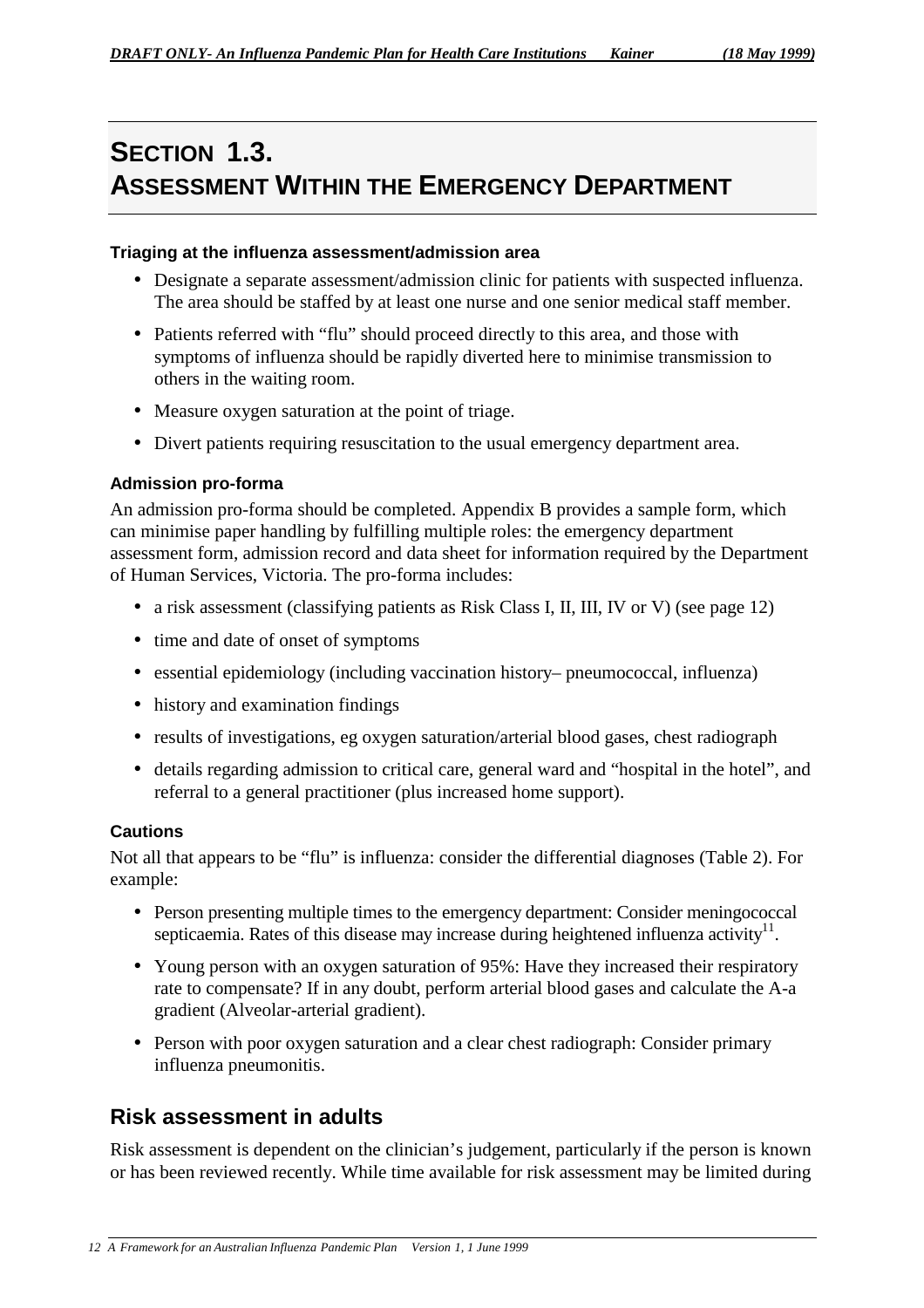# SECTION 1.3.
# ASSESSMENT WITHIN THE EMERGENCY DEPARTMENT

**Triaging at the influenza assessment/admission area**

- Designate a separate assessment/admission clinic for patients with suspected influenza. The area should be staffed by at least one nurse and one senior medical staff member.
- Patients referred with "flu" should proceed directly to this area, and those with symptoms of influenza should be rapidly diverted here to minimise transmission to others in the waiting room.
- Measure oxygen saturation at the point of triage.
- Divert patients requiring resuscitation to the usual emergency department area.

**Admission pro-forma**

An admission pro-forma should be completed. Appendix B provides a sample form, which can minimise paper handling by fulfilling multiple roles: the emergency department assessment form, admission record and data sheet for information required by the Department of Human Services, Victoria. The pro-forma includes:

- a risk assessment (classifying patients as Risk Class I, II, III, IV or V) (see page 12)
- time and date of onset of symptoms
- essential epidemiology (including vaccination history– pneumococcal, influenza)
- history and examination findings
- results of investigations, eg oxygen saturation/arterial blood gases, chest radiograph
- details regarding admission to critical care, general ward and "hospital in the hotel", and referral to a general practitioner (plus increased home support).

**Cautions**

Not all that appears to be "flu" is influenza: consider the differential diagnoses (Table 2). For example:

- Person presenting multiple times to the emergency department: Consider meningococcal septicaemia. Rates of this disease may increase during heightened influenza activity[11].
- Young person with an oxygen saturation of 95%: Have they increased their respiratory rate to compensate? If in any doubt, perform arterial blood gases and calculate the A-a gradient (Alveolar-arterial gradient).
- Person with poor oxygen saturation and a clear chest radiograph: Consider primary influenza pneumonitis.

## Risk assessment in adults

Risk assessment is dependent on the clinician's judgement, particularly if the person is known or has been reviewed recently. While time available for risk assessment may be limited during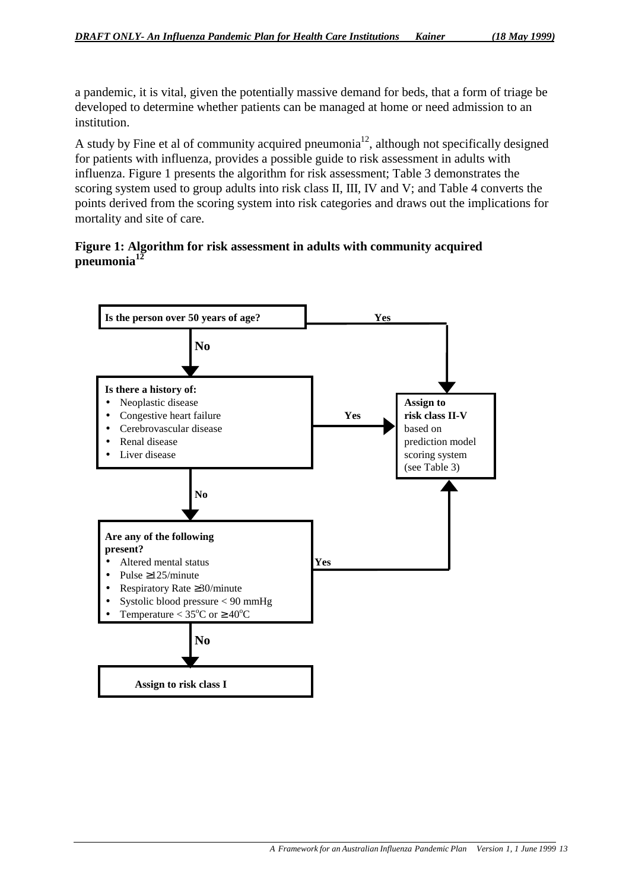a pandemic, it is vital, given the potentially massive demand for beds, that a form of triage be developed to determine whether patients can be managed at home or need admission to an institution.

A study by Fine et al of community acquired pneumonia[12], although not specifically designed for patients with influenza, provides a possible guide to risk assessment in adults with influenza. Figure 1 presents the algorithm for risk assessment; Table 3 demonstrates the scoring system used to group adults into risk class II, III, IV and V; and Table 4 converts the points derived from the scoring system into risk categories and draws out the implications for mortality and site of care.

**Figure 1: Algorithm for risk assessment in adults with community acquired pneumonia[12]**

**Is the person over 50 years of age?**
- **Yes** → Assign to risk class II-V
- **No** ↓

**Is there a history of:**
- Neoplastic disease
- Congestive heart failure
- Cerebrovascular disease
- Renal disease
- Liver disease

- **Yes** → Assign to risk class II-V
- **No** ↓

**Are any of the following present?**
- Altered mental status
- Pulse ≥125/minute
- Respiratory Rate ≥30/minute
- Systolic blood pressure < 90 mmHg
- Temperature < 35°C or ≥ 40°C

- **Yes** → Assign to risk class II-V
- **No** ↓

**Assign to risk class I**

**Assign to risk class II-V** based on prediction model scoring system (see Table 3)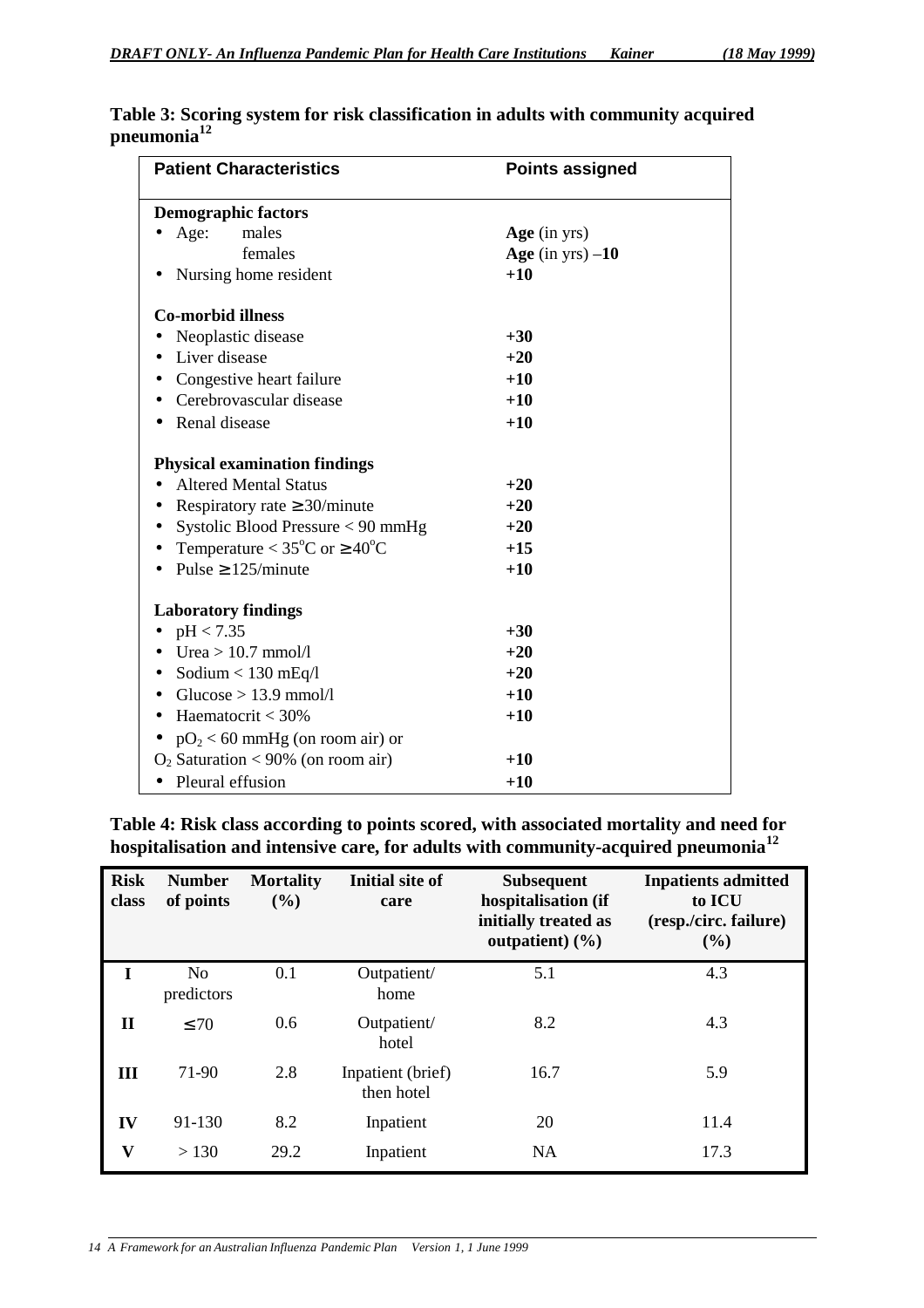**Table 3: Scoring system for risk classification in adults with community acquired pneumonia[12]**

| Patient Characteristics | Points assigned |
|---|---|
| **Demographic factors** | |
| • Age: males | **Age** (in yrs) |
| females | **Age** (in yrs) **–10** |
| • Nursing home resident | **+10** |
| **Co-morbid illness** | |
| • Neoplastic disease | **+30** |
| • Liver disease | **+20** |
| • Congestive heart failure | **+10** |
| • Cerebrovascular disease | **+10** |
| • Renal disease | **+10** |
| **Physical examination findings** | |
| • Altered Mental Status | **+20** |
| • Respiratory rate ≥ 30/minute | **+20** |
| • Systolic Blood Pressure < 90 mmHg | **+20** |
| • Temperature < 35°C or ≥ 40°C | **+15** |
| • Pulse ≥ 125/minute | **+10** |
| **Laboratory findings** | |
| • pH < 7.35 | **+30** |
| • Urea > 10.7 mmol/l | **+20** |
| • Sodium < 130 mEq/l | **+20** |
| • Glucose > 13.9 mmol/l | **+10** |
| • Haematocrit < 30% | **+10** |
| • $pO_2$ < 60 mmHg (on room air) or $O_2$ Saturation < 90% (on room air) | **+10** |
| • Pleural effusion | **+10** |

**Table 4: Risk class according to points scored, with associated mortality and need for hospitalisation and intensive care, for adults with community-acquired pneumonia[12]**

| Risk class | Number of points | Mortality (%) | Initial site of care | Subsequent hospitalisation (if initially treated as outpatient) (%) | Inpatients admitted to ICU (resp./circ. failure) (%) |
|---|---|---|---|---|---|
| **I** | No predictors | 0.1 | Outpatient/ home | 5.1 | 4.3 |
| **II** | ≤ 70 | 0.6 | Outpatient/ hotel | 8.2 | 4.3 |
| **III** | 71-90 | 2.8 | Inpatient (brief) then hotel | 16.7 | 5.9 |
| **IV** | 91-130 | 8.2 | Inpatient | 20 | 11.4 |
| **V** | > 130 | 29.2 | Inpatient | NA | 17.3 |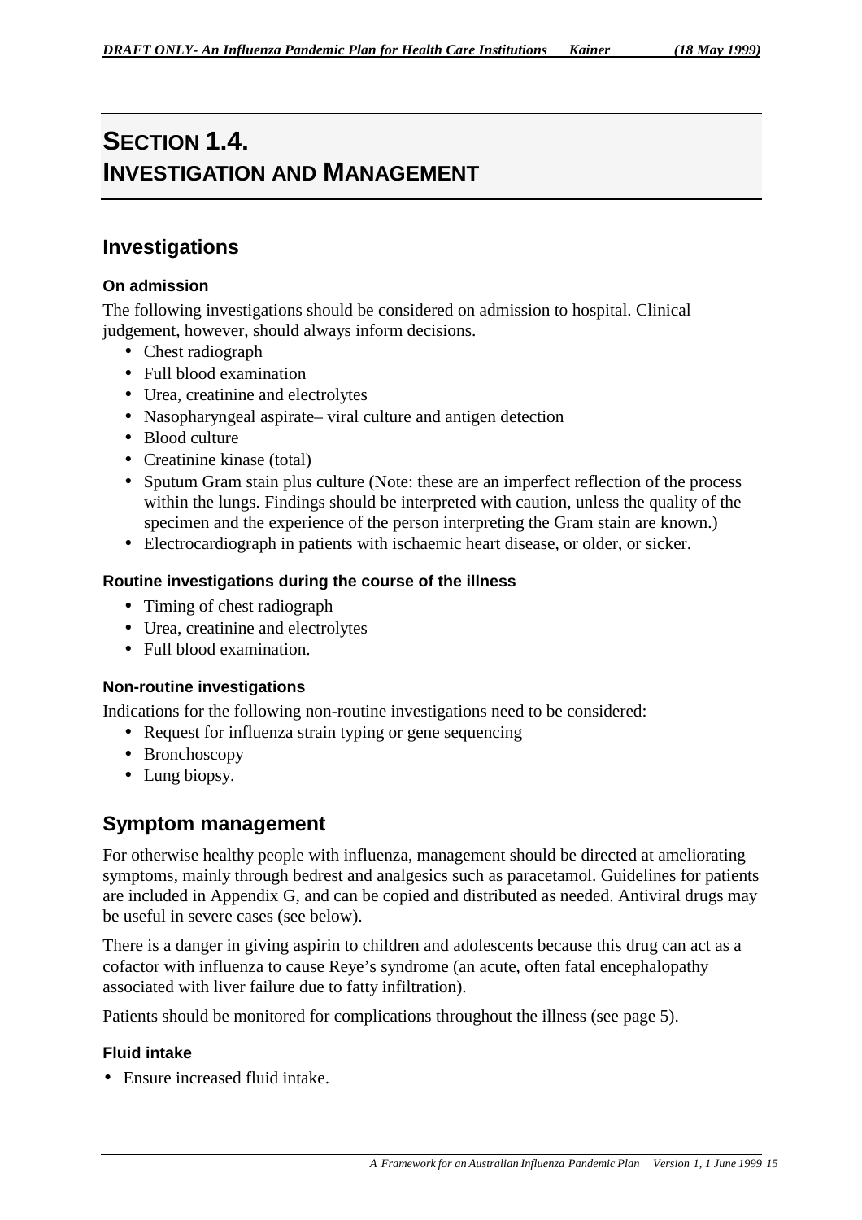# SECTION 1.4. INVESTIGATION AND MANAGEMENT

## Investigations

### On admission

The following investigations should be considered on admission to hospital. Clinical judgement, however, should always inform decisions.

- Chest radiograph
- Full blood examination
- Urea, creatinine and electrolytes
- Nasopharyngeal aspirate– viral culture and antigen detection
- Blood culture
- Creatinine kinase (total)
- Sputum Gram stain plus culture (Note: these are an imperfect reflection of the process within the lungs. Findings should be interpreted with caution, unless the quality of the specimen and the experience of the person interpreting the Gram stain are known.)
- Electrocardiograph in patients with ischaemic heart disease, or older, or sicker.

### Routine investigations during the course of the illness

- Timing of chest radiograph
- Urea, creatinine and electrolytes
- Full blood examination.

### Non-routine investigations

Indications for the following non-routine investigations need to be considered:

- Request for influenza strain typing or gene sequencing
- Bronchoscopy
- Lung biopsy.

## Symptom management

For otherwise healthy people with influenza, management should be directed at ameliorating symptoms, mainly through bedrest and analgesics such as paracetamol. Guidelines for patients are included in Appendix G, and can be copied and distributed as needed. Antiviral drugs may be useful in severe cases (see below).

There is a danger in giving aspirin to children and adolescents because this drug can act as a cofactor with influenza to cause Reye's syndrome (an acute, often fatal encephalopathy associated with liver failure due to fatty infiltration).

Patients should be monitored for complications throughout the illness (see page 5).

### Fluid intake

- Ensure increased fluid intake.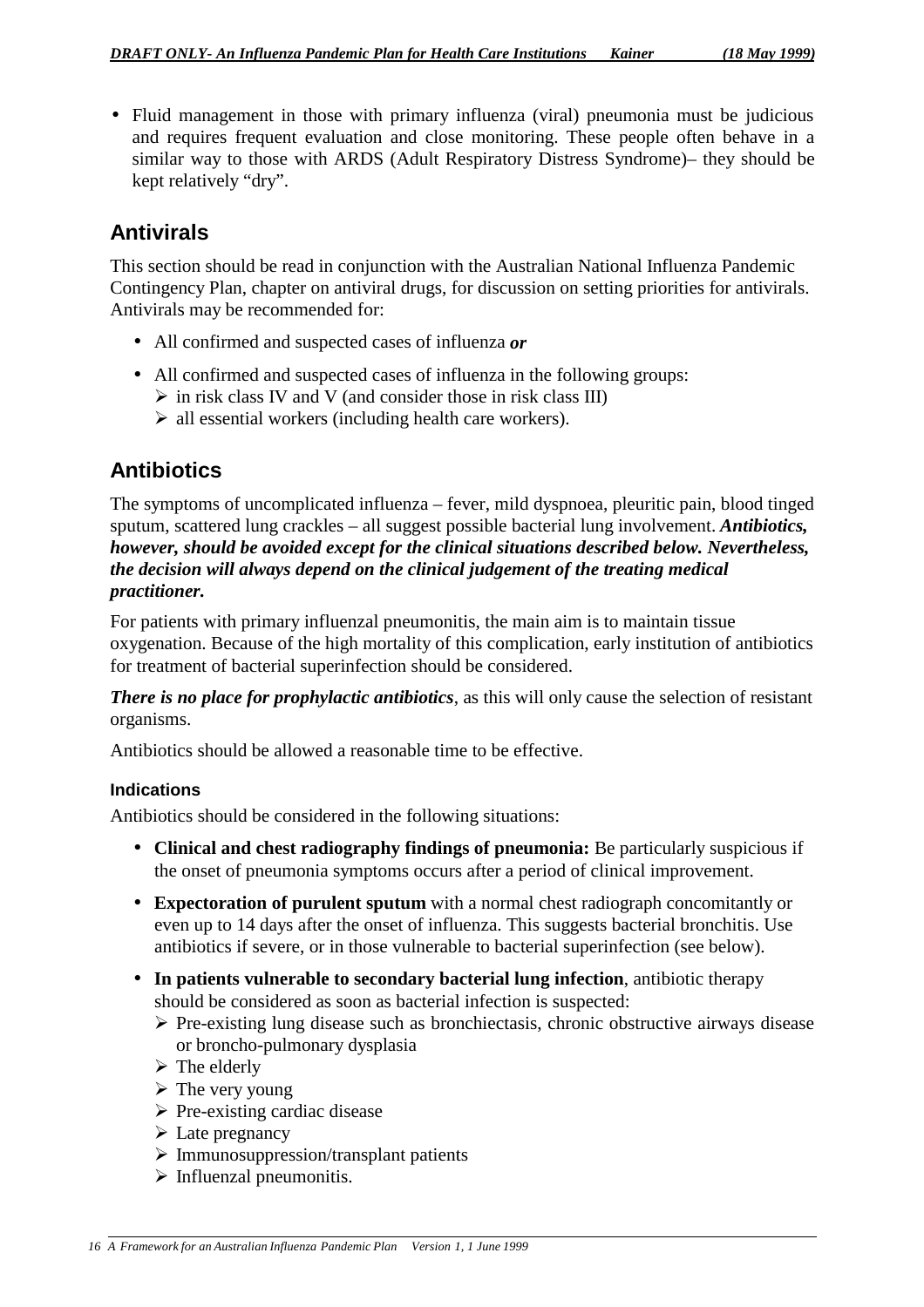- Fluid management in those with primary influenza (viral) pneumonia must be judicious and requires frequent evaluation and close monitoring. These people often behave in a similar way to those with ARDS (Adult Respiratory Distress Syndrome)– they should be kept relatively "dry".

## Antivirals

This section should be read in conjunction with the Australian National Influenza Pandemic Contingency Plan, chapter on antiviral drugs, for discussion on setting priorities for antivirals. Antivirals may be recommended for:

- All confirmed and suspected cases of influenza ***or***
- All confirmed and suspected cases of influenza in the following groups:
  - in risk class IV and V (and consider those in risk class III)
  - all essential workers (including health care workers).

## Antibiotics

The symptoms of uncomplicated influenza – fever, mild dyspnoea, pleuritic pain, blood tinged sputum, scattered lung crackles – all suggest possible bacterial lung involvement. ***Antibiotics, however, should be avoided except for the clinical situations described below. Nevertheless, the decision will always depend on the clinical judgement of the treating medical practitioner.***

For patients with primary influenzal pneumonitis, the main aim is to maintain tissue oxygenation. Because of the high mortality of this complication, early institution of antibiotics for treatment of bacterial superinfection should be considered.

***There is no place for prophylactic antibiotics***, as this will only cause the selection of resistant organisms.

Antibiotics should be allowed a reasonable time to be effective.

### Indications

Antibiotics should be considered in the following situations:

- **Clinical and chest radiography findings of pneumonia:** Be particularly suspicious if the onset of pneumonia symptoms occurs after a period of clinical improvement.
- **Expectoration of purulent sputum** with a normal chest radiograph concomitantly or even up to 14 days after the onset of influenza. This suggests bacterial bronchitis. Use antibiotics if severe, or in those vulnerable to bacterial superinfection (see below).
- **In patients vulnerable to secondary bacterial lung infection**, antibiotic therapy should be considered as soon as bacterial infection is suspected:
  - Pre-existing lung disease such as bronchiectasis, chronic obstructive airways disease or broncho-pulmonary dysplasia
  - The elderly
  - The very young
  - Pre-existing cardiac disease
  - Late pregnancy
  - Immunosuppression/transplant patients
  - Influenzal pneumonitis.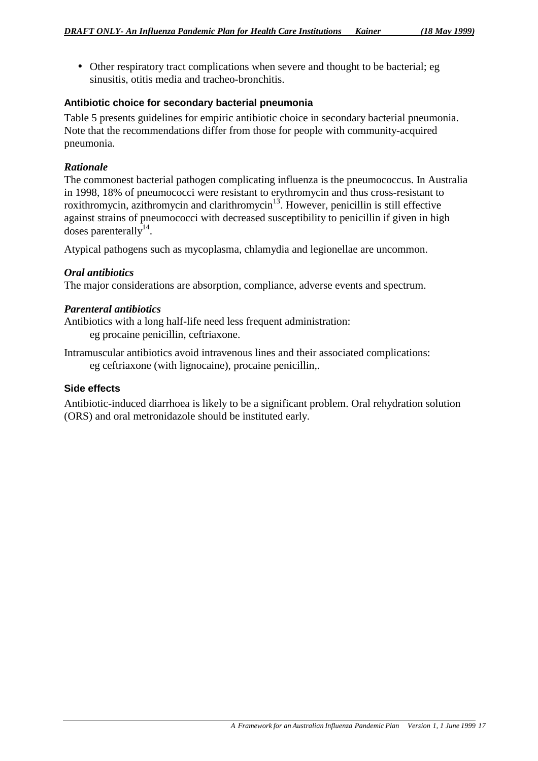- Other respiratory tract complications when severe and thought to be bacterial; eg sinusitis, otitis media and tracheo-bronchitis.

### Antibiotic choice for secondary bacterial pneumonia

Table 5 presents guidelines for empiric antibiotic choice in secondary bacterial pneumonia. Note that the recommendations differ from those for people with community-acquired pneumonia.

#### *Rationale*

The commonest bacterial pathogen complicating influenza is the pneumococcus. In Australia in 1998, 18% of pneumococci were resistant to erythromycin and thus cross-resistant to roxithromycin, azithromycin and clarithromycin[13]. However, penicillin is still effective against strains of pneumococci with decreased susceptibility to penicillin if given in high doses parenterally[14].

Atypical pathogens such as mycoplasma, chlamydia and legionellae are uncommon.

#### *Oral antibiotics*

The major considerations are absorption, compliance, adverse events and spectrum.

#### *Parenteral antibiotics*

Antibiotics with a long half-life need less frequent administration:
eg procaine penicillin, ceftriaxone.

Intramuscular antibiotics avoid intravenous lines and their associated complications:
eg ceftriaxone (with lignocaine), procaine penicillin,.

### Side effects

Antibiotic-induced diarrhoea is likely to be a significant problem. Oral rehydration solution (ORS) and oral metronidazole should be instituted early.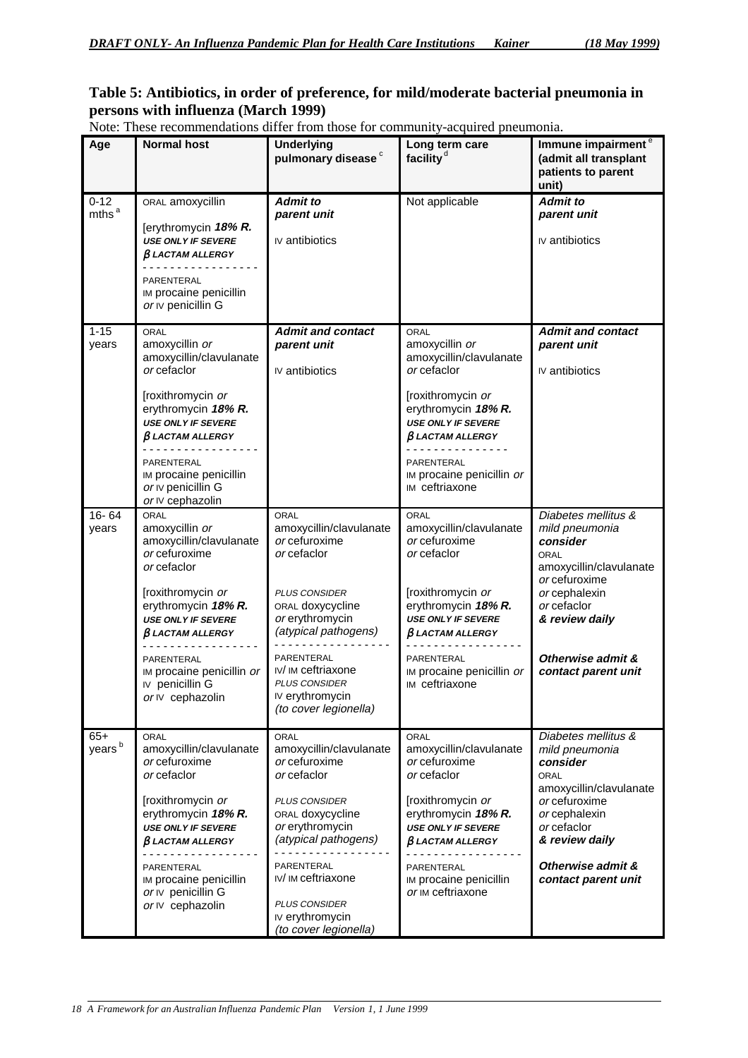**Table 5: Antibiotics, in order of preference, for mild/moderate bacterial pneumonia in persons with influenza (March 1999)**

Note: These recommendations differ from those for community-acquired pneumonia.

| Age | Normal host | Underlying pulmonary disease [c] | Long term care facility [d] | Immune impairment [e] (admit all transplant patients to parent unit) |
|---|---|---|---|---|
| 0-12 mths [a] | ORAL amoxycillin<br><br>[erythromycin ***18% R.*** ***USE ONLY IF SEVERE β LACTAM ALLERGY***<br>- - - - - - - - - - - - - - - -<br>PARENTERAL<br>IM procaine penicillin *or* IV penicillin G | ***Admit to parent unit***<br><br>IV antibiotics | Not applicable | ***Admit to parent unit***<br><br>IV antibiotics |
| 1-15 years | ORAL<br>amoxycillin *or* amoxycillin/clavulanate *or* cefaclor<br><br>[roxithromycin *or* erythromycin ***18% R.*** ***USE ONLY IF SEVERE β LACTAM ALLERGY***<br>- - - - - - - - - - - - - - - -<br>PARENTERAL<br>IM procaine penicillin *or* IV penicillin G *or* IV cephazolin | ***Admit and contact parent unit***<br><br>IV antibiotics | ORAL<br>amoxycillin *or* amoxycillin/clavulanate *or* cefaclor<br><br>[roxithromycin *or* erythromycin ***18% R.*** ***USE ONLY IF SEVERE β LACTAM ALLERGY***<br>- - - - - - - - - - - - - -<br>PARENTERAL<br>IM procaine penicillin *or* IM ceftriaxone | ***Admit and contact parent unit***<br><br>IV antibiotics |
| 16- 64 years | ORAL<br>amoxycillin *or* amoxycillin/clavulanate *or* cefuroxime *or* cefaclor<br><br>[roxithromycin *or* erythromycin ***18% R.*** ***USE ONLY IF SEVERE β LACTAM ALLERGY***<br>- - - - - - - - - - - - - - - -<br>PARENTERAL<br>IM procaine penicillin *or* IV penicillin G *or* IV cephazolin | ORAL<br>amoxycillin/clavulanate *or* cefuroxime *or* cefaclor<br><br>*PLUS CONSIDER*<br>ORAL doxycycline *or* erythromycin *(atypical pathogens)*<br>- - - - - - - - - - - - - - - -<br>PARENTERAL<br>IV/ IM ceftriaxone<br>*PLUS CONSIDER*<br>IV erythromycin *(to cover legionella)* | ORAL<br>amoxycillin/clavulanate *or* cefuroxime *or* cefaclor<br><br>[roxithromycin *or* erythromycin ***18% R.*** ***USE ONLY IF SEVERE β LACTAM ALLERGY***<br>- - - - - - - - - - - - - - - -<br>PARENTERAL<br>IM procaine penicillin *or* IM ceftriaxone | *Diabetes mellitus & mild pneumonia* ***consider***<br>ORAL<br>amoxycillin/clavulanate *or* cefuroxime *or* cephalexin *or* cefaclor<br>***& review daily***<br><br>***Otherwise admit & contact parent unit*** |
| 65+ years [b] | ORAL<br>amoxycillin/clavulanate *or* cefuroxime *or* cefaclor<br><br>[roxithromycin *or* erythromycin ***18% R.*** ***USE ONLY IF SEVERE β LACTAM ALLERGY***<br>- - - - - - - - - - - - - - - -<br>PARENTERAL<br>IM procaine penicillin *or* IV penicillin G *or* IV cephazolin | ORAL<br>amoxycillin/clavulanate *or* cefuroxime *or* cefaclor<br><br>*PLUS CONSIDER*<br>ORAL doxycycline *or* erythromycin *(atypical pathogens)*<br>- - - - - - - - - - - - - - - -<br>PARENTERAL<br>IV/ IM ceftriaxone<br><br>*PLUS CONSIDER*<br>IV erythromycin *(to cover legionella)* | ORAL<br>amoxycillin/clavulanate *or* cefuroxime *or* cefaclor<br><br>[roxithromycin *or* erythromycin ***18% R.*** ***USE ONLY IF SEVERE β LACTAM ALLERGY***<br>- - - - - - - - - - - - - - - -<br>PARENTERAL<br>IM procaine penicillin *or* IM ceftriaxone | *Diabetes mellitus & mild pneumonia* ***consider***<br>ORAL<br>amoxycillin/clavulanate *or* cefuroxime *or* cephalexin *or* cefaclor<br>***& review daily***<br><br>***Otherwise admit & contact parent unit*** |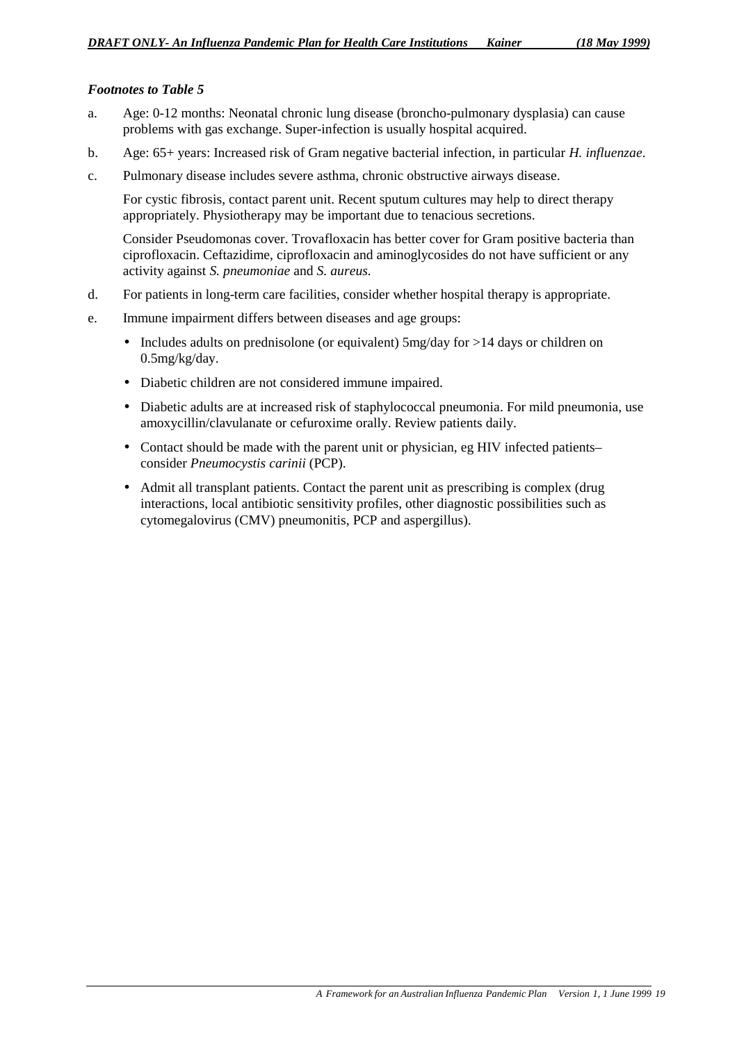***Footnotes to Table 5***

a. Age: 0-12 months: Neonatal chronic lung disease (broncho-pulmonary dysplasia) can cause problems with gas exchange. Super-infection is usually hospital acquired.

b. Age: 65+ years: Increased risk of Gram negative bacterial infection, in particular *H. influenzae*.

c. Pulmonary disease includes severe asthma, chronic obstructive airways disease.

   For cystic fibrosis, contact parent unit. Recent sputum cultures may help to direct therapy appropriately. Physiotherapy may be important due to tenacious secretions.

   Consider Pseudomonas cover. Trovafloxacin has better cover for Gram positive bacteria than ciprofloxacin. Ceftazidime, ciprofloxacin and aminoglycosides do not have sufficient or any activity against *S. pneumoniae* and *S. aureus.*

d. For patients in long-term care facilities, consider whether hospital therapy is appropriate.

e. Immune impairment differs between diseases and age groups:

   - Includes adults on prednisolone (or equivalent) 5mg/day for >14 days or children on 0.5mg/kg/day.
   - Diabetic children are not considered immune impaired.
   - Diabetic adults are at increased risk of staphylococcal pneumonia. For mild pneumonia, use amoxycillin/clavulanate or cefuroxime orally. Review patients daily.
   - Contact should be made with the parent unit or physician, eg HIV infected patients– consider *Pneumocystis carinii* (PCP).
   - Admit all transplant patients. Contact the parent unit as prescribing is complex (drug interactions, local antibiotic sensitivity profiles, other diagnostic possibilities such as cytomegalovirus (CMV) pneumonitis, PCP and aspergillus).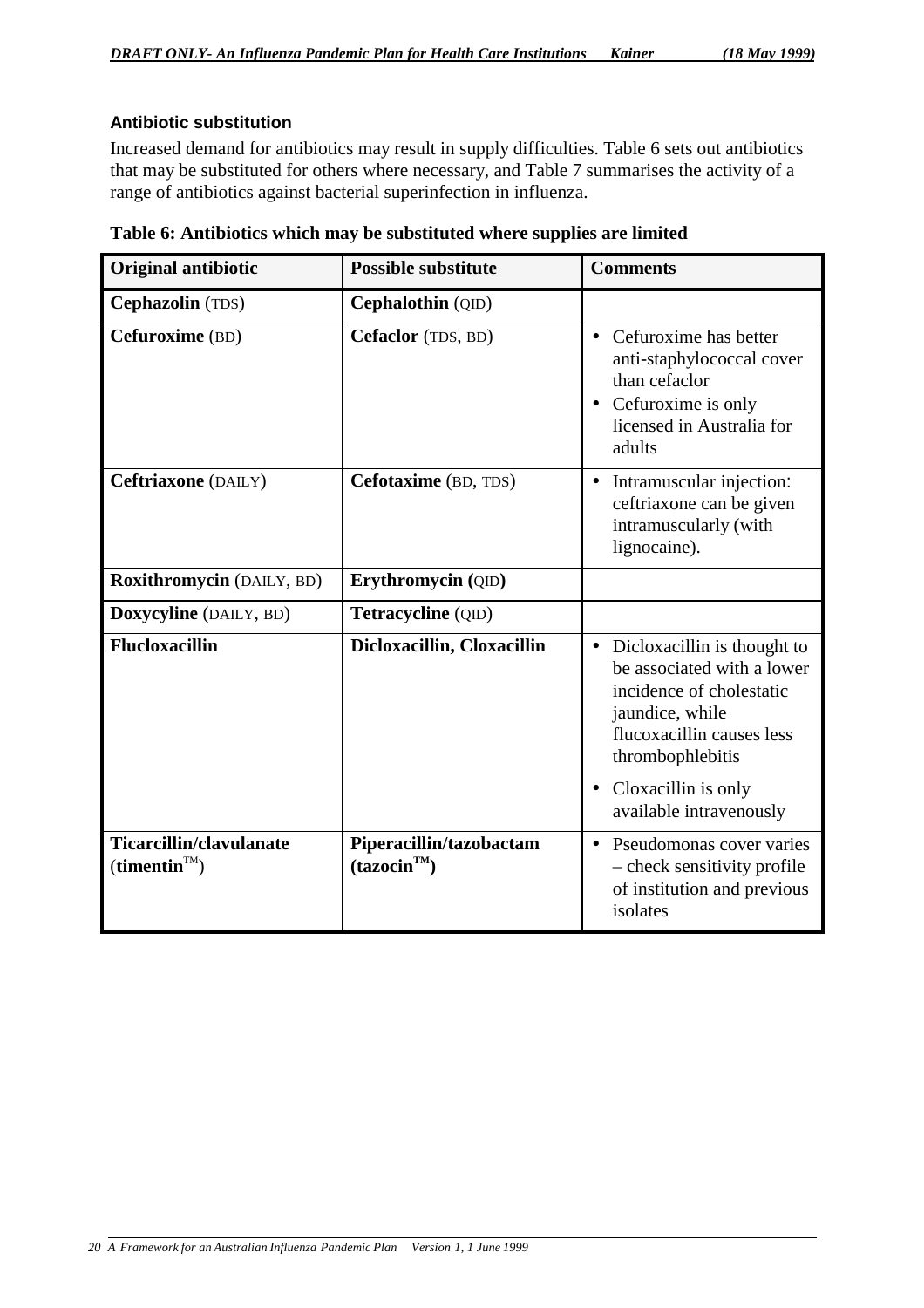### Antibiotic substitution

Increased demand for antibiotics may result in supply difficulties. Table 6 sets out antibiotics that may be substituted for others where necessary, and Table 7 summarises the activity of a range of antibiotics against bacterial superinfection in influenza.

**Table 6: Antibiotics which may be substituted where supplies are limited**

| Original antibiotic | Possible substitute | Comments |
|---|---|---|
| **Cephazolin** (TDS) | **Cephalothin** (QID) | |
| **Cefuroxime** (BD) | **Cefaclor** (TDS, BD) | • Cefuroxime has better anti-staphylococcal cover than cefaclor<br>• Cefuroxime is only licensed in Australia for adults |
| **Ceftriaxone** (DAILY) | **Cefotaxime** (BD, TDS) | • Intramuscular injection: ceftriaxone can be given intramuscularly (with lignocaine). |
| **Roxithromycin** (DAILY, BD) | **Erythromycin (**QID**)** | |
| **Doxycyline** (DAILY, BD) | **Tetracycline** (QID) | |
| **Flucloxacillin** | **Dicloxacillin, Cloxacillin** | • Dicloxacillin is thought to be associated with a lower incidence of cholestatic jaundice, while flucoxacillin causes less thrombophlebitis<br>• Cloxacillin is only available intravenously |
| **Ticarcillin/clavulanate (timentin**™) | **Piperacillin/tazobactam (tazocin™)** | • Pseudomonas cover varies – check sensitivity profile of institution and previous isolates |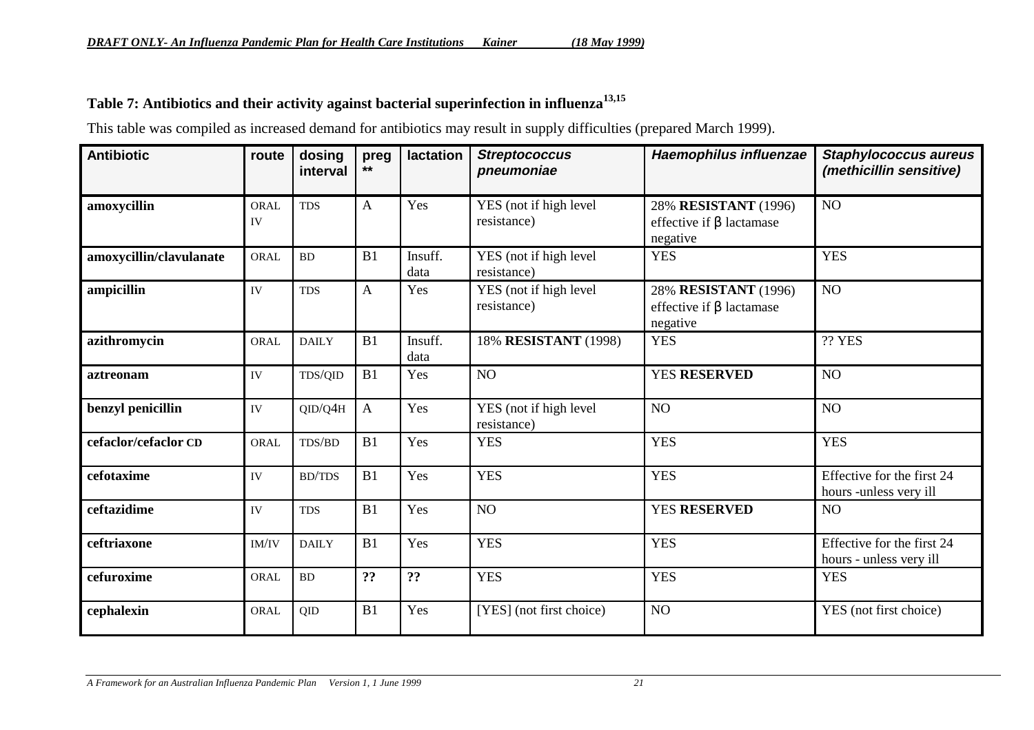### Table 7: Antibiotics and their activity against bacterial superinfection in influenza[13,15]

This table was compiled as increased demand for antibiotics may result in supply difficulties (prepared March 1999).

| Antibiotic | route | dosing interval | preg ** | lactation | *Streptococcus pneumoniae* | *Haemophilus influenzae* | *Staphylococcus aureus (methicillin sensitive)* |
|---|---|---|---|---|---|---|---|
| **amoxycillin** | ORAL IV | TDS | A | Yes | YES (not if high level resistance) | 28% **RESISTANT** (1996) effective if β lactamase negative | NO |
| **amoxycillin/clavulanate** | ORAL | BD | B1 | Insuff. data | YES (not if high level resistance) | YES | YES |
| **ampicillin** | IV | TDS | A | Yes | YES (not if high level resistance) | 28% **RESISTANT** (1996) effective if β lactamase negative | NO |
| **azithromycin** | ORAL | DAILY | B1 | Insuff. data | 18% **RESISTANT** (1998) | YES | ?? YES |
| **aztreonam** | IV | TDS/QID | B1 | Yes | NO | YES **RESERVED** | NO |
| **benzyl penicillin** | IV | QID/Q4H | A | Yes | YES (not if high level resistance) | NO | NO |
| **cefaclor/cefaclor CD** | ORAL | TDS/BD | B1 | Yes | YES | YES | YES |
| **cefotaxime** | IV | BD/TDS | B1 | Yes | YES | YES | Effective for the first 24 hours -unless very ill |
| **ceftazidime** | IV | TDS | B1 | Yes | NO | YES **RESERVED** | NO |
| **ceftriaxone** | IM/IV | DAILY | B1 | Yes | YES | YES | Effective for the first 24 hours - unless very ill |
| **cefuroxime** | ORAL | BD | **??** | **??** | YES | YES | YES |
| **cephalexin** | ORAL | QID | B1 | Yes | [YES] (not first choice) | NO | YES (not first choice) |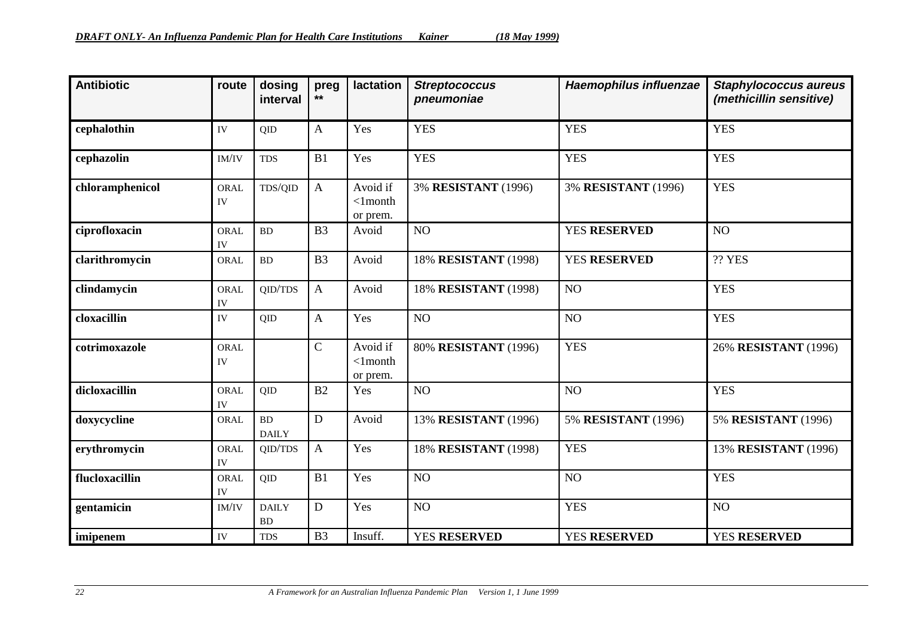| Antibiotic | route | dosing interval | preg ** | lactation | *Streptococcus pneumoniae* | *Haemophilus influenzae* | *Staphylococcus aureus (methicillin sensitive)* |
|---|---|---|---|---|---|---|---|
| **cephalothin** | IV | QID | A | Yes | YES | YES | YES |
| **cephazolin** | IM/IV | TDS | B1 | Yes | YES | YES | YES |
| **chloramphenicol** | ORAL IV | TDS/QID | A | Avoid if <1month or prem. | 3% **RESISTANT** (1996) | 3% **RESISTANT** (1996) | YES |
| **ciprofloxacin** | ORAL IV | BD | B3 | Avoid | NO | YES **RESERVED** | NO |
| **clarithromycin** | ORAL | BD | B3 | Avoid | 18% **RESISTANT** (1998) | YES **RESERVED** | ?? YES |
| **clindamycin** | ORAL IV | QID/TDS | A | Avoid | 18% **RESISTANT** (1998) | NO | YES |
| **cloxacillin** | IV | QID | A | Yes | NO | NO | YES |
| **cotrimoxazole** | ORAL IV | | C | Avoid if <1month or prem. | 80% **RESISTANT** (1996) | YES | 26% **RESISTANT** (1996) |
| **dicloxacillin** | ORAL IV | QID | B2 | Yes | NO | NO | YES |
| **doxycycline** | ORAL | BD DAILY | D | Avoid | 13% **RESISTANT** (1996) | 5% **RESISTANT** (1996) | 5% **RESISTANT** (1996) |
| **erythromycin** | ORAL IV | QID/TDS | A | Yes | 18% **RESISTANT** (1998) | YES | 13% **RESISTANT** (1996) |
| **flucloxacillin** | ORAL IV | QID | B1 | Yes | NO | NO | YES |
| **gentamicin** | IM/IV | DAILY BD | D | Yes | NO | YES | NO |
| **imipenem** | IV | TDS | B3 | Insuff. | YES **RESERVED** | YES **RESERVED** | YES **RESERVED** |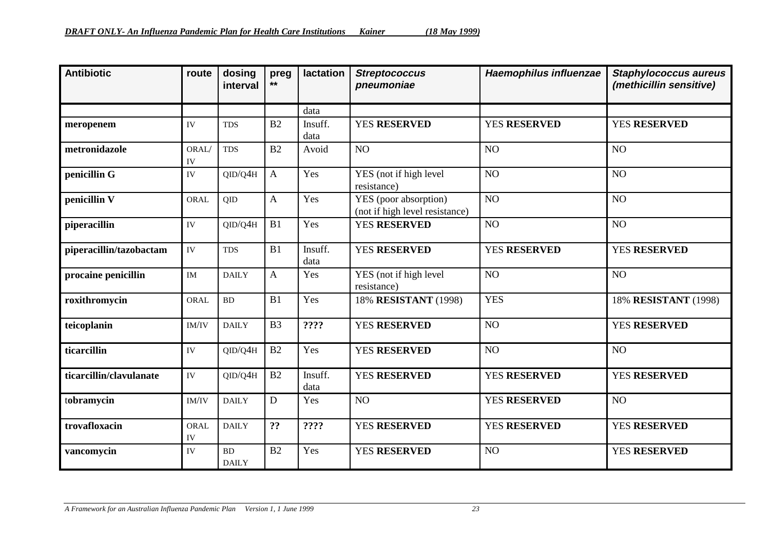| Antibiotic | route | dosing interval | preg ** | lactation | *Streptococcus pneumoniae* | *Haemophilus influenzae* | *Staphylococcus aureus (methicillin sensitive)* |
|---|---|---|---|---|---|---|---|
| | | | | data | | | |
| **meropenem** | IV | TDS | B2 | Insuff. data | YES **RESERVED** | YES **RESERVED** | YES **RESERVED** |
| **metronidazole** | ORAL/ IV | TDS | B2 | Avoid | NO | NO | NO |
| **penicillin G** | IV | QID/Q4H | A | Yes | YES (not if high level resistance) | NO | NO |
| **penicillin V** | ORAL | QID | A | Yes | YES (poor absorption) (not if high level resistance) | NO | NO |
| **piperacillin** | IV | QID/Q4H | B1 | Yes | YES **RESERVED** | NO | NO |
| **piperacillin/tazobactam** | IV | TDS | B1 | Insuff. data | YES **RESERVED** | YES **RESERVED** | YES **RESERVED** |
| **procaine penicillin** | IM | DAILY | A | Yes | YES (not if high level resistance) | NO | NO |
| **roxithromycin** | ORAL | BD | B1 | Yes | 18% **RESISTANT** (1998) | YES | 18% **RESISTANT** (1998) |
| **teicoplanin** | IM/IV | DAILY | B3 | **????** | YES **RESERVED** | NO | YES **RESERVED** |
| **ticarcillin** | IV | QID/Q4H | B2 | Yes | YES **RESERVED** | NO | NO |
| **ticarcillin/clavulanate** | IV | QID/Q4H | B2 | Insuff. data | YES **RESERVED** | YES **RESERVED** | YES **RESERVED** |
| t**obramycin** | IM/IV | DAILY | D | Yes | NO | YES **RESERVED** | NO |
| **trovafloxacin** | ORAL IV | DAILY | **??** | **????** | YES **RESERVED** | YES **RESERVED** | YES **RESERVED** |
| **vancomycin** | IV | BD DAILY | B2 | Yes | YES **RESERVED** | NO | YES **RESERVED** |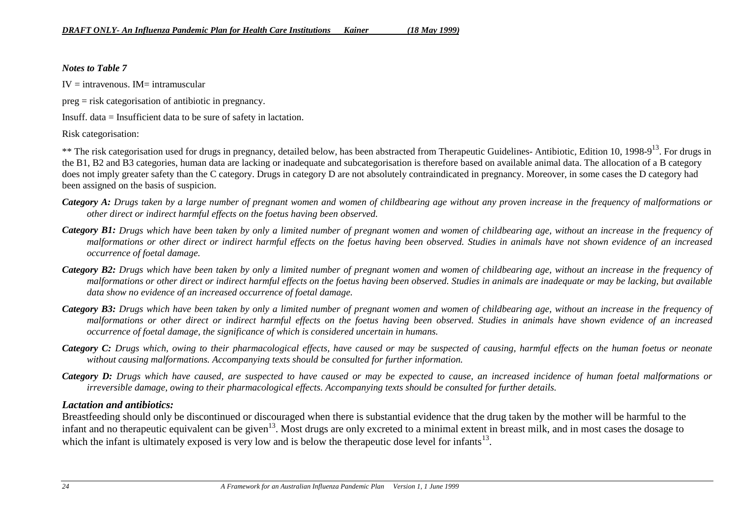### *Notes to Table 7*

IV = intravenous. IM= intramuscular

preg = risk categorisation of antibiotic in pregnancy.

Insuff. data = Insufficient data to be sure of safety in lactation.

Risk categorisation:

** The risk categorisation used for drugs in pregnancy, detailed below, has been abstracted from Therapeutic Guidelines- Antibiotic, Edition 10, 1998-9[13]. For drugs in the B1, B2 and B3 categories, human data are lacking or inadequate and subcategorisation is therefore based on available animal data. The allocation of a B category does not imply greater safety than the C category. Drugs in category D are not absolutely contraindicated in pregnancy. Moreover, in some cases the D category had been assigned on the basis of suspicion.

***Category A:*** *Drugs taken by a large number of pregnant women and women of childbearing age without any proven increase in the frequency of malformations or other direct or indirect harmful effects on the foetus having been observed.*

***Category B1:*** *Drugs which have been taken by only a limited number of pregnant women and women of childbearing age, without an increase in the frequency of malformations or other direct or indirect harmful effects on the foetus having been observed. Studies in animals have not shown evidence of an increased occurrence of foetal damage.*

***Category B2:*** *Drugs which have been taken by only a limited number of pregnant women and women of childbearing age, without an increase in the frequency of malformations or other direct or indirect harmful effects on the foetus having been observed. Studies in animals are inadequate or may be lacking, but available data show no evidence of an increased occurrence of foetal damage.*

***Category B3:*** *Drugs which have been taken by only a limited number of pregnant women and women of childbearing age, without an increase in the frequency of malformations or other direct or indirect harmful effects on the foetus having been observed. Studies in animals have shown evidence of an increased occurrence of foetal damage, the significance of which is considered uncertain in humans.*

***Category C:*** *Drugs which, owing to their pharmacological effects, have caused or may be suspected of causing, harmful effects on the human foetus or neonate without causing malformations. Accompanying texts should be consulted for further information.*

***Category D:*** *Drugs which have caused, are suspected to have caused or may be expected to cause, an increased incidence of human foetal malformations or irreversible damage, owing to their pharmacological effects. Accompanying texts should be consulted for further details.*

### *Lactation and antibiotics:*

Breastfeeding should only be discontinued or discouraged when there is substantial evidence that the drug taken by the mother will be harmful to the infant and no therapeutic equivalent can be given[13]. Most drugs are only excreted to a minimal extent in breast milk, and in most cases the dosage to which the infant is ultimately exposed is very low and is below the therapeutic dose level for infants[13].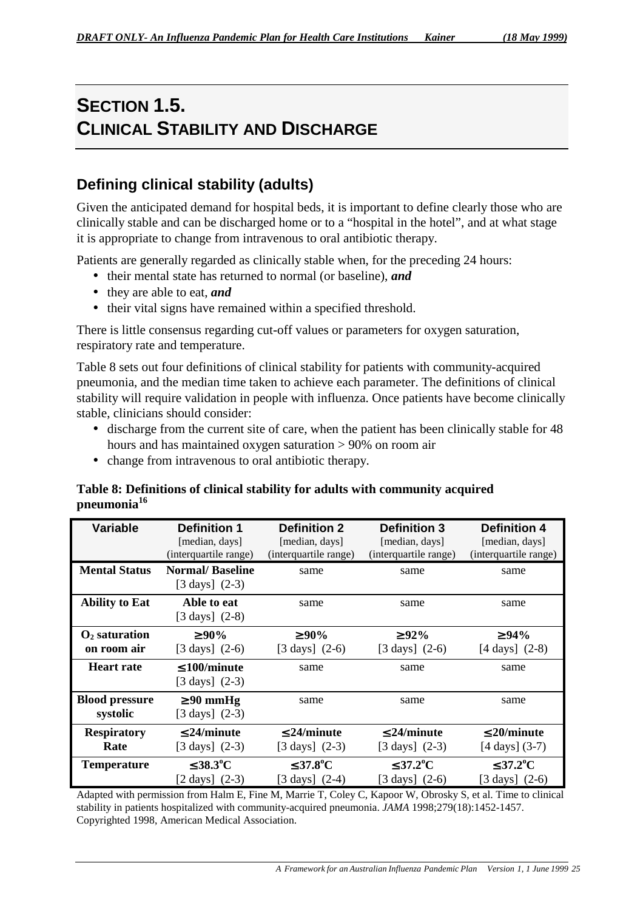# SECTION 1.5.
# CLINICAL STABILITY AND DISCHARGE

## Defining clinical stability (adults)

Given the anticipated demand for hospital beds, it is important to define clearly those who are clinically stable and can be discharged home or to a "hospital in the hotel", and at what stage it is appropriate to change from intravenous to oral antibiotic therapy.

Patients are generally regarded as clinically stable when, for the preceding 24 hours:

- their mental state has returned to normal (or baseline), ***and***
- they are able to eat, ***and***
- their vital signs have remained within a specified threshold.

There is little consensus regarding cut-off values or parameters for oxygen saturation, respiratory rate and temperature.

Table 8 sets out four definitions of clinical stability for patients with community-acquired pneumonia, and the median time taken to achieve each parameter. The definitions of clinical stability will require validation in people with influenza. Once patients have become clinically stable, clinicians should consider:

- discharge from the current site of care, when the patient has been clinically stable for 48 hours and has maintained oxygen saturation > 90% on room air
- change from intravenous to oral antibiotic therapy.

**Table 8: Definitions of clinical stability for adults with community acquired pneumonia[16]**

| Variable | Definition 1 [median, days] (interquartile range) | Definition 2 [median, days] (interquartile range) | Definition 3 [median, days] (interquartile range) | Definition 4 [median, days] (interquartile range) |
|---|---|---|---|---|
| **Mental Status** | **Normal/ Baseline** [3 days] (2-3) | same | same | same |
| **Ability to Eat** | **Able to eat** [3 days] (2-8) | same | same | same |
| **$O_2$ saturation on room air** | **≥90%** [3 days] (2-6) | **≥90%** [3 days] (2-6) | **≥92%** [3 days] (2-6) | **≥94%** [4 days] (2-8) |
| **Heart rate** | **≤100/minute** [3 days] (2-3) | same | same | same |
| **Blood pressure systolic** | **≥90 mmHg** [3 days] (2-3) | same | same | same |
| **Respiratory Rate** | **≤24/minute** [3 days] (2-3) | **≤24/minute** [3 days] (2-3) | **≤24/minute** [3 days] (2-3) | **≤20/minute** [4 days] (3-7) |
| **Temperature** | **≤38.3°C** [2 days] (2-3) | **≤37.8°C** [3 days] (2-4) | **≤37.2°C** [3 days] (2-6) | **≤37.2°C** [3 days] (2-6) |

Adapted with permission from Halm E, Fine M, Marrie T, Coley C, Kapoor W, Obrosky S, et al. Time to clinical stability in patients hospitalized with community-acquired pneumonia. *JAMA* 1998;279(18):1452-1457. Copyrighted 1998, American Medical Association.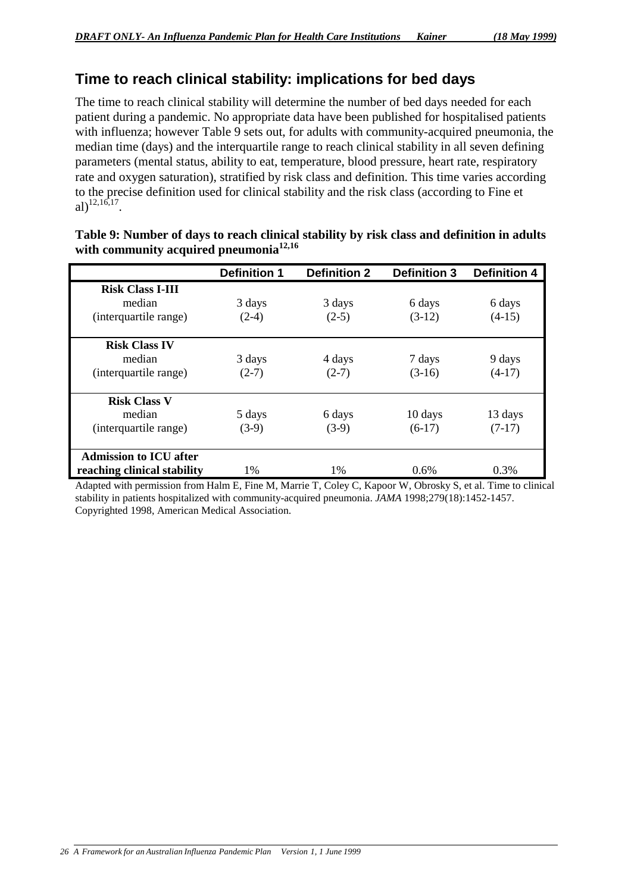## Time to reach clinical stability: implications for bed days

The time to reach clinical stability will determine the number of bed days needed for each patient during a pandemic. No appropriate data have been published for hospitalised patients with influenza; however Table 9 sets out, for adults with community-acquired pneumonia, the median time (days) and the interquartile range to reach clinical stability in all seven defining parameters (mental status, ability to eat, temperature, blood pressure, heart rate, respiratory rate and oxygen saturation), stratified by risk class and definition. This time varies according to the precise definition used for clinical stability and the risk class (according to Fine et al)[12,16,17].

**Table 9: Number of days to reach clinical stability by risk class and definition in adults with community acquired pneumonia[12,16]**

| | Definition 1 | Definition 2 | Definition 3 | Definition 4 |
|---|---|---|---|---|
| **Risk Class I-III** | | | | |
| median | 3 days | 3 days | 6 days | 6 days |
| (interquartile range) | (2-4) | (2-5) | (3-12) | (4-15) |
| **Risk Class IV** | | | | |
| median | 3 days | 4 days | 7 days | 9 days |
| (interquartile range) | (2-7) | (2-7) | (3-16) | (4-17) |
| **Risk Class V** | | | | |
| median | 5 days | 6 days | 10 days | 13 days |
| (interquartile range) | (3-9) | (3-9) | (6-17) | (7-17) |
| **Admission to ICU after reaching clinical stability** | 1% | 1% | 0.6% | 0.3% |

Adapted with permission from Halm E, Fine M, Marrie T, Coley C, Kapoor W, Obrosky S, et al. Time to clinical stability in patients hospitalized with community-acquired pneumonia. *JAMA* 1998;279(18):1452-1457. Copyrighted 1998, American Medical Association.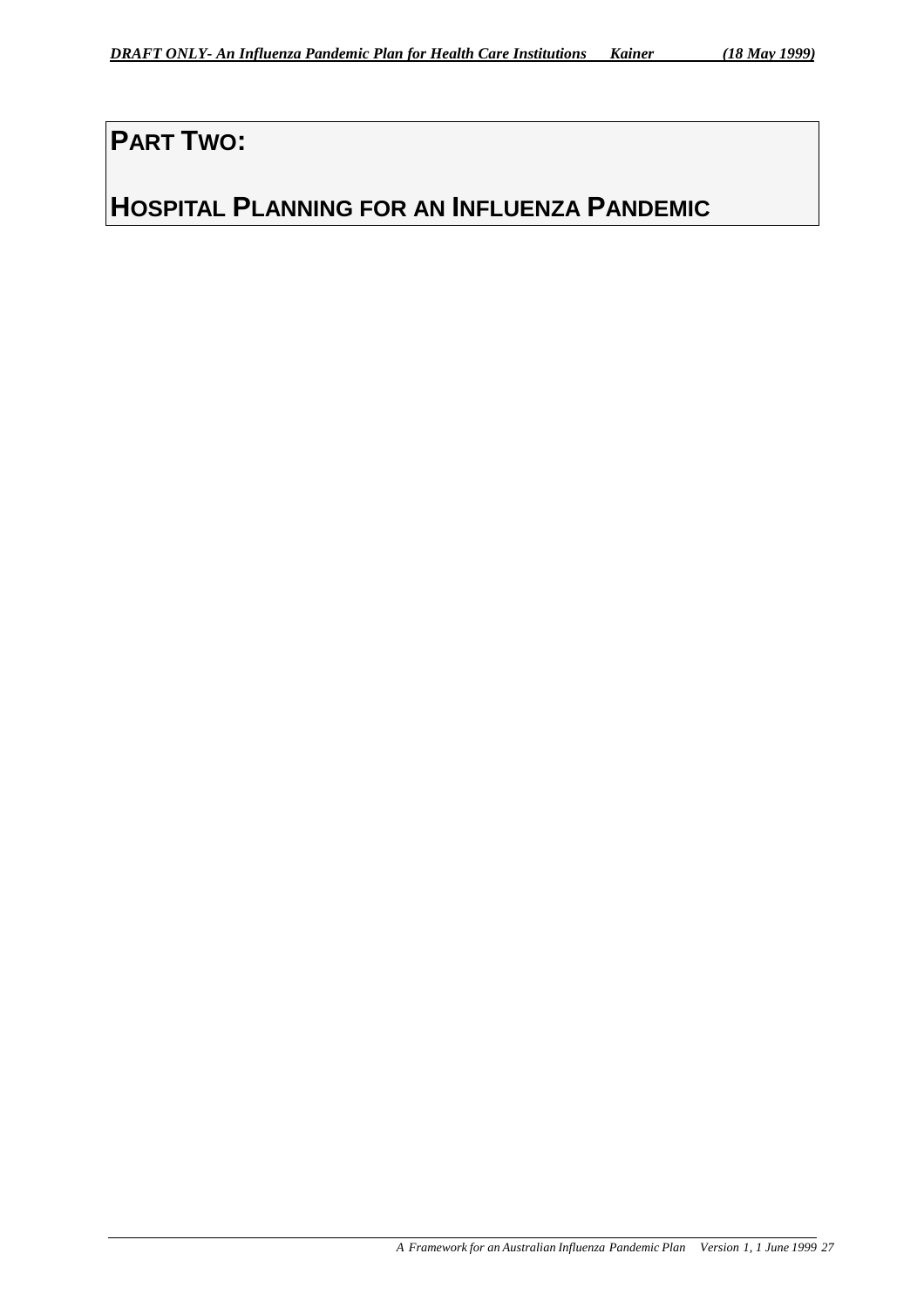# PART TWO:

# HOSPITAL PLANNING FOR AN INFLUENZA PANDEMIC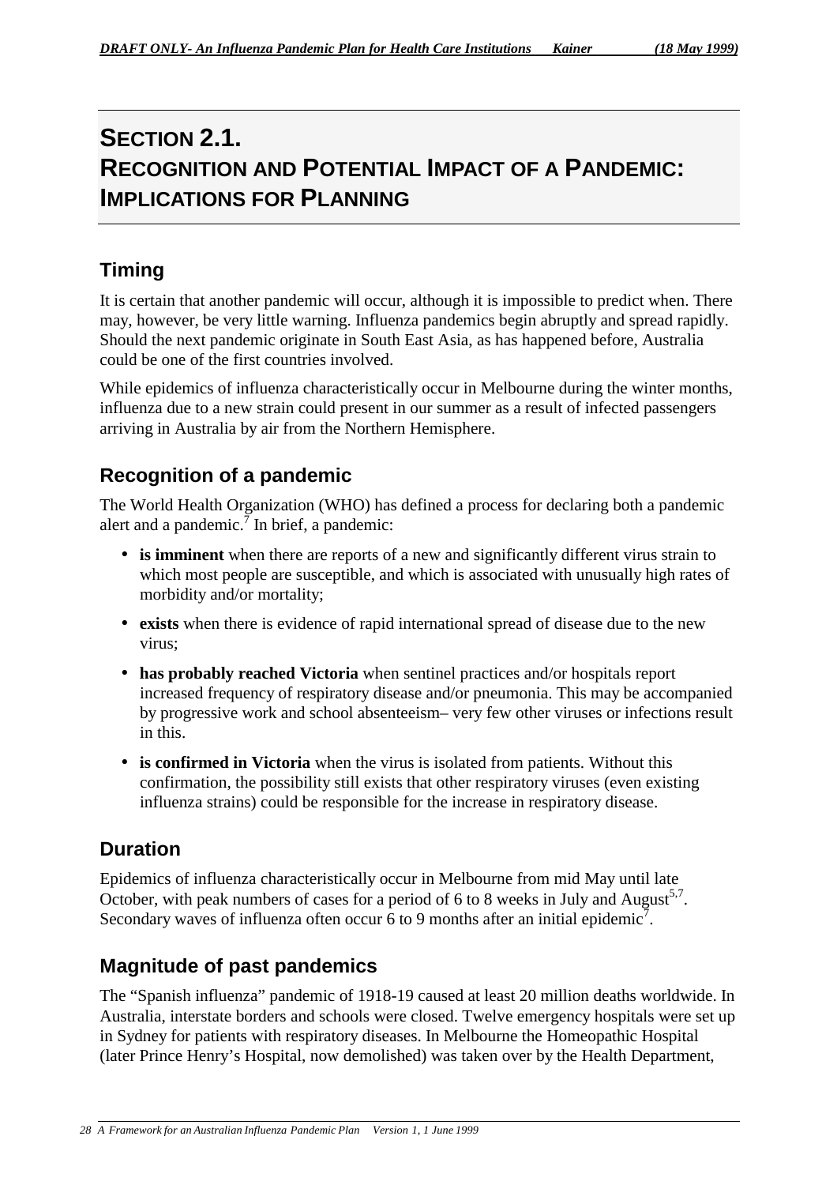# SECTION 2.1. RECOGNITION AND POTENTIAL IMPACT OF A PANDEMIC: IMPLICATIONS FOR PLANNING

## Timing

It is certain that another pandemic will occur, although it is impossible to predict when. There may, however, be very little warning. Influenza pandemics begin abruptly and spread rapidly. Should the next pandemic originate in South East Asia, as has happened before, Australia could be one of the first countries involved.

While epidemics of influenza characteristically occur in Melbourne during the winter months, influenza due to a new strain could present in our summer as a result of infected passengers arriving in Australia by air from the Northern Hemisphere.

## Recognition of a pandemic

The World Health Organization (WHO) has defined a process for declaring both a pandemic alert and a pandemic.[7] In brief, a pandemic:

- **is imminent** when there are reports of a new and significantly different virus strain to which most people are susceptible, and which is associated with unusually high rates of morbidity and/or mortality;
- **exists** when there is evidence of rapid international spread of disease due to the new virus;
- **has probably reached Victoria** when sentinel practices and/or hospitals report increased frequency of respiratory disease and/or pneumonia. This may be accompanied by progressive work and school absenteeism– very few other viruses or infections result in this.
- **is confirmed in Victoria** when the virus is isolated from patients. Without this confirmation, the possibility still exists that other respiratory viruses (even existing influenza strains) could be responsible for the increase in respiratory disease.

## Duration

Epidemics of influenza characteristically occur in Melbourne from mid May until late October, with peak numbers of cases for a period of 6 to 8 weeks in July and August[5,7]. Secondary waves of influenza often occur 6 to 9 months after an initial epidemic[7].

## Magnitude of past pandemics

The "Spanish influenza" pandemic of 1918-19 caused at least 20 million deaths worldwide. In Australia, interstate borders and schools were closed. Twelve emergency hospitals were set up in Sydney for patients with respiratory diseases. In Melbourne the Homeopathic Hospital (later Prince Henry's Hospital, now demolished) was taken over by the Health Department,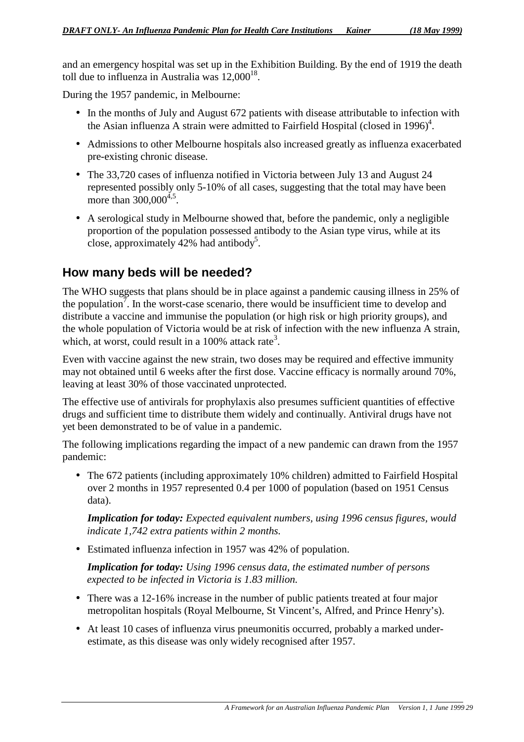and an emergency hospital was set up in the Exhibition Building. By the end of 1919 the death toll due to influenza in Australia was 12,000[18].

During the 1957 pandemic, in Melbourne:

- In the months of July and August 672 patients with disease attributable to infection with the Asian influenza A strain were admitted to Fairfield Hospital (closed in 1996)[4].
- Admissions to other Melbourne hospitals also increased greatly as influenza exacerbated pre-existing chronic disease.
- The 33,720 cases of influenza notified in Victoria between July 13 and August 24 represented possibly only 5-10% of all cases, suggesting that the total may have been more than 300,000[4,5].
- A serological study in Melbourne showed that, before the pandemic, only a negligible proportion of the population possessed antibody to the Asian type virus, while at its close, approximately 42% had antibody[5].

## How many beds will be needed?

The WHO suggests that plans should be in place against a pandemic causing illness in 25% of the population[7]. In the worst-case scenario, there would be insufficient time to develop and distribute a vaccine and immunise the population (or high risk or high priority groups), and the whole population of Victoria would be at risk of infection with the new influenza A strain, which, at worst, could result in a 100% attack rate[3].

Even with vaccine against the new strain, two doses may be required and effective immunity may not obtained until 6 weeks after the first dose. Vaccine efficacy is normally around 70%, leaving at least 30% of those vaccinated unprotected.

The effective use of antivirals for prophylaxis also presumes sufficient quantities of effective drugs and sufficient time to distribute them widely and continually. Antiviral drugs have not yet been demonstrated to be of value in a pandemic.

The following implications regarding the impact of a new pandemic can drawn from the 1957 pandemic:

- The 672 patients (including approximately 10% children) admitted to Fairfield Hospital over 2 months in 1957 represented 0.4 per 1000 of population (based on 1951 Census data).

  ***Implication for today:*** *Expected equivalent numbers, using 1996 census figures, would indicate 1,742 extra patients within 2 months.*

- Estimated influenza infection in 1957 was 42% of population.

  ***Implication for today:*** *Using 1996 census data, the estimated number of persons expected to be infected in Victoria is 1.83 million.*

- There was a 12-16% increase in the number of public patients treated at four major metropolitan hospitals (Royal Melbourne, St Vincent's, Alfred, and Prince Henry's).
- At least 10 cases of influenza virus pneumonitis occurred, probably a marked under-estimate, as this disease was only widely recognised after 1957.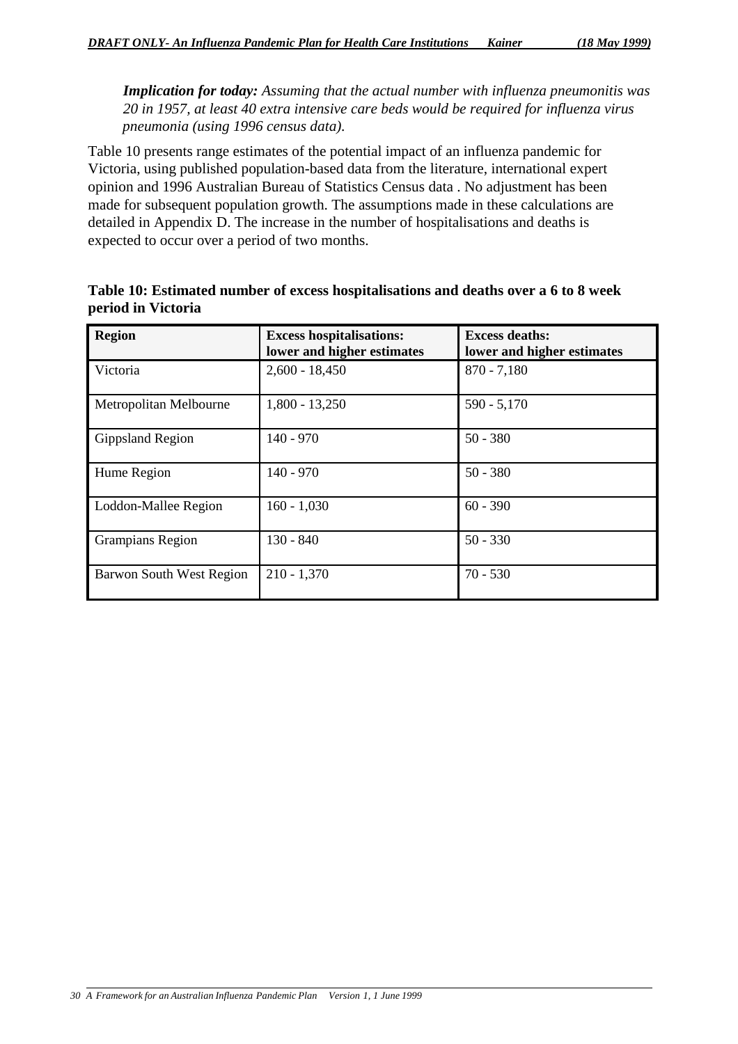*Implication for today: Assuming that the actual number with influenza pneumonitis was 20 in 1957, at least 40 extra intensive care beds would be required for influenza virus pneumonia (using 1996 census data).*

Table 10 presents range estimates of the potential impact of an influenza pandemic for Victoria, using published population-based data from the literature, international expert opinion and 1996 Australian Bureau of Statistics Census data . No adjustment has been made for subsequent population growth. The assumptions made in these calculations are detailed in Appendix D. The increase in the number of hospitalisations and deaths is expected to occur over a period of two months.

**Table 10: Estimated number of excess hospitalisations and deaths over a 6 to 8 week period in Victoria**

| Region | Excess hospitalisations: lower and higher estimates | Excess deaths: lower and higher estimates |
|---|---|---|
| Victoria | 2,600 - 18,450 | 870 - 7,180 |
| Metropolitan Melbourne | 1,800 - 13,250 | 590 - 5,170 |
| Gippsland Region | 140 - 970 | 50 - 380 |
| Hume Region | 140 - 970 | 50 - 380 |
| Loddon-Mallee Region | 160 - 1,030 | 60 - 390 |
| Grampians Region | 130 - 840 | 50 - 330 |
| Barwon South West Region | 210 - 1,370 | 70 - 530 |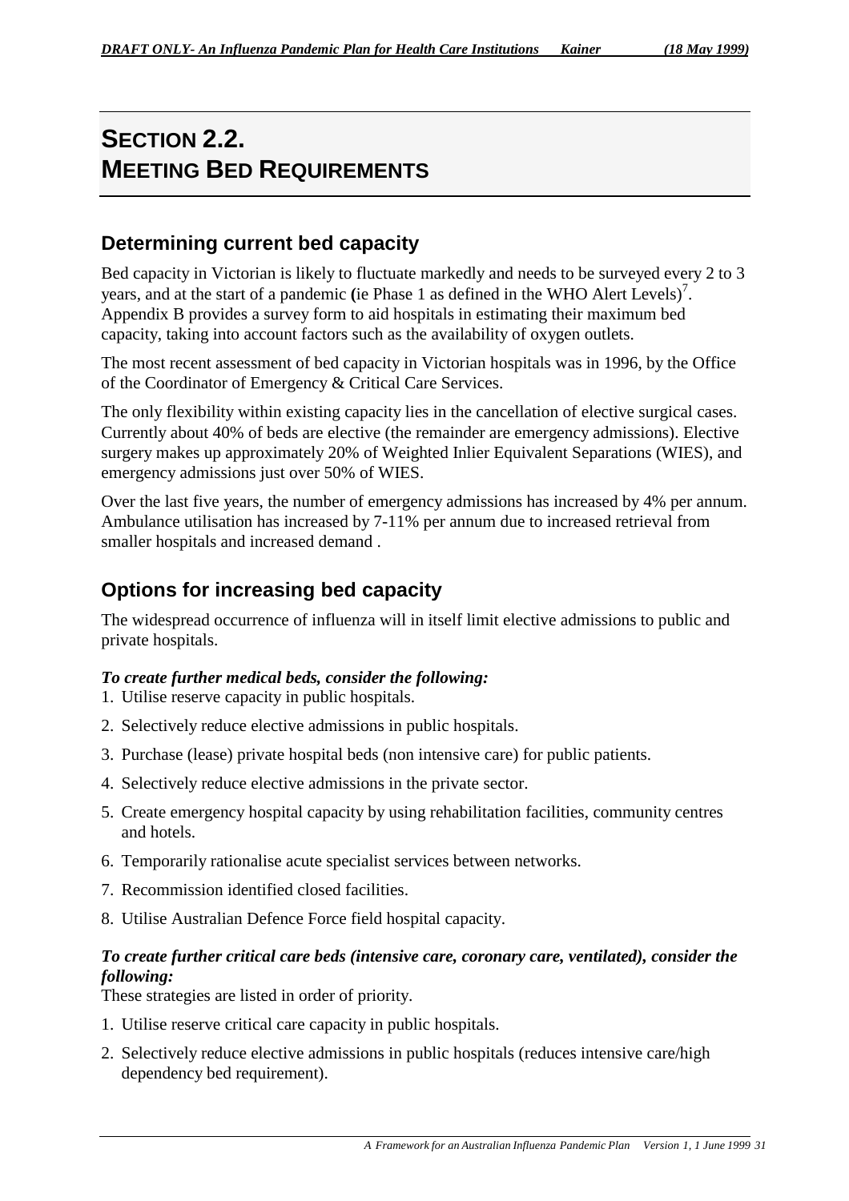# SECTION 2.2. MEETING BED REQUIREMENTS

## Determining current bed capacity

Bed capacity in Victorian is likely to fluctuate markedly and needs to be surveyed every 2 to 3 years, and at the start of a pandemic (ie Phase 1 as defined in the WHO Alert Levels)[7]. Appendix B provides a survey form to aid hospitals in estimating their maximum bed capacity, taking into account factors such as the availability of oxygen outlets.

The most recent assessment of bed capacity in Victorian hospitals was in 1996, by the Office of the Coordinator of Emergency & Critical Care Services.

The only flexibility within existing capacity lies in the cancellation of elective surgical cases. Currently about 40% of beds are elective (the remainder are emergency admissions). Elective surgery makes up approximately 20% of Weighted Inlier Equivalent Separations (WIES), and emergency admissions just over 50% of WIES.

Over the last five years, the number of emergency admissions has increased by 4% per annum. Ambulance utilisation has increased by 7-11% per annum due to increased retrieval from smaller hospitals and increased demand .

## Options for increasing bed capacity

The widespread occurrence of influenza will in itself limit elective admissions to public and private hospitals.

***To create further medical beds, consider the following:***

1. Utilise reserve capacity in public hospitals.
2. Selectively reduce elective admissions in public hospitals.
3. Purchase (lease) private hospital beds (non intensive care) for public patients.
4. Selectively reduce elective admissions in the private sector.
5. Create emergency hospital capacity by using rehabilitation facilities, community centres and hotels.
6. Temporarily rationalise acute specialist services between networks.
7. Recommission identified closed facilities.
8. Utilise Australian Defence Force field hospital capacity.

***To create further critical care beds (intensive care, coronary care, ventilated), consider the following:***

These strategies are listed in order of priority.

1. Utilise reserve critical care capacity in public hospitals.
2. Selectively reduce elective admissions in public hospitals (reduces intensive care/high dependency bed requirement).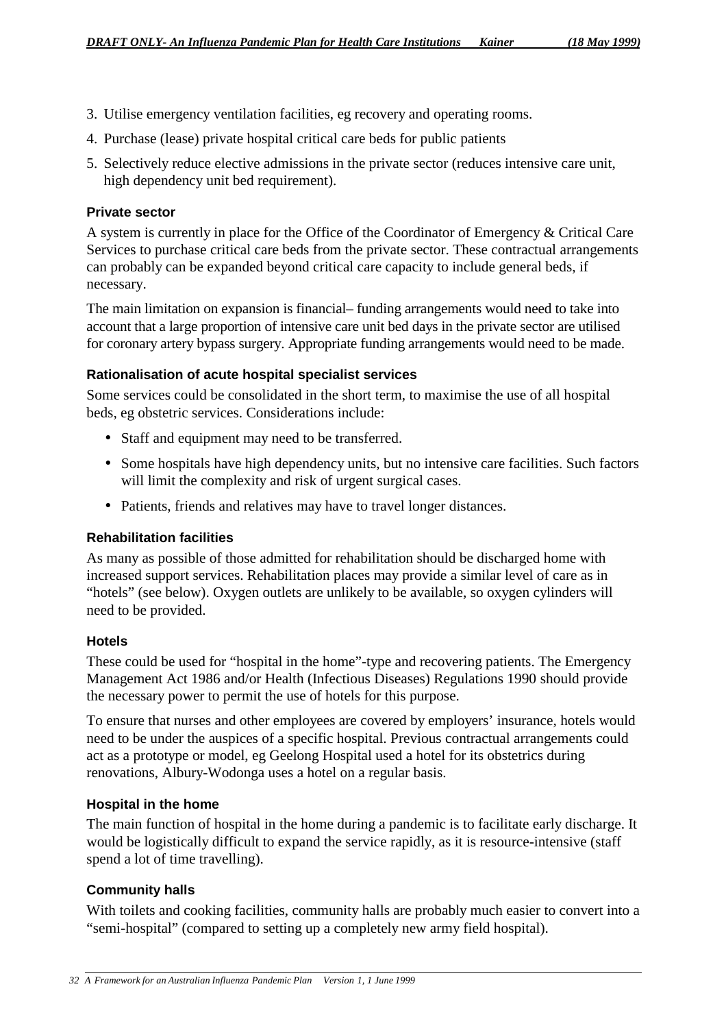3. Utilise emergency ventilation facilities, eg recovery and operating rooms.
4. Purchase (lease) private hospital critical care beds for public patients
5. Selectively reduce elective admissions in the private sector (reduces intensive care unit, high dependency unit bed requirement).

#### Private sector

A system is currently in place for the Office of the Coordinator of Emergency & Critical Care Services to purchase critical care beds from the private sector. These contractual arrangements can probably can be expanded beyond critical care capacity to include general beds, if necessary.

The main limitation on expansion is financial– funding arrangements would need to take into account that a large proportion of intensive care unit bed days in the private sector are utilised for coronary artery bypass surgery. Appropriate funding arrangements would need to be made.

#### Rationalisation of acute hospital specialist services

Some services could be consolidated in the short term, to maximise the use of all hospital beds, eg obstetric services. Considerations include:

- Staff and equipment may need to be transferred.
- Some hospitals have high dependency units, but no intensive care facilities. Such factors will limit the complexity and risk of urgent surgical cases.
- Patients, friends and relatives may have to travel longer distances.

#### Rehabilitation facilities

As many as possible of those admitted for rehabilitation should be discharged home with increased support services. Rehabilitation places may provide a similar level of care as in "hotels" (see below). Oxygen outlets are unlikely to be available, so oxygen cylinders will need to be provided.

#### Hotels

These could be used for "hospital in the home"-type and recovering patients. The Emergency Management Act 1986 and/or Health (Infectious Diseases) Regulations 1990 should provide the necessary power to permit the use of hotels for this purpose.

To ensure that nurses and other employees are covered by employers' insurance, hotels would need to be under the auspices of a specific hospital. Previous contractual arrangements could act as a prototype or model, eg Geelong Hospital used a hotel for its obstetrics during renovations, Albury-Wodonga uses a hotel on a regular basis.

#### Hospital in the home

The main function of hospital in the home during a pandemic is to facilitate early discharge. It would be logistically difficult to expand the service rapidly, as it is resource-intensive (staff spend a lot of time travelling).

#### Community halls

With toilets and cooking facilities, community halls are probably much easier to convert into a "semi-hospital" (compared to setting up a completely new army field hospital).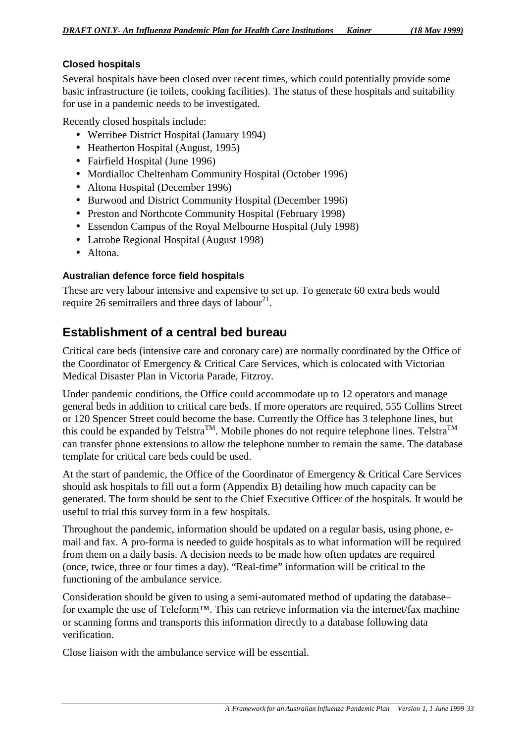### Closed hospitals

Several hospitals have been closed over recent times, which could potentially provide some basic infrastructure (ie toilets, cooking facilities). The status of these hospitals and suitability for use in a pandemic needs to be investigated.

Recently closed hospitals include:

- Werribee District Hospital (January 1994)
- Heatherton Hospital (August, 1995)
- Fairfield Hospital (June 1996)
- Mordialloc Cheltenham Community Hospital (October 1996)
- Altona Hospital (December 1996)
- Burwood and District Community Hospital (December 1996)
- Preston and Northcote Community Hospital (February 1998)
- Essendon Campus of the Royal Melbourne Hospital (July 1998)
- Latrobe Regional Hospital (August 1998)
- Altona.

### Australian defence force field hospitals

These are very labour intensive and expensive to set up. To generate 60 extra beds would require 26 semitrailers and three days of labour[21].

## Establishment of a central bed bureau

Critical care beds (intensive care and coronary care) are normally coordinated by the Office of the Coordinator of Emergency & Critical Care Services, which is colocated with Victorian Medical Disaster Plan in Victoria Parade, Fitzroy.

Under pandemic conditions, the Office could accommodate up to 12 operators and manage general beds in addition to critical care beds. If more operators are required, 555 Collins Street or 120 Spencer Street could become the base. Currently the Office has 3 telephone lines, but this could be expanded by Telstra™. Mobile phones do not require telephone lines. Telstra™ can transfer phone extensions to allow the telephone number to remain the same. The database template for critical care beds could be used.

At the start of pandemic, the Office of the Coordinator of Emergency & Critical Care Services should ask hospitals to fill out a form (Appendix B) detailing how much capacity can be generated. The form should be sent to the Chief Executive Officer of the hospitals. It would be useful to trial this survey form in a few hospitals.

Throughout the pandemic, information should be updated on a regular basis, using phone, e-mail and fax. A pro-forma is needed to guide hospitals as to what information will be required from them on a daily basis. A decision needs to be made how often updates are required (once, twice, three or four times a day). "Real-time" information will be critical to the functioning of the ambulance service.

Consideration should be given to using a semi-automated method of updating the database– for example the use of Teleform™. This can retrieve information via the internet/fax machine or scanning forms and transports this information directly to a database following data verification.

Close liaison with the ambulance service will be essential.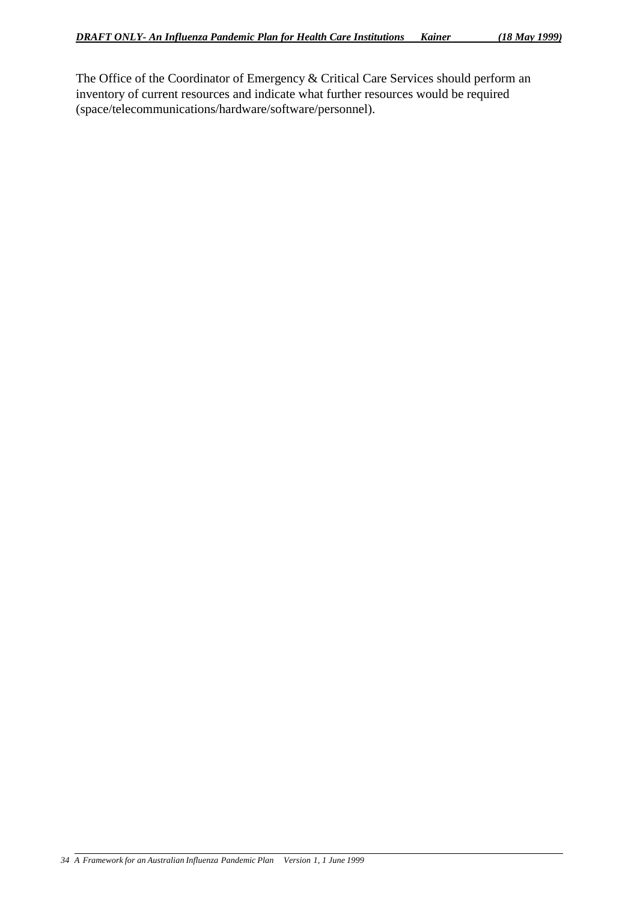The Office of the Coordinator of Emergency & Critical Care Services should perform an inventory of current resources and indicate what further resources would be required (space/telecommunications/hardware/software/personnel).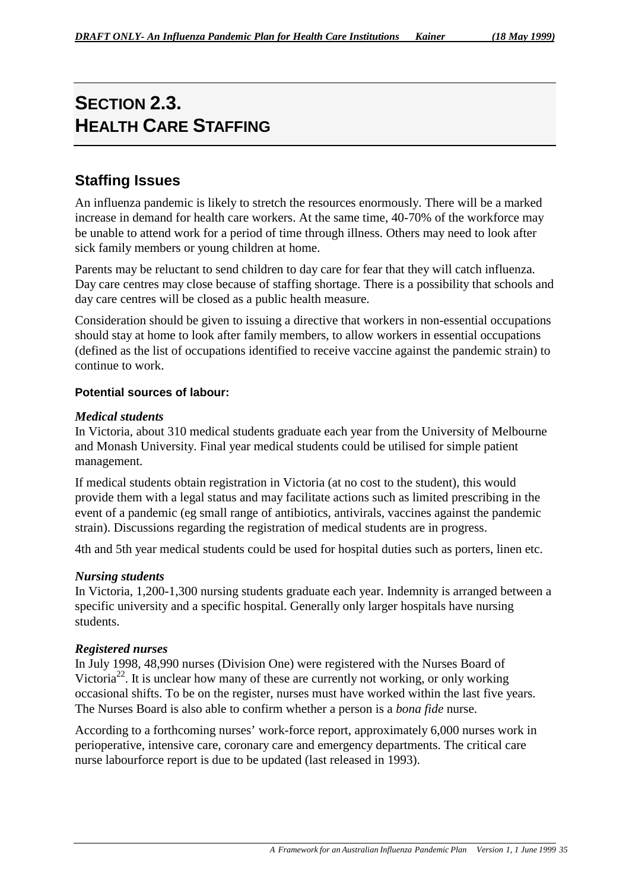# SECTION 2.3.
# HEALTH CARE STAFFING

## Staffing Issues

An influenza pandemic is likely to stretch the resources enormously. There will be a marked increase in demand for health care workers. At the same time, 40-70% of the workforce may be unable to attend work for a period of time through illness. Others may need to look after sick family members or young children at home.

Parents may be reluctant to send children to day care for fear that they will catch influenza. Day care centres may close because of staffing shortage. There is a possibility that schools and day care centres will be closed as a public health measure.

Consideration should be given to issuing a directive that workers in non-essential occupations should stay at home to look after family members, to allow workers in essential occupations (defined as the list of occupations identified to receive vaccine against the pandemic strain) to continue to work.

#### Potential sources of labour:

***Medical students***
In Victoria, about 310 medical students graduate each year from the University of Melbourne and Monash University. Final year medical students could be utilised for simple patient management.

If medical students obtain registration in Victoria (at no cost to the student), this would provide them with a legal status and may facilitate actions such as limited prescribing in the event of a pandemic (eg small range of antibiotics, antivirals, vaccines against the pandemic strain). Discussions regarding the registration of medical students are in progress.

4th and 5th year medical students could be used for hospital duties such as porters, linen etc.

***Nursing students***
In Victoria, 1,200-1,300 nursing students graduate each year. Indemnity is arranged between a specific university and a specific hospital. Generally only larger hospitals have nursing students.

***Registered nurses***
In July 1998, 48,990 nurses (Division One) were registered with the Nurses Board of Victoria[22]. It is unclear how many of these are currently not working, or only working occasional shifts. To be on the register, nurses must have worked within the last five years. The Nurses Board is also able to confirm whether a person is a *bona fide* nurse.

According to a forthcoming nurses' work-force report, approximately 6,000 nurses work in perioperative, intensive care, coronary care and emergency departments. The critical care nurse labourforce report is due to be updated (last released in 1993).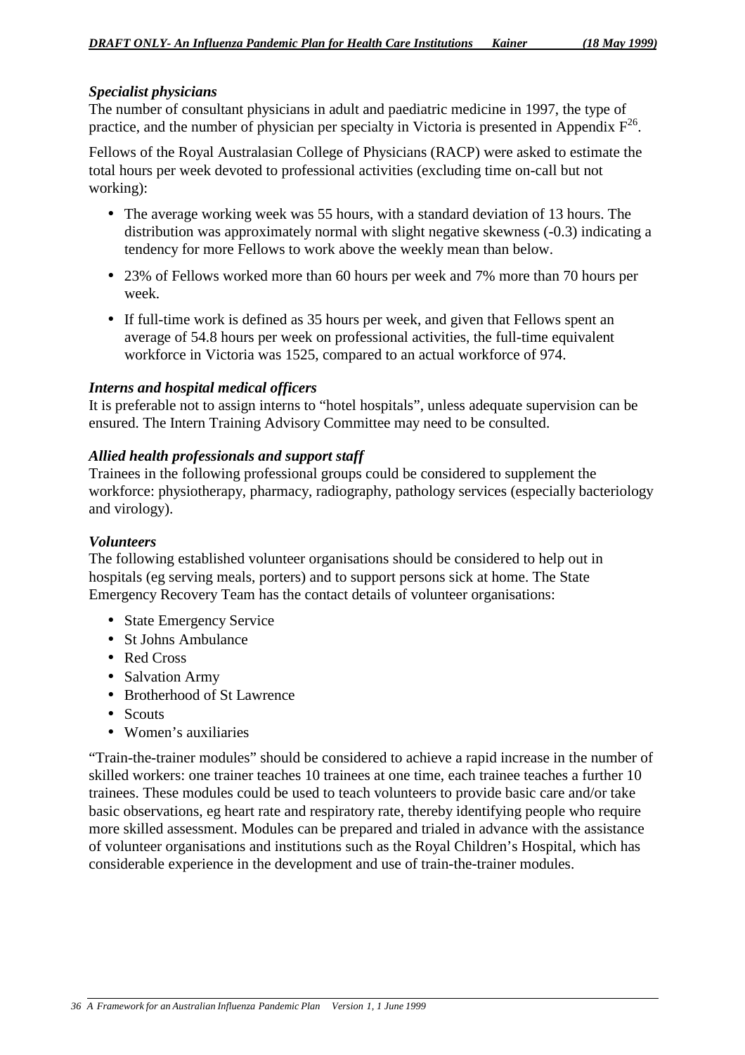### *Specialist physicians*

The number of consultant physicians in adult and paediatric medicine in 1997, the type of practice, and the number of physician per specialty in Victoria is presented in Appendix F[26].

Fellows of the Royal Australasian College of Physicians (RACP) were asked to estimate the total hours per week devoted to professional activities (excluding time on-call but not working):

- The average working week was 55 hours, with a standard deviation of 13 hours. The distribution was approximately normal with slight negative skewness (-0.3) indicating a tendency for more Fellows to work above the weekly mean than below.
- 23% of Fellows worked more than 60 hours per week and 7% more than 70 hours per week.
- If full-time work is defined as 35 hours per week, and given that Fellows spent an average of 54.8 hours per week on professional activities, the full-time equivalent workforce in Victoria was 1525, compared to an actual workforce of 974.

### *Interns and hospital medical officers*

It is preferable not to assign interns to "hotel hospitals", unless adequate supervision can be ensured. The Intern Training Advisory Committee may need to be consulted.

### *Allied health professionals and support staff*

Trainees in the following professional groups could be considered to supplement the workforce: physiotherapy, pharmacy, radiography, pathology services (especially bacteriology and virology).

### *Volunteers*

The following established volunteer organisations should be considered to help out in hospitals (eg serving meals, porters) and to support persons sick at home. The State Emergency Recovery Team has the contact details of volunteer organisations:

- State Emergency Service
- St Johns Ambulance
- Red Cross
- Salvation Army
- Brotherhood of St Lawrence
- Scouts
- Women's auxiliaries

"Train-the-trainer modules" should be considered to achieve a rapid increase in the number of skilled workers: one trainer teaches 10 trainees at one time, each trainee teaches a further 10 trainees. These modules could be used to teach volunteers to provide basic care and/or take basic observations, eg heart rate and respiratory rate, thereby identifying people who require more skilled assessment. Modules can be prepared and trialed in advance with the assistance of volunteer organisations and institutions such as the Royal Children's Hospital, which has considerable experience in the development and use of train-the-trainer modules.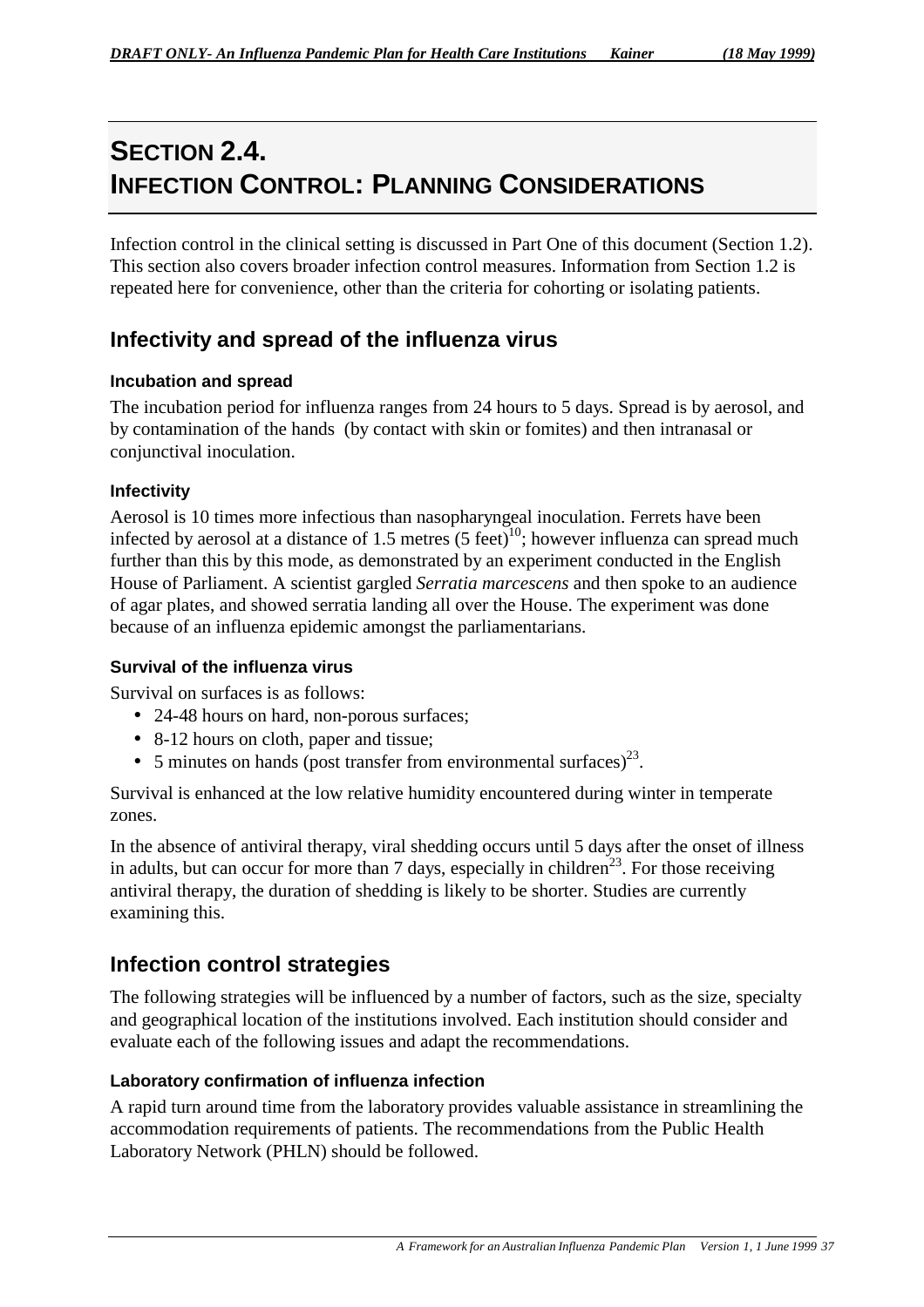# SECTION 2.4.
# INFECTION CONTROL: PLANNING CONSIDERATIONS

Infection control in the clinical setting is discussed in Part One of this document (Section 1.2). This section also covers broader infection control measures. Information from Section 1.2 is repeated here for convenience, other than the criteria for cohorting or isolating patients.

## Infectivity and spread of the influenza virus

### Incubation and spread

The incubation period for influenza ranges from 24 hours to 5 days. Spread is by aerosol, and by contamination of the hands (by contact with skin or fomites) and then intranasal or conjunctival inoculation.

### Infectivity

Aerosol is 10 times more infectious than nasopharyngeal inoculation. Ferrets have been infected by aerosol at a distance of 1.5 metres (5 feet)[10]; however influenza can spread much further than this by this mode, as demonstrated by an experiment conducted in the English House of Parliament. A scientist gargled *Serratia marcescens* and then spoke to an audience of agar plates, and showed serratia landing all over the House. The experiment was done because of an influenza epidemic amongst the parliamentarians.

### Survival of the influenza virus

Survival on surfaces is as follows:

- 24-48 hours on hard, non-porous surfaces;
- 8-12 hours on cloth, paper and tissue;
- 5 minutes on hands (post transfer from environmental surfaces)[23].

Survival is enhanced at the low relative humidity encountered during winter in temperate zones.

In the absence of antiviral therapy, viral shedding occurs until 5 days after the onset of illness in adults, but can occur for more than 7 days, especially in children[23]. For those receiving antiviral therapy, the duration of shedding is likely to be shorter. Studies are currently examining this.

## Infection control strategies

The following strategies will be influenced by a number of factors, such as the size, specialty and geographical location of the institutions involved. Each institution should consider and evaluate each of the following issues and adapt the recommendations.

### Laboratory confirmation of influenza infection

A rapid turn around time from the laboratory provides valuable assistance in streamlining the accommodation requirements of patients. The recommendations from the Public Health Laboratory Network (PHLN) should be followed.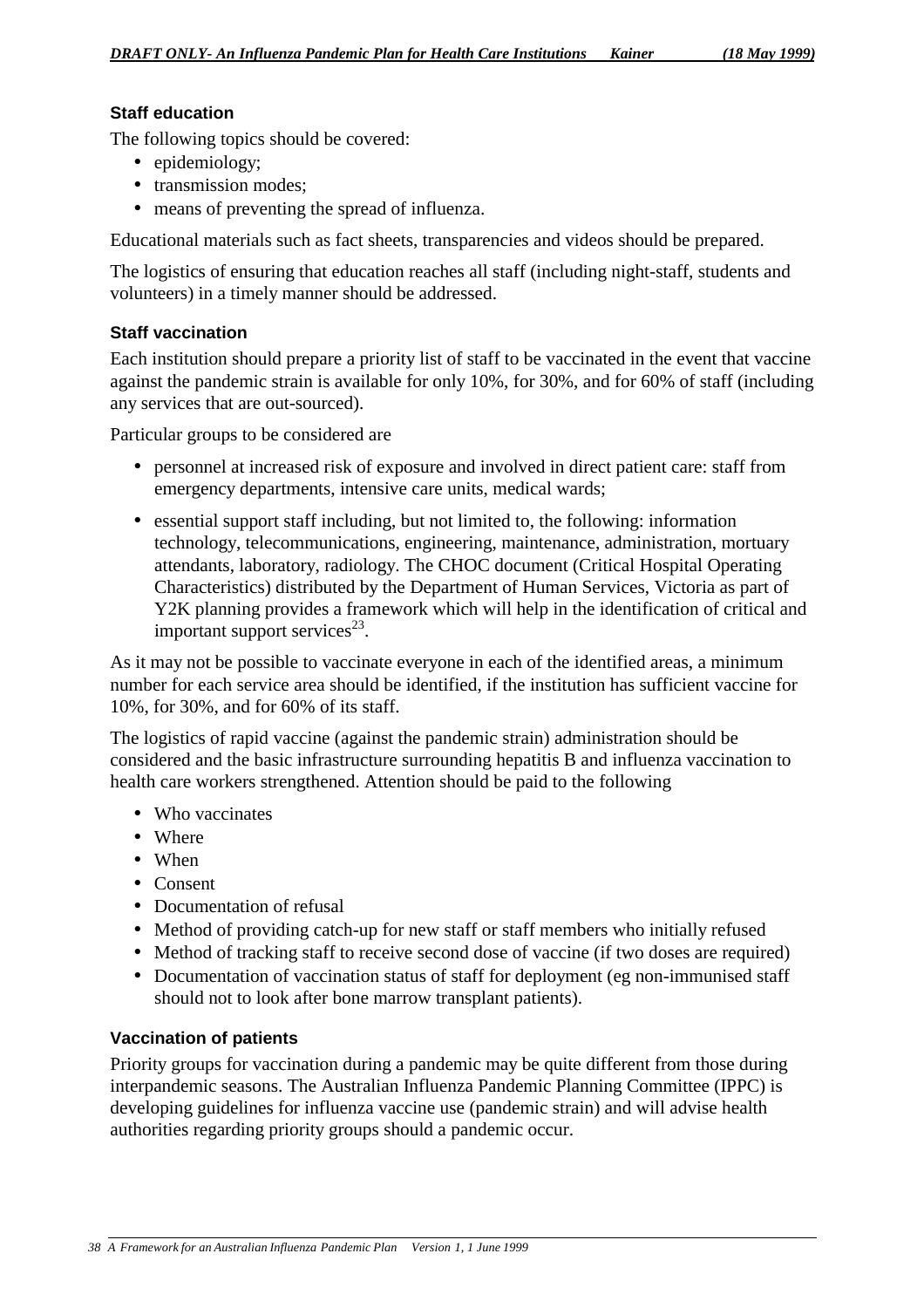### Staff education

The following topics should be covered:

- epidemiology;
- transmission modes;
- means of preventing the spread of influenza.

Educational materials such as fact sheets, transparencies and videos should be prepared.

The logistics of ensuring that education reaches all staff (including night-staff, students and volunteers) in a timely manner should be addressed.

### Staff vaccination

Each institution should prepare a priority list of staff to be vaccinated in the event that vaccine against the pandemic strain is available for only 10%, for 30%, and for 60% of staff (including any services that are out-sourced).

Particular groups to be considered are

- personnel at increased risk of exposure and involved in direct patient care: staff from emergency departments, intensive care units, medical wards;
- essential support staff including, but not limited to, the following: information technology, telecommunications, engineering, maintenance, administration, mortuary attendants, laboratory, radiology. The CHOC document (Critical Hospital Operating Characteristics) distributed by the Department of Human Services, Victoria as part of Y2K planning provides a framework which will help in the identification of critical and important support services[23].

As it may not be possible to vaccinate everyone in each of the identified areas, a minimum number for each service area should be identified, if the institution has sufficient vaccine for 10%, for 30%, and for 60% of its staff.

The logistics of rapid vaccine (against the pandemic strain) administration should be considered and the basic infrastructure surrounding hepatitis B and influenza vaccination to health care workers strengthened. Attention should be paid to the following

- Who vaccinates
- Where
- When
- Consent
- Documentation of refusal
- Method of providing catch-up for new staff or staff members who initially refused
- Method of tracking staff to receive second dose of vaccine (if two doses are required)
- Documentation of vaccination status of staff for deployment (eg non-immunised staff should not to look after bone marrow transplant patients).

### Vaccination of patients

Priority groups for vaccination during a pandemic may be quite different from those during interpandemic seasons. The Australian Influenza Pandemic Planning Committee (IPPC) is developing guidelines for influenza vaccine use (pandemic strain) and will advise health authorities regarding priority groups should a pandemic occur.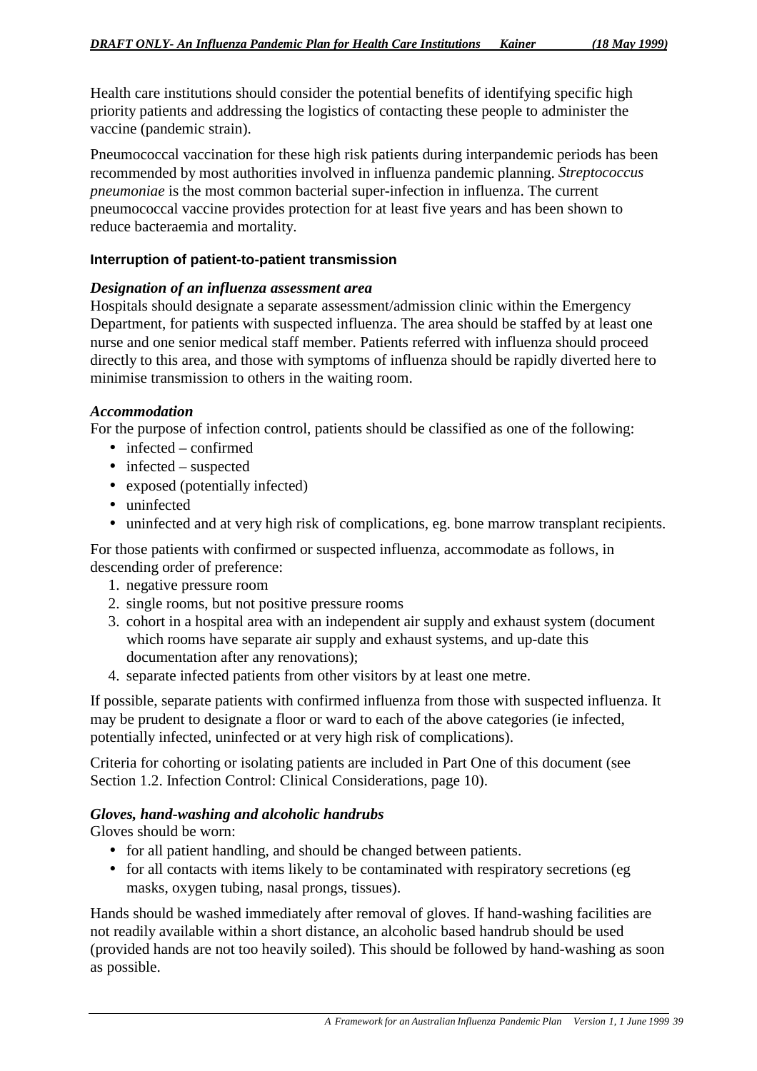Health care institutions should consider the potential benefits of identifying specific high priority patients and addressing the logistics of contacting these people to administer the vaccine (pandemic strain).

Pneumococcal vaccination for these high risk patients during interpandemic periods has been recommended by most authorities involved in influenza pandemic planning. *Streptococcus pneumoniae* is the most common bacterial super-infection in influenza. The current pneumococcal vaccine provides protection for at least five years and has been shown to reduce bacteraemia and mortality.

#### Interruption of patient-to-patient transmission

***Designation of an influenza assessment area***

Hospitals should designate a separate assessment/admission clinic within the Emergency Department, for patients with suspected influenza. The area should be staffed by at least one nurse and one senior medical staff member. Patients referred with influenza should proceed directly to this area, and those with symptoms of influenza should be rapidly diverted here to minimise transmission to others in the waiting room.

***Accommodation***

For the purpose of infection control, patients should be classified as one of the following:

- infected – confirmed
- infected – suspected
- exposed (potentially infected)
- uninfected
- uninfected and at very high risk of complications, eg. bone marrow transplant recipients.

For those patients with confirmed or suspected influenza, accommodate as follows, in descending order of preference:

1. negative pressure room
2. single rooms, but not positive pressure rooms
3. cohort in a hospital area with an independent air supply and exhaust system (document which rooms have separate air supply and exhaust systems, and up-date this documentation after any renovations);
4. separate infected patients from other visitors by at least one metre.

If possible, separate patients with confirmed influenza from those with suspected influenza. It may be prudent to designate a floor or ward to each of the above categories (ie infected, potentially infected, uninfected or at very high risk of complications).

Criteria for cohorting or isolating patients are included in Part One of this document (see Section 1.2. Infection Control: Clinical Considerations, page 10).

***Gloves, hand-washing and alcoholic handrubs***

Gloves should be worn:

- for all patient handling, and should be changed between patients.
- for all contacts with items likely to be contaminated with respiratory secretions (eg masks, oxygen tubing, nasal prongs, tissues).

Hands should be washed immediately after removal of gloves. If hand-washing facilities are not readily available within a short distance, an alcoholic based handrub should be used (provided hands are not too heavily soiled). This should be followed by hand-washing as soon as possible.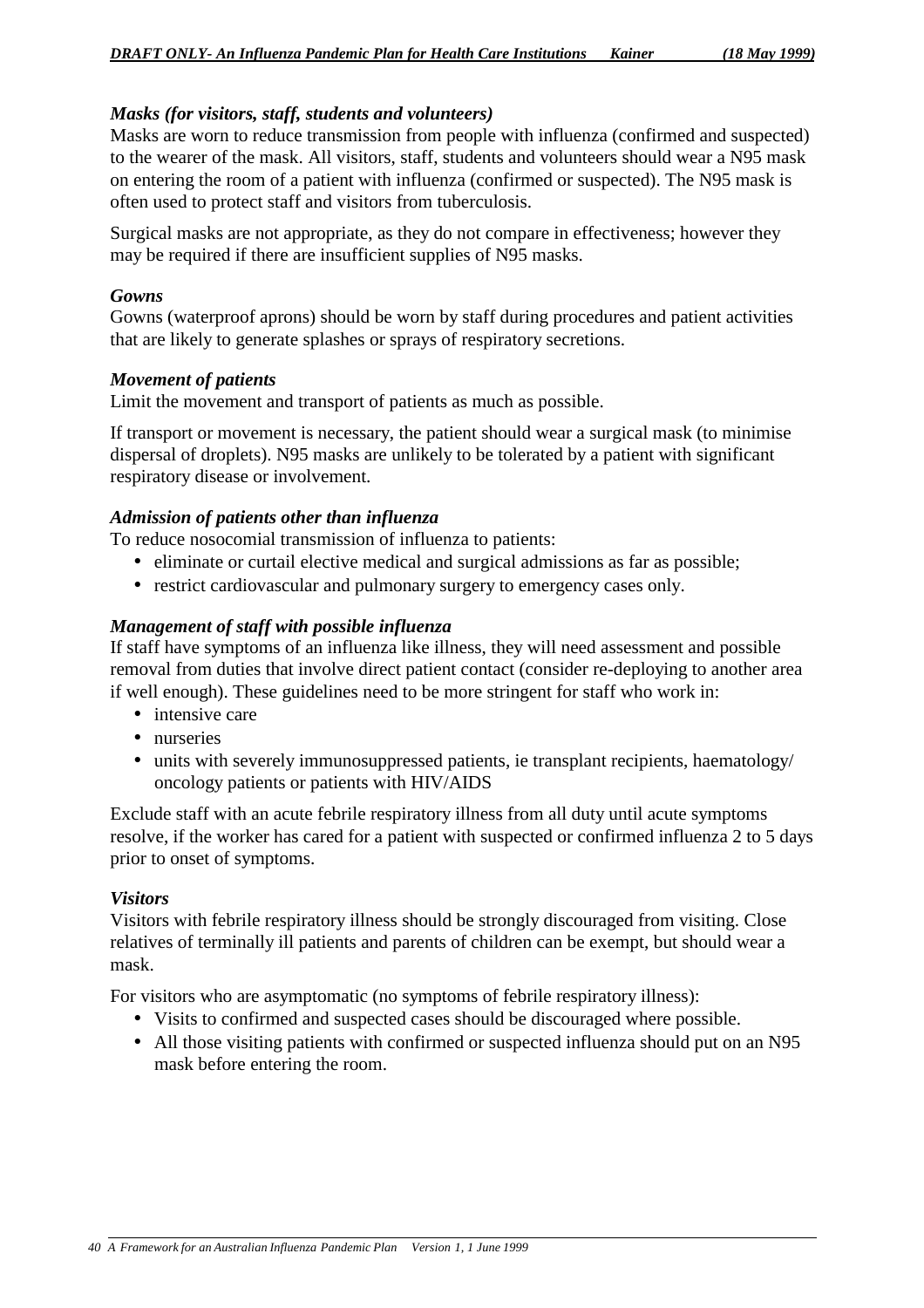### *Masks (for visitors, staff, students and volunteers)*

Masks are worn to reduce transmission from people with influenza (confirmed and suspected) to the wearer of the mask. All visitors, staff, students and volunteers should wear a N95 mask on entering the room of a patient with influenza (confirmed or suspected). The N95 mask is often used to protect staff and visitors from tuberculosis.

Surgical masks are not appropriate, as they do not compare in effectiveness; however they may be required if there are insufficient supplies of N95 masks.

### *Gowns*

Gowns (waterproof aprons) should be worn by staff during procedures and patient activities that are likely to generate splashes or sprays of respiratory secretions.

### *Movement of patients*

Limit the movement and transport of patients as much as possible.

If transport or movement is necessary, the patient should wear a surgical mask (to minimise dispersal of droplets). N95 masks are unlikely to be tolerated by a patient with significant respiratory disease or involvement.

### *Admission of patients other than influenza*

To reduce nosocomial transmission of influenza to patients:

- eliminate or curtail elective medical and surgical admissions as far as possible;
- restrict cardiovascular and pulmonary surgery to emergency cases only.

### *Management of staff with possible influenza*

If staff have symptoms of an influenza like illness, they will need assessment and possible removal from duties that involve direct patient contact (consider re-deploying to another area if well enough). These guidelines need to be more stringent for staff who work in:

- intensive care
- nurseries
- units with severely immunosuppressed patients, ie transplant recipients, haematology/ oncology patients or patients with HIV/AIDS

Exclude staff with an acute febrile respiratory illness from all duty until acute symptoms resolve, if the worker has cared for a patient with suspected or confirmed influenza 2 to 5 days prior to onset of symptoms.

### *Visitors*

Visitors with febrile respiratory illness should be strongly discouraged from visiting. Close relatives of terminally ill patients and parents of children can be exempt, but should wear a mask.

For visitors who are asymptomatic (no symptoms of febrile respiratory illness):

- Visits to confirmed and suspected cases should be discouraged where possible.
- All those visiting patients with confirmed or suspected influenza should put on an N95 mask before entering the room.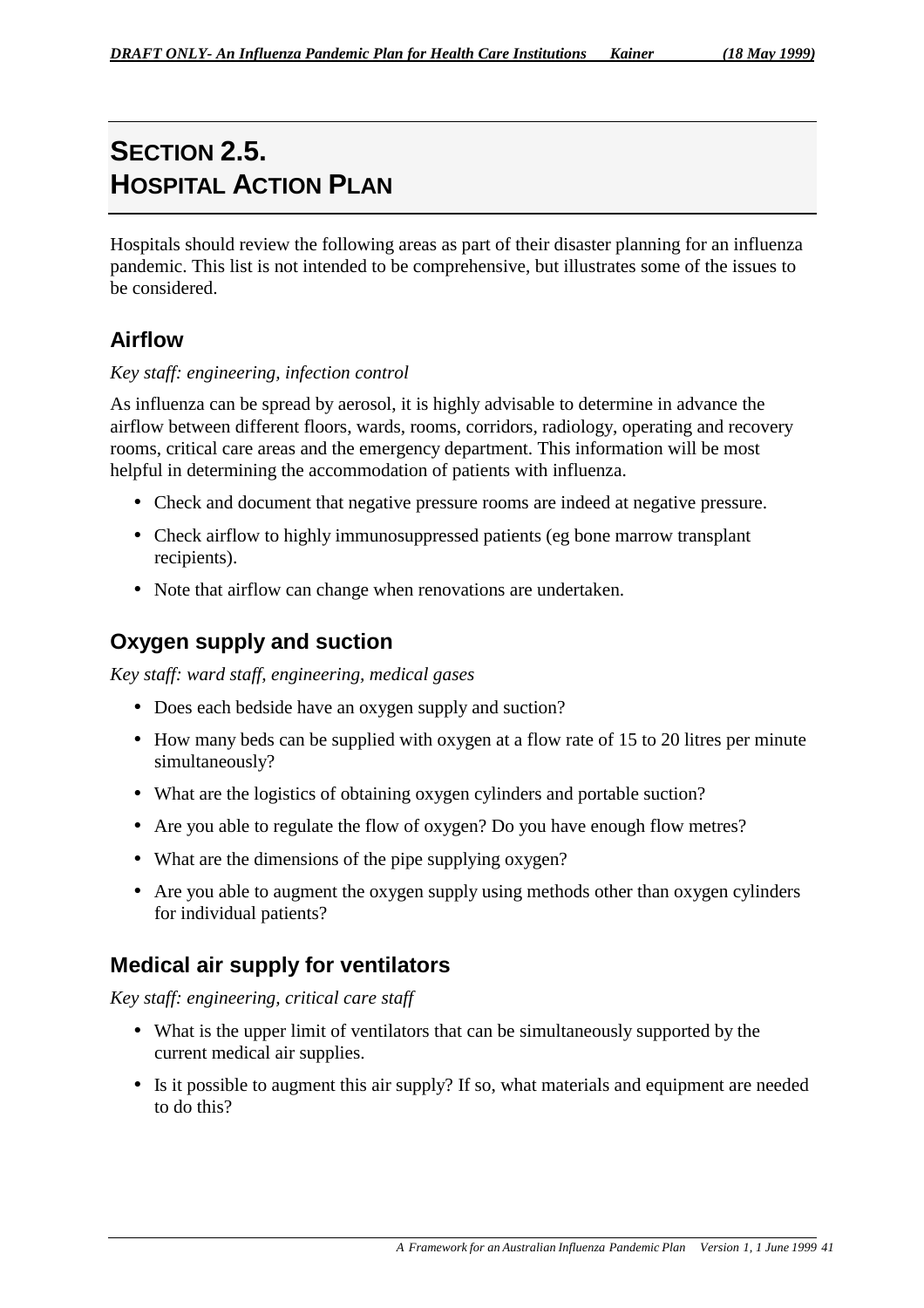# Section 2.5.
# Hospital Action Plan

Hospitals should review the following areas as part of their disaster planning for an influenza pandemic. This list is not intended to be comprehensive, but illustrates some of the issues to be considered.

## Airflow

*Key staff: engineering, infection control*

As influenza can be spread by aerosol, it is highly advisable to determine in advance the airflow between different floors, wards, rooms, corridors, radiology, operating and recovery rooms, critical care areas and the emergency department. This information will be most helpful in determining the accommodation of patients with influenza.

- Check and document that negative pressure rooms are indeed at negative pressure.
- Check airflow to highly immunosuppressed patients (eg bone marrow transplant recipients).
- Note that airflow can change when renovations are undertaken.

## Oxygen supply and suction

*Key staff: ward staff, engineering, medical gases*

- Does each bedside have an oxygen supply and suction?
- How many beds can be supplied with oxygen at a flow rate of 15 to 20 litres per minute simultaneously?
- What are the logistics of obtaining oxygen cylinders and portable suction?
- Are you able to regulate the flow of oxygen? Do you have enough flow metres?
- What are the dimensions of the pipe supplying oxygen?
- Are you able to augment the oxygen supply using methods other than oxygen cylinders for individual patients?

## Medical air supply for ventilators

*Key staff: engineering, critical care staff*

- What is the upper limit of ventilators that can be simultaneously supported by the current medical air supplies.
- Is it possible to augment this air supply? If so, what materials and equipment are needed to do this?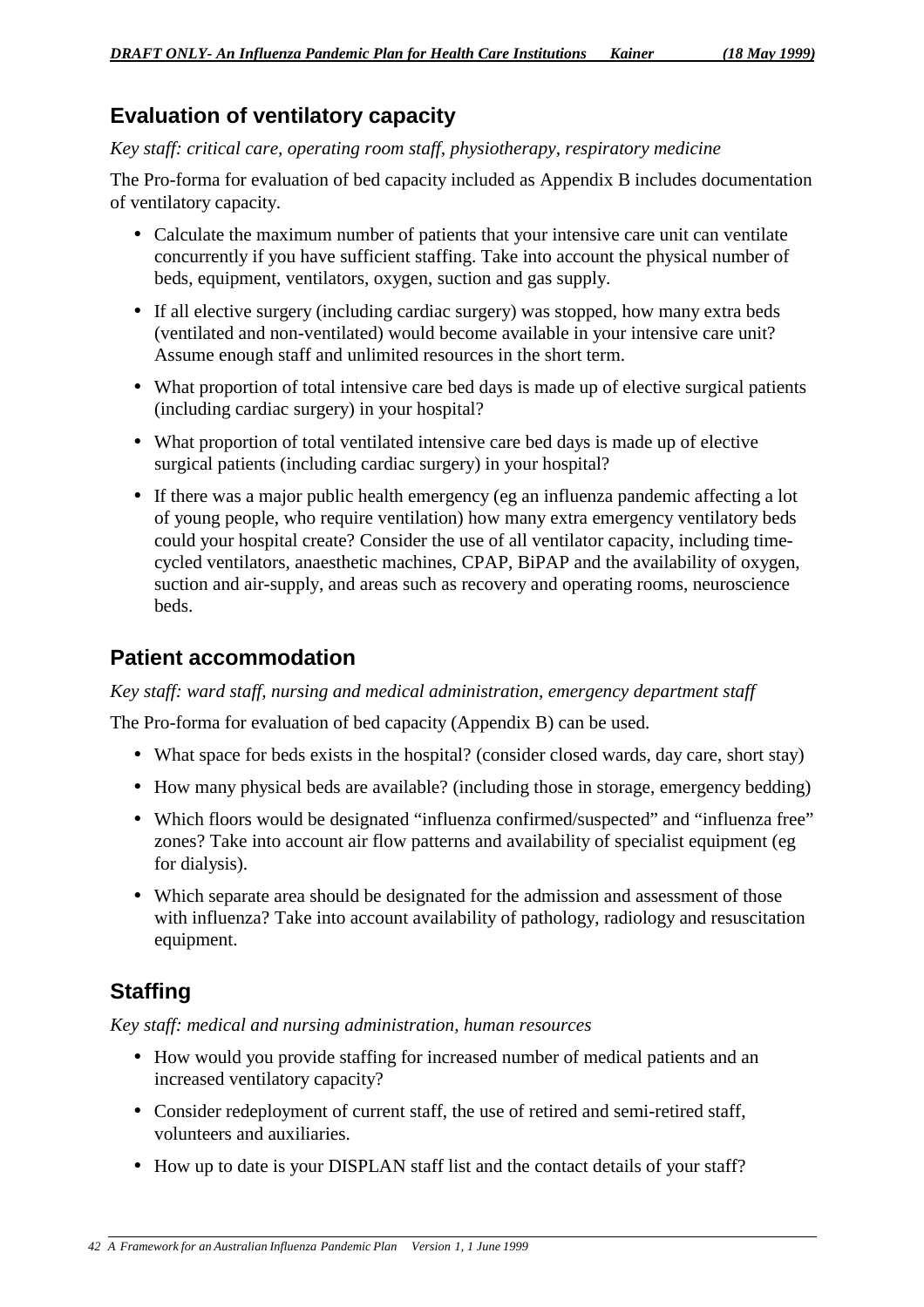## Evaluation of ventilatory capacity

*Key staff: critical care, operating room staff, physiotherapy, respiratory medicine*

The Pro-forma for evaluation of bed capacity included as Appendix B includes documentation of ventilatory capacity.

- Calculate the maximum number of patients that your intensive care unit can ventilate concurrently if you have sufficient staffing. Take into account the physical number of beds, equipment, ventilators, oxygen, suction and gas supply.
- If all elective surgery (including cardiac surgery) was stopped, how many extra beds (ventilated and non-ventilated) would become available in your intensive care unit? Assume enough staff and unlimited resources in the short term.
- What proportion of total intensive care bed days is made up of elective surgical patients (including cardiac surgery) in your hospital?
- What proportion of total ventilated intensive care bed days is made up of elective surgical patients (including cardiac surgery) in your hospital?
- If there was a major public health emergency (eg an influenza pandemic affecting a lot of young people, who require ventilation) how many extra emergency ventilatory beds could your hospital create? Consider the use of all ventilator capacity, including time-cycled ventilators, anaesthetic machines, CPAP, BiPAP and the availability of oxygen, suction and air-supply, and areas such as recovery and operating rooms, neuroscience beds.

## Patient accommodation

*Key staff: ward staff, nursing and medical administration, emergency department staff*

The Pro-forma for evaluation of bed capacity (Appendix B) can be used.

- What space for beds exists in the hospital? (consider closed wards, day care, short stay)
- How many physical beds are available? (including those in storage, emergency bedding)
- Which floors would be designated “influenza confirmed/suspected” and “influenza free” zones? Take into account air flow patterns and availability of specialist equipment (eg for dialysis).
- Which separate area should be designated for the admission and assessment of those with influenza? Take into account availability of pathology, radiology and resuscitation equipment.

## Staffing

*Key staff: medical and nursing administration, human resources*

- How would you provide staffing for increased number of medical patients and an increased ventilatory capacity?
- Consider redeployment of current staff, the use of retired and semi-retired staff, volunteers and auxiliaries.
- How up to date is your DISPLAN staff list and the contact details of your staff?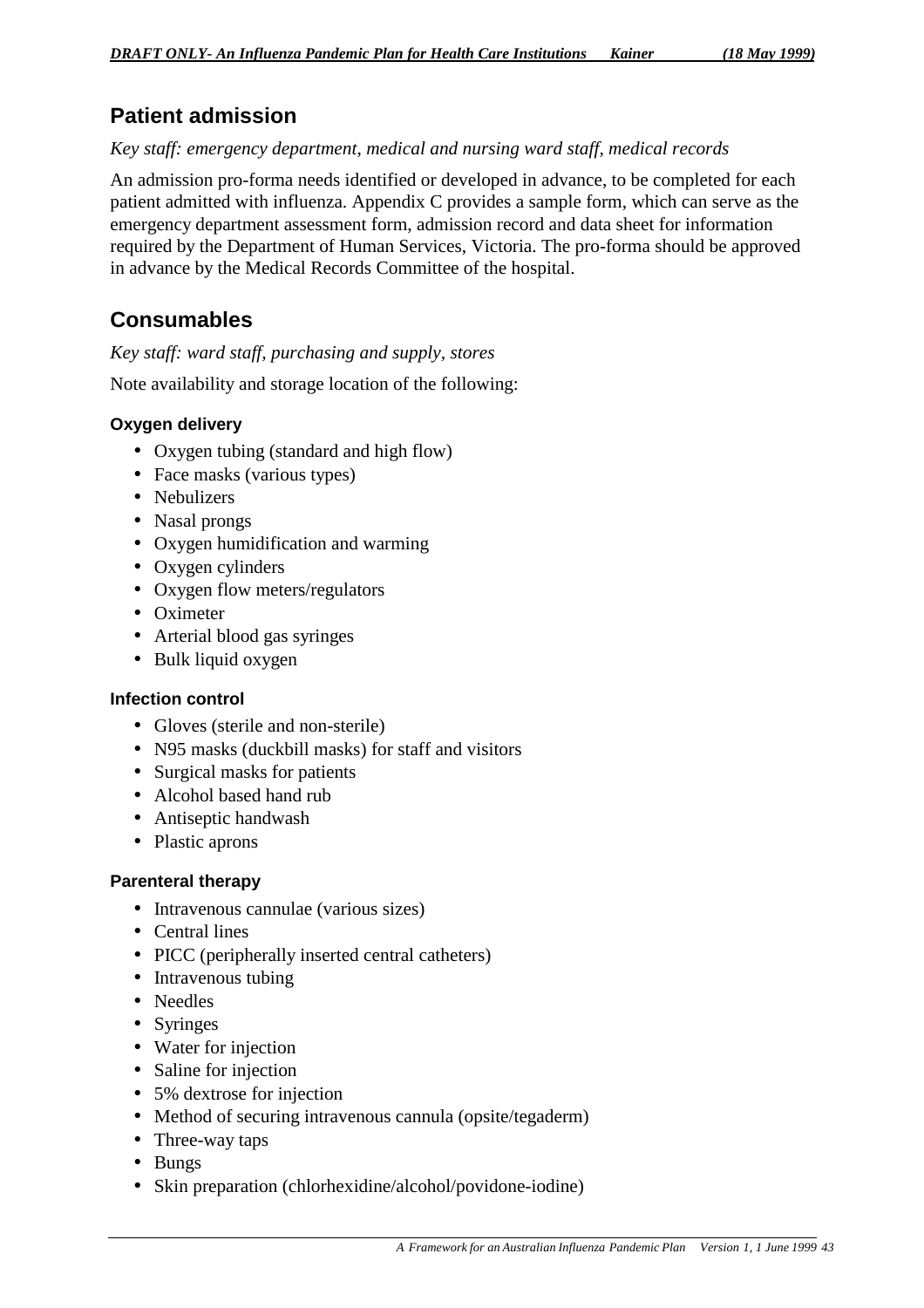## Patient admission

*Key staff: emergency department, medical and nursing ward staff, medical records*

An admission pro-forma needs identified or developed in advance, to be completed for each patient admitted with influenza. Appendix C provides a sample form, which can serve as the emergency department assessment form, admission record and data sheet for information required by the Department of Human Services, Victoria. The pro-forma should be approved in advance by the Medical Records Committee of the hospital.

## Consumables

*Key staff: ward staff, purchasing and supply, stores*

Note availability and storage location of the following:

#### Oxygen delivery

- Oxygen tubing (standard and high flow)
- Face masks (various types)
- Nebulizers
- Nasal prongs
- Oxygen humidification and warming
- Oxygen cylinders
- Oxygen flow meters/regulators
- Oximeter
- Arterial blood gas syringes
- Bulk liquid oxygen

#### Infection control

- Gloves (sterile and non-sterile)
- N95 masks (duckbill masks) for staff and visitors
- Surgical masks for patients
- Alcohol based hand rub
- Antiseptic handwash
- Plastic aprons

#### Parenteral therapy

- Intravenous cannulae (various sizes)
- Central lines
- PICC (peripherally inserted central catheters)
- Intravenous tubing
- Needles
- Syringes
- Water for injection
- Saline for injection
- 5% dextrose for injection
- Method of securing intravenous cannula (opsite/tegaderm)
- Three-way taps
- Bungs
- Skin preparation (chlorhexidine/alcohol/povidone-iodine)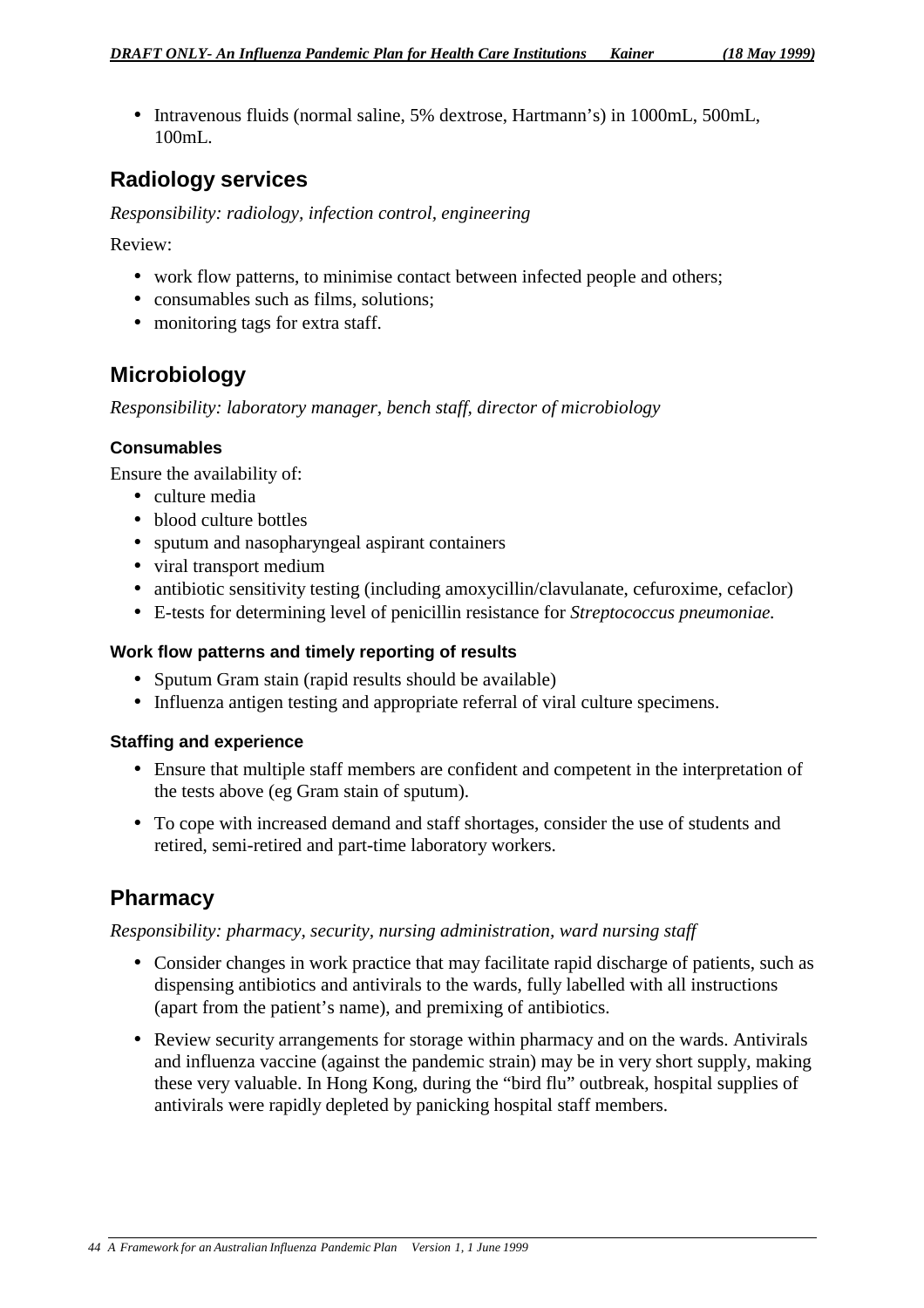- Intravenous fluids (normal saline, 5% dextrose, Hartmann's) in 1000mL, 500mL, 100mL.

## Radiology services

*Responsibility: radiology, infection control, engineering*

Review:

- work flow patterns, to minimise contact between infected people and others;
- consumables such as films, solutions;
- monitoring tags for extra staff.

## Microbiology

*Responsibility: laboratory manager, bench staff, director of microbiology*

### Consumables

Ensure the availability of:

- culture media
- blood culture bottles
- sputum and nasopharyngeal aspirant containers
- viral transport medium
- antibiotic sensitivity testing (including amoxycillin/clavulanate, cefuroxime, cefaclor)
- E-tests for determining level of penicillin resistance for *Streptococcus pneumoniae.*

### Work flow patterns and timely reporting of results

- Sputum Gram stain (rapid results should be available)
- Influenza antigen testing and appropriate referral of viral culture specimens.

### Staffing and experience

- Ensure that multiple staff members are confident and competent in the interpretation of the tests above (eg Gram stain of sputum).
- To cope with increased demand and staff shortages, consider the use of students and retired, semi-retired and part-time laboratory workers.

## Pharmacy

*Responsibility: pharmacy, security, nursing administration, ward nursing staff*

- Consider changes in work practice that may facilitate rapid discharge of patients, such as dispensing antibiotics and antivirals to the wards, fully labelled with all instructions (apart from the patient's name), and premixing of antibiotics.
- Review security arrangements for storage within pharmacy and on the wards. Antivirals and influenza vaccine (against the pandemic strain) may be in very short supply, making these very valuable. In Hong Kong, during the "bird flu" outbreak, hospital supplies of antivirals were rapidly depleted by panicking hospital staff members.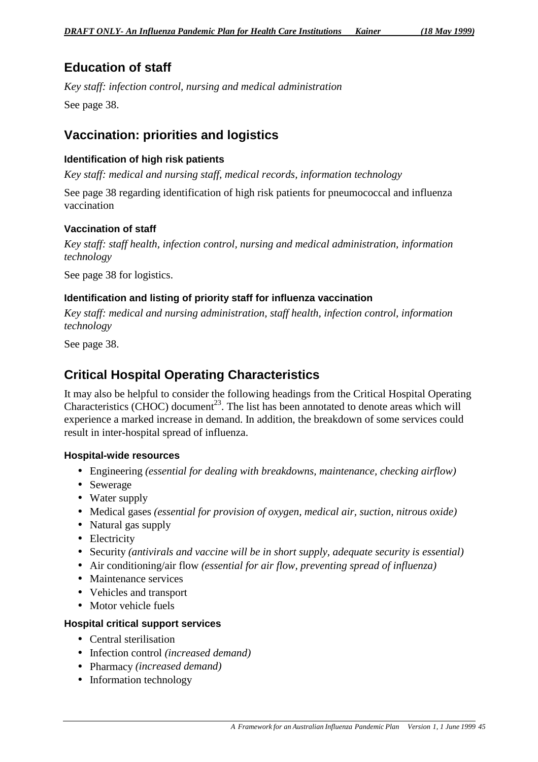## Education of staff

*Key staff: infection control, nursing and medical administration*

See page 38.

## Vaccination: priorities and logistics

### Identification of high risk patients

*Key staff: medical and nursing staff, medical records, information technology*

See page 38 regarding identification of high risk patients for pneumococcal and influenza vaccination

### Vaccination of staff

*Key staff: staff health, infection control, nursing and medical administration, information technology*

See page 38 for logistics.

### Identification and listing of priority staff for influenza vaccination

*Key staff: medical and nursing administration, staff health, infection control, information technology*

See page 38.

## Critical Hospital Operating Characteristics

It may also be helpful to consider the following headings from the Critical Hospital Operating Characteristics (CHOC) document[23]. The list has been annotated to denote areas which will experience a marked increase in demand. In addition, the breakdown of some services could result in inter-hospital spread of influenza.

### Hospital-wide resources

- Engineering *(essential for dealing with breakdowns, maintenance, checking airflow)*
- Sewerage
- Water supply
- Medical gases *(essential for provision of oxygen, medical air, suction, nitrous oxide)*
- Natural gas supply
- Electricity
- Security *(antivirals and vaccine will be in short supply, adequate security is essential)*
- Air conditioning/air flow *(essential for air flow, preventing spread of influenza)*
- Maintenance services
- Vehicles and transport
- Motor vehicle fuels

### Hospital critical support services

- Central sterilisation
- Infection control *(increased demand)*
- Pharmacy *(increased demand)*
- Information technology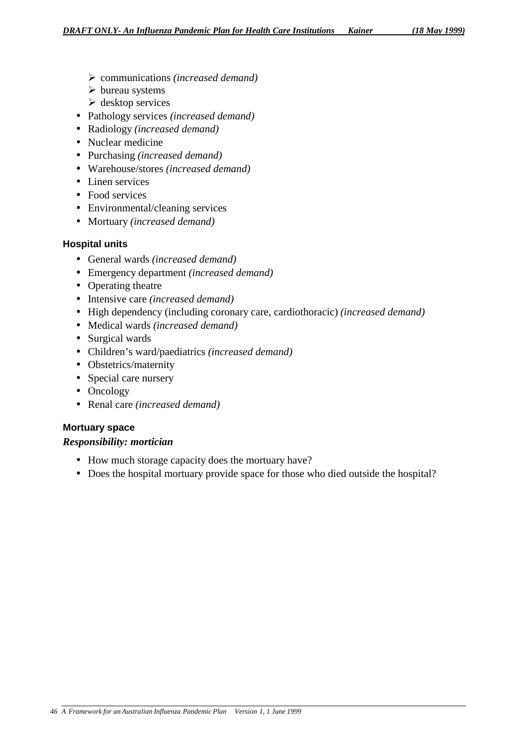- communications *(increased demand)*
  - bureau systems
  - desktop services
- Pathology services *(increased demand)*
- Radiology *(increased demand)*
- Nuclear medicine
- Purchasing *(increased demand)*
- Warehouse/stores *(increased demand)*
- Linen services
- Food services
- Environmental/cleaning services
- Mortuary *(increased demand)*

#### Hospital units

- General wards *(increased demand)*
- Emergency department *(increased demand)*
- Operating theatre
- Intensive care *(increased demand)*
- High dependency (including coronary care, cardiothoracic) *(increased demand)*
- Medical wards *(increased demand)*
- Surgical wards
- Children's ward/paediatrics *(increased demand)*
- Obstetrics/maternity
- Special care nursery
- Oncology
- Renal care *(increased demand)*

#### Mortuary space

***Responsibility: mortician***

- How much storage capacity does the mortuary have?
- Does the hospital mortuary provide space for those who died outside the hospital?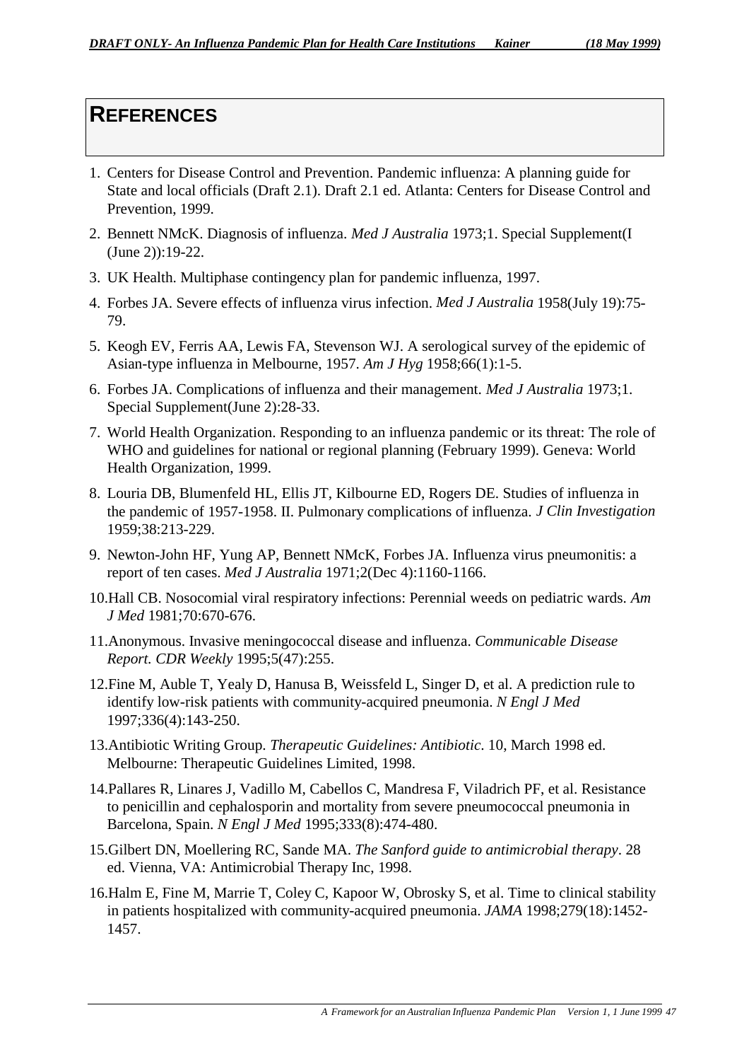# REFERENCES

1. Centers for Disease Control and Prevention. Pandemic influenza: A planning guide for State and local officials (Draft 2.1). Draft 2.1 ed. Atlanta: Centers for Disease Control and Prevention, 1999.
2. Bennett NMcK. Diagnosis of influenza. *Med J Australia* 1973;1. Special Supplement(I (June 2)):19-22.
3. UK Health. Multiphase contingency plan for pandemic influenza, 1997.
4. Forbes JA. Severe effects of influenza virus infection. *Med J Australia* 1958(July 19):75-79.
5. Keogh EV, Ferris AA, Lewis FA, Stevenson WJ. A serological survey of the epidemic of Asian-type influenza in Melbourne, 1957. *Am J Hyg* 1958;66(1):1-5.
6. Forbes JA. Complications of influenza and their management. *Med J Australia* 1973;1. Special Supplement(June 2):28-33.
7. World Health Organization. Responding to an influenza pandemic or its threat: The role of WHO and guidelines for national or regional planning (February 1999). Geneva: World Health Organization, 1999.
8. Louria DB, Blumenfeld HL, Ellis JT, Kilbourne ED, Rogers DE. Studies of influenza in the pandemic of 1957-1958. II. Pulmonary complications of influenza. *J Clin Investigation* 1959;38:213-229.
9. Newton-John HF, Yung AP, Bennett NMcK, Forbes JA. Influenza virus pneumonitis: a report of ten cases. *Med J Australia* 1971;2(Dec 4):1160-1166.
10. Hall CB. Nosocomial viral respiratory infections: Perennial weeds on pediatric wards. *Am J Med* 1981;70:670-676.
11. Anonymous. Invasive meningococcal disease and influenza. *Communicable Disease Report. CDR Weekly* 1995;5(47):255.
12. Fine M, Auble T, Yealy D, Hanusa B, Weissfeld L, Singer D, et al. A prediction rule to identify low-risk patients with community-acquired pneumonia. *N Engl J Med* 1997;336(4):143-250.
13. Antibiotic Writing Group. *Therapeutic Guidelines: Antibiotic*. 10, March 1998 ed. Melbourne: Therapeutic Guidelines Limited, 1998.
14. Pallares R, Linares J, Vadillo M, Cabellos C, Mandresa F, Viladrich PF, et al. Resistance to penicillin and cephalosporin and mortality from severe pneumococcal pneumonia in Barcelona, Spain. *N Engl J Med* 1995;333(8):474-480.
15. Gilbert DN, Moellering RC, Sande MA. *The Sanford guide to antimicrobial therapy*. 28 ed. Vienna, VA: Antimicrobial Therapy Inc, 1998.
16. Halm E, Fine M, Marrie T, Coley C, Kapoor W, Obrosky S, et al. Time to clinical stability in patients hospitalized with community-acquired pneumonia. *JAMA* 1998;279(18):1452-1457.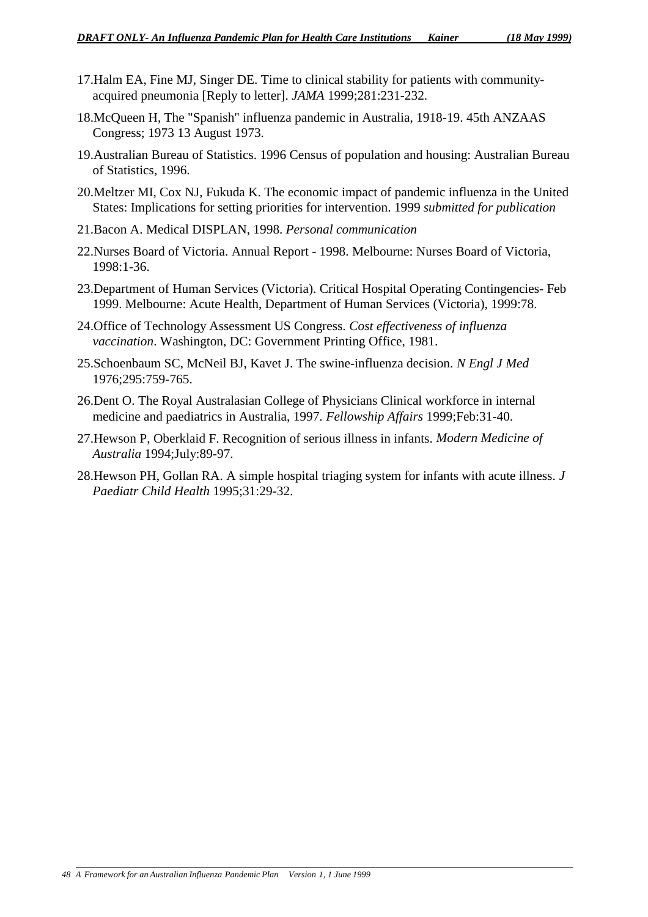17. Halm EA, Fine MJ, Singer DE. Time to clinical stability for patients with community-acquired pneumonia [Reply to letter]. *JAMA* 1999;281:231-232.

18. McQueen H, The "Spanish" influenza pandemic in Australia, 1918-19. 45th ANZAAS Congress; 1973 13 August 1973.

19. Australian Bureau of Statistics. 1996 Census of population and housing: Australian Bureau of Statistics, 1996.

20. Meltzer MI, Cox NJ, Fukuda K. The economic impact of pandemic influenza in the United States: Implications for setting priorities for intervention. 1999 *submitted for publication*

21. Bacon A. Medical DISPLAN, 1998. *Personal communication*

22. Nurses Board of Victoria. Annual Report - 1998. Melbourne: Nurses Board of Victoria, 1998:1-36.

23. Department of Human Services (Victoria). Critical Hospital Operating Contingencies- Feb 1999. Melbourne: Acute Health, Department of Human Services (Victoria), 1999:78.

24. Office of Technology Assessment US Congress. *Cost effectiveness of influenza vaccination*. Washington, DC: Government Printing Office, 1981.

25. Schoenbaum SC, McNeil BJ, Kavet J. The swine-influenza decision. *N Engl J Med* 1976;295:759-765.

26. Dent O. The Royal Australasian College of Physicians Clinical workforce in internal medicine and paediatrics in Australia, 1997. *Fellowship Affairs* 1999;Feb:31-40.

27. Hewson P, Oberklaid F. Recognition of serious illness in infants. *Modern Medicine of Australia* 1994;July:89-97.

28. Hewson PH, Gollan RA. A simple hospital triaging system for infants with acute illness. *J Paediatr Child Health* 1995;31:29-32.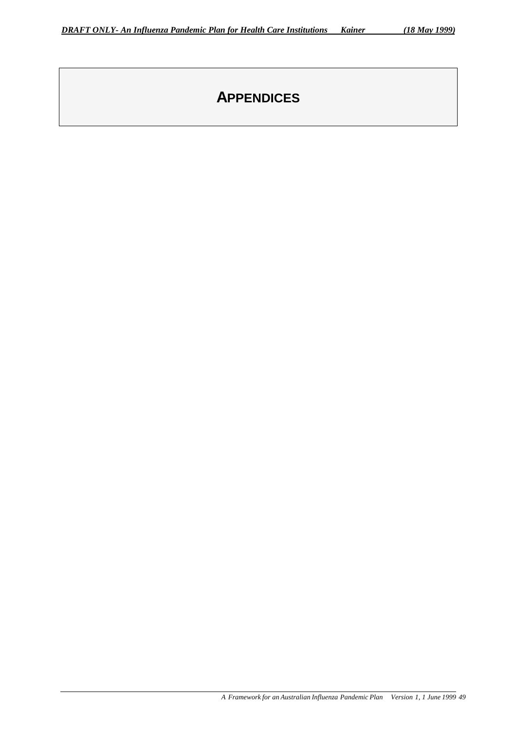# APPENDICES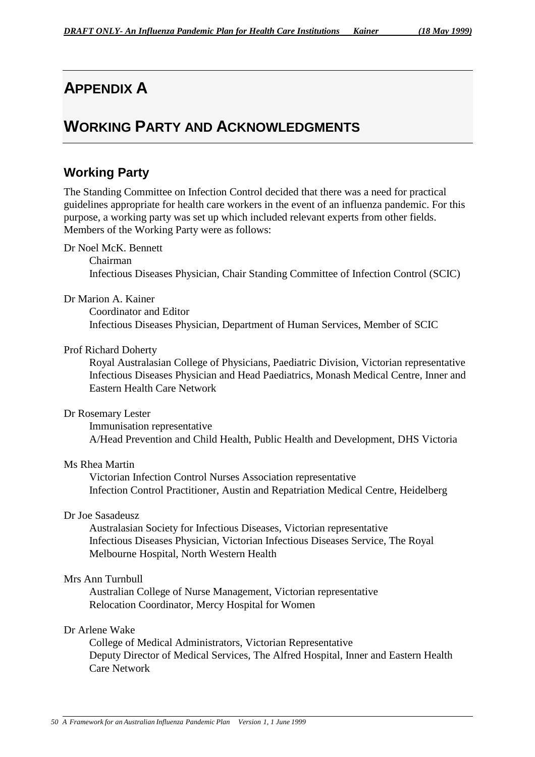# APPENDIX A

# WORKING PARTY AND ACKNOWLEDGMENTS

## Working Party

The Standing Committee on Infection Control decided that there was a need for practical guidelines appropriate for health care workers in the event of an influenza pandemic. For this purpose, a working party was set up which included relevant experts from other fields. Members of the Working Party were as follows:

Dr Noel McK. Bennett
Chairman
Infectious Diseases Physician, Chair Standing Committee of Infection Control (SCIC)

Dr Marion A. Kainer
Coordinator and Editor
Infectious Diseases Physician, Department of Human Services, Member of SCIC

Prof Richard Doherty
Royal Australasian College of Physicians, Paediatric Division, Victorian representative
Infectious Diseases Physician and Head Paediatrics, Monash Medical Centre, Inner and Eastern Health Care Network

Dr Rosemary Lester
Immunisation representative
A/Head Prevention and Child Health, Public Health and Development, DHS Victoria

Ms Rhea Martin
Victorian Infection Control Nurses Association representative
Infection Control Practitioner, Austin and Repatriation Medical Centre, Heidelberg

Dr Joe Sasadeusz
Australasian Society for Infectious Diseases, Victorian representative
Infectious Diseases Physician, Victorian Infectious Diseases Service, The Royal Melbourne Hospital, North Western Health

Mrs Ann Turnbull
Australian College of Nurse Management, Victorian representative
Relocation Coordinator, Mercy Hospital for Women

Dr Arlene Wake
College of Medical Administrators, Victorian Representative
Deputy Director of Medical Services, The Alfred Hospital, Inner and Eastern Health Care Network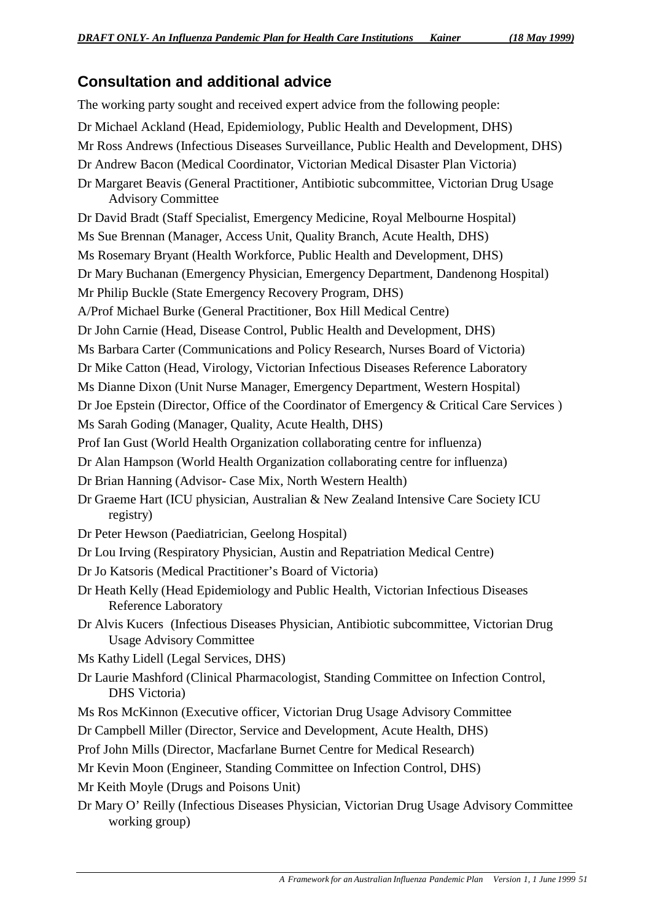## Consultation and additional advice

The working party sought and received expert advice from the following people:

Dr Michael Ackland (Head, Epidemiology, Public Health and Development, DHS)

Mr Ross Andrews (Infectious Diseases Surveillance, Public Health and Development, DHS)

Dr Andrew Bacon (Medical Coordinator, Victorian Medical Disaster Plan Victoria)

Dr Margaret Beavis (General Practitioner, Antibiotic subcommittee, Victorian Drug Usage Advisory Committee

Dr David Bradt (Staff Specialist, Emergency Medicine, Royal Melbourne Hospital)

Ms Sue Brennan (Manager, Access Unit, Quality Branch, Acute Health, DHS)

Ms Rosemary Bryant (Health Workforce, Public Health and Development, DHS)

Dr Mary Buchanan (Emergency Physician, Emergency Department, Dandenong Hospital)

Mr Philip Buckle (State Emergency Recovery Program, DHS)

A/Prof Michael Burke (General Practitioner, Box Hill Medical Centre)

Dr John Carnie (Head, Disease Control, Public Health and Development, DHS)

Ms Barbara Carter (Communications and Policy Research, Nurses Board of Victoria)

Dr Mike Catton (Head, Virology, Victorian Infectious Diseases Reference Laboratory

Ms Dianne Dixon (Unit Nurse Manager, Emergency Department, Western Hospital)

Dr Joe Epstein (Director, Office of the Coordinator of Emergency & Critical Care Services )

Ms Sarah Goding (Manager, Quality, Acute Health, DHS)

Prof Ian Gust (World Health Organization collaborating centre for influenza)

Dr Alan Hampson (World Health Organization collaborating centre for influenza)

Dr Brian Hanning (Advisor- Case Mix, North Western Health)

Dr Graeme Hart (ICU physician, Australian & New Zealand Intensive Care Society ICU registry)

Dr Peter Hewson (Paediatrician, Geelong Hospital)

Dr Lou Irving (Respiratory Physician, Austin and Repatriation Medical Centre)

Dr Jo Katsoris (Medical Practitioner's Board of Victoria)

Dr Heath Kelly (Head Epidemiology and Public Health, Victorian Infectious Diseases Reference Laboratory

Dr Alvis Kucers (Infectious Diseases Physician, Antibiotic subcommittee, Victorian Drug Usage Advisory Committee

Ms Kathy Lidell (Legal Services, DHS)

Dr Laurie Mashford (Clinical Pharmacologist, Standing Committee on Infection Control, DHS Victoria)

Ms Ros McKinnon (Executive officer, Victorian Drug Usage Advisory Committee

Dr Campbell Miller (Director, Service and Development, Acute Health, DHS)

Prof John Mills (Director, Macfarlane Burnet Centre for Medical Research)

Mr Kevin Moon (Engineer, Standing Committee on Infection Control, DHS)

Mr Keith Moyle (Drugs and Poisons Unit)

Dr Mary O' Reilly (Infectious Diseases Physician, Victorian Drug Usage Advisory Committee working group)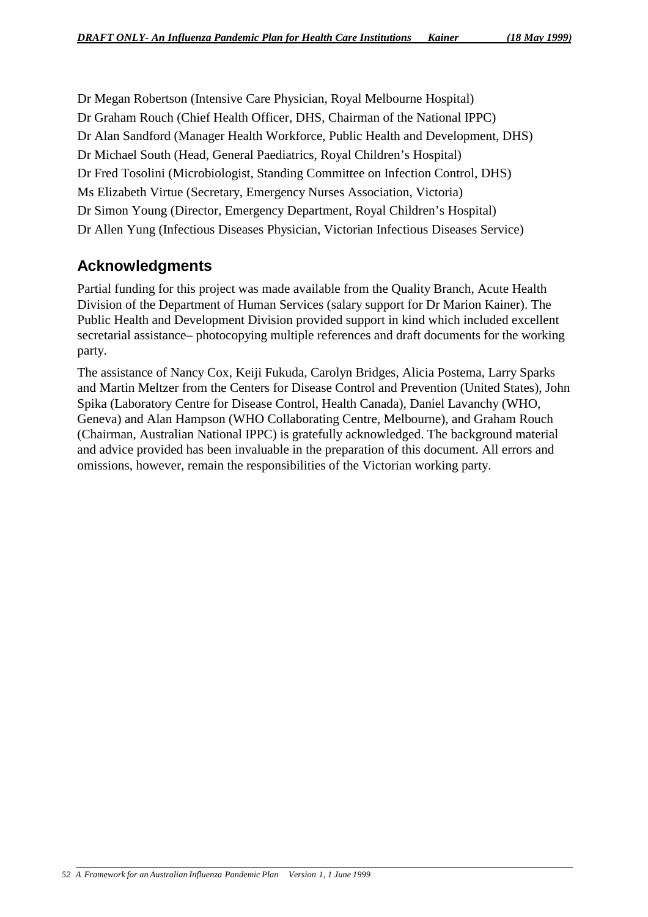Dr Megan Robertson (Intensive Care Physician, Royal Melbourne Hospital)
Dr Graham Rouch (Chief Health Officer, DHS, Chairman of the National IPPC)
Dr Alan Sandford (Manager Health Workforce, Public Health and Development, DHS)
Dr Michael South (Head, General Paediatrics, Royal Children's Hospital)
Dr Fred Tosolini (Microbiologist, Standing Committee on Infection Control, DHS)
Ms Elizabeth Virtue (Secretary, Emergency Nurses Association, Victoria)
Dr Simon Young (Director, Emergency Department, Royal Children's Hospital)
Dr Allen Yung (Infectious Diseases Physician, Victorian Infectious Diseases Service)

## Acknowledgments

Partial funding for this project was made available from the Quality Branch, Acute Health Division of the Department of Human Services (salary support for Dr Marion Kainer). The Public Health and Development Division provided support in kind which included excellent secretarial assistance– photocopying multiple references and draft documents for the working party.

The assistance of Nancy Cox, Keiji Fukuda, Carolyn Bridges, Alicia Postema, Larry Sparks and Martin Meltzer from the Centers for Disease Control and Prevention (United States), John Spika (Laboratory Centre for Disease Control, Health Canada), Daniel Lavanchy (WHO, Geneva) and Alan Hampson (WHO Collaborating Centre, Melbourne), and Graham Rouch (Chairman, Australian National IPPC) is gratefully acknowledged. The background material and advice provided has been invaluable in the preparation of this document. All errors and omissions, however, remain the responsibilities of the Victorian working party.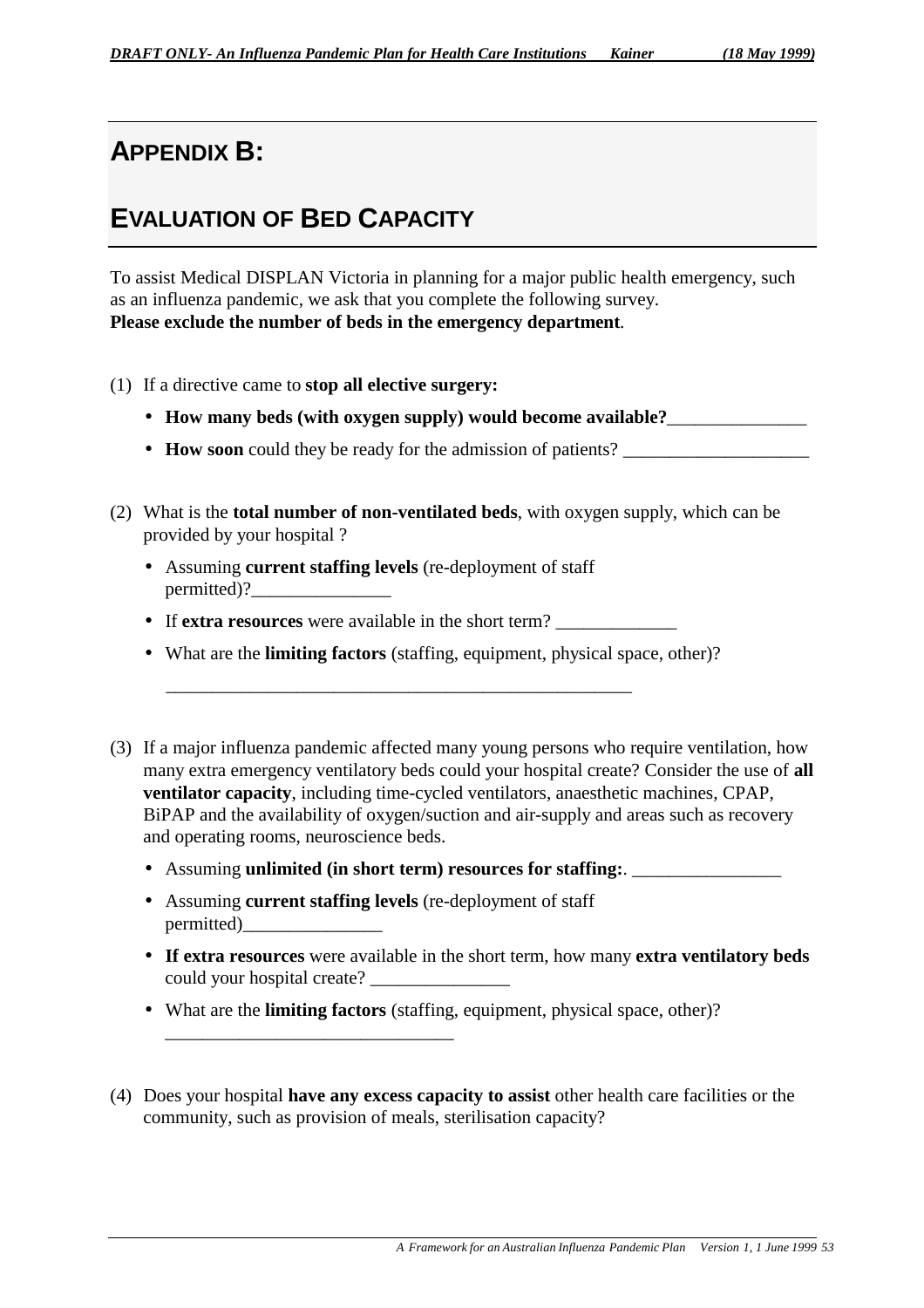# APPENDIX B:

# EVALUATION OF BED CAPACITY

To assist Medical DISPLAN Victoria in planning for a major public health emergency, such as an influenza pandemic, we ask that you complete the following survey.
**Please exclude the number of beds in the emergency department**.

(1) If a directive came to **stop all elective surgery:**

- **How many beds (with oxygen supply) would become available?**_______________
- **How soon** could they be ready for the admission of patients? ____________________

(2) What is the **total number of non-ventilated beds**, with oxygen supply, which can be provided by your hospital ?

- Assuming **current staffing levels** (re-deployment of staff permitted)?_______________
- If **extra resources** were available in the short term? _____________
- What are the **limiting factors** (staffing, equipment, physical space, other)?

  ___________________________________________________

(3) If a major influenza pandemic affected many young persons who require ventilation, how many extra emergency ventilatory beds could your hospital create? Consider the use of **all ventilator capacity**, including time-cycled ventilators, anaesthetic machines, CPAP, BiPAP and the availability of oxygen/suction and air-supply and areas such as recovery and operating rooms, neuroscience beds.

- Assuming **unlimited (in short term) resources for staffing:**. ________________
- Assuming **current staffing levels** (re-deployment of staff permitted)_______________
- **If extra resources** were available in the short term, how many **extra ventilatory beds** could your hospital create? _______________
- What are the **limiting factors** (staffing, equipment, physical space, other)? _______________________________

(4) Does your hospital **have any excess capacity to assist** other health care facilities or the community, such as provision of meals, sterilisation capacity?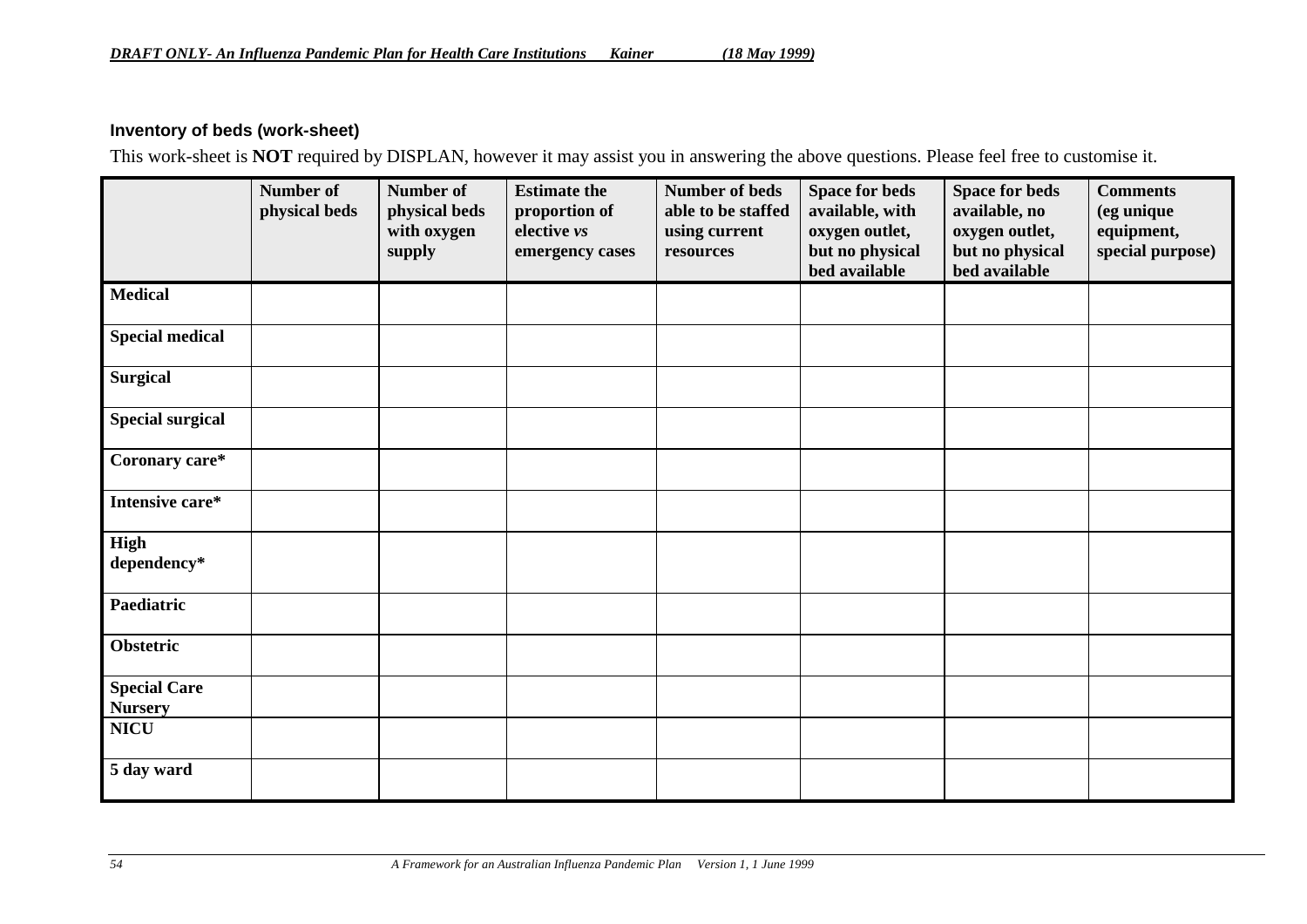### Inventory of beds (work-sheet)

This work-sheet is **NOT** required by DISPLAN, however it may assist you in answering the above questions. Please feel free to customise it.

| | Number of physical beds | Number of physical beds with oxygen supply | Estimate the proportion of elective *vs* emergency cases | Number of beds able to be staffed using current resources | Space for beds available, with oxygen outlet, but no physical bed available | Space for beds available, no oxygen outlet, but no physical bed available | Comments (eg unique equipment, special purpose) |
|---|---|---|---|---|---|---|---|
| **Medical** | | | | | | | |
| **Special medical** | | | | | | | |
| **Surgical** | | | | | | | |
| **Special surgical** | | | | | | | |
| **Coronary care*** | | | | | | | |
| **Intensive care*** | | | | | | | |
| **High dependency*** | | | | | | | |
| **Paediatric** | | | | | | | |
| **Obstetric** | | | | | | | |
| **Special Care Nursery** | | | | | | | |
| **NICU** | | | | | | | |
| **5 day ward** | | | | | | | |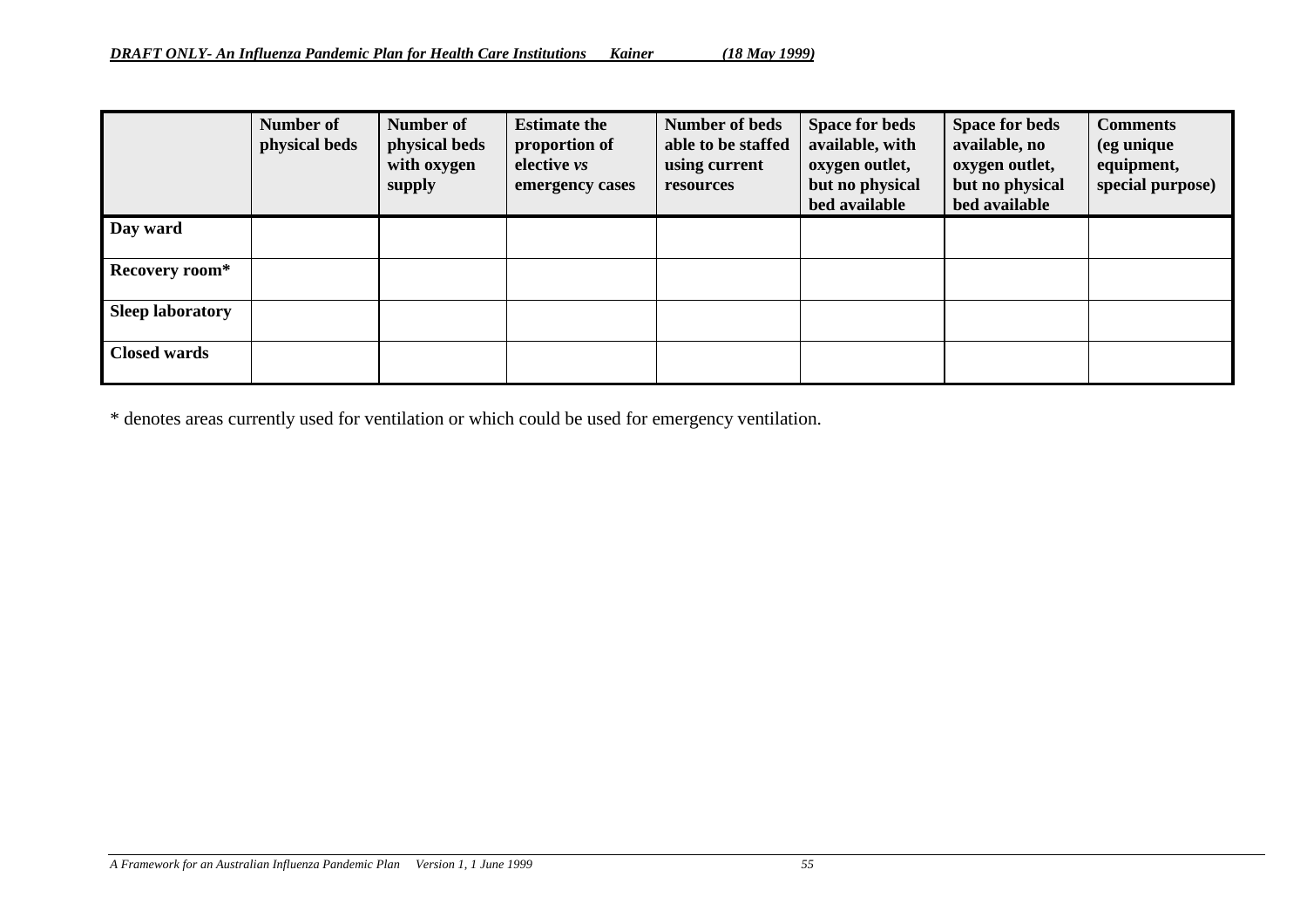| | Number of physical beds | Number of physical beds with oxygen supply | Estimate the proportion of elective *vs* emergency cases | Number of beds able to be staffed using current resources | Space for beds available, with oxygen outlet, but no physical bed available | Space for beds available, no oxygen outlet, but no physical bed available | Comments (eg unique equipment, special purpose) |
|---|---|---|---|---|---|---|---|
| **Day ward** | | | | | | | |
| **Recovery room*** | | | | | | | |
| **Sleep laboratory** | | | | | | | |
| **Closed wards** | | | | | | | |

* denotes areas currently used for ventilation or which could be used for emergency ventilation.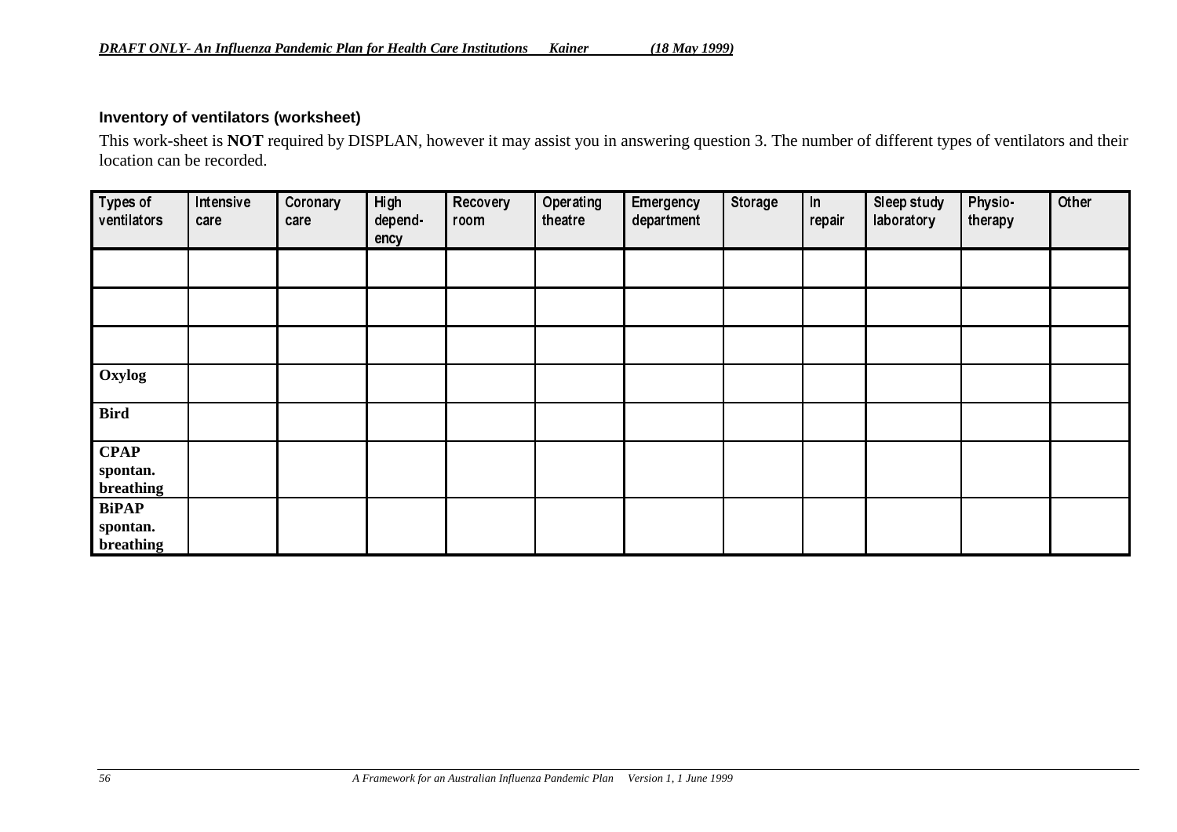**Inventory of ventilators (worksheet)**

This work-sheet is **NOT** required by DISPLAN, however it may assist you in answering question 3. The number of different types of ventilators and their location can be recorded.

| Types of ventilators | Intensive care | Coronary care | High depend-ency | Recovery room | Operating theatre | Emergency department | Storage | In repair | Sleep study laboratory | Physio-therapy | Other |
|---|---|---|---|---|---|---|---|---|---|---|---|
| | | | | | | | | | | | |
| | | | | | | | | | | | |
| | | | | | | | | | | | |
| **Oxylog** | | | | | | | | | | | |
| **Bird** | | | | | | | | | | | |
| **CPAP spontan. breathing** | | | | | | | | | | | |
| **BiPAP spontan. breathing** | | | | | | | | | | | |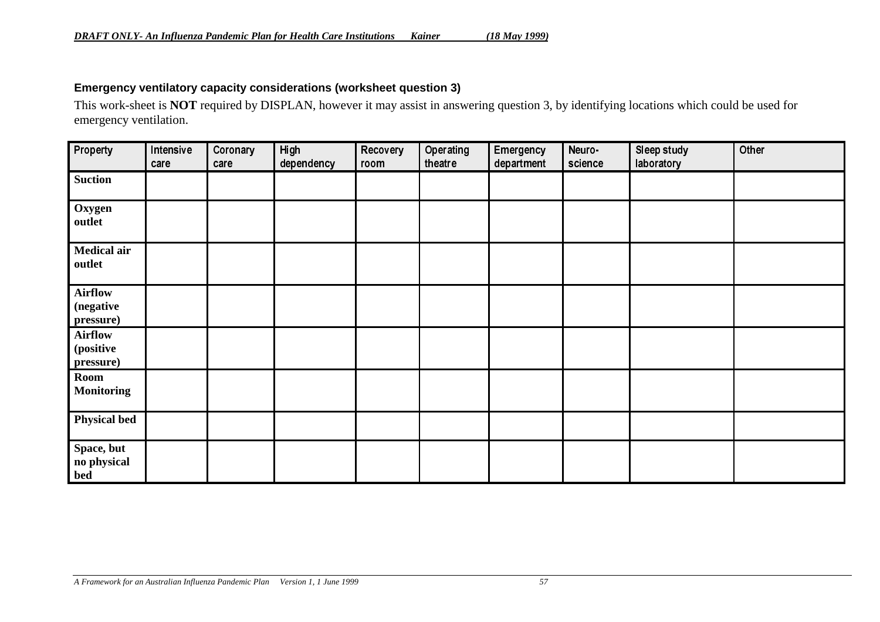### Emergency ventilatory capacity considerations (worksheet question 3)

This work-sheet is **NOT** required by DISPLAN, however it may assist in answering question 3, by identifying locations which could be used for emergency ventilation.

| Property | Intensive care | Coronary care | High dependency | Recovery room | Operating theatre | Emergency department | Neuro-science | Sleep study laboratory | Other |
|---|---|---|---|---|---|---|---|---|---|
| **Suction** | | | | | | | | | |
| **Oxygen outlet** | | | | | | | | | |
| **Medical air outlet** | | | | | | | | | |
| **Airflow (negative pressure)** | | | | | | | | | |
| **Airflow (positive pressure)** | | | | | | | | | |
| **Room Monitoring** | | | | | | | | | |
| **Physical bed** | | | | | | | | | |
| **Space, but no physical bed** | | | | | | | | | |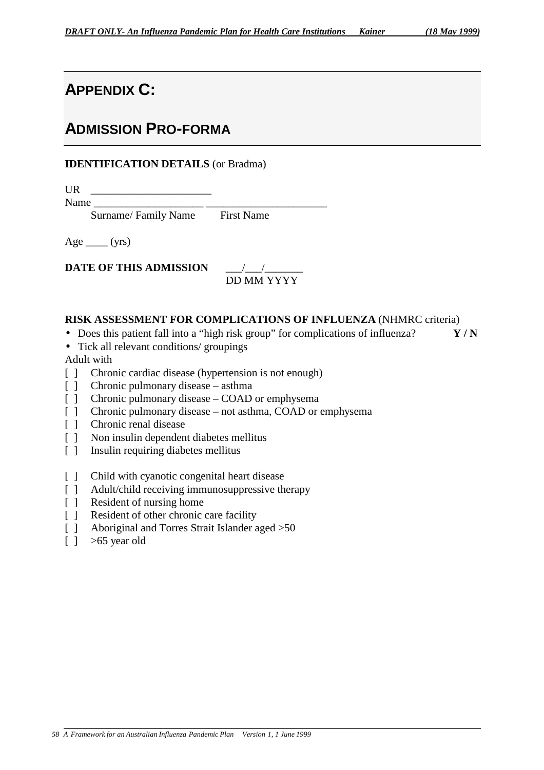# APPENDIX C:

# ADMISSION PRO-FORMA

**IDENTIFICATION DETAILS** (or Bradma)

UR ______________________

Name ____________________ ______________________

Surname/ Family Name First Name

Age ____ (yrs)

**DATE OF THIS ADMISSION** ___/___/_______

DD MM YYYY

**RISK ASSESSMENT FOR COMPLICATIONS OF INFLUENZA** (NHMRC criteria)

- Does this patient fall into a "high risk group" for complications of influenza? **Y / N**
- Tick all relevant conditions/ groupings

Adult with

[ ] Chronic cardiac disease (hypertension is not enough)

[ ] Chronic pulmonary disease – asthma

[ ] Chronic pulmonary disease – COAD or emphysema

[ ] Chronic pulmonary disease – not asthma, COAD or emphysema

[ ] Chronic renal disease

[ ] Non insulin dependent diabetes mellitus

[ ] Insulin requiring diabetes mellitus

[ ] Child with cyanotic congenital heart disease

[ ] Adult/child receiving immunosuppressive therapy

[ ] Resident of nursing home

[ ] Resident of other chronic care facility

[ ] Aboriginal and Torres Strait Islander aged >50

[ ] >65 year old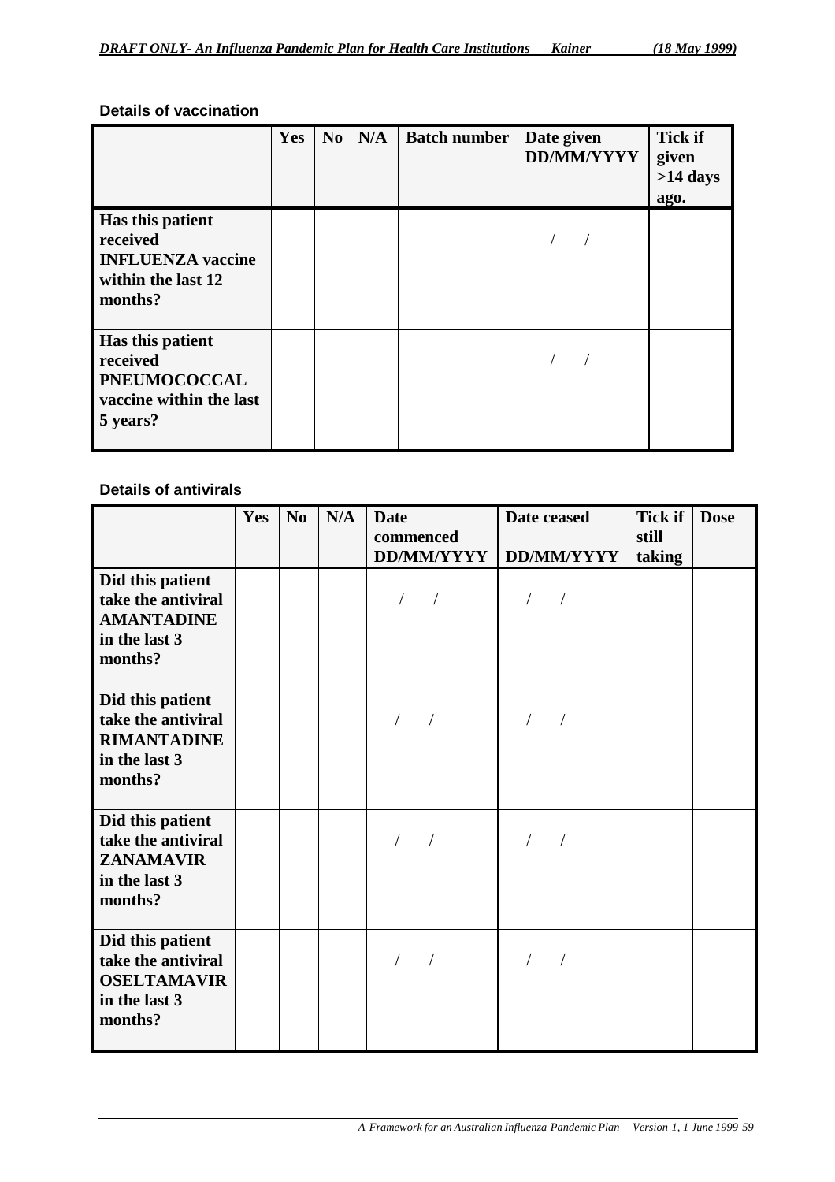### Details of vaccination

| | Yes | No | N/A | Batch number | Date given DD/MM/YYYY | Tick if given >14 days ago. |
|---|---|---|---|---|---|---|
| **Has this patient received INFLUENZA vaccine within the last 12 months?** | | | | | / / | |
| **Has this patient received PNEUMOCOCCAL vaccine within the last 5 years?** | | | | | / / | |

### Details of antivirals

| | Yes | No | N/A | Date commenced DD/MM/YYYY | Date ceased DD/MM/YYYY | Tick if still taking | Dose |
|---|---|---|---|---|---|---|---|
| **Did this patient take the antiviral AMANTADINE in the last 3 months?** | | | | / / | / / | | |
| **Did this patient take the antiviral RIMANTADINE in the last 3 months?** | | | | / / | / / | | |
| **Did this patient take the antiviral ZANAMAVIR in the last 3 months?** | | | | / / | / / | | |
| **Did this patient take the antiviral OSELTAMAVIR in the last 3 months?** | | | | / / | / / | | |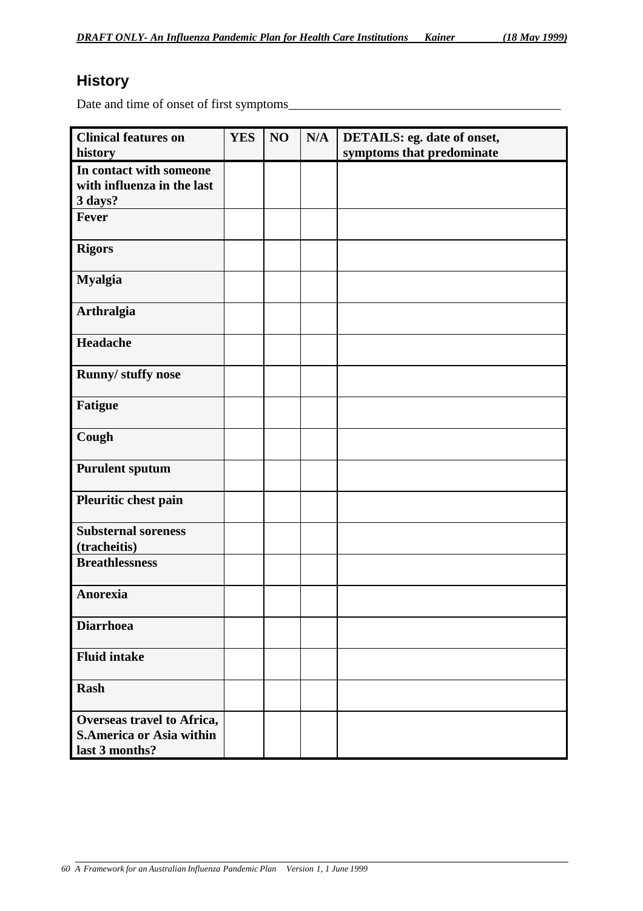## History

Date and time of onset of first symptoms_________________________________________

| Clinical features on history | YES | NO | N/A | DETAILS: eg. date of onset, symptoms that predominate |
|---|---|---|---|---|
| In contact with someone with influenza in the last 3 days? | | | | |
| Fever | | | | |
| Rigors | | | | |
| Myalgia | | | | |
| Arthralgia | | | | |
| Headache | | | | |
| Runny/ stuffy nose | | | | |
| Fatigue | | | | |
| Cough | | | | |
| Purulent sputum | | | | |
| Pleuritic chest pain | | | | |
| Substernal soreness (tracheitis) | | | | |
| Breathlessness | | | | |
| Anorexia | | | | |
| Diarrhoea | | | | |
| Fluid intake | | | | |
| Rash | | | | |
| Overseas travel to Africa, S.America or Asia within last 3 months? | | | | |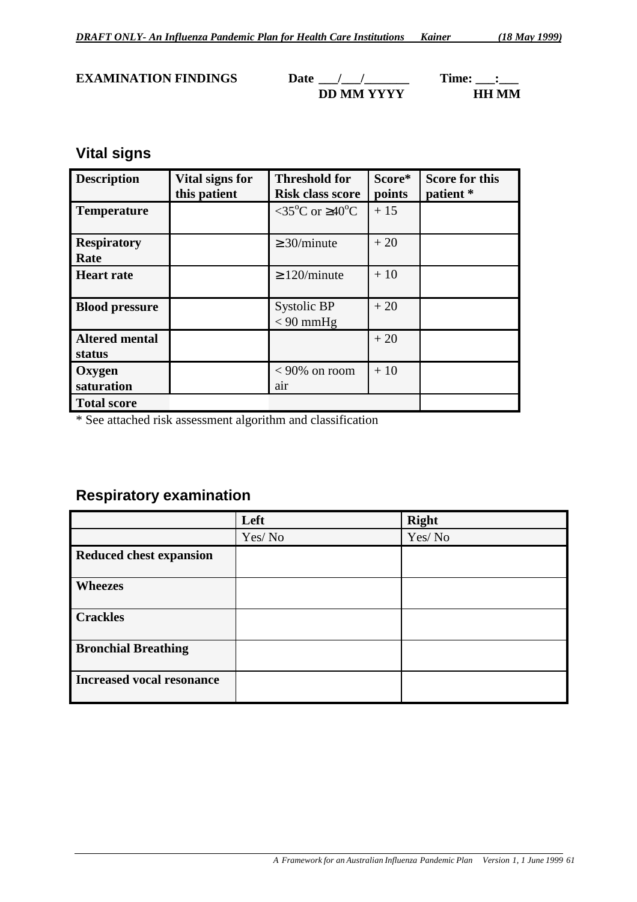**EXAMINATION FINDINGS** **Date \_\_\_/\_\_\_/\_\_\_\_\_\_\_ DD MM YYYY** **Time: \_\_\_:\_\_\_ HH MM**

## Vital signs

| Description | Vital signs for this patient | Threshold for Risk class score | Score* points | Score for this patient * |
|---|---|---|---|---|
| **Temperature** | | <35°C or ≥40°C | + 15 | |
| **Respiratory Rate** | | ≥ 30/minute | + 20 | |
| **Heart rate** | | ≥ 120/minute | + 10 | |
| **Blood pressure** | | Systolic BP < 90 mmHg | + 20 | |
| **Altered mental status** | | | + 20 | |
| **Oxygen saturation** | | < 90% on room air | + 10 | |
| **Total score** | | | | |

* See attached risk assessment algorithm and classification

## Respiratory examination

| | Left | Right |
|---|---|---|
| | Yes/ No | Yes/ No |
| **Reduced chest expansion** | | |
| **Wheezes** | | |
| **Crackles** | | |
| **Bronchial Breathing** | | |
| **Increased vocal resonance** | | |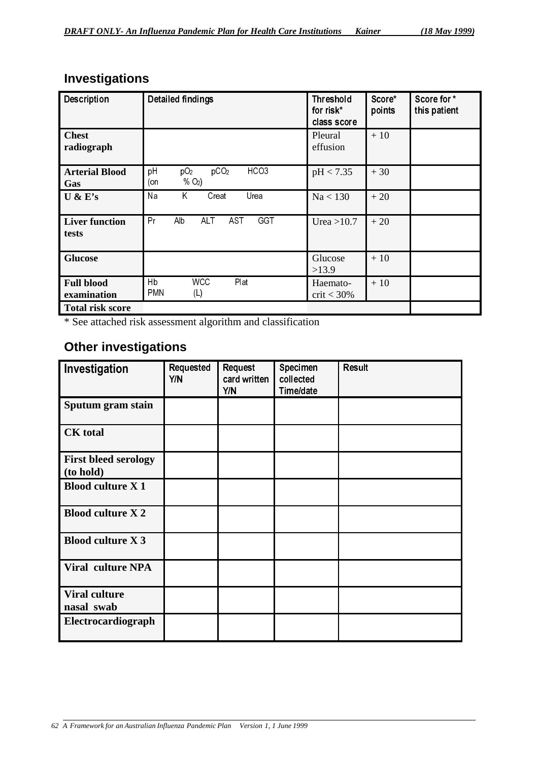## Investigations

| Description | Detailed findings | Threshold for risk* class score | Score* points | Score for * this patient |
|---|---|---|---|---|
| **Chest radiograph** | | Pleural effusion | + 10 | |
| **Arterial Blood Gas** | pH $pO_2$ $pCO_2$ HCO3 (on % $O_2$) | pH < 7.35 | + 30 | |
| **U & E's** | Na K Creat Urea | Na < 130 | + 20 | |
| **Liver function tests** | Pr Alb ALT AST GGT | Urea >10.7 | + 20 | |
| **Glucose** | | Glucose >13.9 | + 10 | |
| **Full blood examination** | Hb WCC Plat PMN (L) | Haemato-crit < 30% | + 10 | |
| **Total risk score** | | | | |

\* See attached risk assessment algorithm and classification

## Other investigations

| Investigation | Requested Y/N | Request card written Y/N | Specimen collected Time/date | Result |
|---|---|---|---|---|
| **Sputum gram stain** | | | | |
| **CK total** | | | | |
| **First bleed serology (to hold)** | | | | |
| **Blood culture X 1** | | | | |
| **Blood culture X 2** | | | | |
| **Blood culture X 3** | | | | |
| **Viral culture NPA** | | | | |
| **Viral culture nasal swab** | | | | |
| **Electrocardiograph** | | | | |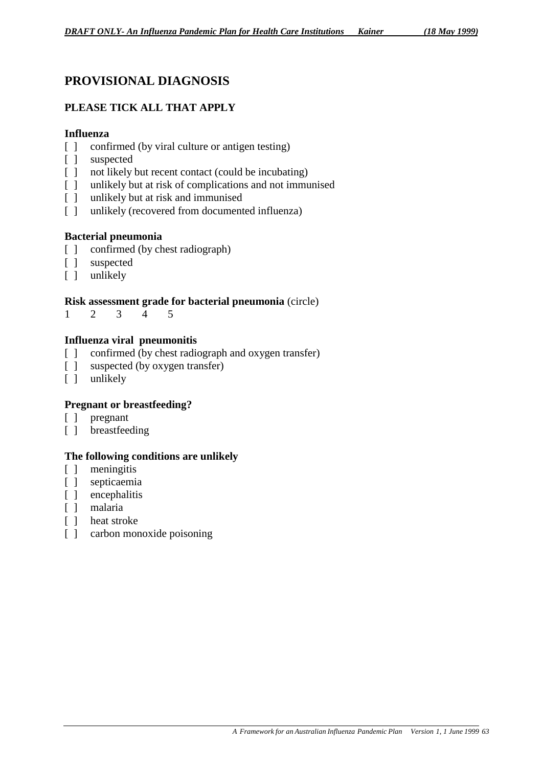## PROVISIONAL DIAGNOSIS

### PLEASE TICK ALL THAT APPLY

**Influenza**

[ ] confirmed (by viral culture or antigen testing)
[ ] suspected
[ ] not likely but recent contact (could be incubating)
[ ] unlikely but at risk of complications and not immunised
[ ] unlikely but at risk and immunised
[ ] unlikely (recovered from documented influenza)

**Bacterial pneumonia**

[ ] confirmed (by chest radiograph)
[ ] suspected
[ ] unlikely

**Risk assessment grade for bacterial pneumonia** (circle)

1 2 3 4 5

**Influenza viral pneumonitis**

[ ] confirmed (by chest radiograph and oxygen transfer)
[ ] suspected (by oxygen transfer)
[ ] unlikely

**Pregnant or breastfeeding?**

[ ] pregnant
[ ] breastfeeding

**The following conditions are unlikely**

[ ] meningitis
[ ] septicaemia
[ ] encephalitis
[ ] malaria
[ ] heat stroke
[ ] carbon monoxide poisoning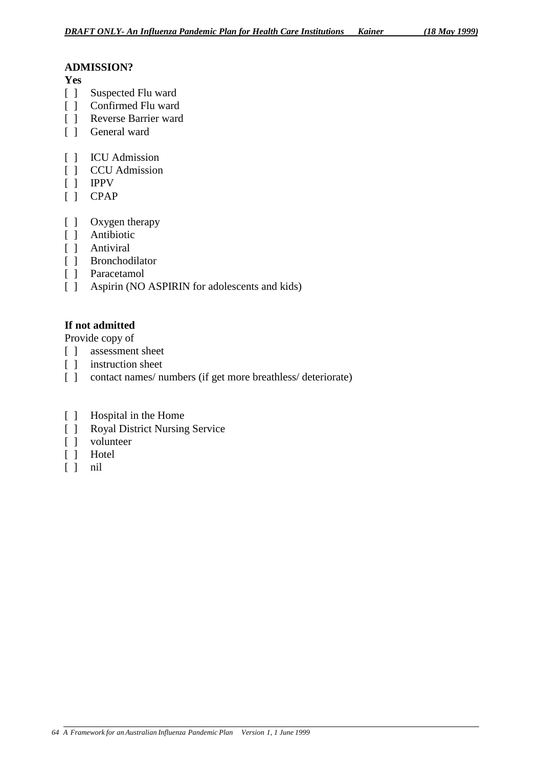**ADMISSION?**

**Yes**

[ ] Suspected Flu ward
[ ] Confirmed Flu ward
[ ] Reverse Barrier ward
[ ] General ward

[ ] ICU Admission
[ ] CCU Admission
[ ] IPPV
[ ] CPAP

[ ] Oxygen therapy
[ ] Antibiotic
[ ] Antiviral
[ ] Bronchodilator
[ ] Paracetamol
[ ] Aspirin (NO ASPIRIN for adolescents and kids)

**If not admitted**

Provide copy of

[ ] assessment sheet
[ ] instruction sheet
[ ] contact names/ numbers (if get more breathless/ deteriorate)

[ ] Hospital in the Home
[ ] Royal District Nursing Service
[ ] volunteer
[ ] Hotel
[ ] nil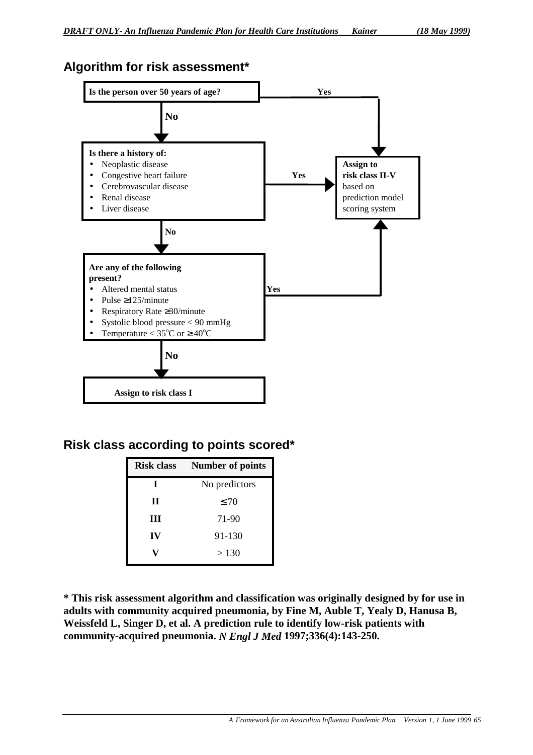## Algorithm for risk assessment*

**Is the person over 50 years of age?**

- **Yes** → Assign to risk class II-V based on prediction model scoring system
- **No** → continue

**Is there a history of:**

- Neoplastic disease
- Congestive heart failure
- Cerebrovascular disease
- Renal disease
- Liver disease

- **Yes** → Assign to risk class II-V based on prediction model scoring system
- **No** → continue

**Are any of the following present?**

- Altered mental status
- Pulse ≥125/minute
- Respiratory Rate ≥30/minute
- Systolic blood pressure < 90 mmHg
- Temperature < 35°C or ≥40°C

- **Yes** → Assign to risk class II-V based on prediction model scoring system
- **No** → **Assign to risk class I**

## Risk class according to points scored*

| Risk class | Number of points |
|---|---|
| **I** | No predictors |
| **II** | ≤ 70 |
| **III** | 71-90 |
| **IV** | 91-130 |
| **V** | > 130 |

**\* This risk assessment algorithm and classification was originally designed by for use in adults with community acquired pneumonia, by Fine M, Auble T, Yealy D, Hanusa B, Weissfeld L, Singer D, et al. A prediction rule to identify low-risk patients with community-acquired pneumonia. *N Engl J Med* 1997;336(4):143-250.**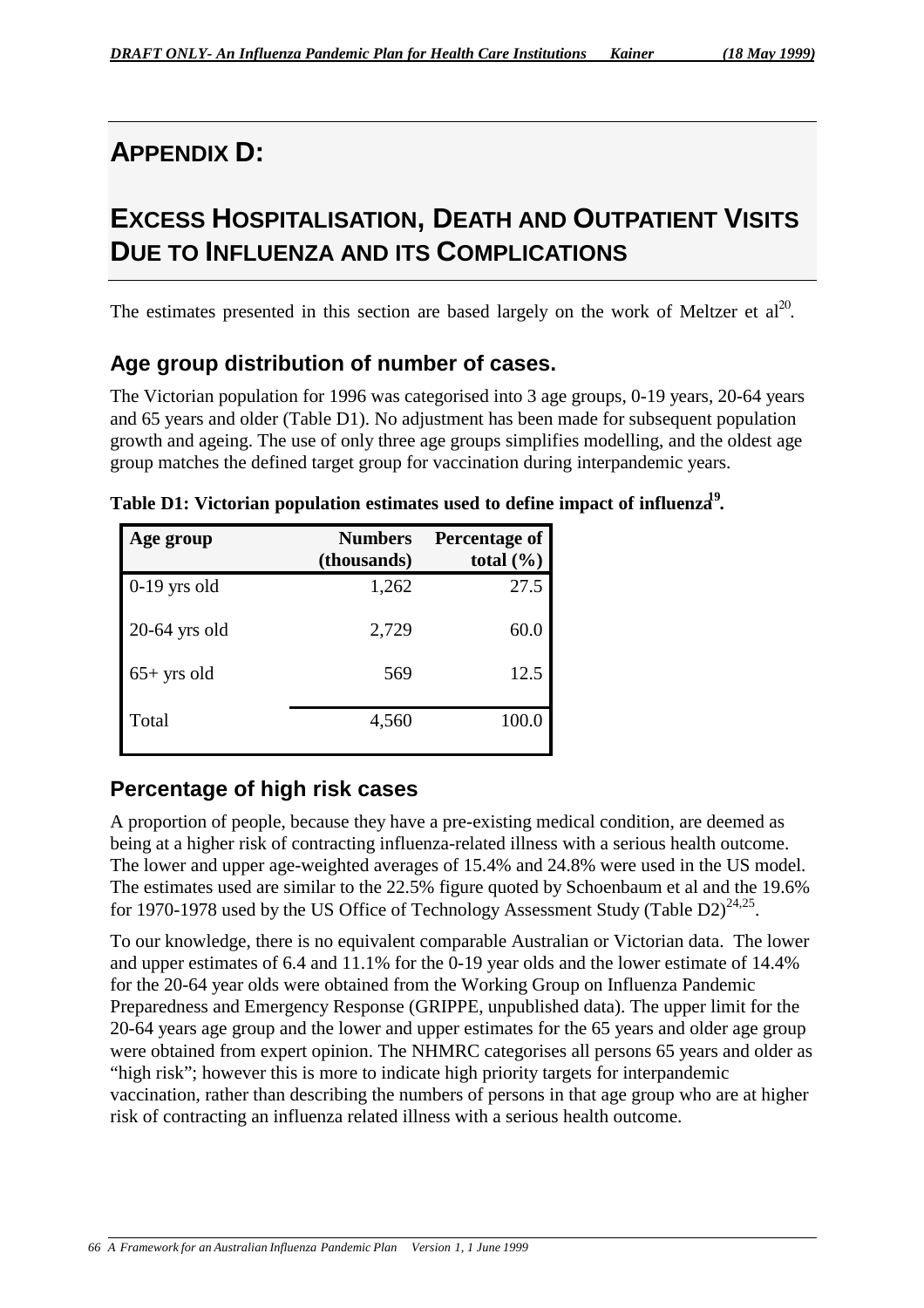# APPENDIX D:

# EXCESS HOSPITALISATION, DEATH AND OUTPATIENT VISITS DUE TO INFLUENZA AND ITS COMPLICATIONS

The estimates presented in this section are based largely on the work of Meltzer et al[20].

## Age group distribution of number of cases.

The Victorian population for 1996 was categorised into 3 age groups, 0-19 years, 20-64 years and 65 years and older (Table D1). No adjustment has been made for subsequent population growth and ageing. The use of only three age groups simplifies modelling, and the oldest age group matches the defined target group for vaccination during interpandemic years.

**Table D1: Victorian population estimates used to define impact of influenza[19].**

| Age group | Numbers (thousands) | Percentage of total (%) |
|---|---|---|
| 0-19 yrs old | 1,262 | 27.5 |
| 20-64 yrs old | 2,729 | 60.0 |
| 65+ yrs old | 569 | 12.5 |
| Total | 4,560 | 100.0 |

## Percentage of high risk cases

A proportion of people, because they have a pre-existing medical condition, are deemed as being at a higher risk of contracting influenza-related illness with a serious health outcome. The lower and upper age-weighted averages of 15.4% and 24.8% were used in the US model. The estimates used are similar to the 22.5% figure quoted by Schoenbaum et al and the 19.6% for 1970-1978 used by the US Office of Technology Assessment Study (Table D2)[24,25].

To our knowledge, there is no equivalent comparable Australian or Victorian data. The lower and upper estimates of 6.4 and 11.1% for the 0-19 year olds and the lower estimate of 14.4% for the 20-64 year olds were obtained from the Working Group on Influenza Pandemic Preparedness and Emergency Response (GRIPPE, unpublished data). The upper limit for the 20-64 years age group and the lower and upper estimates for the 65 years and older age group were obtained from expert opinion. The NHMRC categorises all persons 65 years and older as "high risk"; however this is more to indicate high priority targets for interpandemic vaccination, rather than describing the numbers of persons in that age group who are at higher risk of contracting an influenza related illness with a serious health outcome.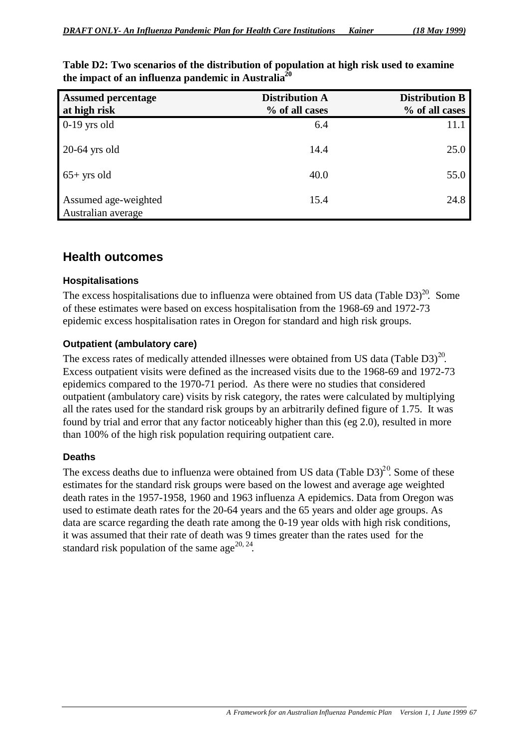**Table D2: Two scenarios of the distribution of population at high risk used to examine the impact of an influenza pandemic in Australia[20]**

| Assumed percentage at high risk | Distribution A % of all cases | Distribution B % of all cases |
|---|---|---|
| 0-19 yrs old | 6.4 | 11.1 |
| 20-64 yrs old | 14.4 | 25.0 |
| 65+ yrs old | 40.0 | 55.0 |
| Assumed age-weighted Australian average | 15.4 | 24.8 |

## Health outcomes

### Hospitalisations

The excess hospitalisations due to influenza were obtained from US data (Table D3)[20]. Some of these estimates were based on excess hospitalisation from the 1968-69 and 1972-73 epidemic excess hospitalisation rates in Oregon for standard and high risk groups.

### Outpatient (ambulatory care)

The excess rates of medically attended illnesses were obtained from US data (Table D3)[20]. Excess outpatient visits were defined as the increased visits due to the 1968-69 and 1972-73 epidemics compared to the 1970-71 period. As there were no studies that considered outpatient (ambulatory care) visits by risk category, the rates were calculated by multiplying all the rates used for the standard risk groups by an arbitrarily defined figure of 1.75. It was found by trial and error that any factor noticeably higher than this (eg 2.0), resulted in more than 100% of the high risk population requiring outpatient care.

### Deaths

The excess deaths due to influenza were obtained from US data (Table D3)[20]. Some of these estimates for the standard risk groups were based on the lowest and average age weighted death rates in the 1957-1958, 1960 and 1963 influenza A epidemics. Data from Oregon was used to estimate death rates for the 20-64 years and the 65 years and older age groups. As data are scarce regarding the death rate among the 0-19 year olds with high risk conditions, it was assumed that their rate of death was 9 times greater than the rates used for the standard risk population of the same age[20, 24].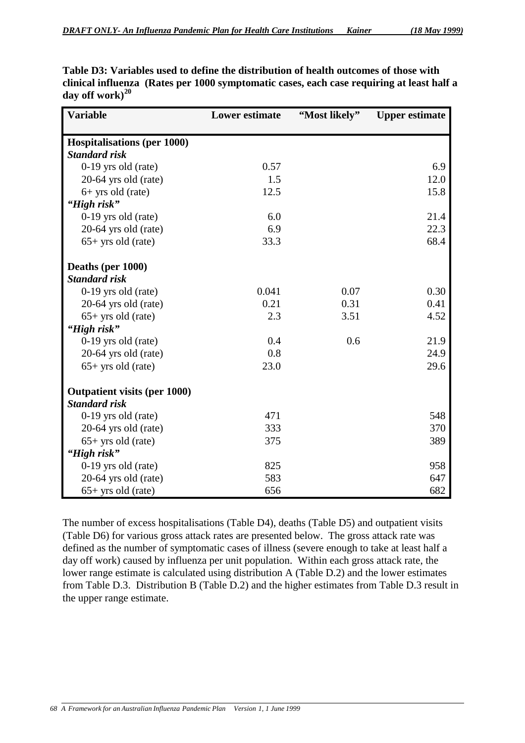**Table D3: Variables used to define the distribution of health outcomes of those with clinical influenza (Rates per 1000 symptomatic cases, each case requiring at least half a day off work)[20]**

| Variable | Lower estimate | "Most likely" | Upper estimate |
|---|---|---|---|
| **Hospitalisations (per 1000)** | | | |
| ***Standard risk*** | | | |
| 0-19 yrs old (rate) | 0.57 | | 6.9 |
| 20-64 yrs old (rate) | 1.5 | | 12.0 |
| 6+ yrs old (rate) | 12.5 | | 15.8 |
| ***"High risk"*** | | | |
| 0-19 yrs old (rate) | 6.0 | | 21.4 |
| 20-64 yrs old (rate) | 6.9 | | 22.3 |
| 65+ yrs old (rate) | 33.3 | | 68.4 |
| **Deaths (per 1000)** | | | |
| ***Standard risk*** | | | |
| 0-19 yrs old (rate) | 0.041 | 0.07 | 0.30 |
| 20-64 yrs old (rate) | 0.21 | 0.31 | 0.41 |
| 65+ yrs old (rate) | 2.3 | 3.51 | 4.52 |
| ***"High risk"*** | | | |
| 0-19 yrs old (rate) | 0.4 | 0.6 | 21.9 |
| 20-64 yrs old (rate) | 0.8 | | 24.9 |
| 65+ yrs old (rate) | 23.0 | | 29.6 |
| **Outpatient visits (per 1000)** | | | |
| ***Standard risk*** | | | |
| 0-19 yrs old (rate) | 471 | | 548 |
| 20-64 yrs old (rate) | 333 | | 370 |
| 65+ yrs old (rate) | 375 | | 389 |
| ***"High risk"*** | | | |
| 0-19 yrs old (rate) | 825 | | 958 |
| 20-64 yrs old (rate) | 583 | | 647 |
| 65+ yrs old (rate) | 656 | | 682 |

The number of excess hospitalisations (Table D4), deaths (Table D5) and outpatient visits (Table D6) for various gross attack rates are presented below. The gross attack rate was defined as the number of symptomatic cases of illness (severe enough to take at least half a day off work) caused by influenza per unit population. Within each gross attack rate, the lower range estimate is calculated using distribution A (Table D.2) and the lower estimates from Table D.3. Distribution B (Table D.2) and the higher estimates from Table D.3 result in the upper range estimate.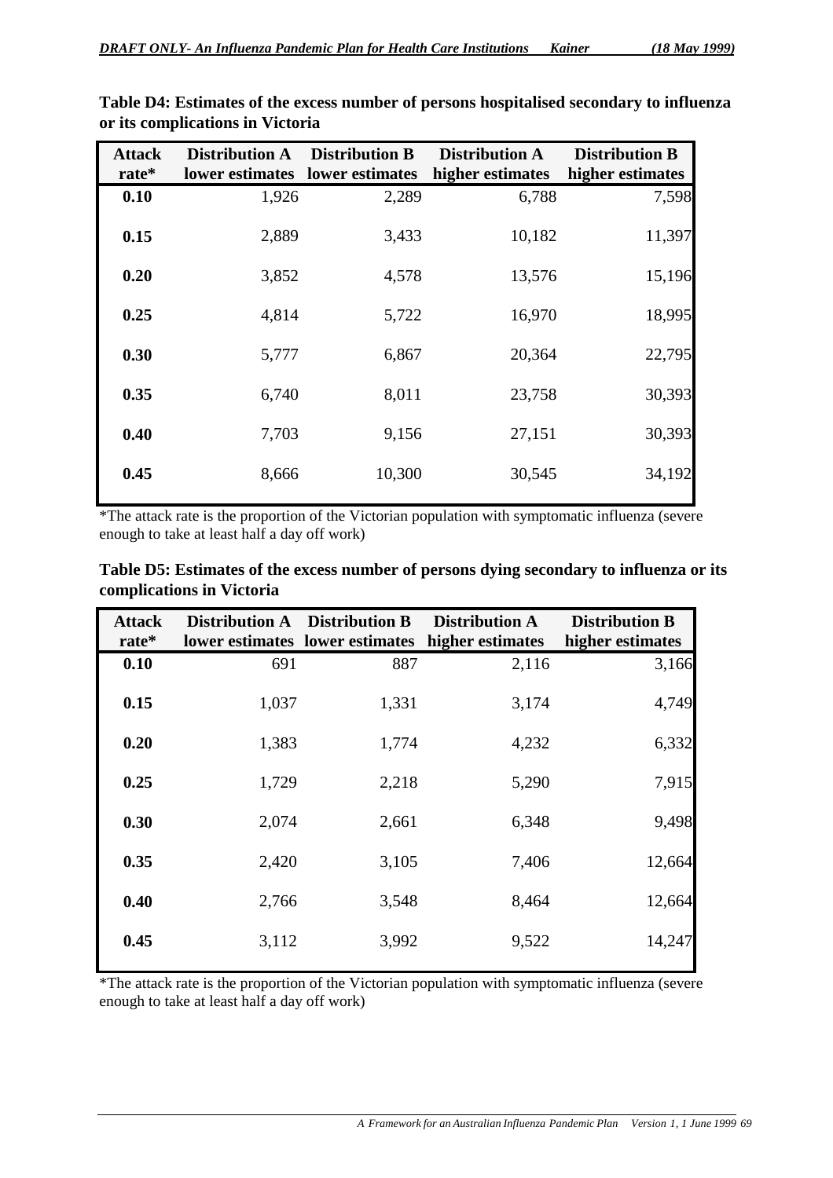**Table D4: Estimates of the excess number of persons hospitalised secondary to influenza or its complications in Victoria**

| Attack rate* | Distribution A lower estimates | Distribution B lower estimates | Distribution A higher estimates | Distribution B higher estimates |
|---|---|---|---|---|
| **0.10** | 1,926 | 2,289 | 6,788 | 7,598 |
| **0.15** | 2,889 | 3,433 | 10,182 | 11,397 |
| **0.20** | 3,852 | 4,578 | 13,576 | 15,196 |
| **0.25** | 4,814 | 5,722 | 16,970 | 18,995 |
| **0.30** | 5,777 | 6,867 | 20,364 | 22,795 |
| **0.35** | 6,740 | 8,011 | 23,758 | 30,393 |
| **0.40** | 7,703 | 9,156 | 27,151 | 30,393 |
| **0.45** | 8,666 | 10,300 | 30,545 | 34,192 |

*The attack rate is the proportion of the Victorian population with symptomatic influenza (severe enough to take at least half a day off work)

**Table D5: Estimates of the excess number of persons dying secondary to influenza or its complications in Victoria**

| Attack rate* | Distribution A lower estimates | Distribution B lower estimates | Distribution A higher estimates | Distribution B higher estimates |
|---|---|---|---|---|
| **0.10** | 691 | 887 | 2,116 | 3,166 |
| **0.15** | 1,037 | 1,331 | 3,174 | 4,749 |
| **0.20** | 1,383 | 1,774 | 4,232 | 6,332 |
| **0.25** | 1,729 | 2,218 | 5,290 | 7,915 |
| **0.30** | 2,074 | 2,661 | 6,348 | 9,498 |
| **0.35** | 2,420 | 3,105 | 7,406 | 12,664 |
| **0.40** | 2,766 | 3,548 | 8,464 | 12,664 |
| **0.45** | 3,112 | 3,992 | 9,522 | 14,247 |

*The attack rate is the proportion of the Victorian population with symptomatic influenza (severe enough to take at least half a day off work)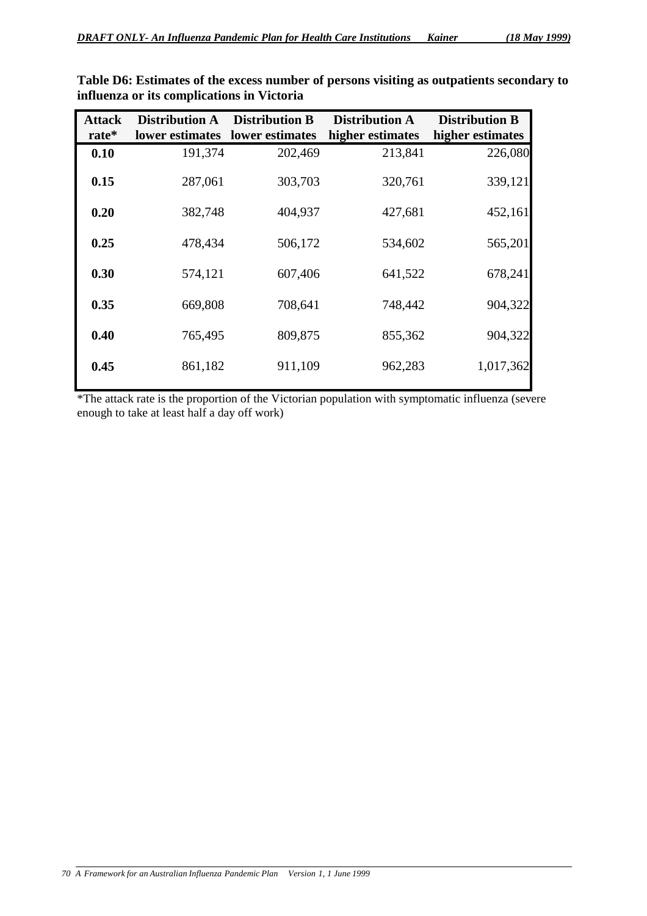**Table D6: Estimates of the excess number of persons visiting as outpatients secondary to influenza or its complications in Victoria**

| Attack rate* | Distribution A lower estimates | Distribution B lower estimates | Distribution A higher estimates | Distribution B higher estimates |
|---|---|---|---|---|
| **0.10** | 191,374 | 202,469 | 213,841 | 226,080 |
| **0.15** | 287,061 | 303,703 | 320,761 | 339,121 |
| **0.20** | 382,748 | 404,937 | 427,681 | 452,161 |
| **0.25** | 478,434 | 506,172 | 534,602 | 565,201 |
| **0.30** | 574,121 | 607,406 | 641,522 | 678,241 |
| **0.35** | 669,808 | 708,641 | 748,442 | 904,322 |
| **0.40** | 765,495 | 809,875 | 855,362 | 904,322 |
| **0.45** | 861,182 | 911,109 | 962,283 | 1,017,362 |

*The attack rate is the proportion of the Victorian population with symptomatic influenza (severe enough to take at least half a day off work)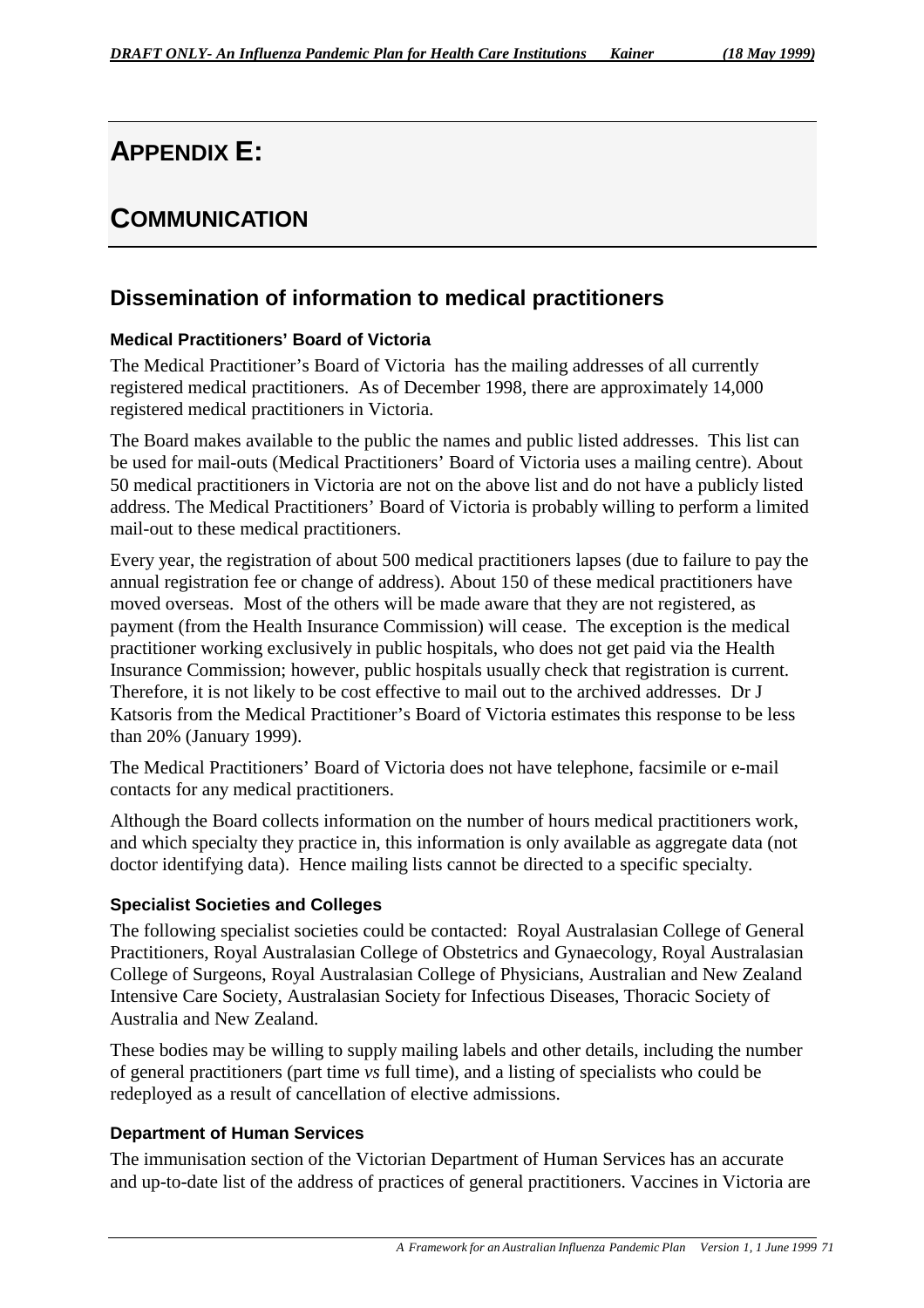# APPENDIX E:

# COMMUNICATION

## Dissemination of information to medical practitioners

### Medical Practitioners' Board of Victoria

The Medical Practitioner's Board of Victoria has the mailing addresses of all currently registered medical practitioners. As of December 1998, there are approximately 14,000 registered medical practitioners in Victoria.

The Board makes available to the public the names and public listed addresses. This list can be used for mail-outs (Medical Practitioners' Board of Victoria uses a mailing centre). About 50 medical practitioners in Victoria are not on the above list and do not have a publicly listed address. The Medical Practitioners' Board of Victoria is probably willing to perform a limited mail-out to these medical practitioners.

Every year, the registration of about 500 medical practitioners lapses (due to failure to pay the annual registration fee or change of address). About 150 of these medical practitioners have moved overseas. Most of the others will be made aware that they are not registered, as payment (from the Health Insurance Commission) will cease. The exception is the medical practitioner working exclusively in public hospitals, who does not get paid via the Health Insurance Commission; however, public hospitals usually check that registration is current. Therefore, it is not likely to be cost effective to mail out to the archived addresses. Dr J Katsoris from the Medical Practitioner's Board of Victoria estimates this response to be less than 20% (January 1999).

The Medical Practitioners' Board of Victoria does not have telephone, facsimile or e-mail contacts for any medical practitioners.

Although the Board collects information on the number of hours medical practitioners work, and which specialty they practice in, this information is only available as aggregate data (not doctor identifying data). Hence mailing lists cannot be directed to a specific specialty.

### Specialist Societies and Colleges

The following specialist societies could be contacted: Royal Australasian College of General Practitioners, Royal Australasian College of Obstetrics and Gynaecology, Royal Australasian College of Surgeons, Royal Australasian College of Physicians, Australian and New Zealand Intensive Care Society, Australasian Society for Infectious Diseases, Thoracic Society of Australia and New Zealand.

These bodies may be willing to supply mailing labels and other details, including the number of general practitioners (part time *vs* full time), and a listing of specialists who could be redeployed as a result of cancellation of elective admissions.

### Department of Human Services

The immunisation section of the Victorian Department of Human Services has an accurate and up-to-date list of the address of practices of general practitioners. Vaccines in Victoria are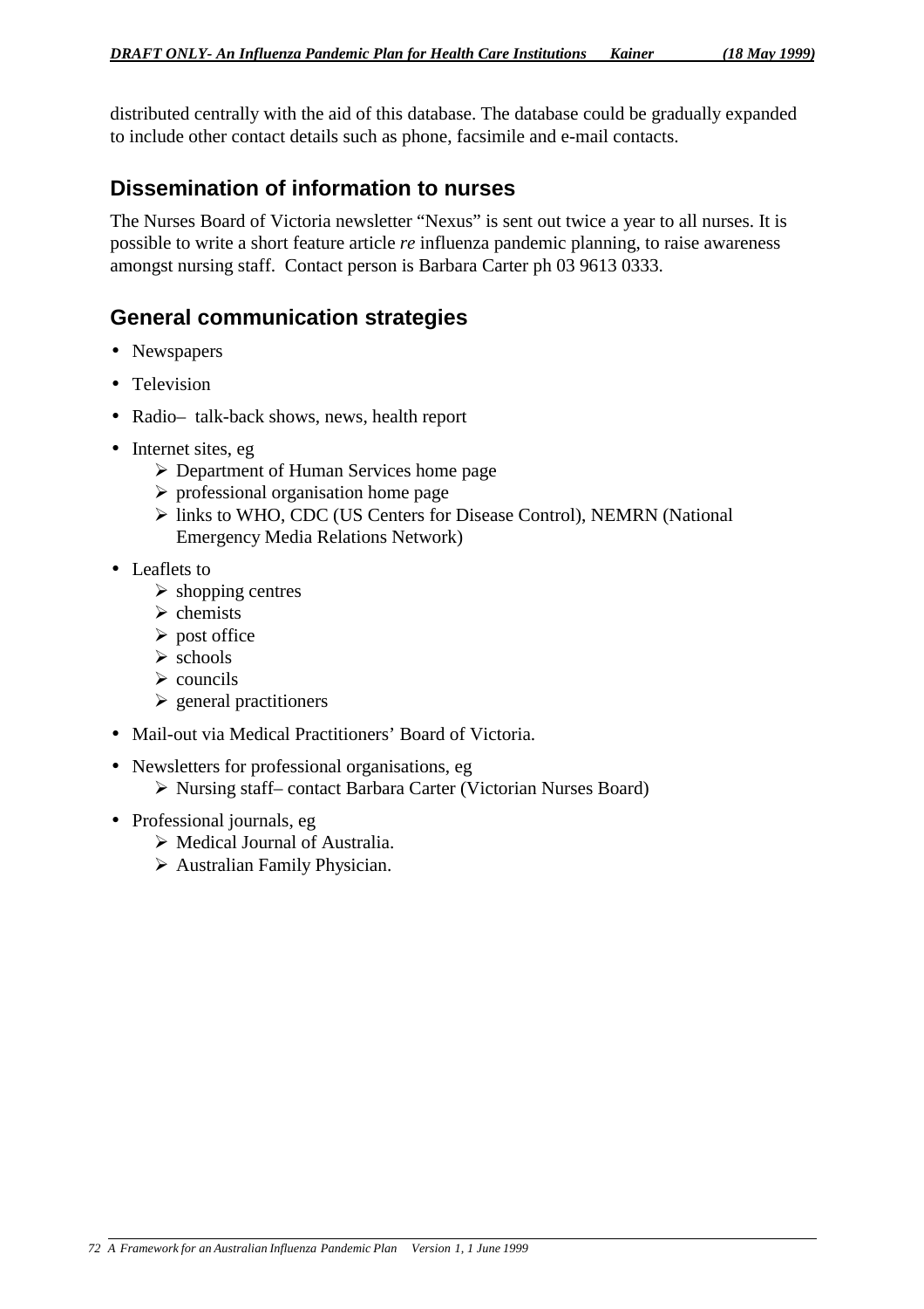distributed centrally with the aid of this database. The database could be gradually expanded to include other contact details such as phone, facsimile and e-mail contacts.

## Dissemination of information to nurses

The Nurses Board of Victoria newsletter "Nexus" is sent out twice a year to all nurses. It is possible to write a short feature article *re* influenza pandemic planning, to raise awareness amongst nursing staff. Contact person is Barbara Carter ph 03 9613 0333.

## General communication strategies

- Newspapers
- Television
- Radio– talk-back shows, news, health report
- Internet sites, eg
  - Department of Human Services home page
  - professional organisation home page
  - links to WHO, CDC (US Centers for Disease Control), NEMRN (National Emergency Media Relations Network)
- Leaflets to
  - shopping centres
  - chemists
  - post office
  - schools
  - councils
  - general practitioners
- Mail-out via Medical Practitioners' Board of Victoria.
- Newsletters for professional organisations, eg
  - Nursing staff– contact Barbara Carter (Victorian Nurses Board)
- Professional journals, eg
  - Medical Journal of Australia.
  - Australian Family Physician.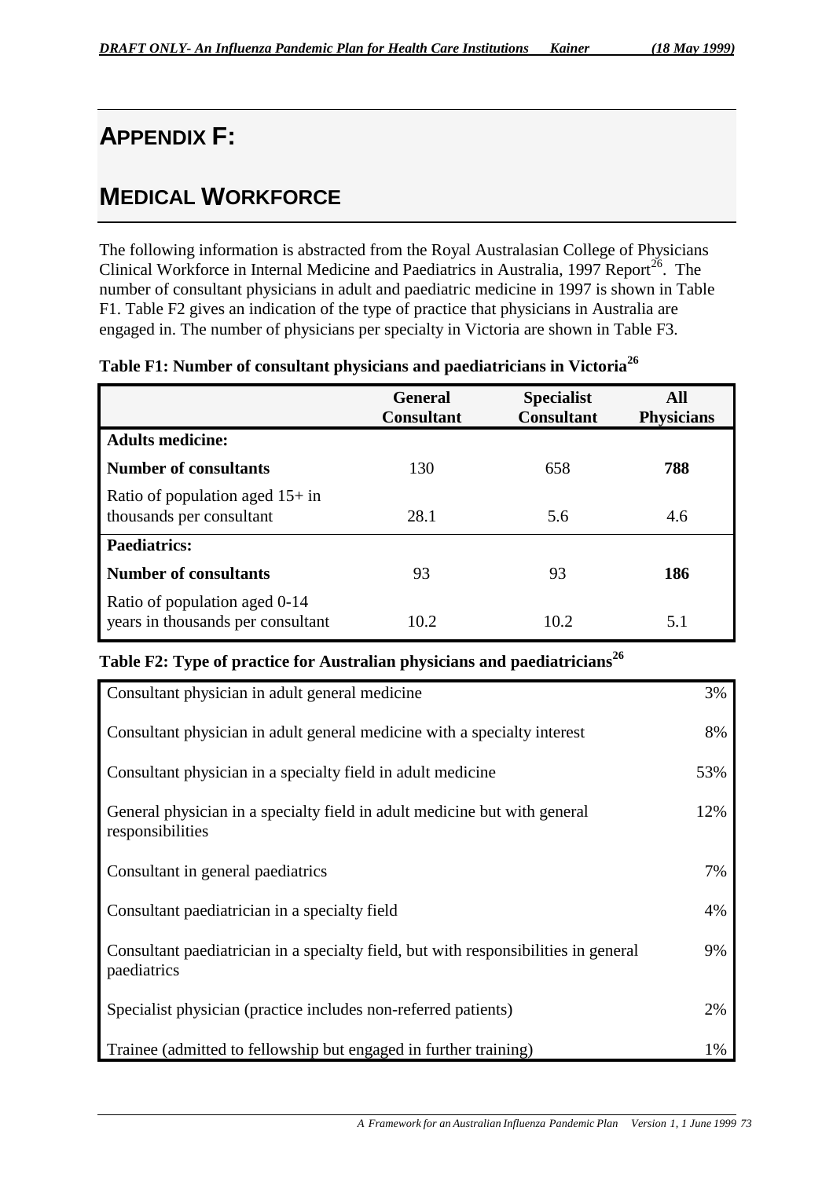# APPENDIX F:

# MEDICAL WORKFORCE

The following information is abstracted from the Royal Australasian College of Physicians Clinical Workforce in Internal Medicine and Paediatrics in Australia, 1997 Report[26]. The number of consultant physicians in adult and paediatric medicine in 1997 is shown in Table F1. Table F2 gives an indication of the type of practice that physicians in Australia are engaged in. The number of physicians per specialty in Victoria are shown in Table F3.

**Table F1: Number of consultant physicians and paediatricians in Victoria[26]**

| | General Consultant | Specialist Consultant | All Physicians |
|---|---|---|---|
| **Adults medicine:** | | | |
| **Number of consultants** | 130 | 658 | **788** |
| Ratio of population aged 15+ in thousands per consultant | 28.1 | 5.6 | 4.6 |
| **Paediatrics:** | | | |
| **Number of consultants** | 93 | 93 | **186** |
| Ratio of population aged 0-14 years in thousands per consultant | 10.2 | 10.2 | 5.1 |

**Table F2: Type of practice for Australian physicians and paediatricians[26]**

| | |
|---|---|
| Consultant physician in adult general medicine | 3% |
| Consultant physician in adult general medicine with a specialty interest | 8% |
| Consultant physician in a specialty field in adult medicine | 53% |
| General physician in a specialty field in adult medicine but with general responsibilities | 12% |
| Consultant in general paediatrics | 7% |
| Consultant paediatrician in a specialty field | 4% |
| Consultant paediatrician in a specialty field, but with responsibilities in general paediatrics | 9% |
| Specialist physician (practice includes non-referred patients) | 2% |
| Trainee (admitted to fellowship but engaged in further training) | 1% |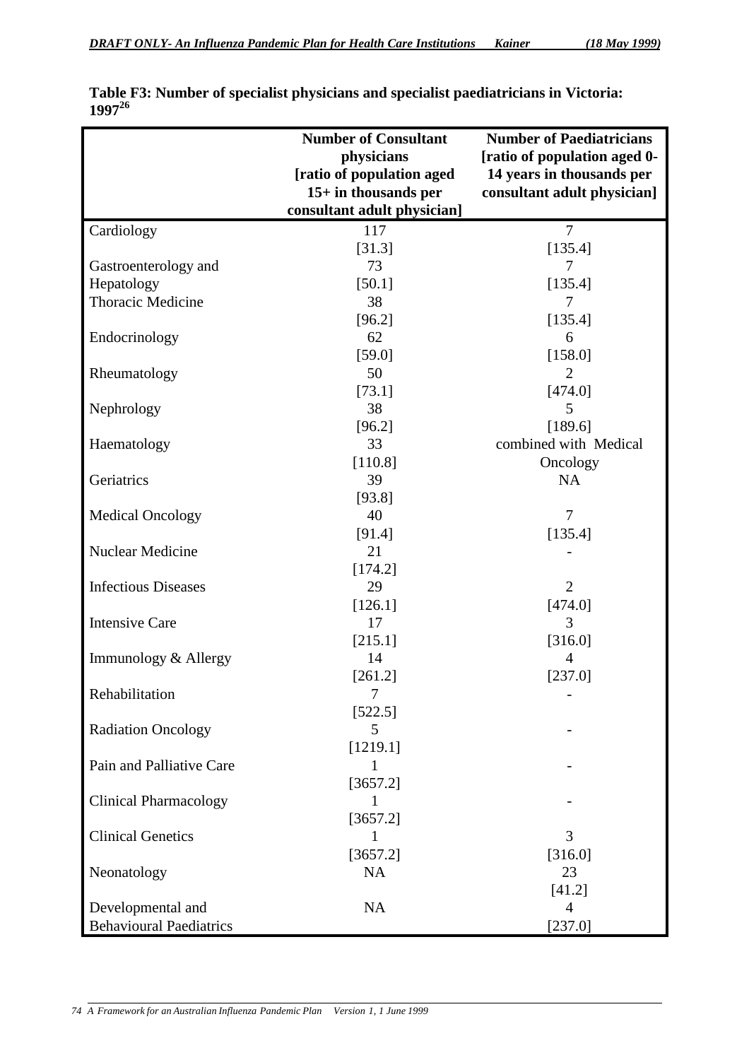**Table F3: Number of specialist physicians and specialist paediatricians in Victoria: 1997[26]**

| | Number of Consultant physicians [ratio of population aged 15+ in thousands per consultant adult physician] | Number of Paediatricians [ratio of population aged 0-14 years in thousands per consultant adult physician] |
|---|---|---|
| Cardiology | 117 [31.3] | 7 [135.4] |
| Gastroenterology and Hepatology | 73 [50.1] | 7 [135.4] |
| Thoracic Medicine | 38 [96.2] | 7 [135.4] |
| Endocrinology | 62 [59.0] | 6 [158.0] |
| Rheumatology | 50 [73.1] | 2 [474.0] |
| Nephrology | 38 [96.2] | 5 [189.6] |
| Haematology | 33 [110.8] | combined with Medical Oncology |
| Geriatrics | 39 [93.8] | NA |
| Medical Oncology | 40 [91.4] | 7 [135.4] |
| Nuclear Medicine | 21 [174.2] | - |
| Infectious Diseases | 29 [126.1] | 2 [474.0] |
| Intensive Care | 17 [215.1] | 3 [316.0] |
| Immunology & Allergy | 14 [261.2] | 4 [237.0] |
| Rehabilitation | 7 [522.5] | - |
| Radiation Oncology | 5 [1219.1] | - |
| Pain and Palliative Care | 1 [3657.2] | - |
| Clinical Pharmacology | 1 [3657.2] | - |
| Clinical Genetics | 1 [3657.2] | 3 [316.0] |
| Neonatology | NA | 23 [41.2] |
| Developmental and Behavioural Paediatrics | NA | 4 [237.0] |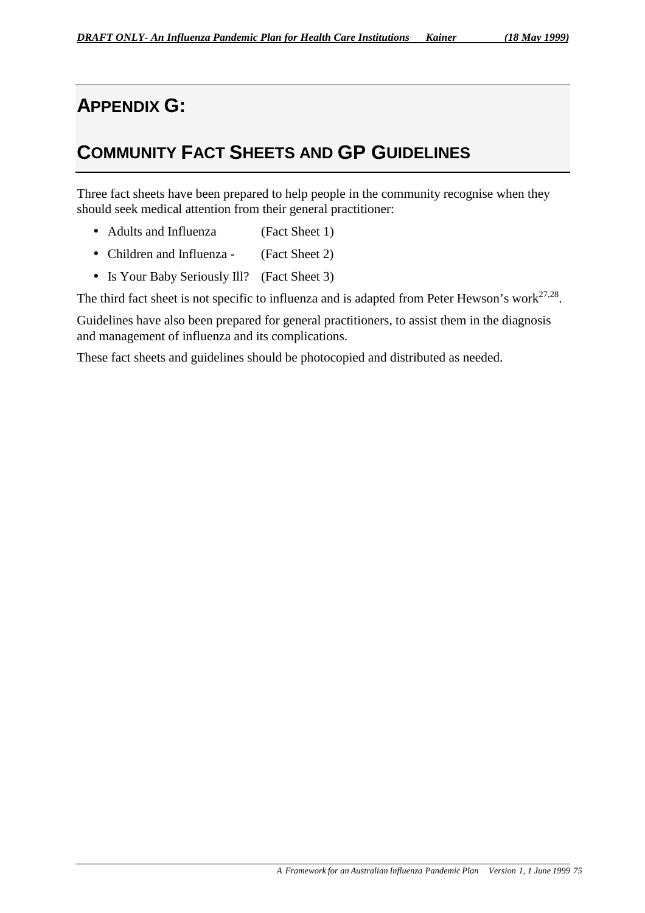# APPENDIX G:

# COMMUNITY FACT SHEETS AND GP GUIDELINES

Three fact sheets have been prepared to help people in the community recognise when they should seek medical attention from their general practitioner:

- Adults and Influenza (Fact Sheet 1)
- Children and Influenza - (Fact Sheet 2)
- Is Your Baby Seriously Ill? (Fact Sheet 3)

The third fact sheet is not specific to influenza and is adapted from Peter Hewson's work[27,28].

Guidelines have also been prepared for general practitioners, to assist them in the diagnosis and management of influenza and its complications.

These fact sheets and guidelines should be photocopied and distributed as needed.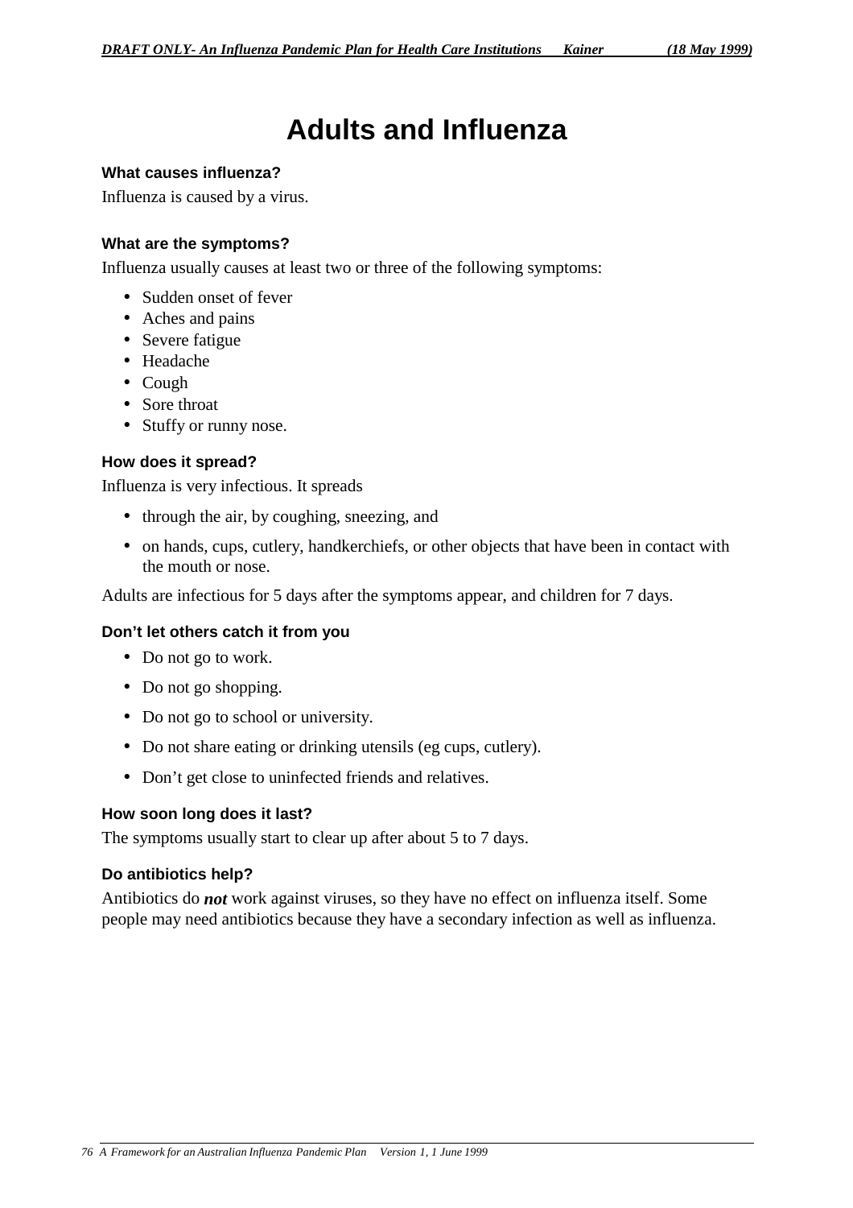# Adults and Influenza

### What causes influenza?

Influenza is caused by a virus.

### What are the symptoms?

Influenza usually causes at least two or three of the following symptoms:

- Sudden onset of fever
- Aches and pains
- Severe fatigue
- Headache
- Cough
- Sore throat
- Stuffy or runny nose.

### How does it spread?

Influenza is very infectious. It spreads

- through the air, by coughing, sneezing, and
- on hands, cups, cutlery, handkerchiefs, or other objects that have been in contact with the mouth or nose.

Adults are infectious for 5 days after the symptoms appear, and children for 7 days.

### Don’t let others catch it from you

- Do not go to work.
- Do not go shopping.
- Do not go to school or university.
- Do not share eating or drinking utensils (eg cups, cutlery).
- Don’t get close to uninfected friends and relatives.

### How soon long does it last?

The symptoms usually start to clear up after about 5 to 7 days.

### Do antibiotics help?

Antibiotics do ***not*** work against viruses, so they have no effect on influenza itself. Some people may need antibiotics because they have a secondary infection as well as influenza.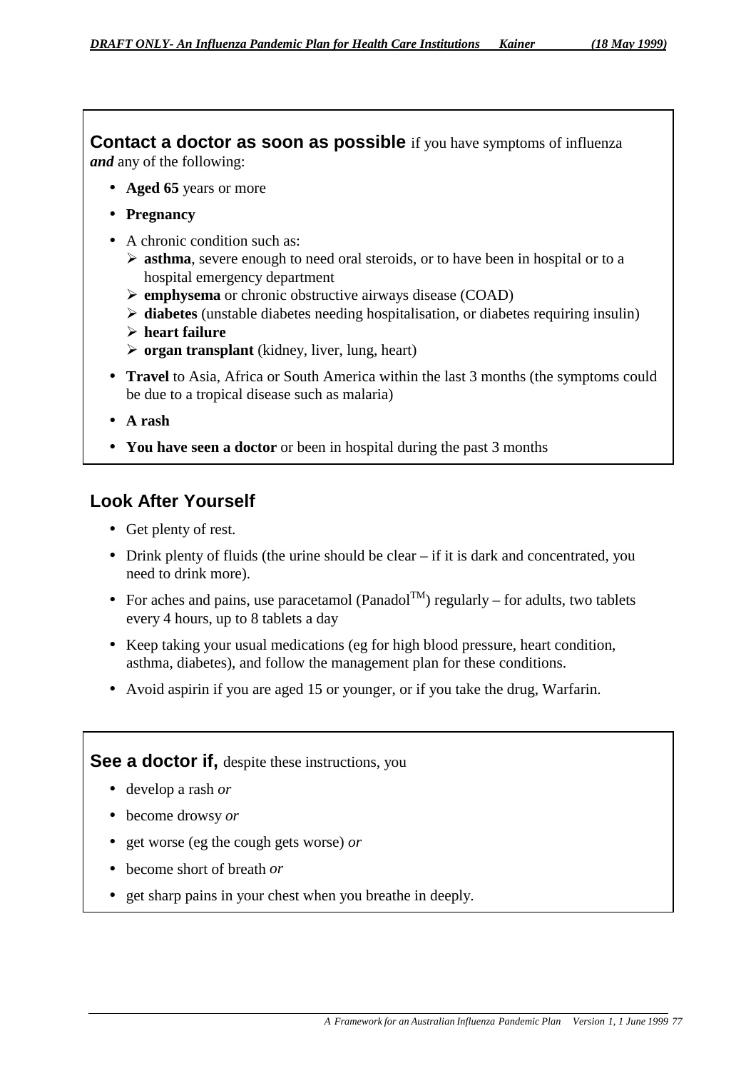**Contact a doctor as soon as possible** if you have symptoms of influenza ***and*** any of the following:

- **Aged 65** years or more
- **Pregnancy**
- A chronic condition such as:
  - **asthma**, severe enough to need oral steroids, or to have been in hospital or to a hospital emergency department
  - **emphysema** or chronic obstructive airways disease (COAD)
  - **diabetes** (unstable diabetes needing hospitalisation, or diabetes requiring insulin)
  - **heart failure**
  - **organ transplant** (kidney, liver, lung, heart)
- **Travel** to Asia, Africa or South America within the last 3 months (the symptoms could be due to a tropical disease such as malaria)
- **A rash**
- **You have seen a doctor** or been in hospital during the past 3 months

## Look After Yourself

- Get plenty of rest.
- Drink plenty of fluids (the urine should be clear – if it is dark and concentrated, you need to drink more).
- For aches and pains, use paracetamol (Panadol™) regularly – for adults, two tablets every 4 hours, up to 8 tablets a day
- Keep taking your usual medications (eg for high blood pressure, heart condition, asthma, diabetes), and follow the management plan for these conditions.
- Avoid aspirin if you are aged 15 or younger, or if you take the drug, Warfarin.

**See a doctor if,** despite these instructions, you

- develop a rash *or*
- become drowsy *or*
- get worse (eg the cough gets worse) *or*
- become short of breath *or*
- get sharp pains in your chest when you breathe in deeply.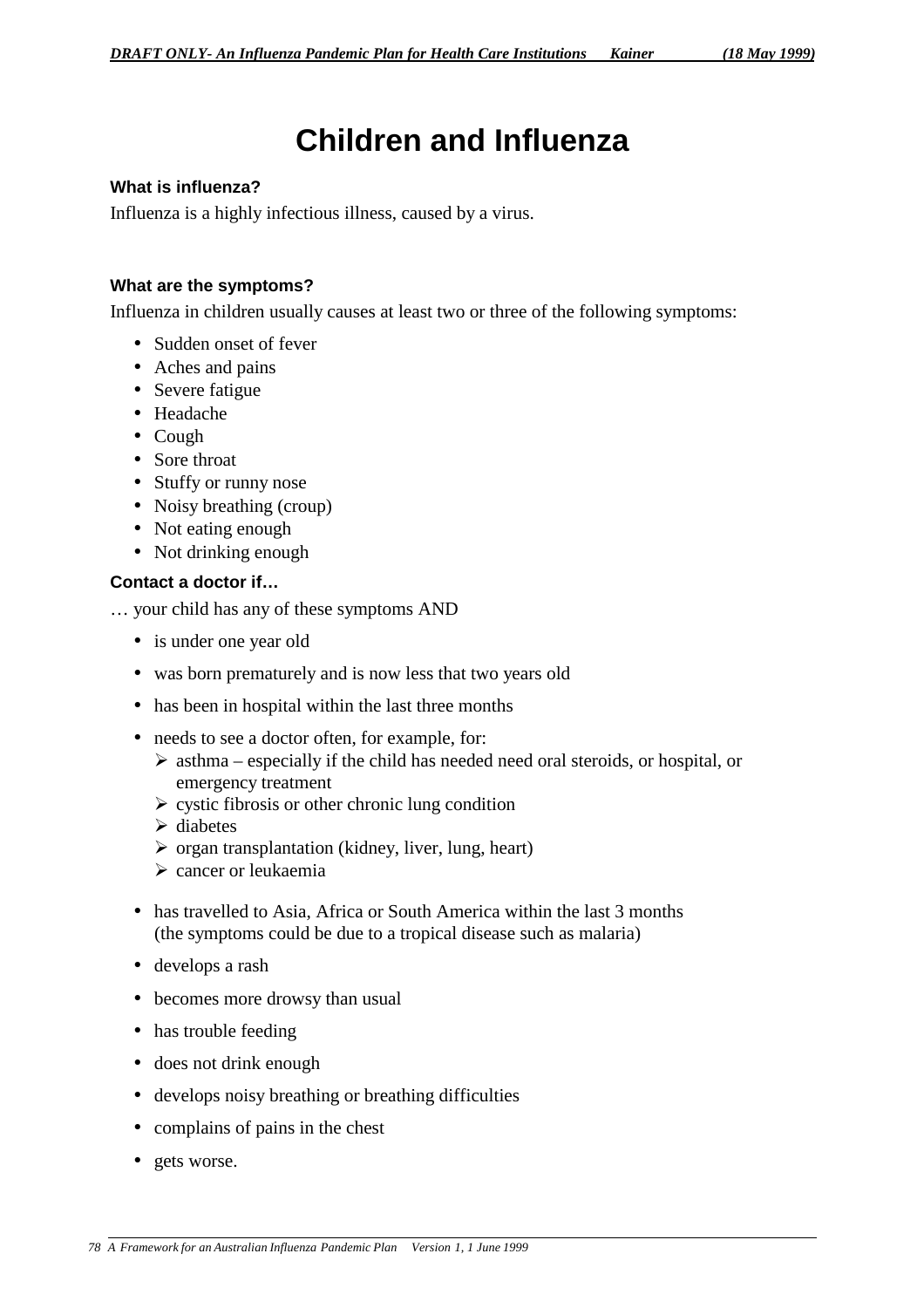# Children and Influenza

### What is influenza?

Influenza is a highly infectious illness, caused by a virus.

### What are the symptoms?

Influenza in children usually causes at least two or three of the following symptoms:

- Sudden onset of fever
- Aches and pains
- Severe fatigue
- Headache
- Cough
- Sore throat
- Stuffy or runny nose
- Noisy breathing (croup)
- Not eating enough
- Not drinking enough

### Contact a doctor if…

… your child has any of these symptoms AND

- is under one year old
- was born prematurely and is now less that two years old
- has been in hospital within the last three months
- needs to see a doctor often, for example, for:
  - asthma – especially if the child has needed need oral steroids, or hospital, or emergency treatment
  - cystic fibrosis or other chronic lung condition
  - diabetes
  - organ transplantation (kidney, liver, lung, heart)
  - cancer or leukaemia
- has travelled to Asia, Africa or South America within the last 3 months (the symptoms could be due to a tropical disease such as malaria)
- develops a rash
- becomes more drowsy than usual
- has trouble feeding
- does not drink enough
- develops noisy breathing or breathing difficulties
- complains of pains in the chest
- gets worse.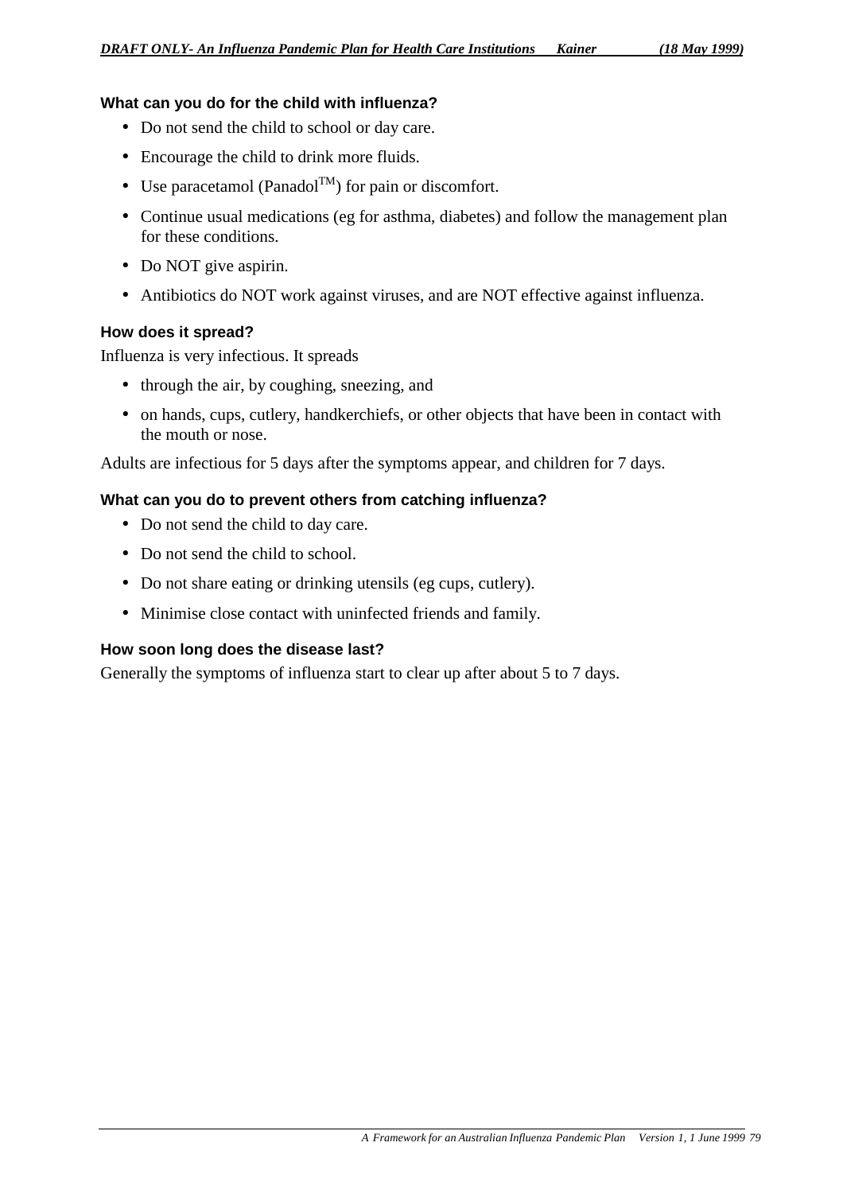### What can you do for the child with influenza?

- Do not send the child to school or day care.
- Encourage the child to drink more fluids.
- Use paracetamol (Panadol™) for pain or discomfort.
- Continue usual medications (eg for asthma, diabetes) and follow the management plan for these conditions.
- Do NOT give aspirin.
- Antibiotics do NOT work against viruses, and are NOT effective against influenza.

### How does it spread?

Influenza is very infectious. It spreads

- through the air, by coughing, sneezing, and
- on hands, cups, cutlery, handkerchiefs, or other objects that have been in contact with the mouth or nose.

Adults are infectious for 5 days after the symptoms appear, and children for 7 days.

### What can you do to prevent others from catching influenza?

- Do not send the child to day care.
- Do not send the child to school.
- Do not share eating or drinking utensils (eg cups, cutlery).
- Minimise close contact with uninfected friends and family.

### How soon long does the disease last?

Generally the symptoms of influenza start to clear up after about 5 to 7 days.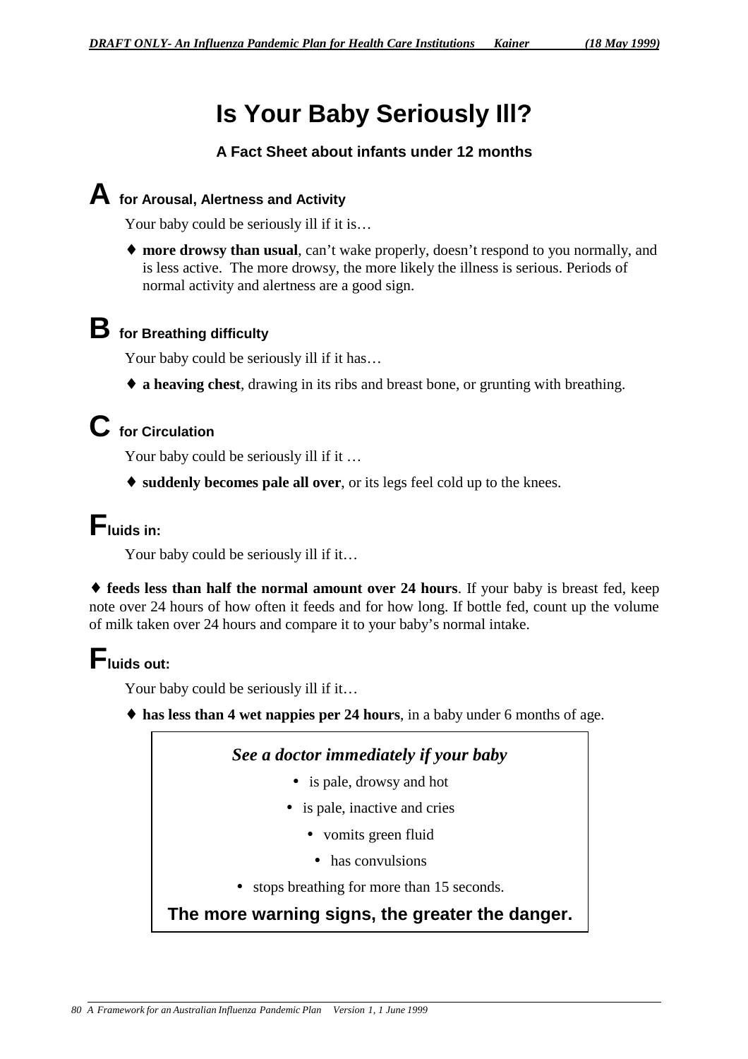# Is Your Baby Seriously Ill?

### A Fact Sheet about infants under 12 months

## A for Arousal, Alertness and Activity

Your baby could be seriously ill if it is…

- ♦ **more drowsy than usual**, can't wake properly, doesn't respond to you normally, and is less active. The more drowsy, the more likely the illness is serious. Periods of normal activity and alertness are a good sign.

## B for Breathing difficulty

Your baby could be seriously ill if it has…

- ♦ **a heaving chest**, drawing in its ribs and breast bone, or grunting with breathing.

## C for Circulation

Your baby could be seriously ill if it …

- ♦ **suddenly becomes pale all over**, or its legs feel cold up to the knees.

## Fluids in:

Your baby could be seriously ill if it…

♦ **feeds less than half the normal amount over 24 hours**. If your baby is breast fed, keep note over 24 hours of how often it feeds and for how long. If bottle fed, count up the volume of milk taken over 24 hours and compare it to your baby's normal intake.

## Fluids out:

Your baby could be seriously ill if it…

- ♦ **has less than 4 wet nappies per 24 hours**, in a baby under 6 months of age.

***See a doctor immediately if your baby***

- is pale, drowsy and hot
- is pale, inactive and cries
- vomits green fluid
- has convulsions
- stops breathing for more than 15 seconds.

**The more warning signs, the greater the danger.**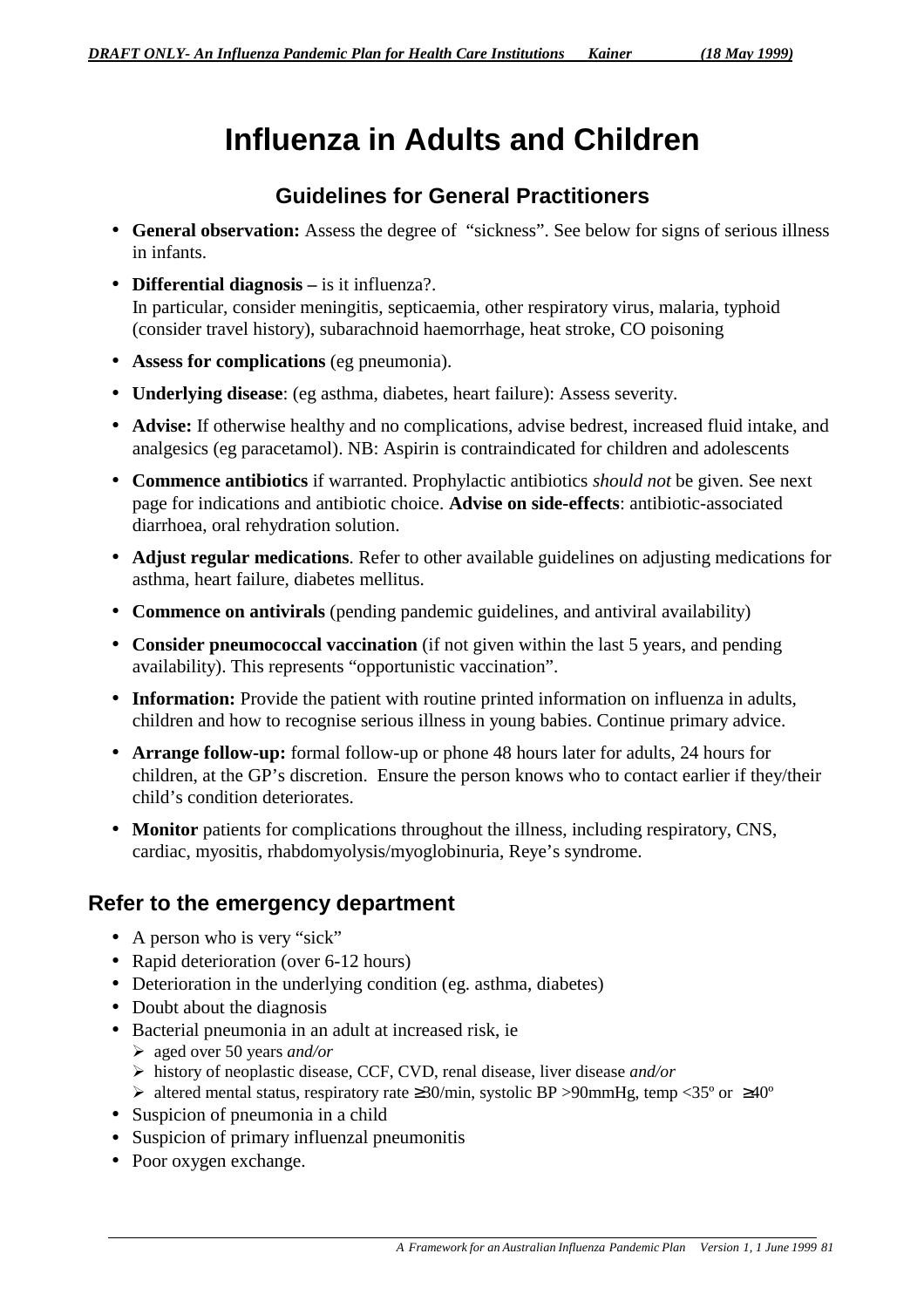# Influenza in Adults and Children

## Guidelines for General Practitioners

- **General observation:** Assess the degree of "sickness". See below for signs of serious illness in infants.
- **Differential diagnosis –** is it influenza?.
  In particular, consider meningitis, septicaemia, other respiratory virus, malaria, typhoid (consider travel history), subarachnoid haemorrhage, heat stroke, CO poisoning
- **Assess for complications** (eg pneumonia).
- **Underlying disease**: (eg asthma, diabetes, heart failure): Assess severity.
- **Advise:** If otherwise healthy and no complications, advise bedrest, increased fluid intake, and analgesics (eg paracetamol). NB: Aspirin is contraindicated for children and adolescents
- **Commence antibiotics** if warranted. Prophylactic antibiotics *should not* be given. See next page for indications and antibiotic choice. **Advise on side-effects**: antibiotic-associated diarrhoea, oral rehydration solution.
- **Adjust regular medications**. Refer to other available guidelines on adjusting medications for asthma, heart failure, diabetes mellitus.
- **Commence on antivirals** (pending pandemic guidelines, and antiviral availability)
- **Consider pneumococcal vaccination** (if not given within the last 5 years, and pending availability). This represents "opportunistic vaccination".
- **Information:** Provide the patient with routine printed information on influenza in adults, children and how to recognise serious illness in young babies. Continue primary advice.
- **Arrange follow-up:** formal follow-up or phone 48 hours later for adults, 24 hours for children, at the GP's discretion. Ensure the person knows who to contact earlier if they/their child's condition deteriorates.
- **Monitor** patients for complications throughout the illness, including respiratory, CNS, cardiac, myositis, rhabdomyolysis/myoglobinuria, Reye's syndrome.

## Refer to the emergency department

- A person who is very "sick"
- Rapid deterioration (over 6-12 hours)
- Deterioration in the underlying condition (eg. asthma, diabetes)
- Doubt about the diagnosis
- Bacterial pneumonia in an adult at increased risk, ie
  - aged over 50 years *and/or*
  - history of neoplastic disease, CCF, CVD, renal disease, liver disease *and/or*
  - altered mental status, respiratory rate ≥30/min, systolic BP >90mmHg, temp <35º or ≥40º
- Suspicion of pneumonia in a child
- Suspicion of primary influenzal pneumonitis
- Poor oxygen exchange.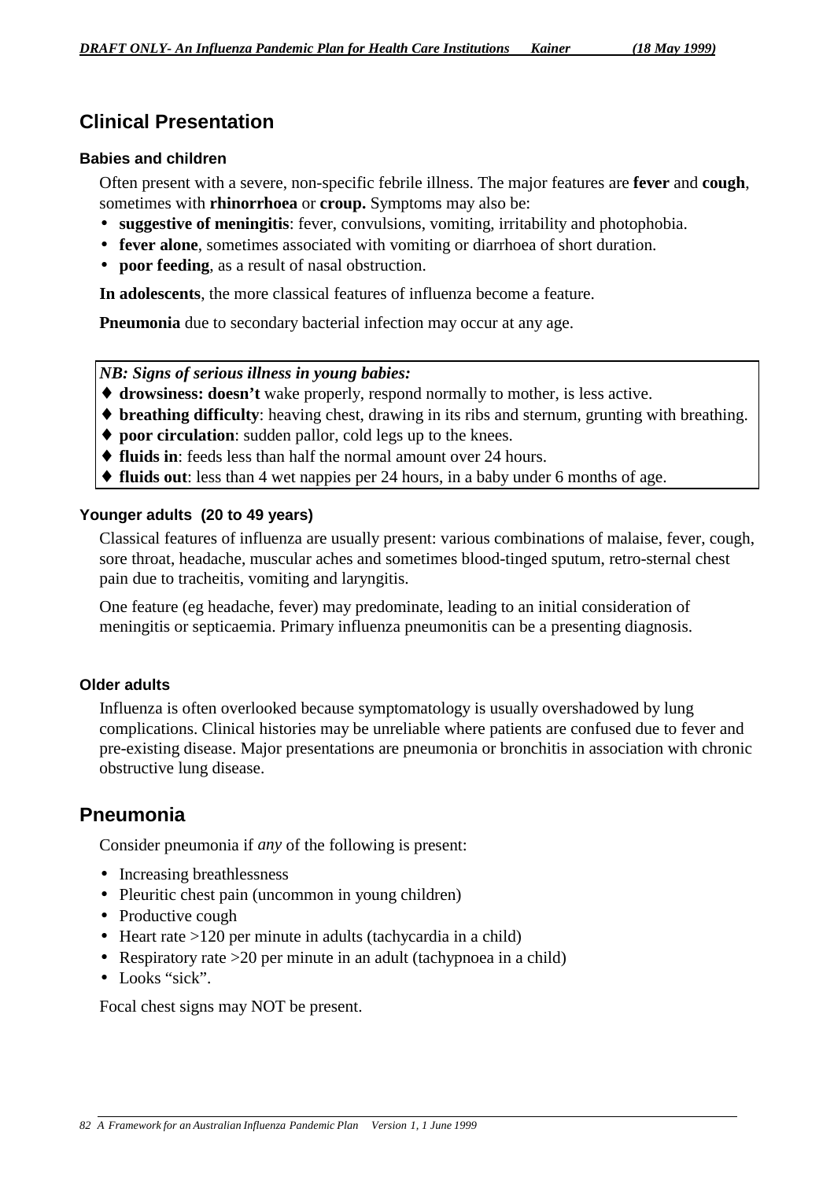## Clinical Presentation

### Babies and children

Often present with a severe, non-specific febrile illness. The major features are **fever** and **cough**, sometimes with **rhinorrhoea** or **croup.** Symptoms may also be:

- **suggestive of meningitis**: fever, convulsions, vomiting, irritability and photophobia.
- **fever alone**, sometimes associated with vomiting or diarrhoea of short duration.
- **poor feeding**, as a result of nasal obstruction.

**In adolescents**, the more classical features of influenza become a feature.

**Pneumonia** due to secondary bacterial infection may occur at any age.

> ***NB: Signs of serious illness in young babies:***
>
> - **drowsiness: doesn't** wake properly, respond normally to mother, is less active.
> - **breathing difficulty**: heaving chest, drawing in its ribs and sternum, grunting with breathing.
> - **poor circulation**: sudden pallor, cold legs up to the knees.
> - **fluids in**: feeds less than half the normal amount over 24 hours.
> - **fluids out**: less than 4 wet nappies per 24 hours, in a baby under 6 months of age.

### Younger adults (20 to 49 years)

Classical features of influenza are usually present: various combinations of malaise, fever, cough, sore throat, headache, muscular aches and sometimes blood-tinged sputum, retro-sternal chest pain due to tracheitis, vomiting and laryngitis.

One feature (eg headache, fever) may predominate, leading to an initial consideration of meningitis or septicaemia. Primary influenza pneumonitis can be a presenting diagnosis.

### Older adults

Influenza is often overlooked because symptomatology is usually overshadowed by lung complications. Clinical histories may be unreliable where patients are confused due to fever and pre-existing disease. Major presentations are pneumonia or bronchitis in association with chronic obstructive lung disease.

## Pneumonia

Consider pneumonia if *any* of the following is present:

- Increasing breathlessness
- Pleuritic chest pain (uncommon in young children)
- Productive cough
- Heart rate >120 per minute in adults (tachycardia in a child)
- Respiratory rate >20 per minute in an adult (tachypnoea in a child)
- Looks "sick".

Focal chest signs may NOT be present.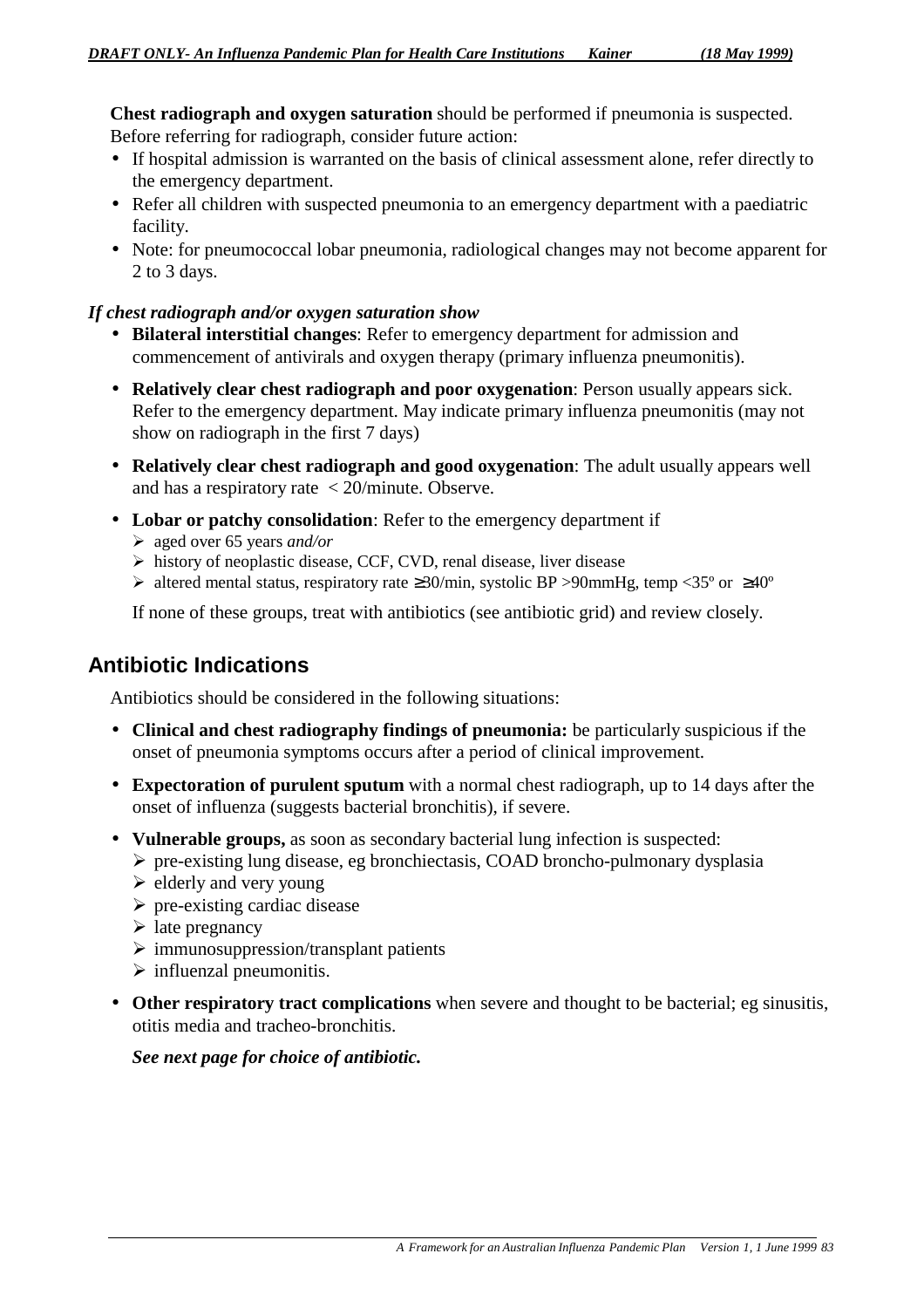**Chest radiograph and oxygen saturation** should be performed if pneumonia is suspected. Before referring for radiograph, consider future action:

- If hospital admission is warranted on the basis of clinical assessment alone, refer directly to the emergency department.
- Refer all children with suspected pneumonia to an emergency department with a paediatric facility.
- Note: for pneumococcal lobar pneumonia, radiological changes may not become apparent for 2 to 3 days.

***If chest radiograph and/or oxygen saturation show***

- **Bilateral interstitial changes**: Refer to emergency department for admission and commencement of antivirals and oxygen therapy (primary influenza pneumonitis).
- **Relatively clear chest radiograph and poor oxygenation**: Person usually appears sick. Refer to the emergency department. May indicate primary influenza pneumonitis (may not show on radiograph in the first 7 days)
- **Relatively clear chest radiograph and good oxygenation**: The adult usually appears well and has a respiratory rate < 20/minute. Observe.
- **Lobar or patchy consolidation**: Refer to the emergency department if
  - aged over 65 years *and/or*
  - history of neoplastic disease, CCF, CVD, renal disease, liver disease
  - altered mental status, respiratory rate ≥30/min, systolic BP >90mmHg, temp <35º or ≥40º

  If none of these groups, treat with antibiotics (see antibiotic grid) and review closely.

## Antibiotic Indications

Antibiotics should be considered in the following situations:

- **Clinical and chest radiography findings of pneumonia:** be particularly suspicious if the onset of pneumonia symptoms occurs after a period of clinical improvement.
- **Expectoration of purulent sputum** with a normal chest radiograph, up to 14 days after the onset of influenza (suggests bacterial bronchitis), if severe.
- **Vulnerable groups,** as soon as secondary bacterial lung infection is suspected:
  - pre-existing lung disease, eg bronchiectasis, COAD broncho-pulmonary dysplasia
  - elderly and very young
  - pre-existing cardiac disease
  - late pregnancy
  - immunosuppression/transplant patients
  - influenzal pneumonitis.
- **Other respiratory tract complications** when severe and thought to be bacterial; eg sinusitis, otitis media and tracheo-bronchitis.

  ***See next page for choice of antibiotic.***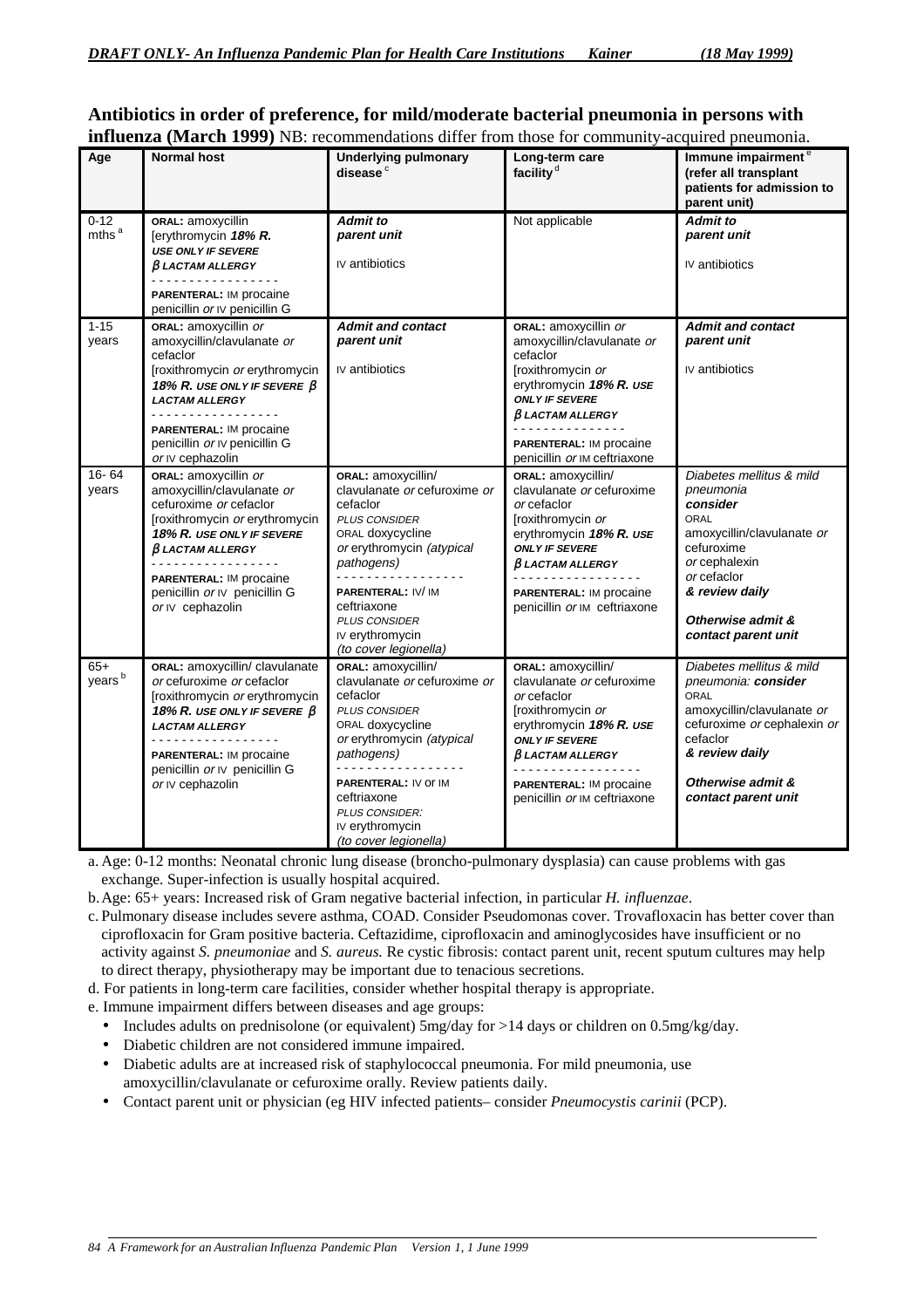**Antibiotics in order of preference, for mild/moderate bacterial pneumonia in persons with influenza (March 1999)** NB: recommendations differ from those for community-acquired pneumonia.

| Age | Normal host | Underlying pulmonary disease [c] | Long-term care facility [d] | Immune impairment [e] (refer all transplant patients for admission to parent unit) |
|---|---|---|---|---|
| 0-12 mths [a] | **ORAL:** amoxycillin [erythromycin ***18% R. USE ONLY IF SEVERE β LACTAM ALLERGY*** - - - - - - - - - - - - - - - - - **PARENTERAL:** IM procaine penicillin *or* IV penicillin G | ***Admit to parent unit*** IV antibiotics | Not applicable | ***Admit to parent unit*** IV antibiotics |
| 1-15 years | **ORAL:** amoxycillin *or* amoxycillin/clavulanate *or* cefaclor [roxithromycin *or* erythromycin ***18% R. USE ONLY IF SEVERE β LACTAM ALLERGY*** - - - - - - - - - - - - - - - - - **PARENTERAL:** IM procaine penicillin *or* IV penicillin G *or* IV cephazolin | ***Admit and contact parent unit*** IV antibiotics | **ORAL:** amoxycillin *or* amoxycillin/clavulanate *or* cefaclor [roxithromycin *or* erythromycin ***18% R. USE ONLY IF SEVERE β LACTAM ALLERGY*** - - - - - - - - - - - - - - - **PARENTERAL:** IM procaine penicillin *or* IM ceftriaxone | ***Admit and contact parent unit*** IV antibiotics |
| 16- 64 years | **ORAL:** amoxycillin *or* amoxycillin/clavulanate *or* cefuroxime *or* cefaclor [roxithromycin *or* erythromycin ***18% R. USE ONLY IF SEVERE β LACTAM ALLERGY*** - - - - - - - - - - - - - - - - - **PARENTERAL:** IM procaine penicillin *or* IV penicillin G *or* IV cephazolin | **ORAL:** amoxycillin/ clavulanate *or* cefuroxime *or* cefaclor PLUS CONSIDER ORAL doxycycline *or* erythromycin *(atypical pathogens)* - - - - - - - - - - - - - - - - - **PARENTERAL:** IV/ IM ceftriaxone PLUS CONSIDER IV erythromycin *(to cover legionella)* | **ORAL:** amoxycillin/ clavulanate *or* cefuroxime *or* cefaclor [roxithromycin *or* erythromycin ***18% R. USE ONLY IF SEVERE β LACTAM ALLERGY*** - - - - - - - - - - - - - - - - - **PARENTERAL:** IM procaine penicillin *or* IM ceftriaxone | *Diabetes mellitus & mild pneumonia* ***consider*** ORAL amoxycillin/clavulanate *or* cefuroxime *or* cephalexin *or* cefaclor ***& review daily*** ***Otherwise admit & contact parent unit*** |
| 65+ years [b] | **ORAL:** amoxycillin/ clavulanate *or* cefuroxime *or* cefaclor [roxithromycin *or* erythromycin ***18% R. USE ONLY IF SEVERE β LACTAM ALLERGY*** - - - - - - - - - - - - - - - - - **PARENTERAL:** IM procaine penicillin *or* IV penicillin G *or* IV cephazolin | **ORAL:** amoxycillin/ clavulanate *or* cefuroxime *or* cefaclor PLUS CONSIDER ORAL doxycycline *or* erythromycin *(atypical pathogens)* - - - - - - - - - - - - - - - - - **PARENTERAL:** IV or IM ceftriaxone PLUS CONSIDER: IV erythromycin *(to cover legionella)* | **ORAL:** amoxycillin/ clavulanate *or* cefuroxime *or* cefaclor [roxithromycin *or* erythromycin ***18% R. USE ONLY IF SEVERE β LACTAM ALLERGY*** - - - - - - - - - - - - - - - - - **PARENTERAL:** IM procaine penicillin *or* IM ceftriaxone | *Diabetes mellitus & mild pneumonia:* ***consider*** ORAL amoxycillin/clavulanate *or* cefuroxime *or* cephalexin *or* cefaclor ***& review daily*** ***Otherwise admit & contact parent unit*** |

a. Age: 0-12 months: Neonatal chronic lung disease (broncho-pulmonary dysplasia) can cause problems with gas exchange. Super-infection is usually hospital acquired.

b. Age: 65+ years: Increased risk of Gram negative bacterial infection, in particular *H. influenzae*.

c. Pulmonary disease includes severe asthma, COAD. Consider Pseudomonas cover. Trovafloxacin has better cover than ciprofloxacin for Gram positive bacteria. Ceftazidime, ciprofloxacin and aminoglycosides have insufficient or no activity against *S. pneumoniae* and *S. aureus.* Re cystic fibrosis: contact parent unit, recent sputum cultures may help to direct therapy, physiotherapy may be important due to tenacious secretions.

d. For patients in long-term care facilities, consider whether hospital therapy is appropriate.

e. Immune impairment differs between diseases and age groups:

- Includes adults on prednisolone (or equivalent) 5mg/day for >14 days or children on 0.5mg/kg/day.
- Diabetic children are not considered immune impaired.
- Diabetic adults are at increased risk of staphylococcal pneumonia. For mild pneumonia, use amoxycillin/clavulanate or cefuroxime orally. Review patients daily.
- Contact parent unit or physician (eg HIV infected patients– consider *Pneumocystis carinii* (PCP).